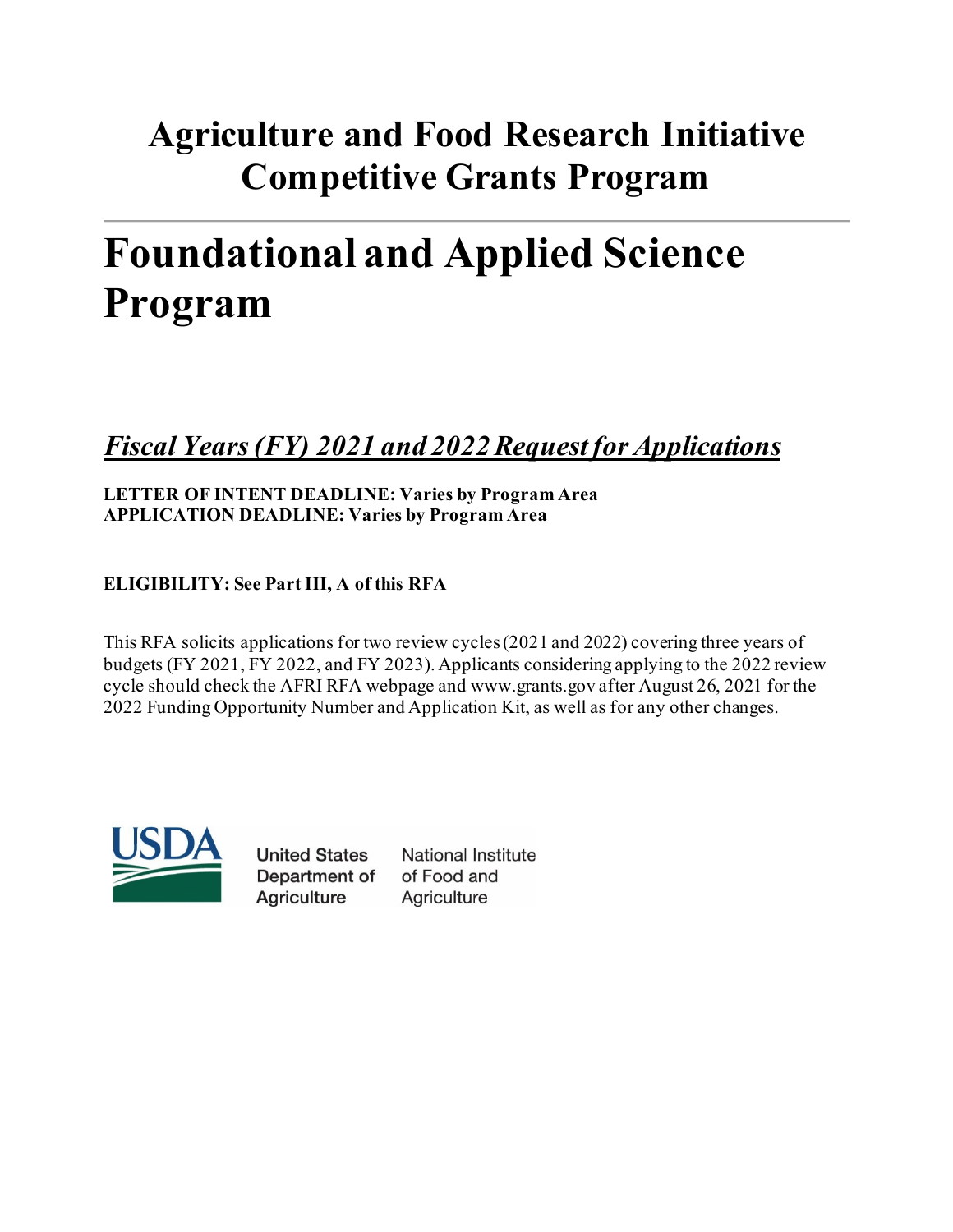# Agriculture and Food Research Initiative Competitive Grants Program

# Foundational and Applied Science Program

## *Fiscal Years (FY) 2021 and 2022 Request for Applications*

**LETTER OF INTENT DEADLINE: Varies by Program Area**
**APPLICATION DEADLINE: Varies by Program Area**

**ELIGIBILITY: See Part III, A of this RFA**

This RFA solicits applications for two review cycles (2021 and 2022) covering three years of budgets (FY 2021, FY 2022, and FY 2023). Applicants considering applying to the 2022 review cycle should check the AFRI RFA webpage and www.grants.gov after August 26, 2021 for the 2022 Funding Opportunity Number and Application Kit, as well as for any other changes.

USDA United States Department of Agriculture National Institute of Food and Agriculture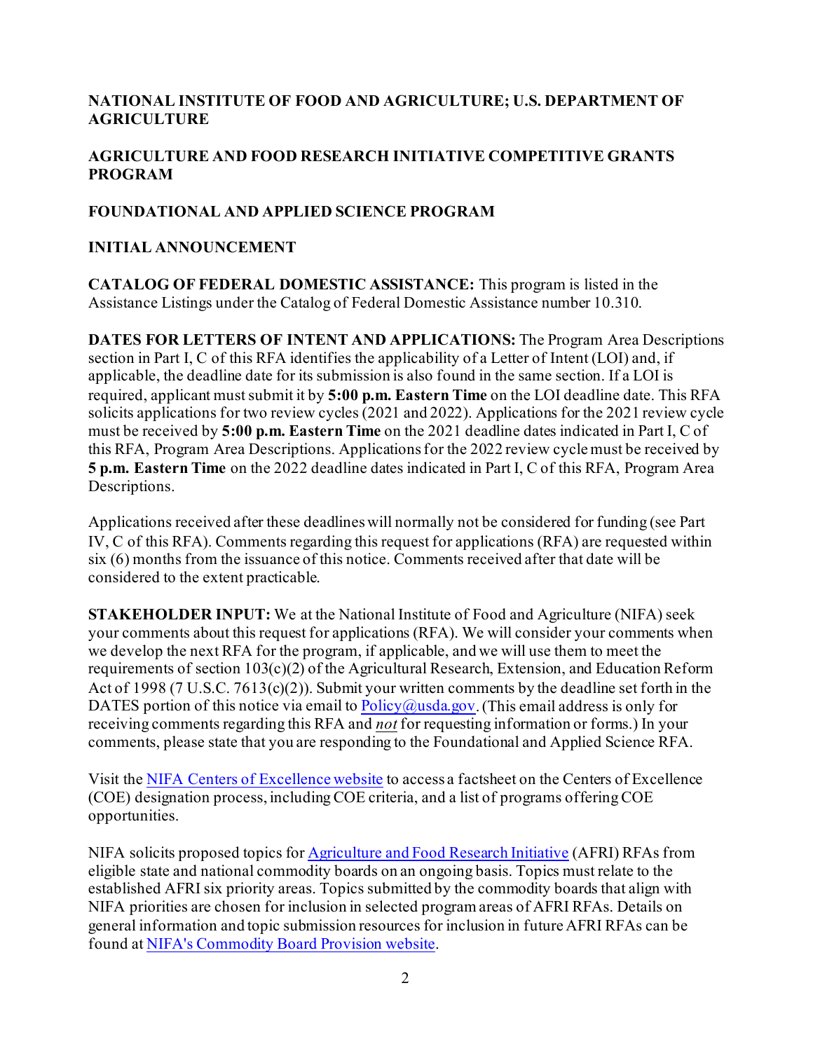**NATIONAL INSTITUTE OF FOOD AND AGRICULTURE; U.S. DEPARTMENT OF AGRICULTURE**

**AGRICULTURE AND FOOD RESEARCH INITIATIVE COMPETITIVE GRANTS PROGRAM**

**FOUNDATIONAL AND APPLIED SCIENCE PROGRAM**

**INITIAL ANNOUNCEMENT**

**CATALOG OF FEDERAL DOMESTIC ASSISTANCE:** This program is listed in the Assistance Listings under the Catalog of Federal Domestic Assistance number 10.310.

**DATES FOR LETTERS OF INTENT AND APPLICATIONS:** The Program Area Descriptions section in Part I, C of this RFA identifies the applicability of a Letter of Intent (LOI) and, if applicable, the deadline date for its submission is also found in the same section. If a LOI is required, applicant must submit it by **5:00 p.m. Eastern Time** on the LOI deadline date. This RFA solicits applications for two review cycles (2021 and 2022). Applications for the 2021 review cycle must be received by **5:00 p.m. Eastern Time** on the 2021 deadline dates indicated in Part I, C of this RFA, Program Area Descriptions. Applications for the 2022 review cycle must be received by **5 p.m. Eastern Time** on the 2022 deadline dates indicated in Part I, C of this RFA, Program Area Descriptions.

Applications received after these deadlines will normally not be considered for funding (see Part IV, C of this RFA). Comments regarding this request for applications (RFA) are requested within six (6) months from the issuance of this notice. Comments received after that date will be considered to the extent practicable.

**STAKEHOLDER INPUT:** We at the National Institute of Food and Agriculture (NIFA) seek your comments about this request for applications (RFA). We will consider your comments when we develop the next RFA for the program, if applicable, and we will use them to meet the requirements of section 103(c)(2) of the Agricultural Research, Extension, and Education Reform Act of 1998 (7 U.S.C. 7613(c)(2)). Submit your written comments by the deadline set forth in the DATES portion of this notice via email to Policy@usda.gov. (This email address is only for receiving comments regarding this RFA and ***not*** for requesting information or forms.) In your comments, please state that you are responding to the Foundational and Applied Science RFA.

Visit the NIFA Centers of Excellence website to access a factsheet on the Centers of Excellence (COE) designation process, including COE criteria, and a list of programs offering COE opportunities.

NIFA solicits proposed topics for Agriculture and Food Research Initiative (AFRI) RFAs from eligible state and national commodity boards on an ongoing basis. Topics must relate to the established AFRI six priority areas. Topics submitted by the commodity boards that align with NIFA priorities are chosen for inclusion in selected program areas of AFRI RFAs. Details on general information and topic submission resources for inclusion in future AFRI RFAs can be found at NIFA's Commodity Board Provision website.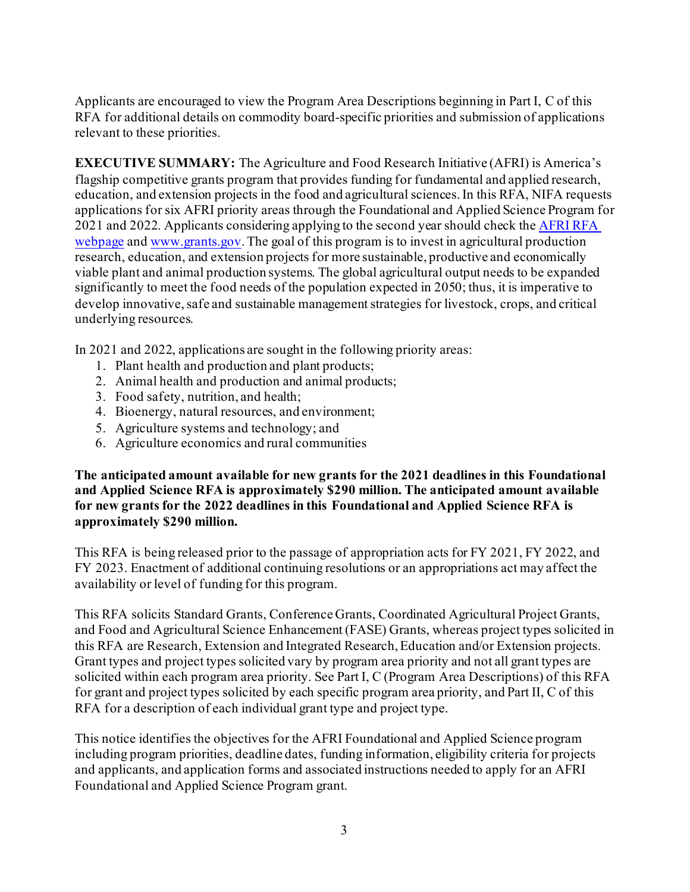Applicants are encouraged to view the Program Area Descriptions beginning in Part I, C of this RFA for additional details on commodity board-specific priorities and submission of applications relevant to these priorities.

**EXECUTIVE SUMMARY:** The Agriculture and Food Research Initiative (AFRI) is America's flagship competitive grants program that provides funding for fundamental and applied research, education, and extension projects in the food and agricultural sciences. In this RFA, NIFA requests applications for six AFRI priority areas through the Foundational and Applied Science Program for 2021 and 2022. Applicants considering applying to the second year should check the [AFRI RFA webpage] and [www.grants.gov]. The goal of this program is to invest in agricultural production research, education, and extension projects for more sustainable, productive and economically viable plant and animal production systems. The global agricultural output needs to be expanded significantly to meet the food needs of the population expected in 2050; thus, it is imperative to develop innovative, safe and sustainable management strategies for livestock, crops, and critical underlying resources.

In 2021 and 2022, applications are sought in the following priority areas:

1. Plant health and production and plant products;
2. Animal health and production and animal products;
3. Food safety, nutrition, and health;
4. Bioenergy, natural resources, and environment;
5. Agriculture systems and technology; and
6. Agriculture economics and rural communities

**The anticipated amount available for new grants for the 2021 deadlines in this Foundational and Applied Science RFA is approximately $290 million. The anticipated amount available for new grants for the 2022 deadlines in this Foundational and Applied Science RFA is approximately $290 million.**

This RFA is being released prior to the passage of appropriation acts for FY 2021, FY 2022, and FY 2023. Enactment of additional continuing resolutions or an appropriations act may affect the availability or level of funding for this program.

This RFA solicits Standard Grants, Conference Grants, Coordinated Agricultural Project Grants, and Food and Agricultural Science Enhancement (FASE) Grants, whereas project types solicited in this RFA are Research, Extension and Integrated Research, Education and/or Extension projects. Grant types and project types solicited vary by program area priority and not all grant types are solicited within each program area priority. See Part I, C (Program Area Descriptions) of this RFA for grant and project types solicited by each specific program area priority, and Part II, C of this RFA for a description of each individual grant type and project type.

This notice identifies the objectives for the AFRI Foundational and Applied Science program including program priorities, deadline dates, funding information, eligibility criteria for projects and applicants, and application forms and associated instructions needed to apply for an AFRI Foundational and Applied Science Program grant.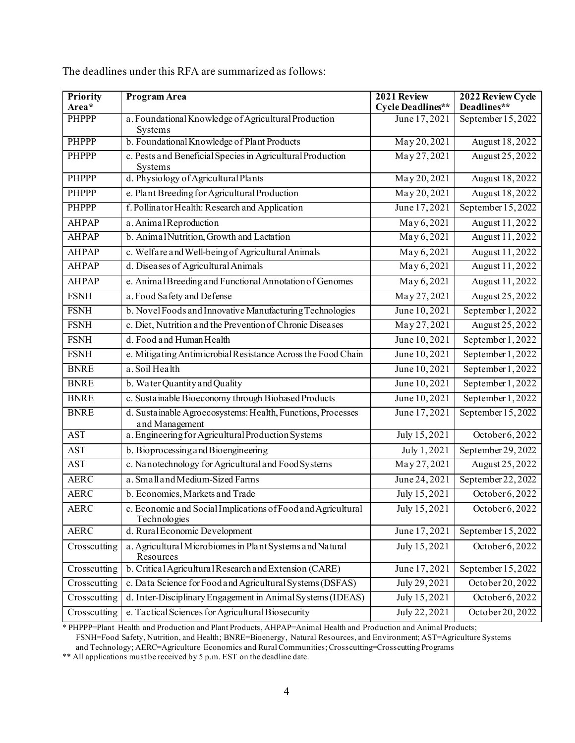The deadlines under this RFA are summarized as follows:

| Priority Area* | Program Area | 2021 Review Cycle Deadlines** | 2022 Review Cycle Deadlines** |
|---|---|---|---|
| PHPPP | a. Foundational Knowledge of Agricultural Production Systems | June 17, 2021 | September 15, 2022 |
| PHPPP | b. Foundational Knowledge of Plant Products | May 20, 2021 | August 18, 2022 |
| PHPPP | c. Pests and Beneficial Species in Agricultural Production Systems | May 27, 2021 | August 25, 2022 |
| PHPPP | d. Physiology of Agricultural Plants | May 20, 2021 | August 18, 2022 |
| PHPPP | e. Plant Breeding for Agricultural Production | May 20, 2021 | August 18, 2022 |
| PHPPP | f. Pollinator Health: Research and Application | June 17, 2021 | September 15, 2022 |
| AHPAP | a. Animal Reproduction | May 6, 2021 | August 11, 2022 |
| AHPAP | b. Animal Nutrition, Growth and Lactation | May 6, 2021 | August 11, 2022 |
| AHPAP | c. Welfare and Well-being of Agricultural Animals | May 6, 2021 | August 11, 2022 |
| AHPAP | d. Diseases of Agricultural Animals | May 6, 2021 | August 11, 2022 |
| AHPAP | e. Animal Breeding and Functional Annotation of Genomes | May 6, 2021 | August 11, 2022 |
| FSNH | a. Food Safety and Defense | May 27, 2021 | August 25, 2022 |
| FSNH | b. Novel Foods and Innovative Manufacturing Technologies | June 10, 2021 | September 1, 2022 |
| FSNH | c. Diet, Nutrition and the Prevention of Chronic Diseases | May 27, 2021 | August 25, 2022 |
| FSNH | d. Food and Human Health | June 10, 2021 | September 1, 2022 |
| FSNH | e. Mitigating Antimicrobial Resistance Across the Food Chain | June 10, 2021 | September 1, 2022 |
| BNRE | a. Soil Health | June 10, 2021 | September 1, 2022 |
| BNRE | b. Water Quantity and Quality | June 10, 2021 | September 1, 2022 |
| BNRE | c. Sustainable Bioeconomy through Biobased Products | June 10, 2021 | September 1, 2022 |
| BNRE | d. Sustainable Agroecosystems: Health, Functions, Processes and Management | June 17, 2021 | September 15, 2022 |
| AST | a. Engineering for Agricultural Production Systems | July 15, 2021 | October 6, 2022 |
| AST | b. Bioprocessing and Bioengineering | July 1, 2021 | September 29, 2022 |
| AST | c. Nanotechnology for Agricultural and Food Systems | May 27, 2021 | August 25, 2022 |
| AERC | a. Small and Medium-Sized Farms | June 24, 2021 | September 22, 2022 |
| AERC | b. Economics, Markets and Trade | July 15, 2021 | October 6, 2022 |
| AERC | c. Economic and Social Implications of Food and Agricultural Technologies | July 15, 2021 | October 6, 2022 |
| AERC | d. Rural Economic Development | June 17, 2021 | September 15, 2022 |
| Crosscutting | a. Agricultural Microbiomes in Plant Systems and Natural Resources | July 15, 2021 | October 6, 2022 |
| Crosscutting | b. Critical Agricultural Research and Extension (CARE) | June 17, 2021 | September 15, 2022 |
| Crosscutting | c. Data Science for Food and Agricultural Systems (DSFAS) | July 29, 2021 | October 20, 2022 |
| Crosscutting | d. Inter-Disciplinary Engagement in Animal Systems (IDEAS) | July 15, 2021 | October 6, 2022 |
| Crosscutting | e. Tactical Sciences for Agricultural Biosecurity | July 22, 2021 | October 20, 2022 |

* PHPPP=Plant Health and Production and Plant Products, AHPAP=Animal Health and Production and Animal Products; FSNH=Food Safety, Nutrition, and Health; BNRE=Bioenergy, Natural Resources, and Environment; AST=Agriculture Systems and Technology; AERC=Agriculture Economics and Rural Communities; Crosscutting=Crosscutting Programs

** All applications must be received by 5 p.m. EST on the deadline date.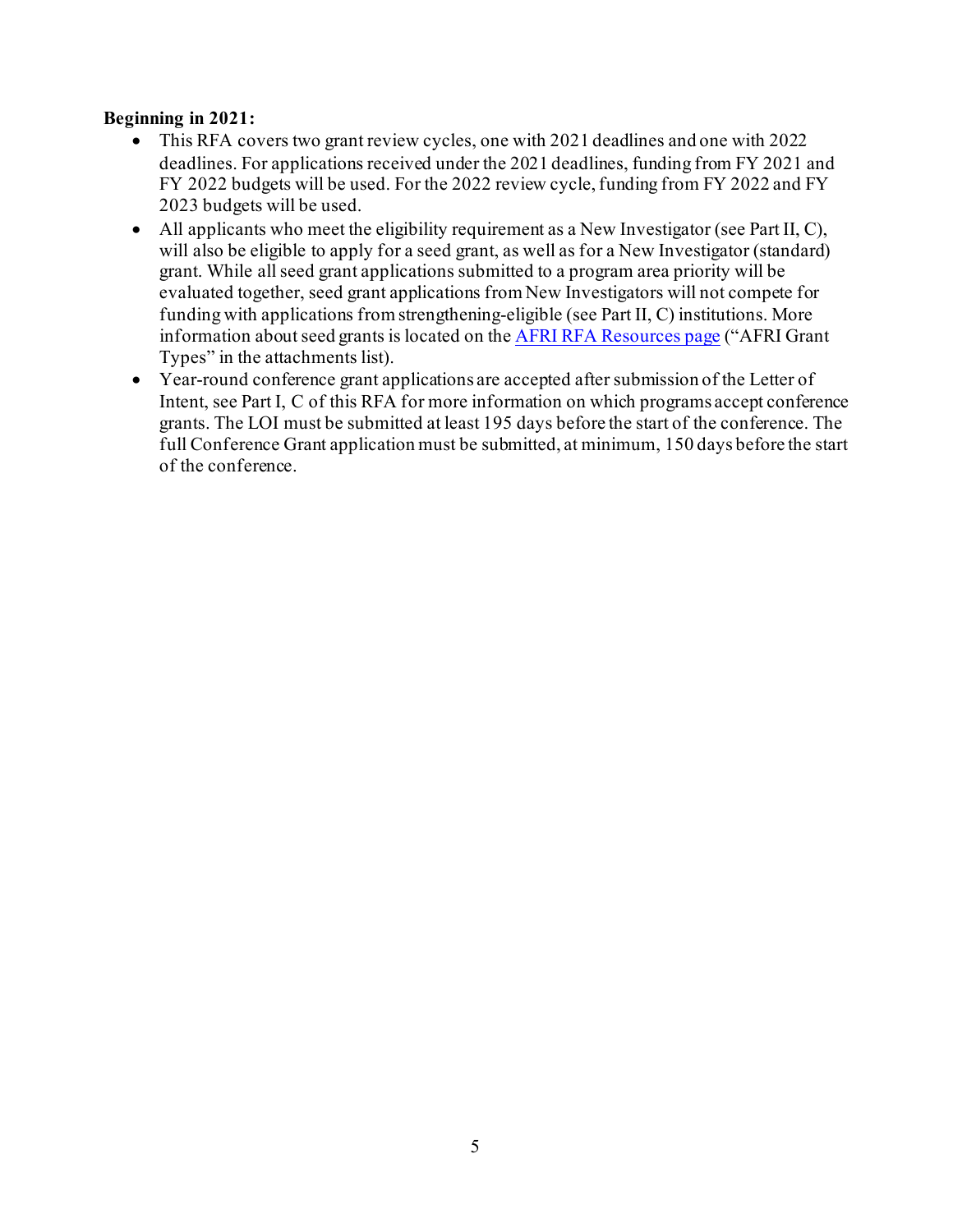**Beginning in 2021:**

- This RFA covers two grant review cycles, one with 2021 deadlines and one with 2022 deadlines. For applications received under the 2021 deadlines, funding from FY 2021 and FY 2022 budgets will be used. For the 2022 review cycle, funding from FY 2022 and FY 2023 budgets will be used.
- All applicants who meet the eligibility requirement as a New Investigator (see Part II, C), will also be eligible to apply for a seed grant, as well as for a New Investigator (standard) grant. While all seed grant applications submitted to a program area priority will be evaluated together, seed grant applications from New Investigators will not compete for funding with applications from strengthening-eligible (see Part II, C) institutions. More information about seed grants is located on the [AFRI RFA Resources page](AFRI RFA Resources page) ("AFRI Grant Types" in the attachments list).
- Year-round conference grant applications are accepted after submission of the Letter of Intent, see Part I, C of this RFA for more information on which programs accept conference grants. The LOI must be submitted at least 195 days before the start of the conference. The full Conference Grant application must be submitted, at minimum, 150 days before the start of the conference.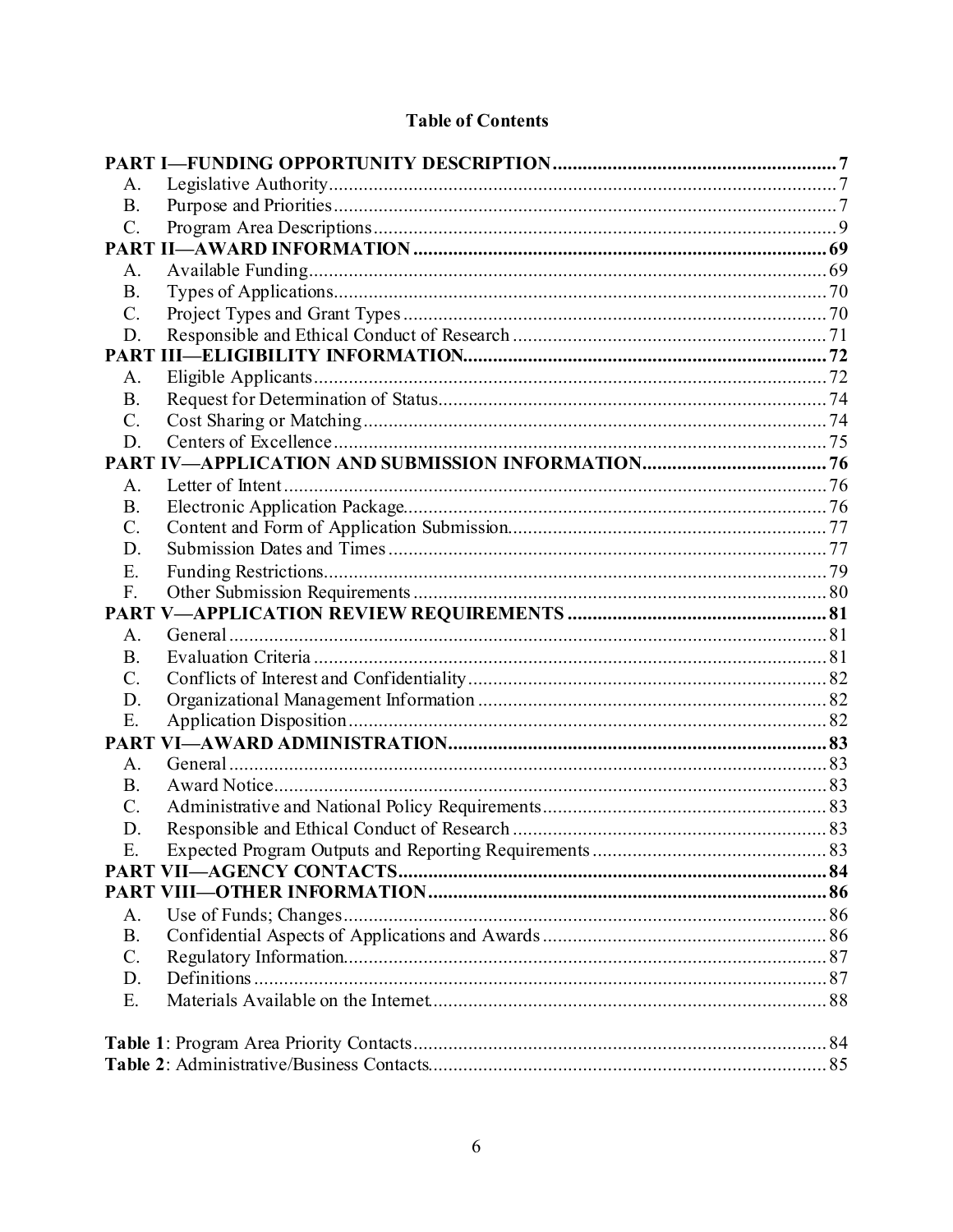## Table of Contents

**PART I—FUNDING OPPORTUNITY DESCRIPTION** ..... **7**

- A. Legislative Authority ..... 7
- B. Purpose and Priorities ..... 7
- C. Program Area Descriptions ..... 9

**PART II—AWARD INFORMATION** ..... **69**

- A. Available Funding ..... 69
- B. Types of Applications ..... 70
- C. Project Types and Grant Types ..... 70
- D. Responsible and Ethical Conduct of Research ..... 71

**PART III—ELIGIBILITY INFORMATION** ..... **72**

- A. Eligible Applicants ..... 72
- B. Request for Determination of Status ..... 74
- C. Cost Sharing or Matching ..... 74
- D. Centers of Excellence ..... 75

**PART IV—APPLICATION AND SUBMISSION INFORMATION** ..... **76**

- A. Letter of Intent ..... 76
- B. Electronic Application Package ..... 76
- C. Content and Form of Application Submission ..... 77
- D. Submission Dates and Times ..... 77
- E. Funding Restrictions ..... 79
- F. Other Submission Requirements ..... 80

**PART V—APPLICATION REVIEW REQUIREMENTS** ..... **81**

- A. General ..... 81
- B. Evaluation Criteria ..... 81
- C. Conflicts of Interest and Confidentiality ..... 82
- D. Organizational Management Information ..... 82
- E. Application Disposition ..... 82

**PART VI—AWARD ADMINISTRATION** ..... **83**

- A. General ..... 83
- B. Award Notice ..... 83
- C. Administrative and National Policy Requirements ..... 83
- D. Responsible and Ethical Conduct of Research ..... 83
- E. Expected Program Outputs and Reporting Requirements ..... 83

**PART VII—AGENCY CONTACTS** ..... **84**

**PART VIII—OTHER INFORMATION** ..... **86**

- A. Use of Funds; Changes ..... 86
- B. Confidential Aspects of Applications and Awards ..... 86
- C. Regulatory Information ..... 87
- D. Definitions ..... 87
- E. Materials Available on the Internet ..... 88

**Table 1**: Program Area Priority Contacts ..... 84

**Table 2**: Administrative/Business Contacts ..... 85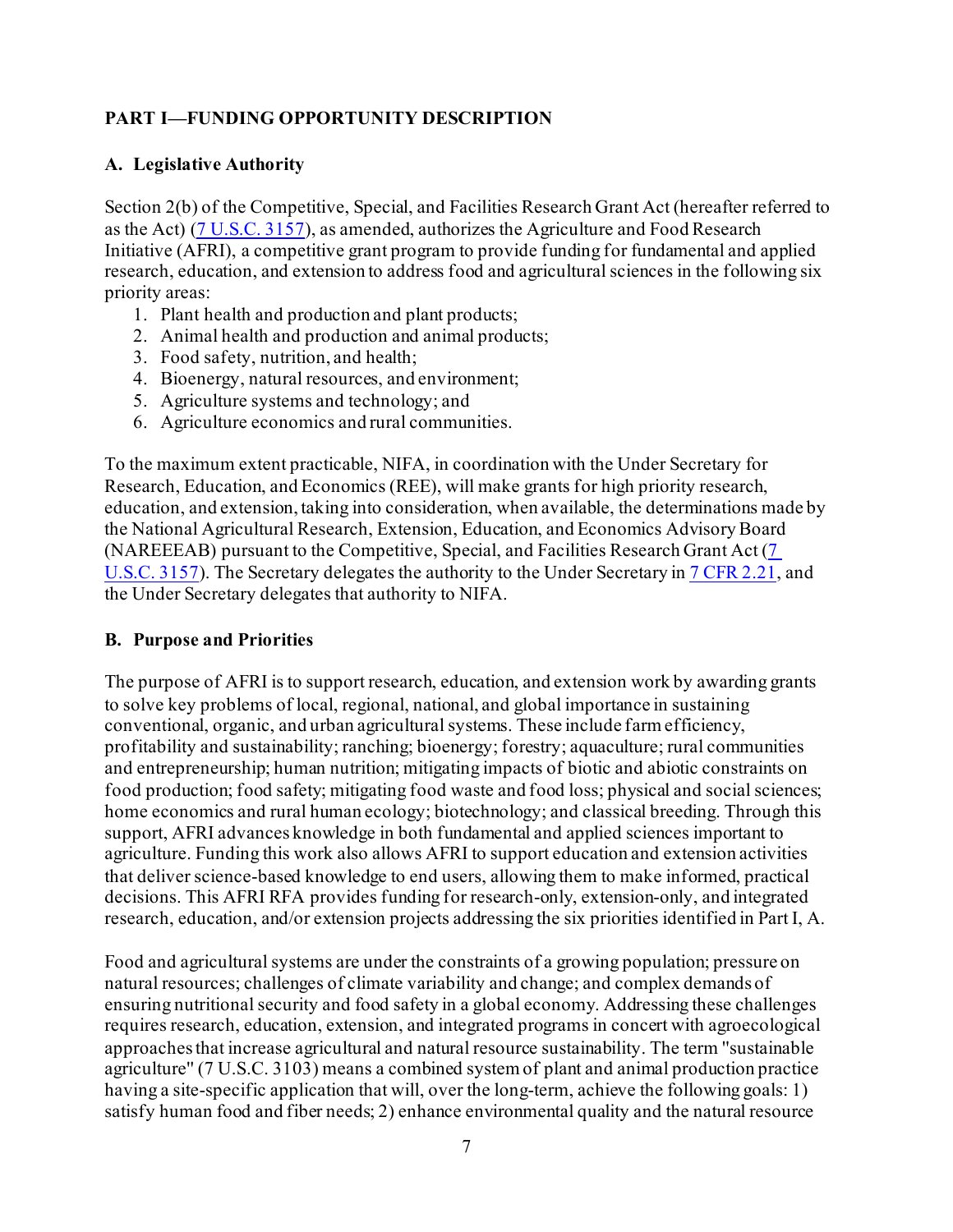## PART I—FUNDING OPPORTUNITY DESCRIPTION

### A. Legislative Authority

Section 2(b) of the Competitive, Special, and Facilities Research Grant Act (hereafter referred to as the Act) (7 U.S.C. 3157), as amended, authorizes the Agriculture and Food Research Initiative (AFRI), a competitive grant program to provide funding for fundamental and applied research, education, and extension to address food and agricultural sciences in the following six priority areas:

1. Plant health and production and plant products;
2. Animal health and production and animal products;
3. Food safety, nutrition, and health;
4. Bioenergy, natural resources, and environment;
5. Agriculture systems and technology; and
6. Agriculture economics and rural communities.

To the maximum extent practicable, NIFA, in coordination with the Under Secretary for Research, Education, and Economics (REE), will make grants for high priority research, education, and extension, taking into consideration, when available, the determinations made by the National Agricultural Research, Extension, Education, and Economics Advisory Board (NAREEEAB) pursuant to the Competitive, Special, and Facilities Research Grant Act (7 U.S.C. 3157). The Secretary delegates the authority to the Under Secretary in 7 CFR 2.21, and the Under Secretary delegates that authority to NIFA.

### B. Purpose and Priorities

The purpose of AFRI is to support research, education, and extension work by awarding grants to solve key problems of local, regional, national, and global importance in sustaining conventional, organic, and urban agricultural systems. These include farm efficiency, profitability and sustainability; ranching; bioenergy; forestry; aquaculture; rural communities and entrepreneurship; human nutrition; mitigating impacts of biotic and abiotic constraints on food production; food safety; mitigating food waste and food loss; physical and social sciences; home economics and rural human ecology; biotechnology; and classical breeding. Through this support, AFRI advances knowledge in both fundamental and applied sciences important to agriculture. Funding this work also allows AFRI to support education and extension activities that deliver science-based knowledge to end users, allowing them to make informed, practical decisions. This AFRI RFA provides funding for research-only, extension-only, and integrated research, education, and/or extension projects addressing the six priorities identified in Part I, A.

Food and agricultural systems are under the constraints of a growing population; pressure on natural resources; challenges of climate variability and change; and complex demands of ensuring nutritional security and food safety in a global economy. Addressing these challenges requires research, education, extension, and integrated programs in concert with agroecological approaches that increase agricultural and natural resource sustainability. The term "sustainable agriculture" (7 U.S.C. 3103) means a combined system of plant and animal production practice having a site-specific application that will, over the long-term, achieve the following goals: 1) satisfy human food and fiber needs; 2) enhance environmental quality and the natural resource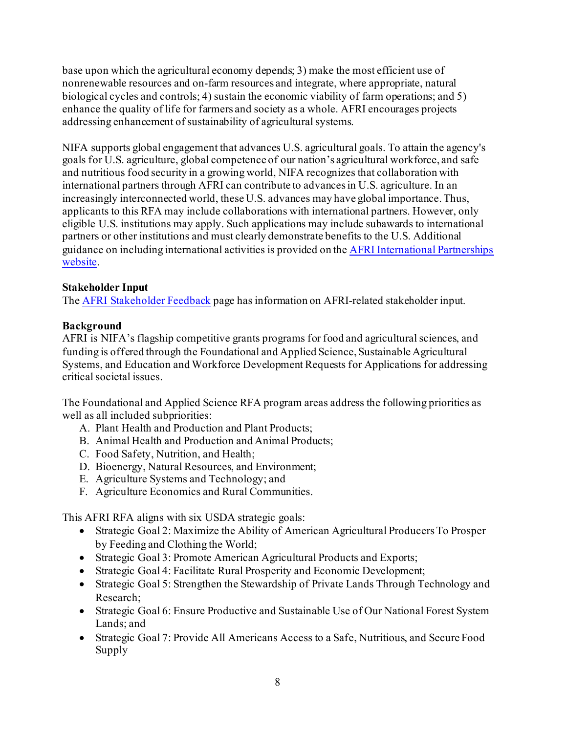base upon which the agricultural economy depends; 3) make the most efficient use of nonrenewable resources and on-farm resources and integrate, where appropriate, natural biological cycles and controls; 4) sustain the economic viability of farm operations; and 5) enhance the quality of life for farmers and society as a whole. AFRI encourages projects addressing enhancement of sustainability of agricultural systems.

NIFA supports global engagement that advances U.S. agricultural goals. To attain the agency's goals for U.S. agriculture, global competence of our nation's agricultural workforce, and safe and nutritious food security in a growing world, NIFA recognizes that collaboration with international partners through AFRI can contribute to advances in U.S. agriculture. In an increasingly interconnected world, these U.S. advances may have global importance. Thus, applicants to this RFA may include collaborations with international partners. However, only eligible U.S. institutions may apply. Such applications may include subawards to international partners or other institutions and must clearly demonstrate benefits to the U.S. Additional guidance on including international activities is provided on the [AFRI International Partnerships website](#).

**Stakeholder Input**

The [AFRI Stakeholder Feedback](#) page has information on AFRI-related stakeholder input.

**Background**

AFRI is NIFA's flagship competitive grants programs for food and agricultural sciences, and funding is offered through the Foundational and Applied Science, Sustainable Agricultural Systems, and Education and Workforce Development Requests for Applications for addressing critical societal issues.

The Foundational and Applied Science RFA program areas address the following priorities as well as all included subpriorities:

A. Plant Health and Production and Plant Products;
B. Animal Health and Production and Animal Products;
C. Food Safety, Nutrition, and Health;
D. Bioenergy, Natural Resources, and Environment;
E. Agriculture Systems and Technology; and
F. Agriculture Economics and Rural Communities.

This AFRI RFA aligns with six USDA strategic goals:

- Strategic Goal 2: Maximize the Ability of American Agricultural Producers To Prosper by Feeding and Clothing the World;
- Strategic Goal 3: Promote American Agricultural Products and Exports;
- Strategic Goal 4: Facilitate Rural Prosperity and Economic Development;
- Strategic Goal 5: Strengthen the Stewardship of Private Lands Through Technology and Research;
- Strategic Goal 6: Ensure Productive and Sustainable Use of Our National Forest System Lands; and
- Strategic Goal 7: Provide All Americans Access to a Safe, Nutritious, and Secure Food Supply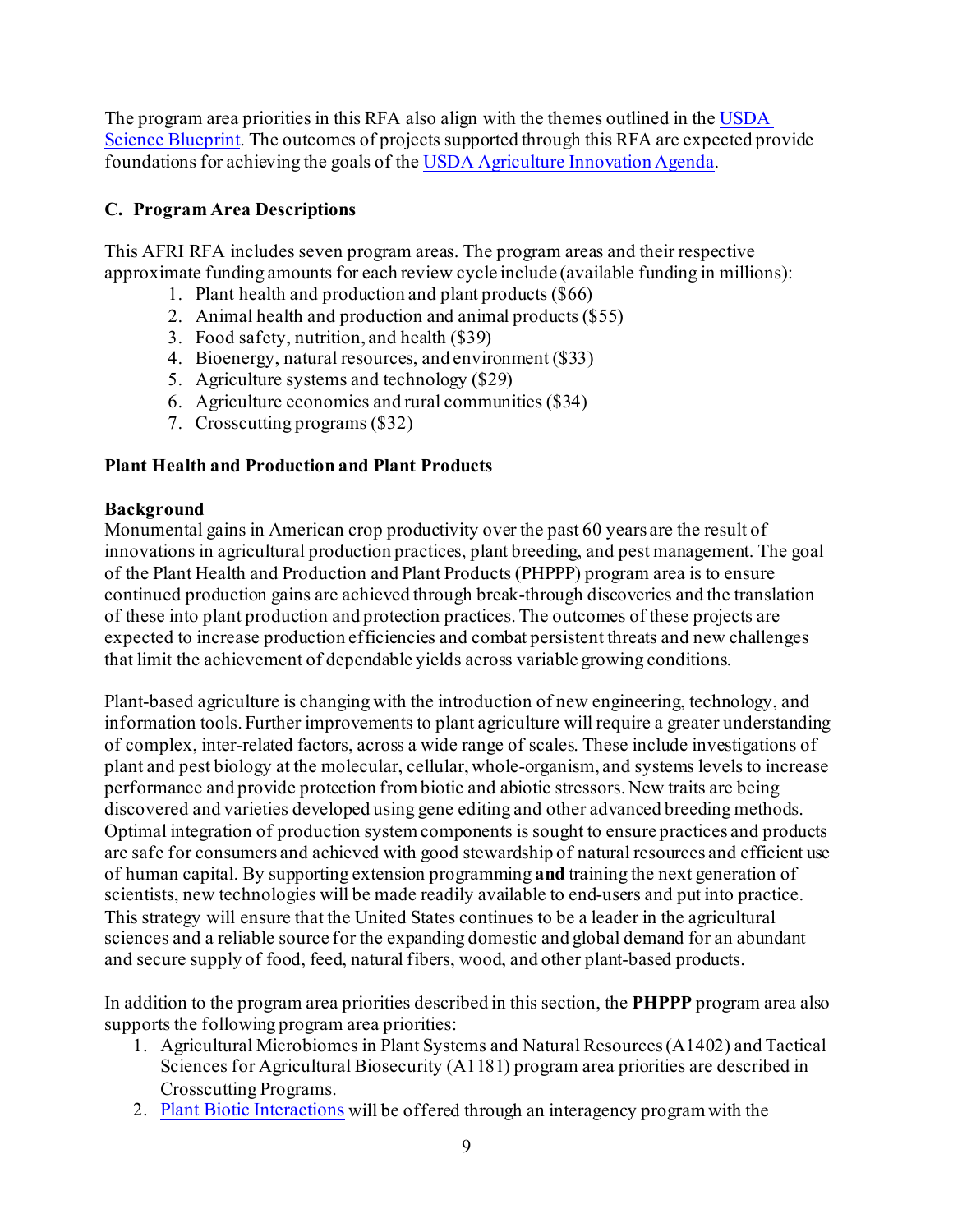The program area priorities in this RFA also align with the themes outlined in the [USDA Science Blueprint](). The outcomes of projects supported through this RFA are expected provide foundations for achieving the goals of the [USDA Agriculture Innovation Agenda]().

### C. Program Area Descriptions

This AFRI RFA includes seven program areas. The program areas and their respective approximate funding amounts for each review cycle include (available funding in millions):

1. Plant health and production and plant products ($66)
2. Animal health and production and animal products ($55)
3. Food safety, nutrition, and health ($39)
4. Bioenergy, natural resources, and environment ($33)
5. Agriculture systems and technology ($29)
6. Agriculture economics and rural communities ($34)
7. Crosscutting programs ($32)

#### Plant Health and Production and Plant Products

**Background**

Monumental gains in American crop productivity over the past 60 years are the result of innovations in agricultural production practices, plant breeding, and pest management. The goal of the Plant Health and Production and Plant Products (PHPPP) program area is to ensure continued production gains are achieved through break-through discoveries and the translation of these into plant production and protection practices. The outcomes of these projects are expected to increase production efficiencies and combat persistent threats and new challenges that limit the achievement of dependable yields across variable growing conditions.

Plant-based agriculture is changing with the introduction of new engineering, technology, and information tools. Further improvements to plant agriculture will require a greater understanding of complex, inter-related factors, across a wide range of scales. These include investigations of plant and pest biology at the molecular, cellular, whole-organism, and systems levels to increase performance and provide protection from biotic and abiotic stressors. New traits are being discovered and varieties developed using gene editing and other advanced breeding methods. Optimal integration of production system components is sought to ensure practices and products are safe for consumers and achieved with good stewardship of natural resources and efficient use of human capital. By supporting extension programming **and** training the next generation of scientists, new technologies will be made readily available to end-users and put into practice. This strategy will ensure that the United States continues to be a leader in the agricultural sciences and a reliable source for the expanding domestic and global demand for an abundant and secure supply of food, feed, natural fibers, wood, and other plant-based products.

In addition to the program area priorities described in this section, the **PHPPP** program area also supports the following program area priorities:

1. Agricultural Microbiomes in Plant Systems and Natural Resources (A1402) and Tactical Sciences for Agricultural Biosecurity (A1181) program area priorities are described in Crosscutting Programs.
2. [Plant Biotic Interactions]() will be offered through an interagency program with the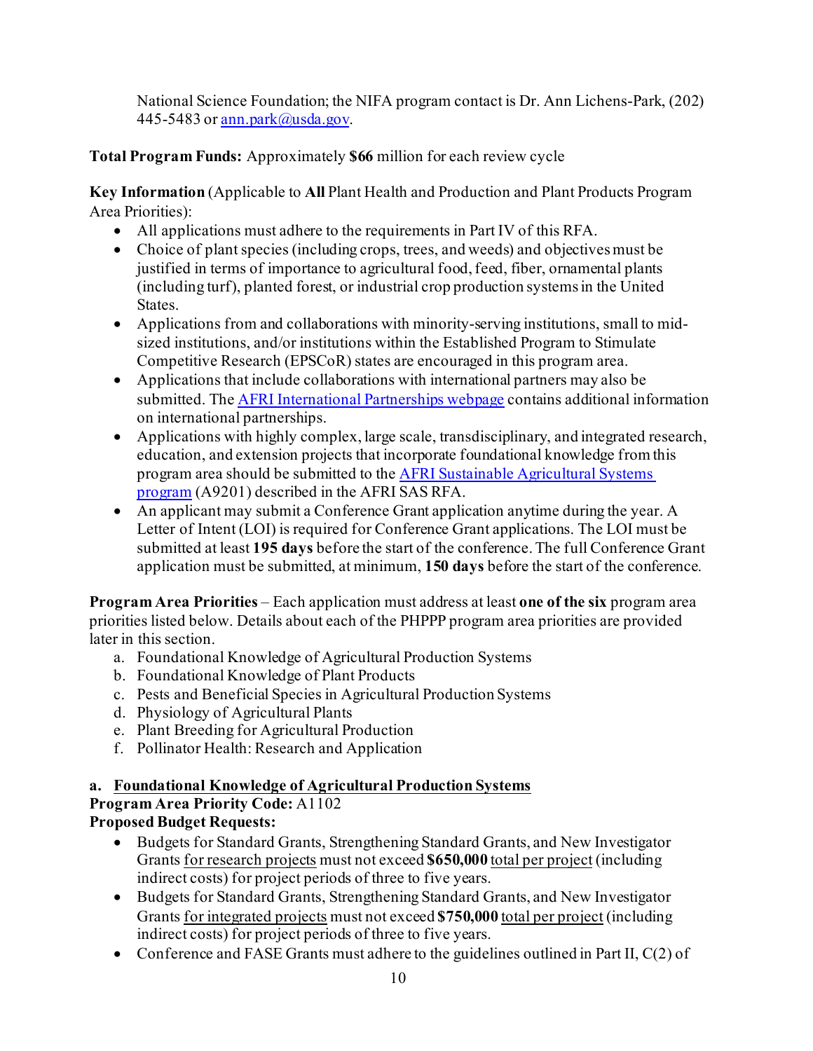National Science Foundation; the NIFA program contact is Dr. Ann Lichens-Park, (202) 445-5483 or [ann.park@usda.gov](mailto:ann.park@usda.gov).

**Total Program Funds:** Approximately **$66** million for each review cycle

**Key Information** (Applicable to **All** Plant Health and Production and Plant Products Program Area Priorities):

- All applications must adhere to the requirements in Part IV of this RFA.
- Choice of plant species (including crops, trees, and weeds) and objectives must be justified in terms of importance to agricultural food, feed, fiber, ornamental plants (including turf), planted forest, or industrial crop production systems in the United States.
- Applications from and collaborations with minority-serving institutions, small to mid-sized institutions, and/or institutions within the Established Program to Stimulate Competitive Research (EPSCoR) states are encouraged in this program area.
- Applications that include collaborations with international partners may also be submitted. The AFRI International Partnerships webpage contains additional information on international partnerships.
- Applications with highly complex, large scale, transdisciplinary, and integrated research, education, and extension projects that incorporate foundational knowledge from this program area should be submitted to the AFRI Sustainable Agricultural Systems program (A9201) described in the AFRI SAS RFA.
- An applicant may submit a Conference Grant application anytime during the year. A Letter of Intent (LOI) is required for Conference Grant applications. The LOI must be submitted at least **195 days** before the start of the conference. The full Conference Grant application must be submitted, at minimum, **150 days** before the start of the conference.

**Program Area Priorities** – Each application must address at least **one of the six** program area priorities listed below. Details about each of the PHPPP program area priorities are provided later in this section.

a. Foundational Knowledge of Agricultural Production Systems
b. Foundational Knowledge of Plant Products
c. Pests and Beneficial Species in Agricultural Production Systems
d. Physiology of Agricultural Plants
e. Plant Breeding for Agricultural Production
f. Pollinator Health: Research and Application

**a. <u>Foundational Knowledge of Agricultural Production Systems</u>**
**Program Area Priority Code:** A1102
**Proposed Budget Requests:**

- Budgets for Standard Grants, Strengthening Standard Grants, and New Investigator Grants <u>for research projects</u> must not exceed **$650,000** <u>total per project</u> (including indirect costs) for project periods of three to five years.
- Budgets for Standard Grants, Strengthening Standard Grants, and New Investigator Grants <u>for integrated projects</u> must not exceed **$750,000** <u>total per project</u> (including indirect costs) for project periods of three to five years.
- Conference and FASE Grants must adhere to the guidelines outlined in Part II, C(2) of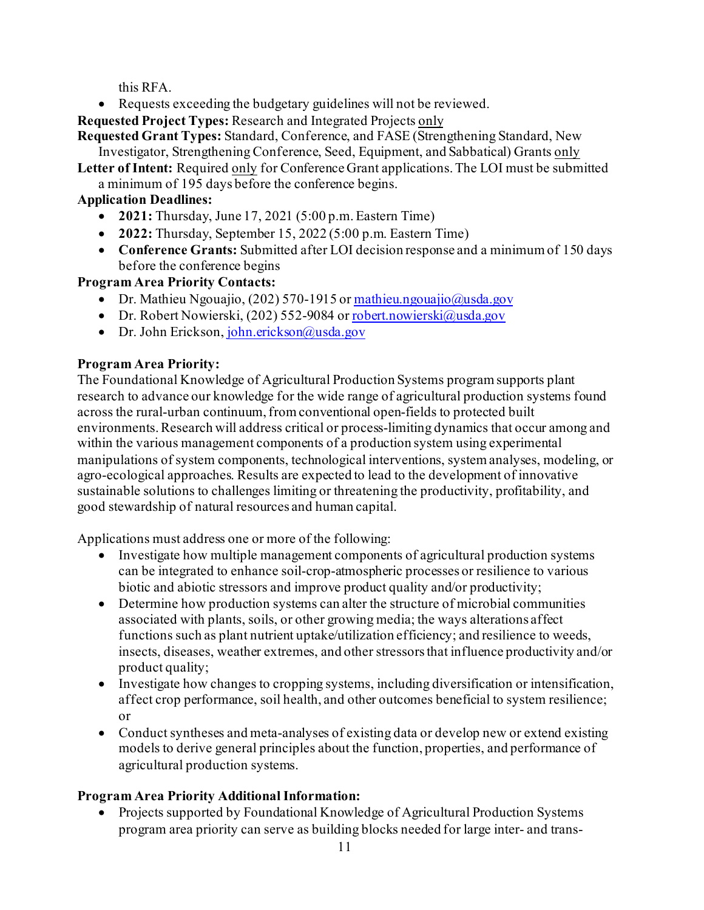this RFA.

- Requests exceeding the budgetary guidelines will not be reviewed.

**Requested Project Types:** Research and Integrated Projects only

**Requested Grant Types:** Standard, Conference, and FASE (Strengthening Standard, New Investigator, Strengthening Conference, Seed, Equipment, and Sabbatical) Grants only

**Letter of Intent:** Required only for Conference Grant applications. The LOI must be submitted a minimum of 195 days before the conference begins.

**Application Deadlines:**

- **2021:** Thursday, June 17, 2021 (5:00 p.m. Eastern Time)
- **2022:** Thursday, September 15, 2022 (5:00 p.m. Eastern Time)
- **Conference Grants:** Submitted after LOI decision response and a minimum of 150 days before the conference begins

**Program Area Priority Contacts:**

- Dr. Mathieu Ngouajio, (202) 570-1915 or mathieu.ngouajio@usda.gov
- Dr. Robert Nowierski, (202) 552-9084 or robert.nowierski@usda.gov
- Dr. John Erickson, john.erickson@usda.gov

**Program Area Priority:**

The Foundational Knowledge of Agricultural Production Systems program supports plant research to advance our knowledge for the wide range of agricultural production systems found across the rural-urban continuum, from conventional open-fields to protected built environments. Research will address critical or process-limiting dynamics that occur among and within the various management components of a production system using experimental manipulations of system components, technological interventions, system analyses, modeling, or agro-ecological approaches. Results are expected to lead to the development of innovative sustainable solutions to challenges limiting or threatening the productivity, profitability, and good stewardship of natural resources and human capital.

Applications must address one or more of the following:

- Investigate how multiple management components of agricultural production systems can be integrated to enhance soil-crop-atmospheric processes or resilience to various biotic and abiotic stressors and improve product quality and/or productivity;
- Determine how production systems can alter the structure of microbial communities associated with plants, soils, or other growing media; the ways alterations affect functions such as plant nutrient uptake/utilization efficiency; and resilience to weeds, insects, diseases, weather extremes, and other stressors that influence productivity and/or product quality;
- Investigate how changes to cropping systems, including diversification or intensification, affect crop performance, soil health, and other outcomes beneficial to system resilience; or
- Conduct syntheses and meta-analyses of existing data or develop new or extend existing models to derive general principles about the function, properties, and performance of agricultural production systems.

**Program Area Priority Additional Information:**

- Projects supported by Foundational Knowledge of Agricultural Production Systems program area priority can serve as building blocks needed for large inter- and trans-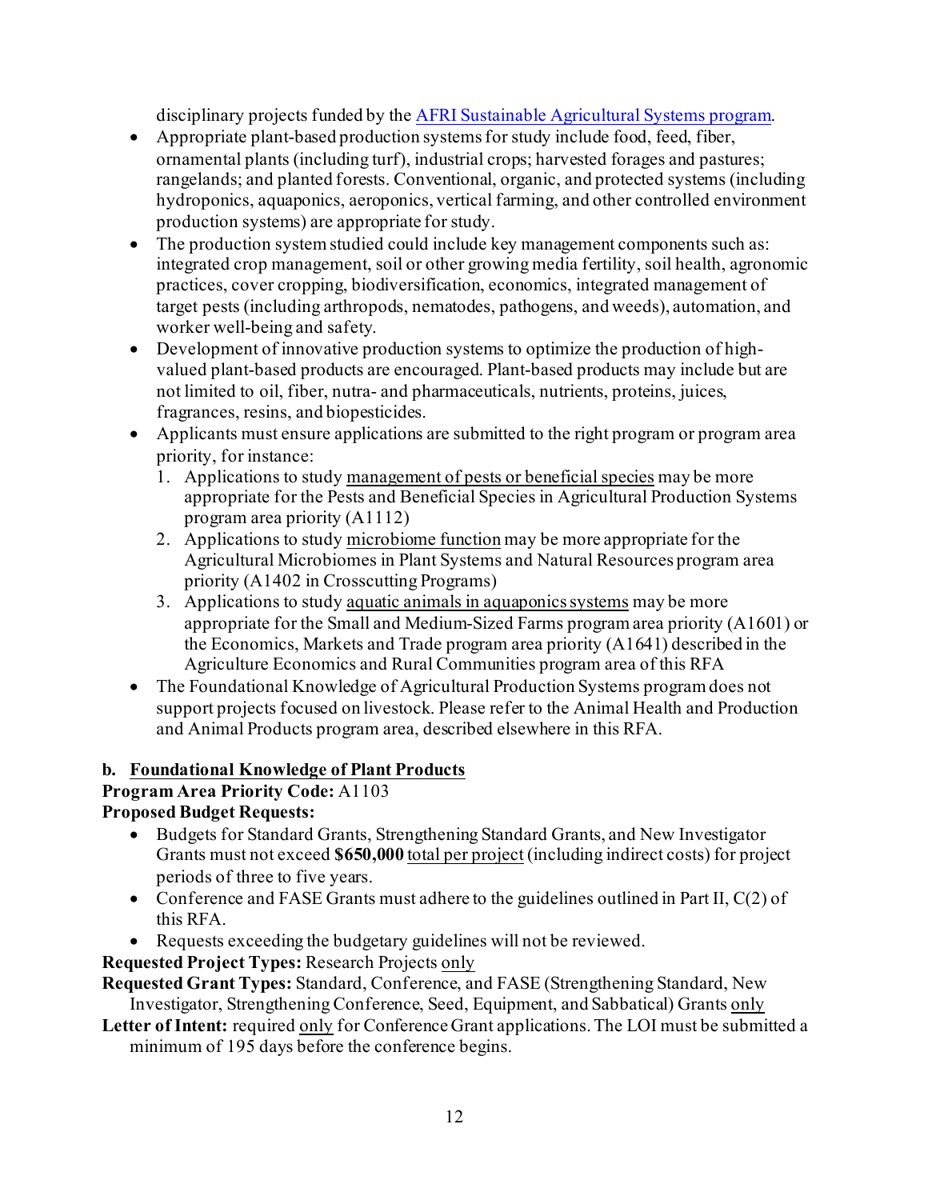disciplinary projects funded by the AFRI Sustainable Agricultural Systems program.

- Appropriate plant-based production systems for study include food, feed, fiber, ornamental plants (including turf), industrial crops; harvested forages and pastures; rangelands; and planted forests. Conventional, organic, and protected systems (including hydroponics, aquaponics, aeroponics, vertical farming, and other controlled environment production systems) are appropriate for study.
- The production system studied could include key management components such as: integrated crop management, soil or other growing media fertility, soil health, agronomic practices, cover cropping, biodiversification, economics, integrated management of target pests (including arthropods, nematodes, pathogens, and weeds), automation, and worker well-being and safety.
- Development of innovative production systems to optimize the production of high-valued plant-based products are encouraged. Plant-based products may include but are not limited to oil, fiber, nutra- and pharmaceuticals, nutrients, proteins, juices, fragrances, resins, and biopesticides.
- Applicants must ensure applications are submitted to the right program or program area priority, for instance:
  1. Applications to study management of pests or beneficial species may be more appropriate for the Pests and Beneficial Species in Agricultural Production Systems program area priority (A1112)
  2. Applications to study microbiome function may be more appropriate for the Agricultural Microbiomes in Plant Systems and Natural Resources program area priority (A1402 in Crosscutting Programs)
  3. Applications to study aquatic animals in aquaponics systems may be more appropriate for the Small and Medium-Sized Farms program area priority (A1601) or the Economics, Markets and Trade program area priority (A1641) described in the Agriculture Economics and Rural Communities program area of this RFA
- The Foundational Knowledge of Agricultural Production Systems program does not support projects focused on livestock. Please refer to the Animal Health and Production and Animal Products program area, described elsewhere in this RFA.

**b. Foundational Knowledge of Plant Products**

**Program Area Priority Code:** A1103

**Proposed Budget Requests:**

- Budgets for Standard Grants, Strengthening Standard Grants, and New Investigator Grants must not exceed **$650,000** total per project (including indirect costs) for project periods of three to five years.
- Conference and FASE Grants must adhere to the guidelines outlined in Part II, C(2) of this RFA.
- Requests exceeding the budgetary guidelines will not be reviewed.

**Requested Project Types:** Research Projects only

**Requested Grant Types:** Standard, Conference, and FASE (Strengthening Standard, New Investigator, Strengthening Conference, Seed, Equipment, and Sabbatical) Grants only

**Letter of Intent:** required only for Conference Grant applications. The LOI must be submitted a minimum of 195 days before the conference begins.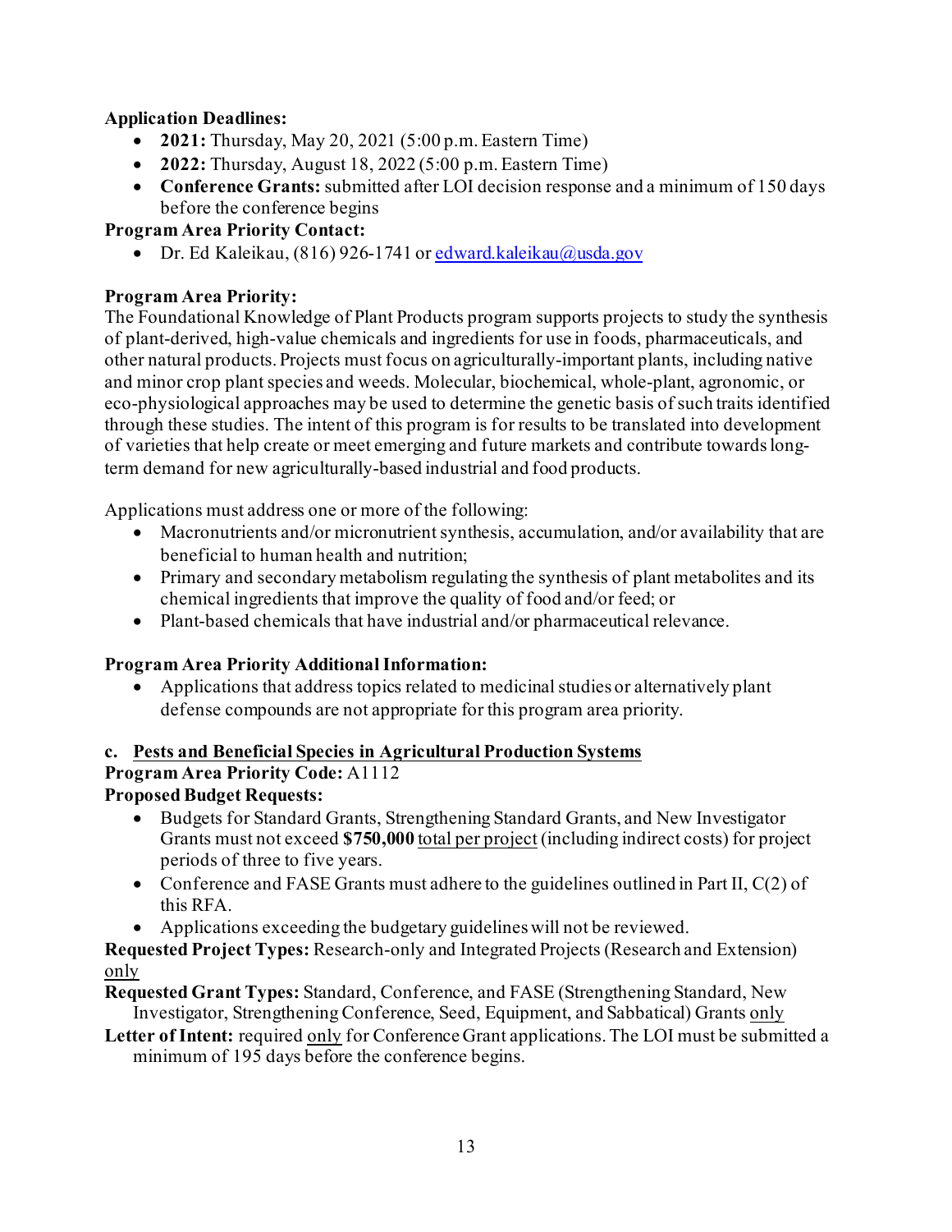**Application Deadlines:**

- **2021:** Thursday, May 20, 2021 (5:00 p.m. Eastern Time)
- **2022:** Thursday, August 18, 2022 (5:00 p.m. Eastern Time)
- **Conference Grants:** submitted after LOI decision response and a minimum of 150 days before the conference begins

**Program Area Priority Contact:**

- Dr. Ed Kaleikau, (816) 926-1741 or edward.kaleikau@usda.gov

**Program Area Priority:**

The Foundational Knowledge of Plant Products program supports projects to study the synthesis of plant-derived, high-value chemicals and ingredients for use in foods, pharmaceuticals, and other natural products. Projects must focus on agriculturally-important plants, including native and minor crop plant species and weeds. Molecular, biochemical, whole-plant, agronomic, or eco-physiological approaches may be used to determine the genetic basis of such traits identified through these studies. The intent of this program is for results to be translated into development of varieties that help create or meet emerging and future markets and contribute towards long-term demand for new agriculturally-based industrial and food products.

Applications must address one or more of the following:

- Macronutrients and/or micronutrient synthesis, accumulation, and/or availability that are beneficial to human health and nutrition;
- Primary and secondary metabolism regulating the synthesis of plant metabolites and its chemical ingredients that improve the quality of food and/or feed; or
- Plant-based chemicals that have industrial and/or pharmaceutical relevance.

**Program Area Priority Additional Information:**

- Applications that address topics related to medicinal studies or alternatively plant defense compounds are not appropriate for this program area priority.

**c. <u>Pests and Beneficial Species in Agricultural Production Systems</u>**

**Program Area Priority Code:** A1112

**Proposed Budget Requests:**

- Budgets for Standard Grants, Strengthening Standard Grants, and New Investigator Grants must not exceed **$750,000** <u>total per project</u> (including indirect costs) for project periods of three to five years.
- Conference and FASE Grants must adhere to the guidelines outlined in Part II, C(2) of this RFA.
- Applications exceeding the budgetary guidelines will not be reviewed.

**Requested Project Types:** Research-only and Integrated Projects (Research and Extension) <u>only</u>

**Requested Grant Types:** Standard, Conference, and FASE (Strengthening Standard, New Investigator, Strengthening Conference, Seed, Equipment, and Sabbatical) Grants <u>only</u>

**Letter of Intent:** required <u>only</u> for Conference Grant applications. The LOI must be submitted a minimum of 195 days before the conference begins.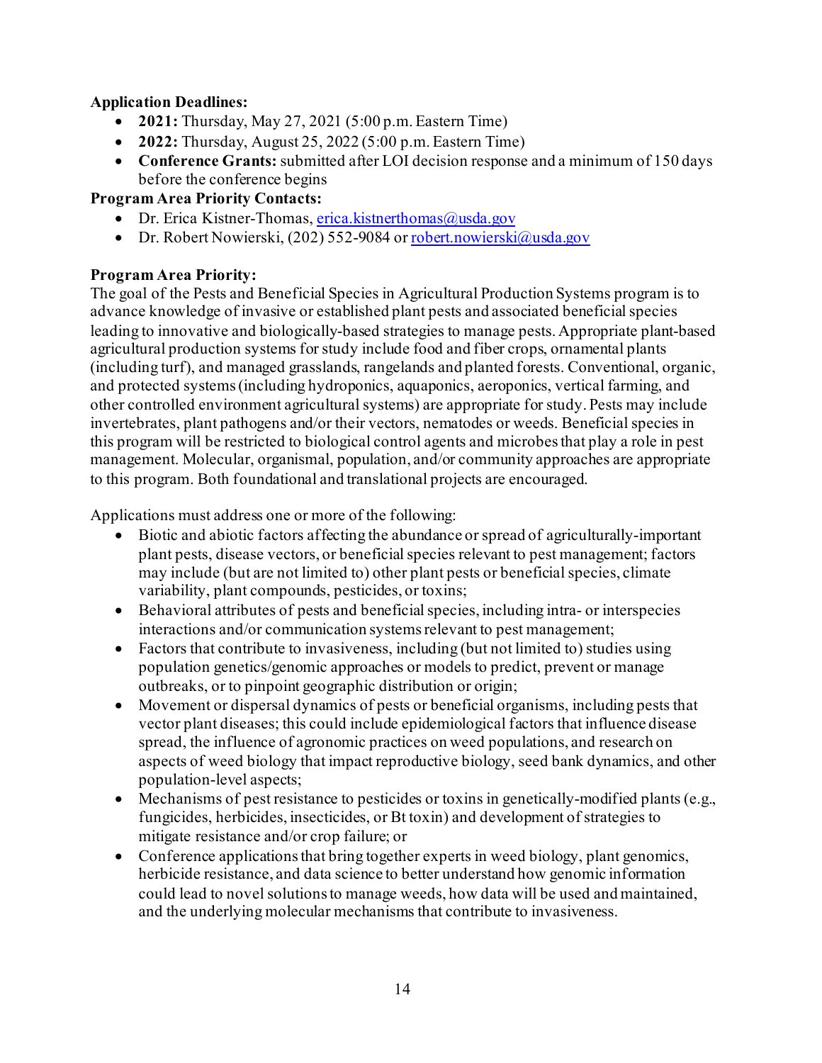**Application Deadlines:**

- **2021:** Thursday, May 27, 2021 (5:00 p.m. Eastern Time)
- **2022:** Thursday, August 25, 2022 (5:00 p.m. Eastern Time)
- **Conference Grants:** submitted after LOI decision response and a minimum of 150 days before the conference begins

**Program Area Priority Contacts:**

- Dr. Erica Kistner-Thomas, erica.kistnerthomas@usda.gov
- Dr. Robert Nowierski, (202) 552-9084 or robert.nowierski@usda.gov

**Program Area Priority:**

The goal of the Pests and Beneficial Species in Agricultural Production Systems program is to advance knowledge of invasive or established plant pests and associated beneficial species leading to innovative and biologically-based strategies to manage pests. Appropriate plant-based agricultural production systems for study include food and fiber crops, ornamental plants (including turf), and managed grasslands, rangelands and planted forests. Conventional, organic, and protected systems (including hydroponics, aquaponics, aeroponics, vertical farming, and other controlled environment agricultural systems) are appropriate for study. Pests may include invertebrates, plant pathogens and/or their vectors, nematodes or weeds. Beneficial species in this program will be restricted to biological control agents and microbes that play a role in pest management. Molecular, organismal, population, and/or community approaches are appropriate to this program. Both foundational and translational projects are encouraged.

Applications must address one or more of the following:

- Biotic and abiotic factors affecting the abundance or spread of agriculturally-important plant pests, disease vectors, or beneficial species relevant to pest management; factors may include (but are not limited to) other plant pests or beneficial species, climate variability, plant compounds, pesticides, or toxins;
- Behavioral attributes of pests and beneficial species, including intra- or interspecies interactions and/or communication systems relevant to pest management;
- Factors that contribute to invasiveness, including (but not limited to) studies using population genetics/genomic approaches or models to predict, prevent or manage outbreaks, or to pinpoint geographic distribution or origin;
- Movement or dispersal dynamics of pests or beneficial organisms, including pests that vector plant diseases; this could include epidemiological factors that influence disease spread, the influence of agronomic practices on weed populations, and research on aspects of weed biology that impact reproductive biology, seed bank dynamics, and other population-level aspects;
- Mechanisms of pest resistance to pesticides or toxins in genetically-modified plants (e.g., fungicides, herbicides, insecticides, or Bt toxin) and development of strategies to mitigate resistance and/or crop failure; or
- Conference applications that bring together experts in weed biology, plant genomics, herbicide resistance, and data science to better understand how genomic information could lead to novel solutions to manage weeds, how data will be used and maintained, and the underlying molecular mechanisms that contribute to invasiveness.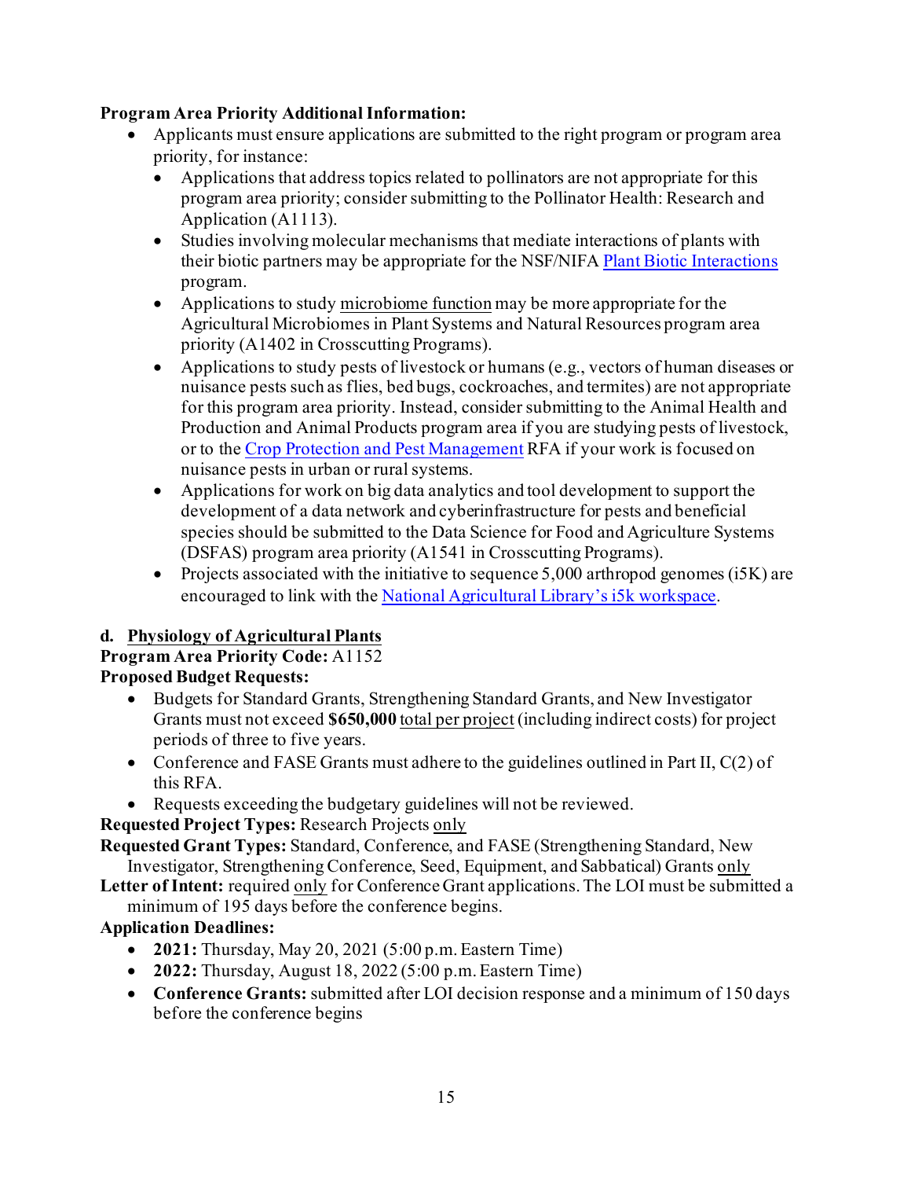**Program Area Priority Additional Information:**

- Applicants must ensure applications are submitted to the right program or program area priority, for instance:
  - Applications that address topics related to pollinators are not appropriate for this program area priority; consider submitting to the Pollinator Health: Research and Application (A1113).
  - Studies involving molecular mechanisms that mediate interactions of plants with their biotic partners may be appropriate for the NSF/NIFA Plant Biotic Interactions program.
  - Applications to study microbiome function may be more appropriate for the Agricultural Microbiomes in Plant Systems and Natural Resources program area priority (A1402 in Crosscutting Programs).
  - Applications to study pests of livestock or humans (e.g., vectors of human diseases or nuisance pests such as flies, bed bugs, cockroaches, and termites) are not appropriate for this program area priority. Instead, consider submitting to the Animal Health and Production and Animal Products program area if you are studying pests of livestock, or to the Crop Protection and Pest Management RFA if your work is focused on nuisance pests in urban or rural systems.
  - Applications for work on big data analytics and tool development to support the development of a data network and cyberinfrastructure for pests and beneficial species should be submitted to the Data Science for Food and Agriculture Systems (DSFAS) program area priority (A1541 in Crosscutting Programs).
  - Projects associated with the initiative to sequence 5,000 arthropod genomes (i5K) are encouraged to link with the National Agricultural Library's i5k workspace.

**d. Physiology of Agricultural Plants**

**Program Area Priority Code:** A1152

**Proposed Budget Requests:**

- Budgets for Standard Grants, Strengthening Standard Grants, and New Investigator Grants must not exceed **$650,000** total per project (including indirect costs) for project periods of three to five years.
- Conference and FASE Grants must adhere to the guidelines outlined in Part II, C(2) of this RFA.
- Requests exceeding the budgetary guidelines will not be reviewed.

**Requested Project Types:** Research Projects only

**Requested Grant Types:** Standard, Conference, and FASE (Strengthening Standard, New Investigator, Strengthening Conference, Seed, Equipment, and Sabbatical) Grants only

**Letter of Intent:** required only for Conference Grant applications. The LOI must be submitted a minimum of 195 days before the conference begins.

**Application Deadlines:**

- **2021:** Thursday, May 20, 2021 (5:00 p.m. Eastern Time)
- **2022:** Thursday, August 18, 2022 (5:00 p.m. Eastern Time)
- **Conference Grants:** submitted after LOI decision response and a minimum of 150 days before the conference begins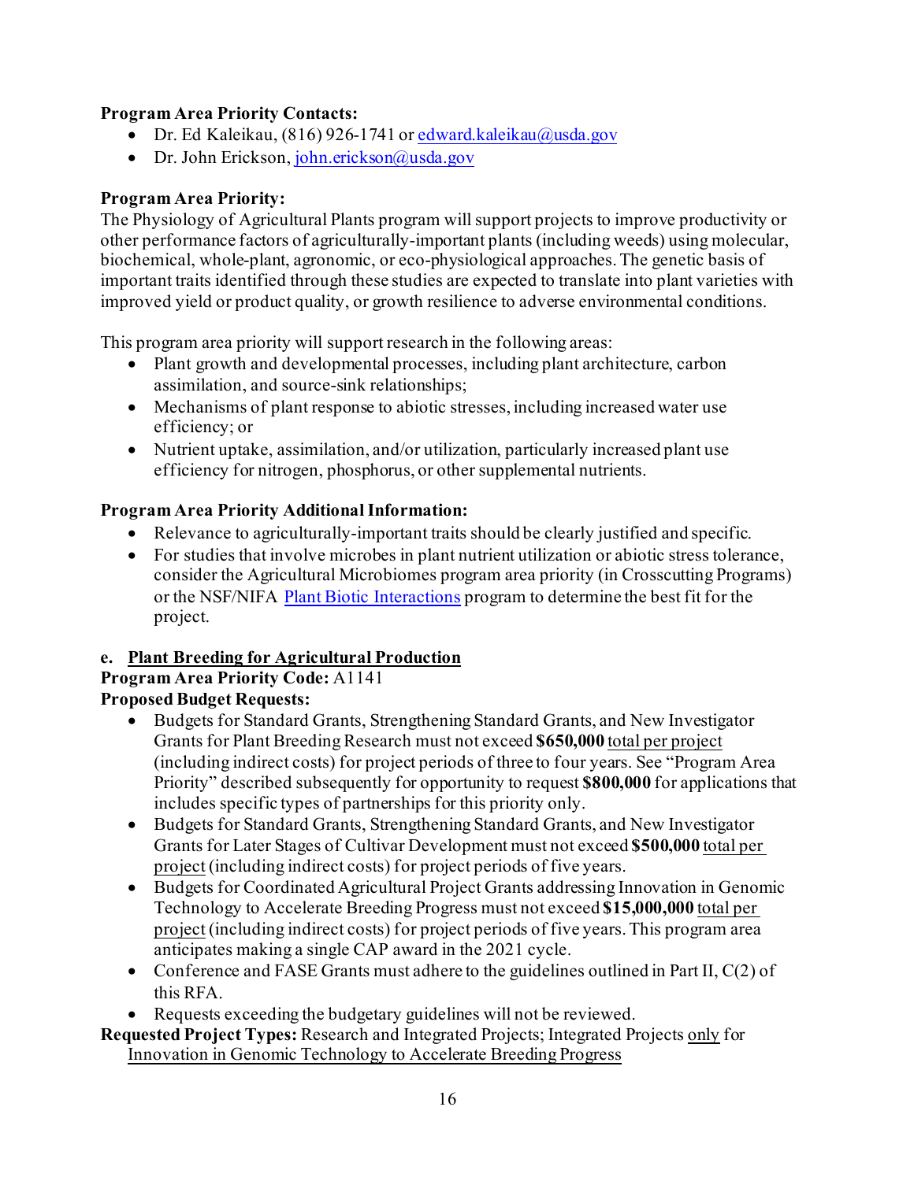**Program Area Priority Contacts:**

- Dr. Ed Kaleikau, (816) 926-1741 or edward.kaleikau@usda.gov
- Dr. John Erickson, john.erickson@usda.gov

**Program Area Priority:**

The Physiology of Agricultural Plants program will support projects to improve productivity or other performance factors of agriculturally-important plants (including weeds) using molecular, biochemical, whole-plant, agronomic, or eco-physiological approaches. The genetic basis of important traits identified through these studies are expected to translate into plant varieties with improved yield or product quality, or growth resilience to adverse environmental conditions.

This program area priority will support research in the following areas:

- Plant growth and developmental processes, including plant architecture, carbon assimilation, and source-sink relationships;
- Mechanisms of plant response to abiotic stresses, including increased water use efficiency; or
- Nutrient uptake, assimilation, and/or utilization, particularly increased plant use efficiency for nitrogen, phosphorus, or other supplemental nutrients.

**Program Area Priority Additional Information:**

- Relevance to agriculturally-important traits should be clearly justified and specific.
- For studies that involve microbes in plant nutrient utilization or abiotic stress tolerance, consider the Agricultural Microbiomes program area priority (in Crosscutting Programs) or the NSF/NIFA Plant Biotic Interactions program to determine the best fit for the project.

**e. Plant Breeding for Agricultural Production**

**Program Area Priority Code:** A1141

**Proposed Budget Requests:**

- Budgets for Standard Grants, Strengthening Standard Grants, and New Investigator Grants for Plant Breeding Research must not exceed **$650,000** total per project (including indirect costs) for project periods of three to four years. See "Program Area Priority" described subsequently for opportunity to request **$800,000** for applications that includes specific types of partnerships for this priority only.
- Budgets for Standard Grants, Strengthening Standard Grants, and New Investigator Grants for Later Stages of Cultivar Development must not exceed **$500,000** total per project (including indirect costs) for project periods of five years.
- Budgets for Coordinated Agricultural Project Grants addressing Innovation in Genomic Technology to Accelerate Breeding Progress must not exceed **$15,000,000** total per project (including indirect costs) for project periods of five years. This program area anticipates making a single CAP award in the 2021 cycle.
- Conference and FASE Grants must adhere to the guidelines outlined in Part II, C(2) of this RFA.
- Requests exceeding the budgetary guidelines will not be reviewed.

**Requested Project Types:** Research and Integrated Projects; Integrated Projects only for Innovation in Genomic Technology to Accelerate Breeding Progress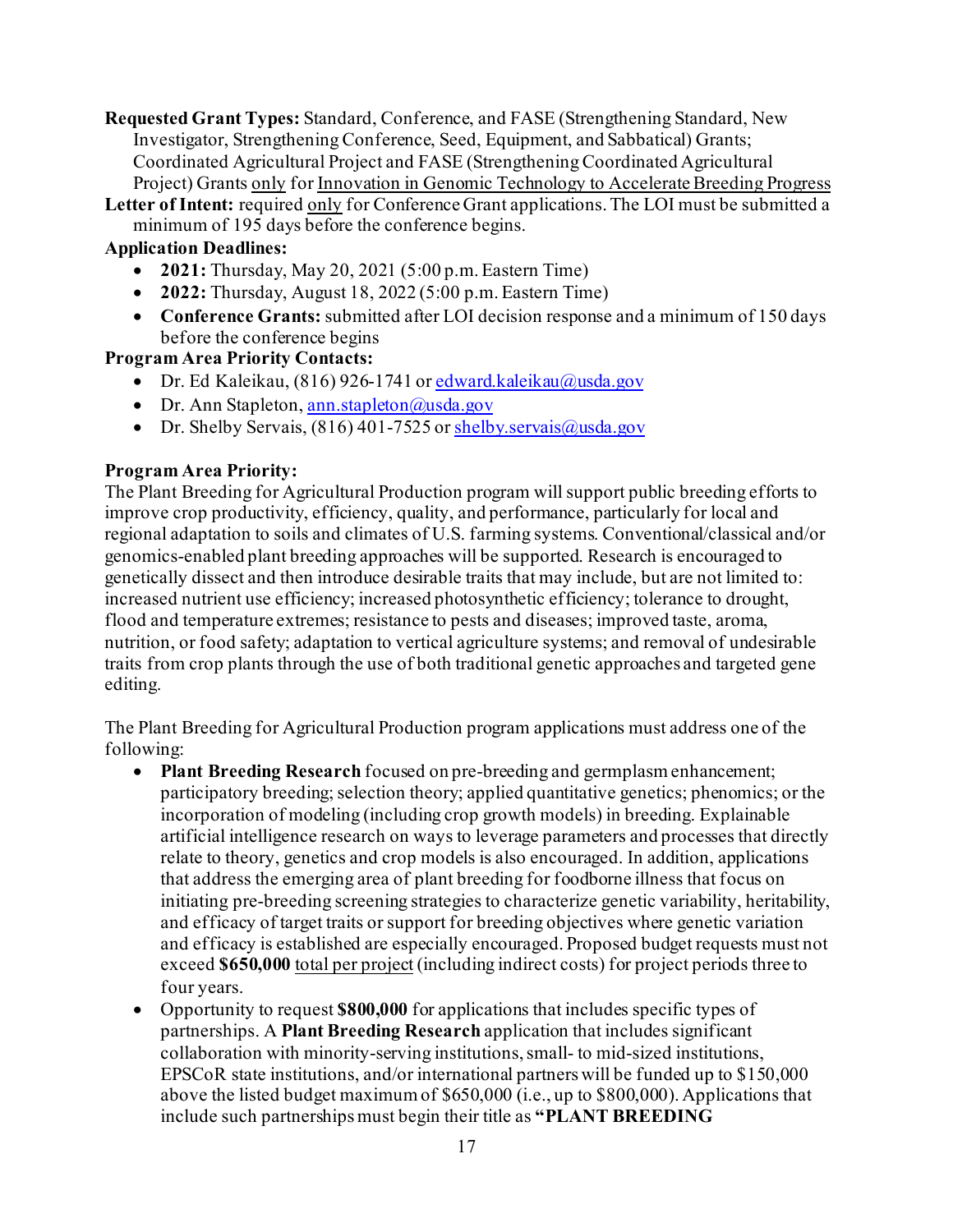**Requested Grant Types:** Standard, Conference, and FASE (Strengthening Standard, New Investigator, Strengthening Conference, Seed, Equipment, and Sabbatical) Grants; Coordinated Agricultural Project and FASE (Strengthening Coordinated Agricultural Project) Grants only for Innovation in Genomic Technology to Accelerate Breeding Progress

**Letter of Intent:** required only for Conference Grant applications. The LOI must be submitted a minimum of 195 days before the conference begins.

**Application Deadlines:**

- **2021:** Thursday, May 20, 2021 (5:00 p.m. Eastern Time)
- **2022:** Thursday, August 18, 2022 (5:00 p.m. Eastern Time)
- **Conference Grants:** submitted after LOI decision response and a minimum of 150 days before the conference begins

**Program Area Priority Contacts:**

- Dr. Ed Kaleikau, (816) 926-1741 or edward.kaleikau@usda.gov
- Dr. Ann Stapleton, ann.stapleton@usda.gov
- Dr. Shelby Servais, (816) 401-7525 or shelby.servais@usda.gov

**Program Area Priority:**

The Plant Breeding for Agricultural Production program will support public breeding efforts to improve crop productivity, efficiency, quality, and performance, particularly for local and regional adaptation to soils and climates of U.S. farming systems. Conventional/classical and/or genomics-enabled plant breeding approaches will be supported. Research is encouraged to genetically dissect and then introduce desirable traits that may include, but are not limited to: increased nutrient use efficiency; increased photosynthetic efficiency; tolerance to drought, flood and temperature extremes; resistance to pests and diseases; improved taste, aroma, nutrition, or food safety; adaptation to vertical agriculture systems; and removal of undesirable traits from crop plants through the use of both traditional genetic approaches and targeted gene editing.

The Plant Breeding for Agricultural Production program applications must address one of the following:

- **Plant Breeding Research** focused on pre-breeding and germplasm enhancement; participatory breeding; selection theory; applied quantitative genetics; phenomics; or the incorporation of modeling (including crop growth models) in breeding. Explainable artificial intelligence research on ways to leverage parameters and processes that directly relate to theory, genetics and crop models is also encouraged. In addition, applications that address the emerging area of plant breeding for foodborne illness that focus on initiating pre-breeding screening strategies to characterize genetic variability, heritability, and efficacy of target traits or support for breeding objectives where genetic variation and efficacy is established are especially encouraged. Proposed budget requests must not exceed **$650,000** total per project (including indirect costs) for project periods three to four years.
- Opportunity to request **$800,000** for applications that includes specific types of partnerships. A **Plant Breeding Research** application that includes significant collaboration with minority-serving institutions, small- to mid-sized institutions, EPSCoR state institutions, and/or international partners will be funded up to $150,000 above the listed budget maximum of $650,000 (i.e., up to $800,000). Applications that include such partnerships must begin their title as **"PLANT BREEDING**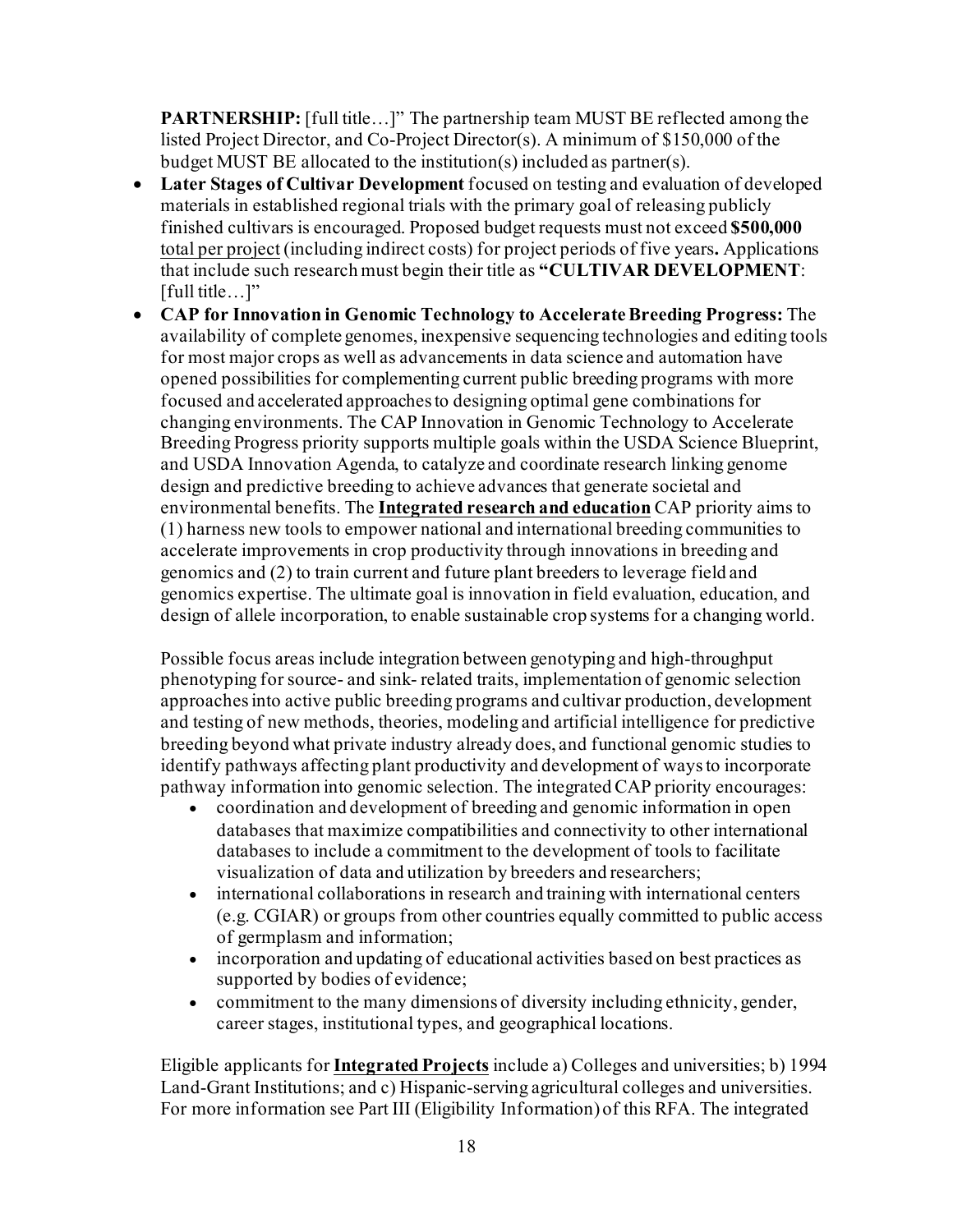**PARTNERSHIP:** [full title…]" The partnership team MUST BE reflected among the listed Project Director, and Co-Project Director(s). A minimum of $150,000 of the budget MUST BE allocated to the institution(s) included as partner(s).

- **Later Stages of Cultivar Development** focused on testing and evaluation of developed materials in established regional trials with the primary goal of releasing publicly finished cultivars is encouraged. Proposed budget requests must not exceed **$500,000** total per project (including indirect costs) for project periods of five years**.** Applications that include such research must begin their title as **"CULTIVAR DEVELOPMENT**: [full title…]"
- **CAP for Innovation in Genomic Technology to Accelerate Breeding Progress:** The availability of complete genomes, inexpensive sequencing technologies and editing tools for most major crops as well as advancements in data science and automation have opened possibilities for complementing current public breeding programs with more focused and accelerated approaches to designing optimal gene combinations for changing environments. The CAP Innovation in Genomic Technology to Accelerate Breeding Progress priority supports multiple goals within the USDA Science Blueprint, and USDA Innovation Agenda, to catalyze and coordinate research linking genome design and predictive breeding to achieve advances that generate societal and environmental benefits. The **Integrated research and education** CAP priority aims to (1) harness new tools to empower national and international breeding communities to accelerate improvements in crop productivity through innovations in breeding and genomics and (2) to train current and future plant breeders to leverage field and genomics expertise. The ultimate goal is innovation in field evaluation, education, and design of allele incorporation, to enable sustainable crop systems for a changing world.

  Possible focus areas include integration between genotyping and high-throughput phenotyping for source- and sink- related traits, implementation of genomic selection approaches into active public breeding programs and cultivar production, development and testing of new methods, theories, modeling and artificial intelligence for predictive breeding beyond what private industry already does, and functional genomic studies to identify pathways affecting plant productivity and development of ways to incorporate pathway information into genomic selection. The integrated CAP priority encourages:

  - coordination and development of breeding and genomic information in open databases that maximize compatibilities and connectivity to other international databases to include a commitment to the development of tools to facilitate visualization of data and utilization by breeders and researchers;
  - international collaborations in research and training with international centers (e.g. CGIAR) or groups from other countries equally committed to public access of germplasm and information;
  - incorporation and updating of educational activities based on best practices as supported by bodies of evidence;
  - commitment to the many dimensions of diversity including ethnicity, gender, career stages, institutional types, and geographical locations.

  Eligible applicants for **Integrated Projects** include a) Colleges and universities; b) 1994 Land-Grant Institutions; and c) Hispanic-serving agricultural colleges and universities. For more information see Part III (Eligibility Information) of this RFA. The integrated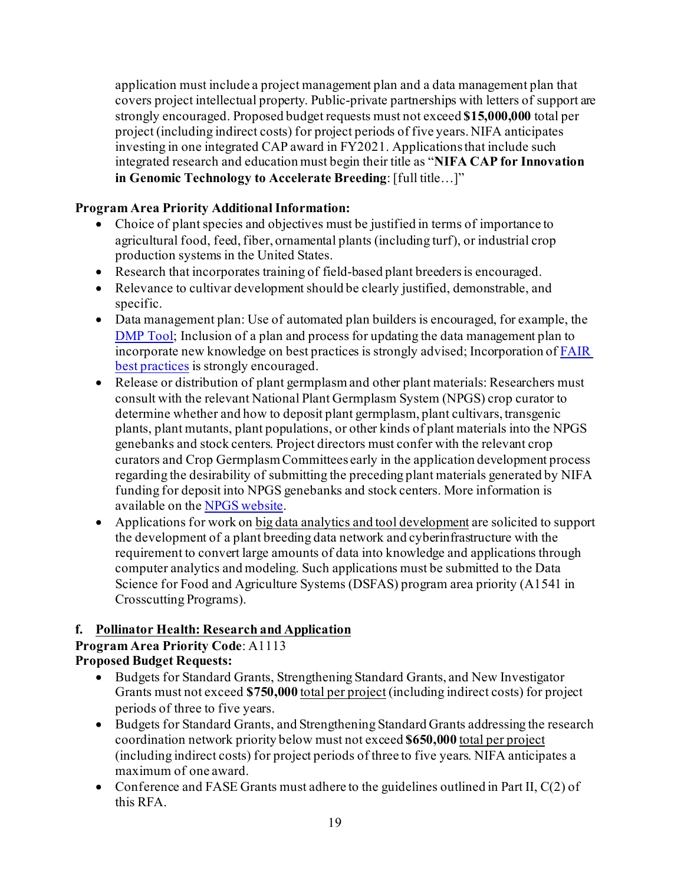application must include a project management plan and a data management plan that covers project intellectual property. Public-private partnerships with letters of support are strongly encouraged. Proposed budget requests must not exceed **$15,000,000** total per project (including indirect costs) for project periods of five years. NIFA anticipates investing in one integrated CAP award in FY2021. Applications that include such integrated research and education must begin their title as "**NIFA CAP for Innovation in Genomic Technology to Accelerate Breeding**: [full title…]"

**Program Area Priority Additional Information:**

- Choice of plant species and objectives must be justified in terms of importance to agricultural food, feed, fiber, ornamental plants (including turf), or industrial crop production systems in the United States.
- Research that incorporates training of field-based plant breeders is encouraged.
- Relevance to cultivar development should be clearly justified, demonstrable, and specific.
- Data management plan: Use of automated plan builders is encouraged, for example, the [DMP Tool](); Inclusion of a plan and process for updating the data management plan to incorporate new knowledge on best practices is strongly advised; Incorporation of [FAIR best practices]() is strongly encouraged.
- Release or distribution of plant germplasm and other plant materials: Researchers must consult with the relevant National Plant Germplasm System (NPGS) crop curator to determine whether and how to deposit plant germplasm, plant cultivars, transgenic plants, plant mutants, plant populations, or other kinds of plant materials into the NPGS genebanks and stock centers. Project directors must confer with the relevant crop curators and Crop Germplasm Committees early in the application development process regarding the desirability of submitting the preceding plant materials generated by NIFA funding for deposit into NPGS genebanks and stock centers. More information is available on the [NPGS website]().
- Applications for work on big data analytics and tool development are solicited to support the development of a plant breeding data network and cyberinfrastructure with the requirement to convert large amounts of data into knowledge and applications through computer analytics and modeling. Such applications must be submitted to the Data Science for Food and Agriculture Systems (DSFAS) program area priority (A1541 in Crosscutting Programs).

**f. Pollinator Health: Research and Application**

**Program Area Priority Code**: A1113

**Proposed Budget Requests:**

- Budgets for Standard Grants, Strengthening Standard Grants, and New Investigator Grants must not exceed **$750,000** total per project (including indirect costs) for project periods of three to five years.
- Budgets for Standard Grants, and Strengthening Standard Grants addressing the research coordination network priority below must not exceed **$650,000** total per project (including indirect costs) for project periods of three to five years. NIFA anticipates a maximum of one award.
- Conference and FASE Grants must adhere to the guidelines outlined in Part II, C(2) of this RFA.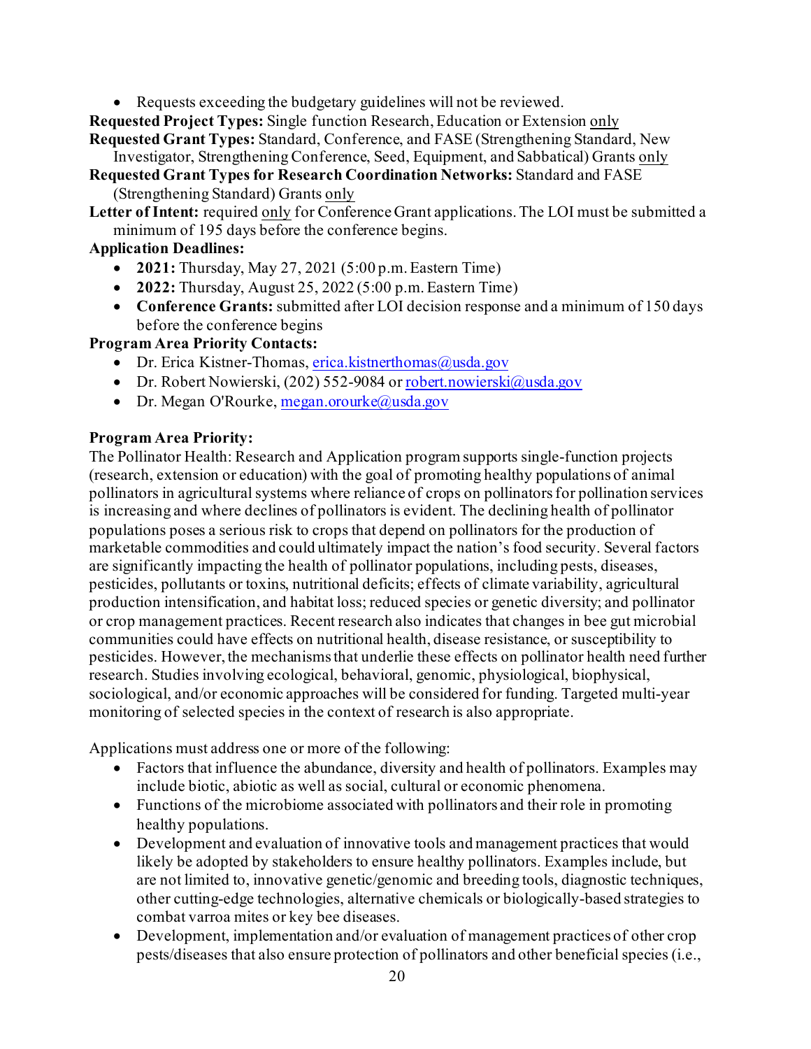- Requests exceeding the budgetary guidelines will not be reviewed.

**Requested Project Types:** Single function Research, Education or Extension only

**Requested Grant Types:** Standard, Conference, and FASE (Strengthening Standard, New Investigator, Strengthening Conference, Seed, Equipment, and Sabbatical) Grants only

**Requested Grant Types for Research Coordination Networks:** Standard and FASE (Strengthening Standard) Grants only

**Letter of Intent:** required only for Conference Grant applications. The LOI must be submitted a minimum of 195 days before the conference begins.

**Application Deadlines:**

- **2021:** Thursday, May 27, 2021 (5:00 p.m. Eastern Time)
- **2022:** Thursday, August 25, 2022 (5:00 p.m. Eastern Time)
- **Conference Grants:** submitted after LOI decision response and a minimum of 150 days before the conference begins

**Program Area Priority Contacts:**

- Dr. Erica Kistner-Thomas, erica.kistnerthomas@usda.gov
- Dr. Robert Nowierski, (202) 552-9084 or robert.nowierski@usda.gov
- Dr. Megan O'Rourke, megan.orourke@usda.gov

**Program Area Priority:**

The Pollinator Health: Research and Application program supports single-function projects (research, extension or education) with the goal of promoting healthy populations of animal pollinators in agricultural systems where reliance of crops on pollinators for pollination services is increasing and where declines of pollinators is evident. The declining health of pollinator populations poses a serious risk to crops that depend on pollinators for the production of marketable commodities and could ultimately impact the nation's food security. Several factors are significantly impacting the health of pollinator populations, including pests, diseases, pesticides, pollutants or toxins, nutritional deficits; effects of climate variability, agricultural production intensification, and habitat loss; reduced species or genetic diversity; and pollinator or crop management practices. Recent research also indicates that changes in bee gut microbial communities could have effects on nutritional health, disease resistance, or susceptibility to pesticides. However, the mechanisms that underlie these effects on pollinator health need further research. Studies involving ecological, behavioral, genomic, physiological, biophysical, sociological, and/or economic approaches will be considered for funding. Targeted multi-year monitoring of selected species in the context of research is also appropriate.

Applications must address one or more of the following:

- Factors that influence the abundance, diversity and health of pollinators. Examples may include biotic, abiotic as well as social, cultural or economic phenomena.
- Functions of the microbiome associated with pollinators and their role in promoting healthy populations.
- Development and evaluation of innovative tools and management practices that would likely be adopted by stakeholders to ensure healthy pollinators. Examples include, but are not limited to, innovative genetic/genomic and breeding tools, diagnostic techniques, other cutting-edge technologies, alternative chemicals or biologically-based strategies to combat varroa mites or key bee diseases.
- Development, implementation and/or evaluation of management practices of other crop pests/diseases that also ensure protection of pollinators and other beneficial species (i.e.,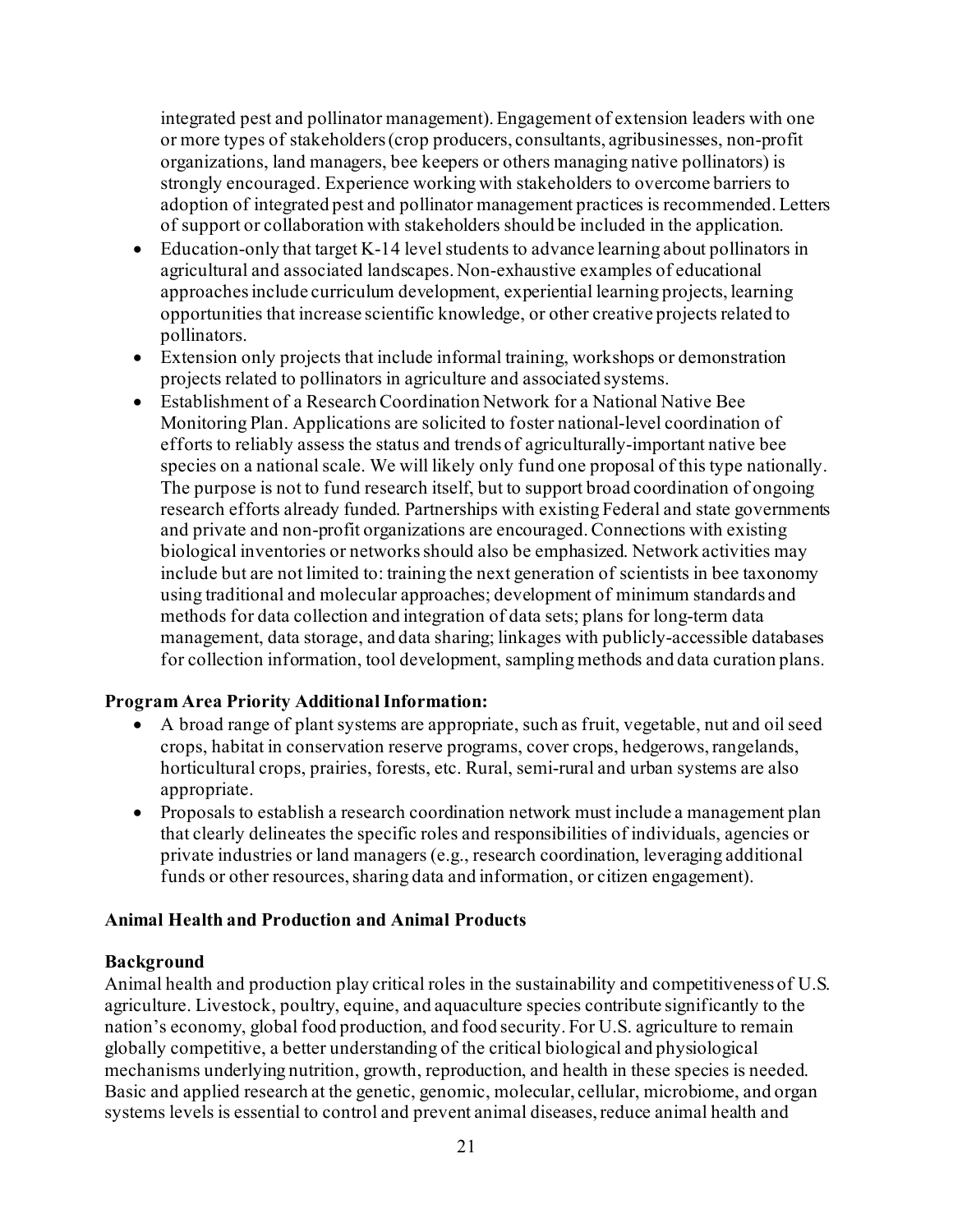integrated pest and pollinator management). Engagement of extension leaders with one or more types of stakeholders (crop producers, consultants, agribusinesses, non-profit organizations, land managers, bee keepers or others managing native pollinators) is strongly encouraged. Experience working with stakeholders to overcome barriers to adoption of integrated pest and pollinator management practices is recommended. Letters of support or collaboration with stakeholders should be included in the application.

- Education-only that target K-14 level students to advance learning about pollinators in agricultural and associated landscapes. Non-exhaustive examples of educational approaches include curriculum development, experiential learning projects, learning opportunities that increase scientific knowledge, or other creative projects related to pollinators.
- Extension only projects that include informal training, workshops or demonstration projects related to pollinators in agriculture and associated systems.
- Establishment of a Research Coordination Network for a National Native Bee Monitoring Plan. Applications are solicited to foster national-level coordination of efforts to reliably assess the status and trends of agriculturally-important native bee species on a national scale. We will likely only fund one proposal of this type nationally. The purpose is not to fund research itself, but to support broad coordination of ongoing research efforts already funded. Partnerships with existing Federal and state governments and private and non-profit organizations are encouraged. Connections with existing biological inventories or networks should also be emphasized. Network activities may include but are not limited to: training the next generation of scientists in bee taxonomy using traditional and molecular approaches; development of minimum standards and methods for data collection and integration of data sets; plans for long-term data management, data storage, and data sharing; linkages with publicly-accessible databases for collection information, tool development, sampling methods and data curation plans.

**Program Area Priority Additional Information:**

- A broad range of plant systems are appropriate, such as fruit, vegetable, nut and oil seed crops, habitat in conservation reserve programs, cover crops, hedgerows, rangelands, horticultural crops, prairies, forests, etc. Rural, semi-rural and urban systems are also appropriate.
- Proposals to establish a research coordination network must include a management plan that clearly delineates the specific roles and responsibilities of individuals, agencies or private industries or land managers (e.g., research coordination, leveraging additional funds or other resources, sharing data and information, or citizen engagement).

## Animal Health and Production and Animal Products

**Background**

Animal health and production play critical roles in the sustainability and competitiveness of U.S. agriculture. Livestock, poultry, equine, and aquaculture species contribute significantly to the nation's economy, global food production, and food security. For U.S. agriculture to remain globally competitive, a better understanding of the critical biological and physiological mechanisms underlying nutrition, growth, reproduction, and health in these species is needed. Basic and applied research at the genetic, genomic, molecular, cellular, microbiome, and organ systems levels is essential to control and prevent animal diseases, reduce animal health and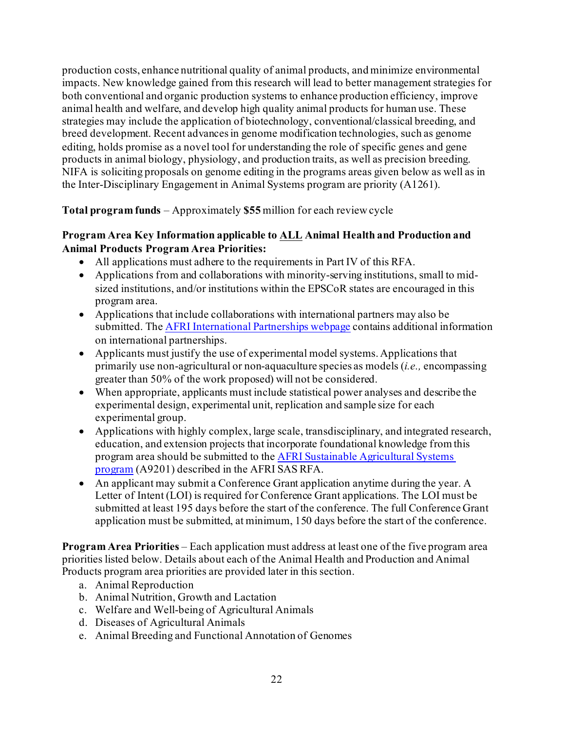production costs, enhance nutritional quality of animal products, and minimize environmental impacts. New knowledge gained from this research will lead to better management strategies for both conventional and organic production systems to enhance production efficiency, improve animal health and welfare, and develop high quality animal products for human use. These strategies may include the application of biotechnology, conventional/classical breeding, and breed development. Recent advances in genome modification technologies, such as genome editing, holds promise as a novel tool for understanding the role of specific genes and gene products in animal biology, physiology, and production traits, as well as precision breeding. NIFA is soliciting proposals on genome editing in the programs areas given below as well as in the Inter-Disciplinary Engagement in Animal Systems program are priority (A1261).

**Total program funds** – Approximately **$55** million for each review cycle

**Program Area Key Information applicable to ALL Animal Health and Production and Animal Products Program Area Priorities:**

- All applications must adhere to the requirements in Part IV of this RFA.
- Applications from and collaborations with minority-serving institutions, small to mid-sized institutions, and/or institutions within the EPSCoR states are encouraged in this program area.
- Applications that include collaborations with international partners may also be submitted. The AFRI International Partnerships webpage contains additional information on international partnerships.
- Applicants must justify the use of experimental model systems. Applications that primarily use non-agricultural or non-aquaculture species as models (*i.e.,* encompassing greater than 50% of the work proposed) will not be considered.
- When appropriate, applicants must include statistical power analyses and describe the experimental design, experimental unit, replication and sample size for each experimental group.
- Applications with highly complex, large scale, transdisciplinary, and integrated research, education, and extension projects that incorporate foundational knowledge from this program area should be submitted to the AFRI Sustainable Agricultural Systems program (A9201) described in the AFRI SAS RFA.
- An applicant may submit a Conference Grant application anytime during the year. A Letter of Intent (LOI) is required for Conference Grant applications. The LOI must be submitted at least 195 days before the start of the conference. The full Conference Grant application must be submitted, at minimum, 150 days before the start of the conference.

**Program Area Priorities** – Each application must address at least one of the five program area priorities listed below. Details about each of the Animal Health and Production and Animal Products program area priorities are provided later in this section.

a. Animal Reproduction
b. Animal Nutrition, Growth and Lactation
c. Welfare and Well-being of Agricultural Animals
d. Diseases of Agricultural Animals
e. Animal Breeding and Functional Annotation of Genomes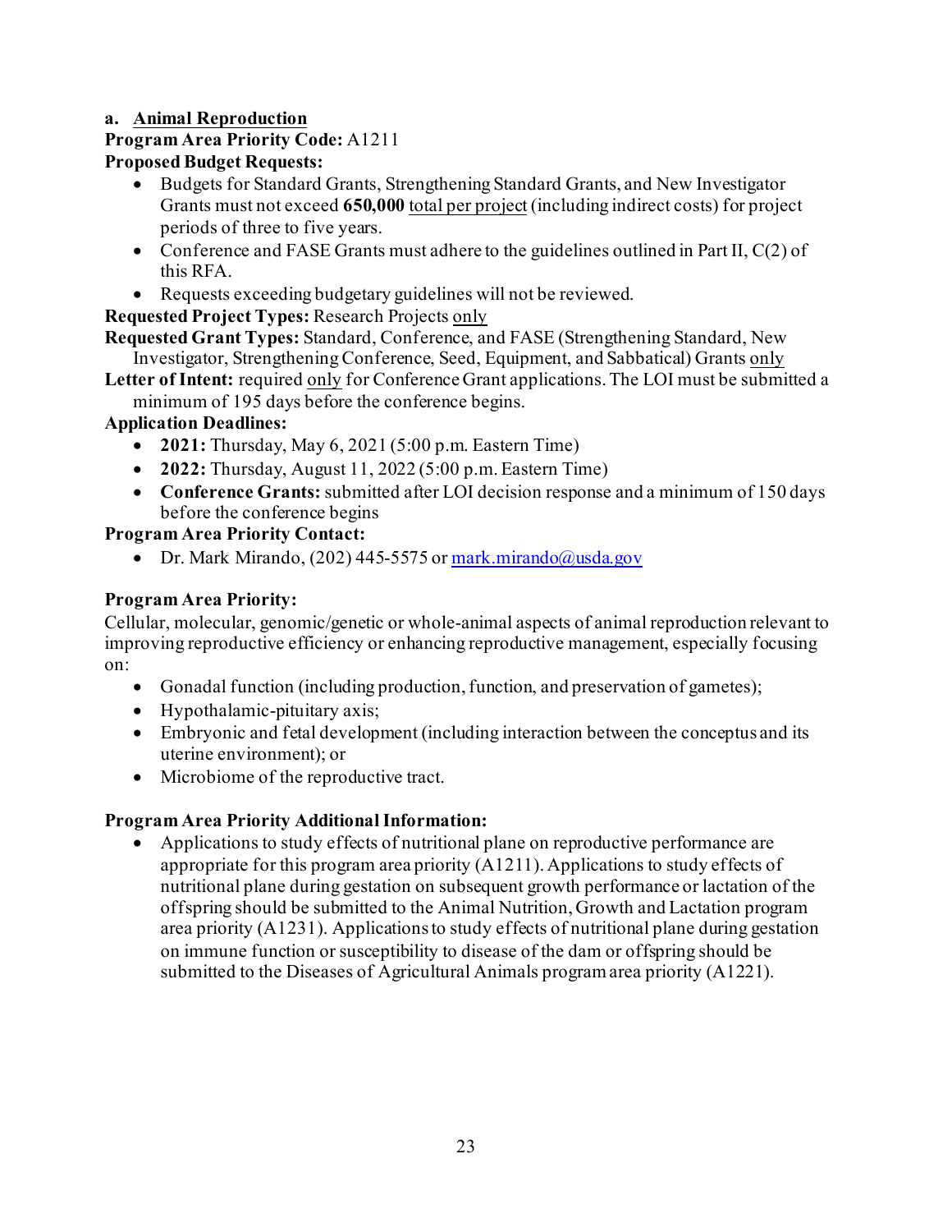**a. Animal Reproduction**

**Program Area Priority Code:** A1211

**Proposed Budget Requests:**

- Budgets for Standard Grants, Strengthening Standard Grants, and New Investigator Grants must not exceed **650,000** total per project (including indirect costs) for project periods of three to five years.
- Conference and FASE Grants must adhere to the guidelines outlined in Part II, C(2) of this RFA.
- Requests exceeding budgetary guidelines will not be reviewed.

**Requested Project Types:** Research Projects only

**Requested Grant Types:** Standard, Conference, and FASE (Strengthening Standard, New Investigator, Strengthening Conference, Seed, Equipment, and Sabbatical) Grants only

**Letter of Intent:** required only for Conference Grant applications. The LOI must be submitted a minimum of 195 days before the conference begins.

**Application Deadlines:**

- **2021:** Thursday, May 6, 2021 (5:00 p.m. Eastern Time)
- **2022:** Thursday, August 11, 2022 (5:00 p.m. Eastern Time)
- **Conference Grants:** submitted after LOI decision response and a minimum of 150 days before the conference begins

**Program Area Priority Contact:**

- Dr. Mark Mirando, (202) 445-5575 or mark.mirando@usda.gov

**Program Area Priority:**

Cellular, molecular, genomic/genetic or whole-animal aspects of animal reproduction relevant to improving reproductive efficiency or enhancing reproductive management, especially focusing on:

- Gonadal function (including production, function, and preservation of gametes);
- Hypothalamic-pituitary axis;
- Embryonic and fetal development (including interaction between the conceptus and its uterine environment); or
- Microbiome of the reproductive tract.

**Program Area Priority Additional Information:**

- Applications to study effects of nutritional plane on reproductive performance are appropriate for this program area priority (A1211). Applications to study effects of nutritional plane during gestation on subsequent growth performance or lactation of the offspring should be submitted to the Animal Nutrition, Growth and Lactation program area priority (A1231). Applications to study effects of nutritional plane during gestation on immune function or susceptibility to disease of the dam or offspring should be submitted to the Diseases of Agricultural Animals program area priority (A1221).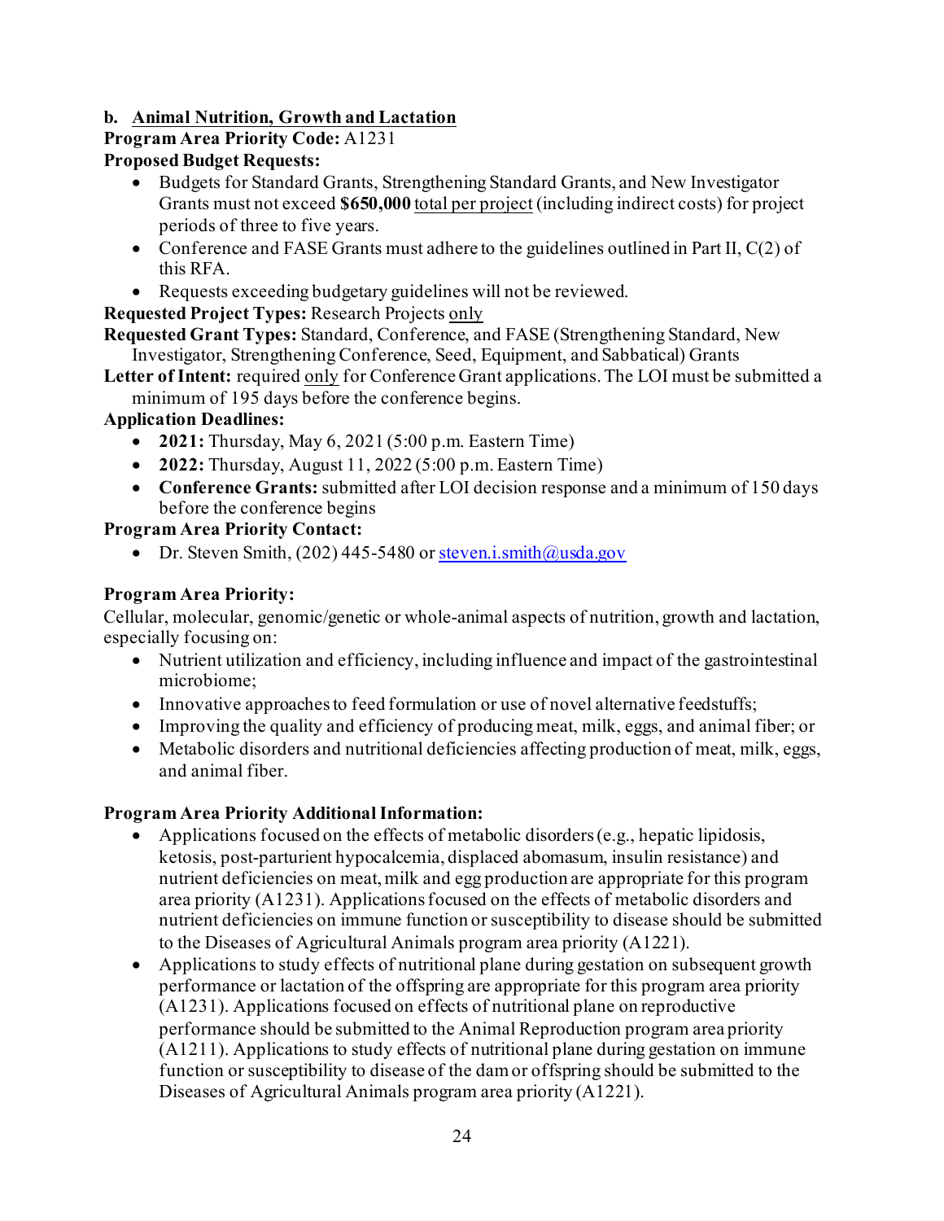### b. Animal Nutrition, Growth and Lactation

**Program Area Priority Code:** A1231

**Proposed Budget Requests:**

- Budgets for Standard Grants, Strengthening Standard Grants, and New Investigator Grants must not exceed **$650,000** total per project (including indirect costs) for project periods of three to five years.
- Conference and FASE Grants must adhere to the guidelines outlined in Part II, C(2) of this RFA.
- Requests exceeding budgetary guidelines will not be reviewed.

**Requested Project Types:** Research Projects only

**Requested Grant Types:** Standard, Conference, and FASE (Strengthening Standard, New Investigator, Strengthening Conference, Seed, Equipment, and Sabbatical) Grants

**Letter of Intent:** required only for Conference Grant applications. The LOI must be submitted a minimum of 195 days before the conference begins.

**Application Deadlines:**

- **2021:** Thursday, May 6, 2021 (5:00 p.m. Eastern Time)
- **2022:** Thursday, August 11, 2022 (5:00 p.m. Eastern Time)
- **Conference Grants:** submitted after LOI decision response and a minimum of 150 days before the conference begins

**Program Area Priority Contact:**

- Dr. Steven Smith, (202) 445-5480 or steven.i.smith@usda.gov

**Program Area Priority:**

Cellular, molecular, genomic/genetic or whole-animal aspects of nutrition, growth and lactation, especially focusing on:

- Nutrient utilization and efficiency, including influence and impact of the gastrointestinal microbiome;
- Innovative approaches to feed formulation or use of novel alternative feedstuffs;
- Improving the quality and efficiency of producing meat, milk, eggs, and animal fiber; or
- Metabolic disorders and nutritional deficiencies affecting production of meat, milk, eggs, and animal fiber.

**Program Area Priority Additional Information:**

- Applications focused on the effects of metabolic disorders (e.g., hepatic lipidosis, ketosis, post-parturient hypocalcemia, displaced abomasum, insulin resistance) and nutrient deficiencies on meat, milk and egg production are appropriate for this program area priority (A1231). Applications focused on the effects of metabolic disorders and nutrient deficiencies on immune function or susceptibility to disease should be submitted to the Diseases of Agricultural Animals program area priority (A1221).
- Applications to study effects of nutritional plane during gestation on subsequent growth performance or lactation of the offspring are appropriate for this program area priority (A1231). Applications focused on effects of nutritional plane on reproductive performance should be submitted to the Animal Reproduction program area priority (A1211). Applications to study effects of nutritional plane during gestation on immune function or susceptibility to disease of the dam or offspring should be submitted to the Diseases of Agricultural Animals program area priority (A1221).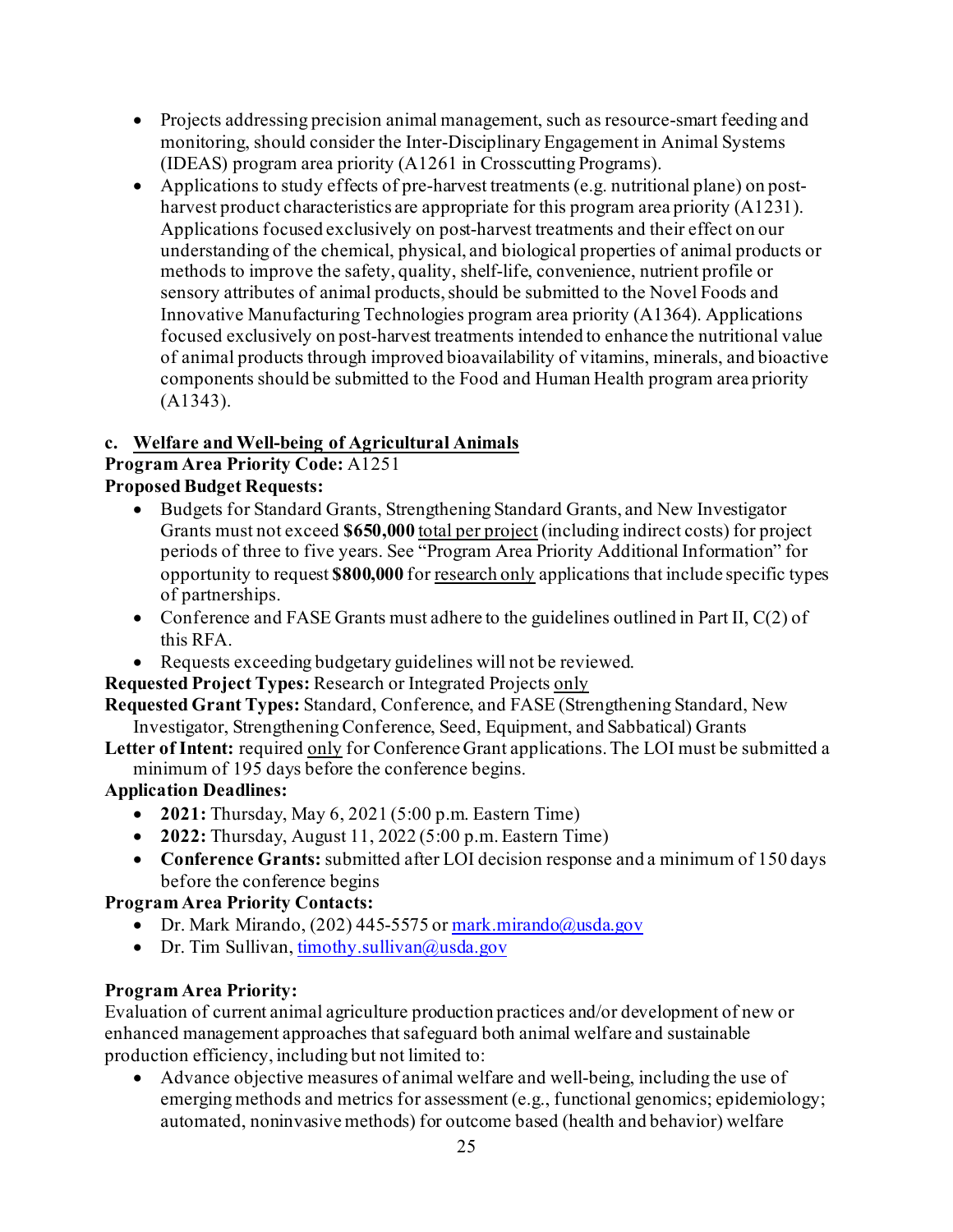- Projects addressing precision animal management, such as resource-smart feeding and monitoring, should consider the Inter-Disciplinary Engagement in Animal Systems (IDEAS) program area priority (A1261 in Crosscutting Programs).
- Applications to study effects of pre-harvest treatments (e.g. nutritional plane) on post-harvest product characteristics are appropriate for this program area priority (A1231). Applications focused exclusively on post-harvest treatments and their effect on our understanding of the chemical, physical, and biological properties of animal products or methods to improve the safety, quality, shelf-life, convenience, nutrient profile or sensory attributes of animal products, should be submitted to the Novel Foods and Innovative Manufacturing Technologies program area priority (A1364). Applications focused exclusively on post-harvest treatments intended to enhance the nutritional value of animal products through improved bioavailability of vitamins, minerals, and bioactive components should be submitted to the Food and Human Health program area priority (A1343).

### c. Welfare and Well-being of Agricultural Animals

**Program Area Priority Code:** A1251

**Proposed Budget Requests:**

- Budgets for Standard Grants, Strengthening Standard Grants, and New Investigator Grants must not exceed **$650,000** total per project (including indirect costs) for project periods of three to five years. See "Program Area Priority Additional Information" for opportunity to request **$800,000** for research only applications that include specific types of partnerships.
- Conference and FASE Grants must adhere to the guidelines outlined in Part II, C(2) of this RFA.
- Requests exceeding budgetary guidelines will not be reviewed.

**Requested Project Types:** Research or Integrated Projects only

**Requested Grant Types:** Standard, Conference, and FASE (Strengthening Standard, New Investigator, Strengthening Conference, Seed, Equipment, and Sabbatical) Grants

**Letter of Intent:** required only for Conference Grant applications. The LOI must be submitted a minimum of 195 days before the conference begins.

**Application Deadlines:**

- **2021:** Thursday, May 6, 2021 (5:00 p.m. Eastern Time)
- **2022:** Thursday, August 11, 2022 (5:00 p.m. Eastern Time)
- **Conference Grants:** submitted after LOI decision response and a minimum of 150 days before the conference begins

**Program Area Priority Contacts:**

- Dr. Mark Mirando, (202) 445-5575 or mark.mirando@usda.gov
- Dr. Tim Sullivan, timothy.sullivan@usda.gov

**Program Area Priority:**

Evaluation of current animal agriculture production practices and/or development of new or enhanced management approaches that safeguard both animal welfare and sustainable production efficiency, including but not limited to:

- Advance objective measures of animal welfare and well-being, including the use of emerging methods and metrics for assessment (e.g., functional genomics; epidemiology; automated, noninvasive methods) for outcome based (health and behavior) welfare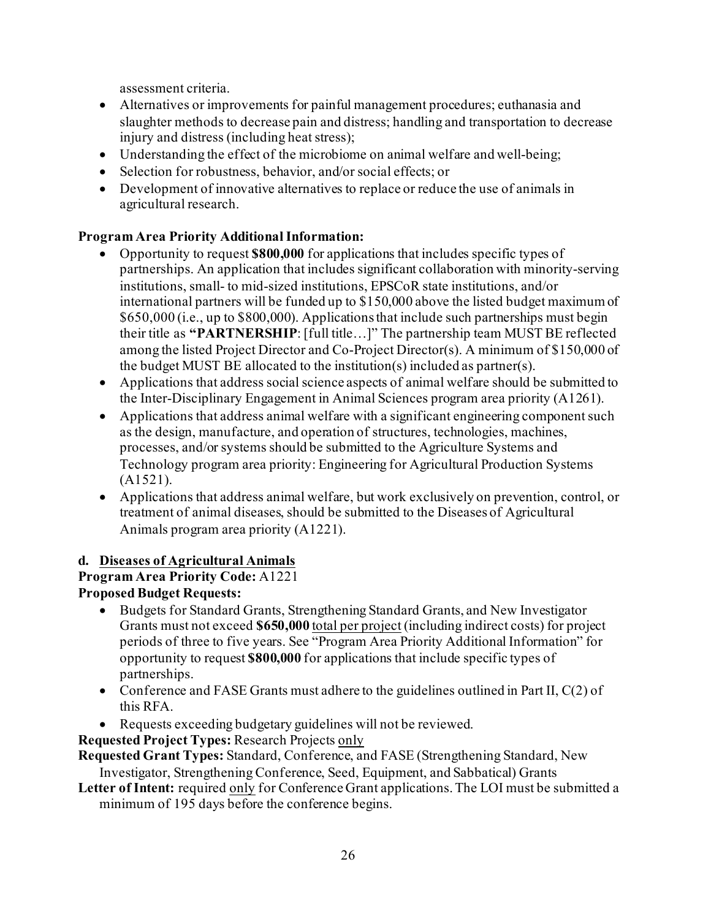assessment criteria.

- Alternatives or improvements for painful management procedures; euthanasia and slaughter methods to decrease pain and distress; handling and transportation to decrease injury and distress (including heat stress);
- Understanding the effect of the microbiome on animal welfare and well-being;
- Selection for robustness, behavior, and/or social effects; or
- Development of innovative alternatives to replace or reduce the use of animals in agricultural research.

**Program Area Priority Additional Information:**

- Opportunity to request **$800,000** for applications that includes specific types of partnerships. An application that includes significant collaboration with minority-serving institutions, small- to mid-sized institutions, EPSCoR state institutions, and/or international partners will be funded up to $150,000 above the listed budget maximum of $650,000 (i.e., up to $800,000). Applications that include such partnerships must begin their title as **"PARTNERSHIP**: [full title…]" The partnership team MUST BE reflected among the listed Project Director and Co-Project Director(s). A minimum of $150,000 of the budget MUST BE allocated to the institution(s) included as partner(s).
- Applications that address social science aspects of animal welfare should be submitted to the Inter-Disciplinary Engagement in Animal Sciences program area priority (A1261).
- Applications that address animal welfare with a significant engineering component such as the design, manufacture, and operation of structures, technologies, machines, processes, and/or systems should be submitted to the Agriculture Systems and Technology program area priority: Engineering for Agricultural Production Systems (A1521).
- Applications that address animal welfare, but work exclusively on prevention, control, or treatment of animal diseases, should be submitted to the Diseases of Agricultural Animals program area priority (A1221).

**d. Diseases of Agricultural Animals**

**Program Area Priority Code:** A1221

**Proposed Budget Requests:**

- Budgets for Standard Grants, Strengthening Standard Grants, and New Investigator Grants must not exceed **$650,000** total per project (including indirect costs) for project periods of three to five years. See "Program Area Priority Additional Information" for opportunity to request **$800,000** for applications that include specific types of partnerships.
- Conference and FASE Grants must adhere to the guidelines outlined in Part II, C(2) of this RFA.
- Requests exceeding budgetary guidelines will not be reviewed.

**Requested Project Types:** Research Projects only

**Requested Grant Types:** Standard, Conference, and FASE (Strengthening Standard, New Investigator, Strengthening Conference, Seed, Equipment, and Sabbatical) Grants

**Letter of Intent:** required only for Conference Grant applications. The LOI must be submitted a minimum of 195 days before the conference begins.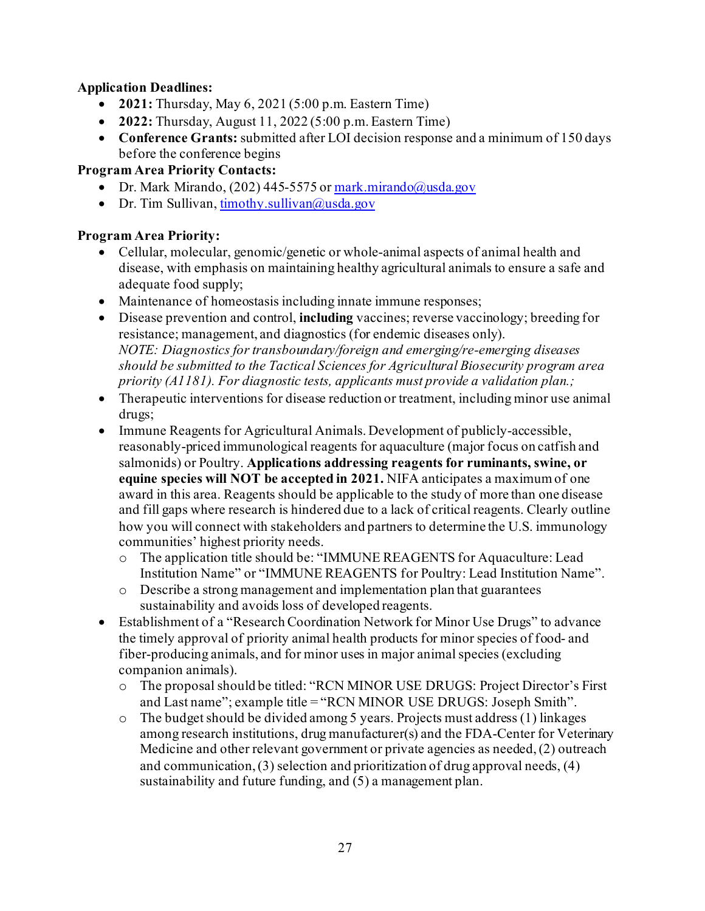**Application Deadlines:**

- **2021:** Thursday, May 6, 2021 (5:00 p.m. Eastern Time)
- **2022:** Thursday, August 11, 2022 (5:00 p.m. Eastern Time)
- **Conference Grants:** submitted after LOI decision response and a minimum of 150 days before the conference begins

**Program Area Priority Contacts:**

- Dr. Mark Mirando, (202) 445-5575 or mark.mirando@usda.gov
- Dr. Tim Sullivan, timothy.sullivan@usda.gov

**Program Area Priority:**

- Cellular, molecular, genomic/genetic or whole-animal aspects of animal health and disease, with emphasis on maintaining healthy agricultural animals to ensure a safe and adequate food supply;
- Maintenance of homeostasis including innate immune responses;
- Disease prevention and control, **including** vaccines; reverse vaccinology; breeding for resistance; management, and diagnostics (for endemic diseases only). *NOTE: Diagnostics for transboundary/foreign and emerging/re-emerging diseases should be submitted to the Tactical Sciences for Agricultural Biosecurity program area priority (A1181). For diagnostic tests, applicants must provide a validation plan.;*
- Therapeutic interventions for disease reduction or treatment, including minor use animal drugs;
- Immune Reagents for Agricultural Animals. Development of publicly-accessible, reasonably-priced immunological reagents for aquaculture (major focus on catfish and salmonids) or Poultry. **Applications addressing reagents for ruminants, swine, or equine species will NOT be accepted in 2021.** NIFA anticipates a maximum of one award in this area. Reagents should be applicable to the study of more than one disease and fill gaps where research is hindered due to a lack of critical reagents. Clearly outline how you will connect with stakeholders and partners to determine the U.S. immunology communities' highest priority needs.
  - The application title should be: "IMMUNE REAGENTS for Aquaculture: Lead Institution Name" or "IMMUNE REAGENTS for Poultry: Lead Institution Name".
  - Describe a strong management and implementation plan that guarantees sustainability and avoids loss of developed reagents.
- Establishment of a "Research Coordination Network for Minor Use Drugs" to advance the timely approval of priority animal health products for minor species of food- and fiber-producing animals, and for minor uses in major animal species (excluding companion animals).
  - The proposal should be titled: "RCN MINOR USE DRUGS: Project Director's First and Last name"; example title = "RCN MINOR USE DRUGS: Joseph Smith".
  - The budget should be divided among 5 years. Projects must address (1) linkages among research institutions, drug manufacturer(s) and the FDA-Center for Veterinary Medicine and other relevant government or private agencies as needed, (2) outreach and communication, (3) selection and prioritization of drug approval needs, (4) sustainability and future funding, and (5) a management plan.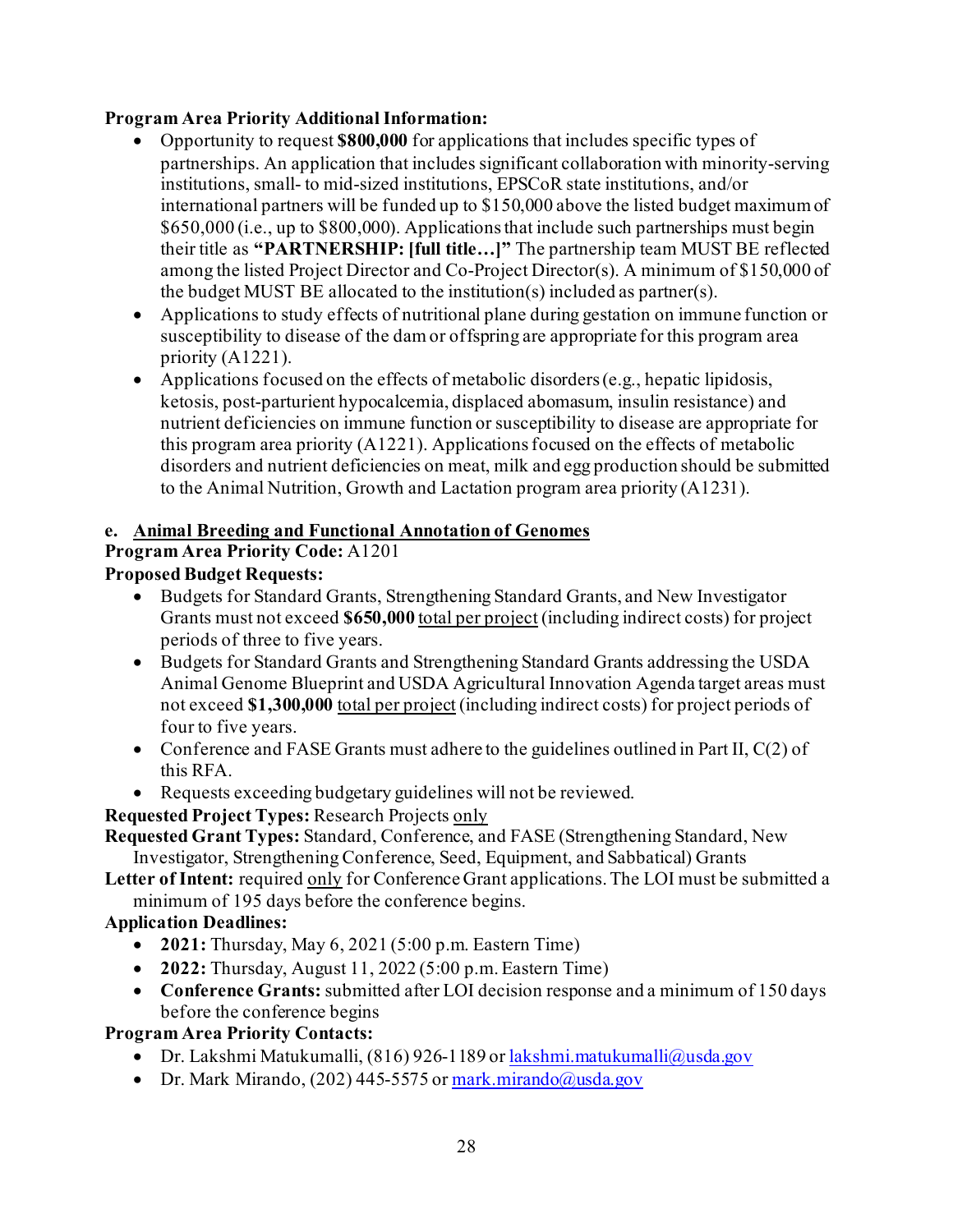**Program Area Priority Additional Information:**

- Opportunity to request **$800,000** for applications that includes specific types of partnerships. An application that includes significant collaboration with minority-serving institutions, small- to mid-sized institutions, EPSCoR state institutions, and/or international partners will be funded up to $150,000 above the listed budget maximum of $650,000 (i.e., up to $800,000). Applications that include such partnerships must begin their title as **"PARTNERSHIP: [full title…]"** The partnership team MUST BE reflected among the listed Project Director and Co-Project Director(s). A minimum of $150,000 of the budget MUST BE allocated to the institution(s) included as partner(s).
- Applications to study effects of nutritional plane during gestation on immune function or susceptibility to disease of the dam or offspring are appropriate for this program area priority (A1221).
- Applications focused on the effects of metabolic disorders (e.g., hepatic lipidosis, ketosis, post-parturient hypocalcemia, displaced abomasum, insulin resistance) and nutrient deficiencies on immune function or susceptibility to disease are appropriate for this program area priority (A1221). Applications focused on the effects of metabolic disorders and nutrient deficiencies on meat, milk and egg production should be submitted to the Animal Nutrition, Growth and Lactation program area priority (A1231).

**e. Animal Breeding and Functional Annotation of Genomes**

**Program Area Priority Code:** A1201

**Proposed Budget Requests:**

- Budgets for Standard Grants, Strengthening Standard Grants, and New Investigator Grants must not exceed **$650,000** total per project (including indirect costs) for project periods of three to five years.
- Budgets for Standard Grants and Strengthening Standard Grants addressing the USDA Animal Genome Blueprint and USDA Agricultural Innovation Agenda target areas must not exceed **$1,300,000** total per project (including indirect costs) for project periods of four to five years.
- Conference and FASE Grants must adhere to the guidelines outlined in Part II, C(2) of this RFA.
- Requests exceeding budgetary guidelines will not be reviewed.

**Requested Project Types:** Research Projects only

**Requested Grant Types:** Standard, Conference, and FASE (Strengthening Standard, New Investigator, Strengthening Conference, Seed, Equipment, and Sabbatical) Grants

**Letter of Intent:** required only for Conference Grant applications. The LOI must be submitted a minimum of 195 days before the conference begins.

**Application Deadlines:**

- **2021:** Thursday, May 6, 2021 (5:00 p.m. Eastern Time)
- **2022:** Thursday, August 11, 2022 (5:00 p.m. Eastern Time)
- **Conference Grants:** submitted after LOI decision response and a minimum of 150 days before the conference begins

**Program Area Priority Contacts:**

- Dr. Lakshmi Matukumalli, (816) 926-1189 or lakshmi.matukumalli@usda.gov
- Dr. Mark Mirando, (202) 445-5575 or mark.mirando@usda.gov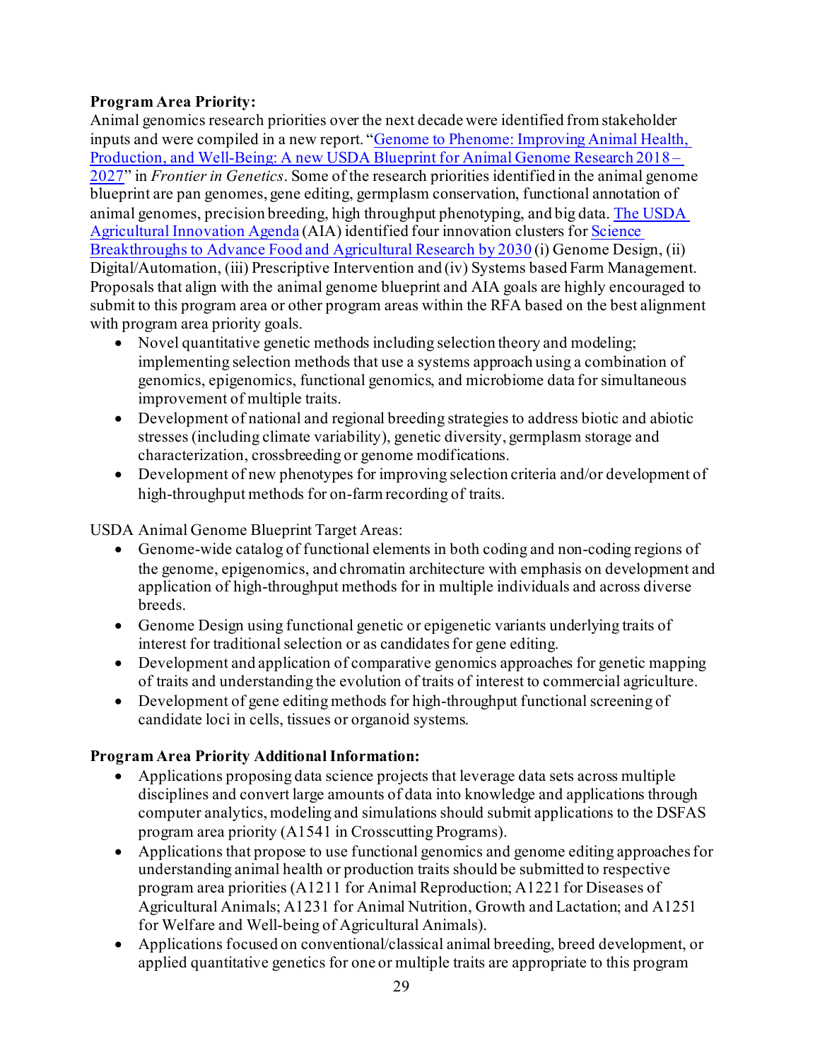**Program Area Priority:**
Animal genomics research priorities over the next decade were identified from stakeholder inputs and were compiled in a new report. "Genome to Phenome: Improving Animal Health, Production, and Well-Being: A new USDA Blueprint for Animal Genome Research 2018 – 2027" in *Frontier in Genetics*. Some of the research priorities identified in the animal genome blueprint are pan genomes, gene editing, germplasm conservation, functional annotation of animal genomes, precision breeding, high throughput phenotyping, and big data. The USDA Agricultural Innovation Agenda (AIA) identified four innovation clusters for Science Breakthroughs to Advance Food and Agricultural Research by 2030 (i) Genome Design, (ii) Digital/Automation, (iii) Prescriptive Intervention and (iv) Systems based Farm Management. Proposals that align with the animal genome blueprint and AIA goals are highly encouraged to submit to this program area or other program areas within the RFA based on the best alignment with program area priority goals.

- Novel quantitative genetic methods including selection theory and modeling; implementing selection methods that use a systems approach using a combination of genomics, epigenomics, functional genomics, and microbiome data for simultaneous improvement of multiple traits.
- Development of national and regional breeding strategies to address biotic and abiotic stresses (including climate variability), genetic diversity, germplasm storage and characterization, crossbreeding or genome modifications.
- Development of new phenotypes for improving selection criteria and/or development of high-throughput methods for on-farm recording of traits.

USDA Animal Genome Blueprint Target Areas:

- Genome-wide catalog of functional elements in both coding and non-coding regions of the genome, epigenomics, and chromatin architecture with emphasis on development and application of high-throughput methods for in multiple individuals and across diverse breeds.
- Genome Design using functional genetic or epigenetic variants underlying traits of interest for traditional selection or as candidates for gene editing.
- Development and application of comparative genomics approaches for genetic mapping of traits and understanding the evolution of traits of interest to commercial agriculture.
- Development of gene editing methods for high-throughput functional screening of candidate loci in cells, tissues or organoid systems.

**Program Area Priority Additional Information:**

- Applications proposing data science projects that leverage data sets across multiple disciplines and convert large amounts of data into knowledge and applications through computer analytics, modeling and simulations should submit applications to the DSFAS program area priority (A1541 in Crosscutting Programs).
- Applications that propose to use functional genomics and genome editing approaches for understanding animal health or production traits should be submitted to respective program area priorities (A1211 for Animal Reproduction; A1221 for Diseases of Agricultural Animals; A1231 for Animal Nutrition, Growth and Lactation; and A1251 for Welfare and Well-being of Agricultural Animals).
- Applications focused on conventional/classical animal breeding, breed development, or applied quantitative genetics for one or multiple traits are appropriate to this program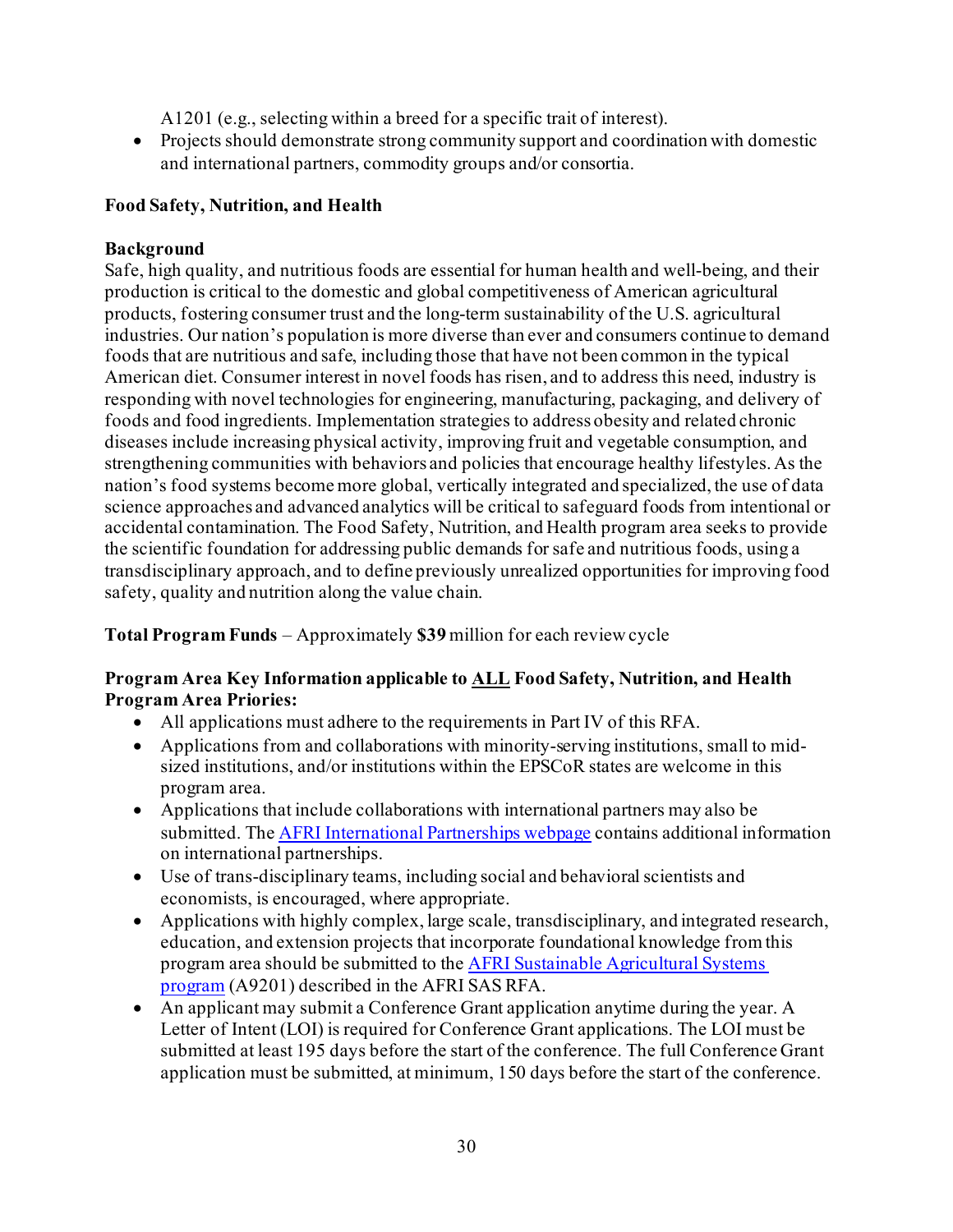A1201 (e.g., selecting within a breed for a specific trait of interest).

- Projects should demonstrate strong community support and coordination with domestic and international partners, commodity groups and/or consortia.

**Food Safety, Nutrition, and Health**

**Background**

Safe, high quality, and nutritious foods are essential for human health and well-being, and their production is critical to the domestic and global competitiveness of American agricultural products, fostering consumer trust and the long-term sustainability of the U.S. agricultural industries. Our nation's population is more diverse than ever and consumers continue to demand foods that are nutritious and safe, including those that have not been common in the typical American diet. Consumer interest in novel foods has risen, and to address this need, industry is responding with novel technologies for engineering, manufacturing, packaging, and delivery of foods and food ingredients. Implementation strategies to address obesity and related chronic diseases include increasing physical activity, improving fruit and vegetable consumption, and strengthening communities with behaviors and policies that encourage healthy lifestyles. As the nation's food systems become more global, vertically integrated and specialized, the use of data science approaches and advanced analytics will be critical to safeguard foods from intentional or accidental contamination. The Food Safety, Nutrition, and Health program area seeks to provide the scientific foundation for addressing public demands for safe and nutritious foods, using a transdisciplinary approach, and to define previously unrealized opportunities for improving food safety, quality and nutrition along the value chain.

**Total Program Funds** – Approximately **$39** million for each review cycle

**Program Area Key Information applicable to ALL Food Safety, Nutrition, and Health Program Area Priories:**

- All applications must adhere to the requirements in Part IV of this RFA.
- Applications from and collaborations with minority-serving institutions, small to mid-sized institutions, and/or institutions within the EPSCoR states are welcome in this program area.
- Applications that include collaborations with international partners may also be submitted. The AFRI International Partnerships webpage contains additional information on international partnerships.
- Use of trans-disciplinary teams, including social and behavioral scientists and economists, is encouraged, where appropriate.
- Applications with highly complex, large scale, transdisciplinary, and integrated research, education, and extension projects that incorporate foundational knowledge from this program area should be submitted to the AFRI Sustainable Agricultural Systems program (A9201) described in the AFRI SAS RFA.
- An applicant may submit a Conference Grant application anytime during the year. A Letter of Intent (LOI) is required for Conference Grant applications. The LOI must be submitted at least 195 days before the start of the conference. The full Conference Grant application must be submitted, at minimum, 150 days before the start of the conference.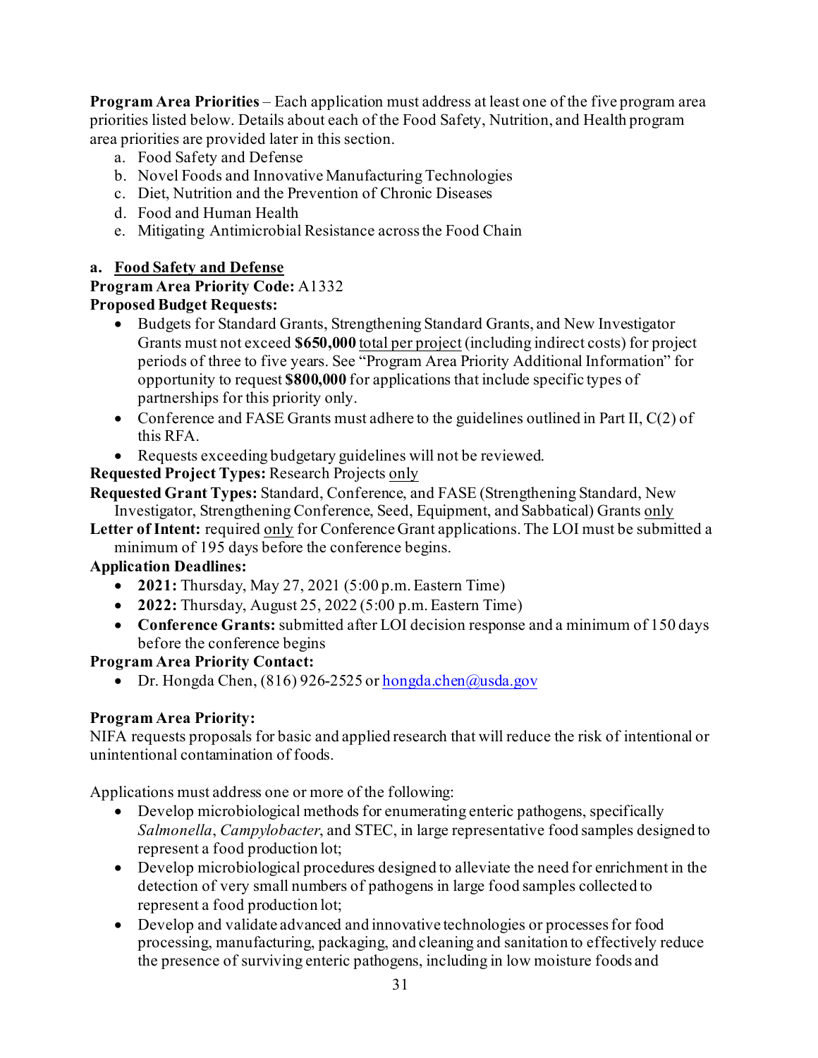**Program Area Priorities** – Each application must address at least one of the five program area priorities listed below. Details about each of the Food Safety, Nutrition, and Health program area priorities are provided later in this section.

a. Food Safety and Defense
b. Novel Foods and Innovative Manufacturing Technologies
c. Diet, Nutrition and the Prevention of Chronic Diseases
d. Food and Human Health
e. Mitigating Antimicrobial Resistance across the Food Chain

**a. Food Safety and Defense**

**Program Area Priority Code:** A1332

**Proposed Budget Requests:**

- Budgets for Standard Grants, Strengthening Standard Grants, and New Investigator Grants must not exceed **$650,000** total per project (including indirect costs) for project periods of three to five years. See "Program Area Priority Additional Information" for opportunity to request **$800,000** for applications that include specific types of partnerships for this priority only.
- Conference and FASE Grants must adhere to the guidelines outlined in Part II, C(2) of this RFA.
- Requests exceeding budgetary guidelines will not be reviewed.

**Requested Project Types:** Research Projects only

**Requested Grant Types:** Standard, Conference, and FASE (Strengthening Standard, New Investigator, Strengthening Conference, Seed, Equipment, and Sabbatical) Grants only

**Letter of Intent:** required only for Conference Grant applications. The LOI must be submitted a minimum of 195 days before the conference begins.

**Application Deadlines:**

- **2021:** Thursday, May 27, 2021 (5:00 p.m. Eastern Time)
- **2022:** Thursday, August 25, 2022 (5:00 p.m. Eastern Time)
- **Conference Grants:** submitted after LOI decision response and a minimum of 150 days before the conference begins

**Program Area Priority Contact:**

- Dr. Hongda Chen, (816) 926-2525 or hongda.chen@usda.gov

**Program Area Priority:**

NIFA requests proposals for basic and applied research that will reduce the risk of intentional or unintentional contamination of foods.

Applications must address one or more of the following:

- Develop microbiological methods for enumerating enteric pathogens, specifically *Salmonella*, *Campylobacter*, and STEC, in large representative food samples designed to represent a food production lot;
- Develop microbiological procedures designed to alleviate the need for enrichment in the detection of very small numbers of pathogens in large food samples collected to represent a food production lot;
- Develop and validate advanced and innovative technologies or processes for food processing, manufacturing, packaging, and cleaning and sanitation to effectively reduce the presence of surviving enteric pathogens, including in low moisture foods and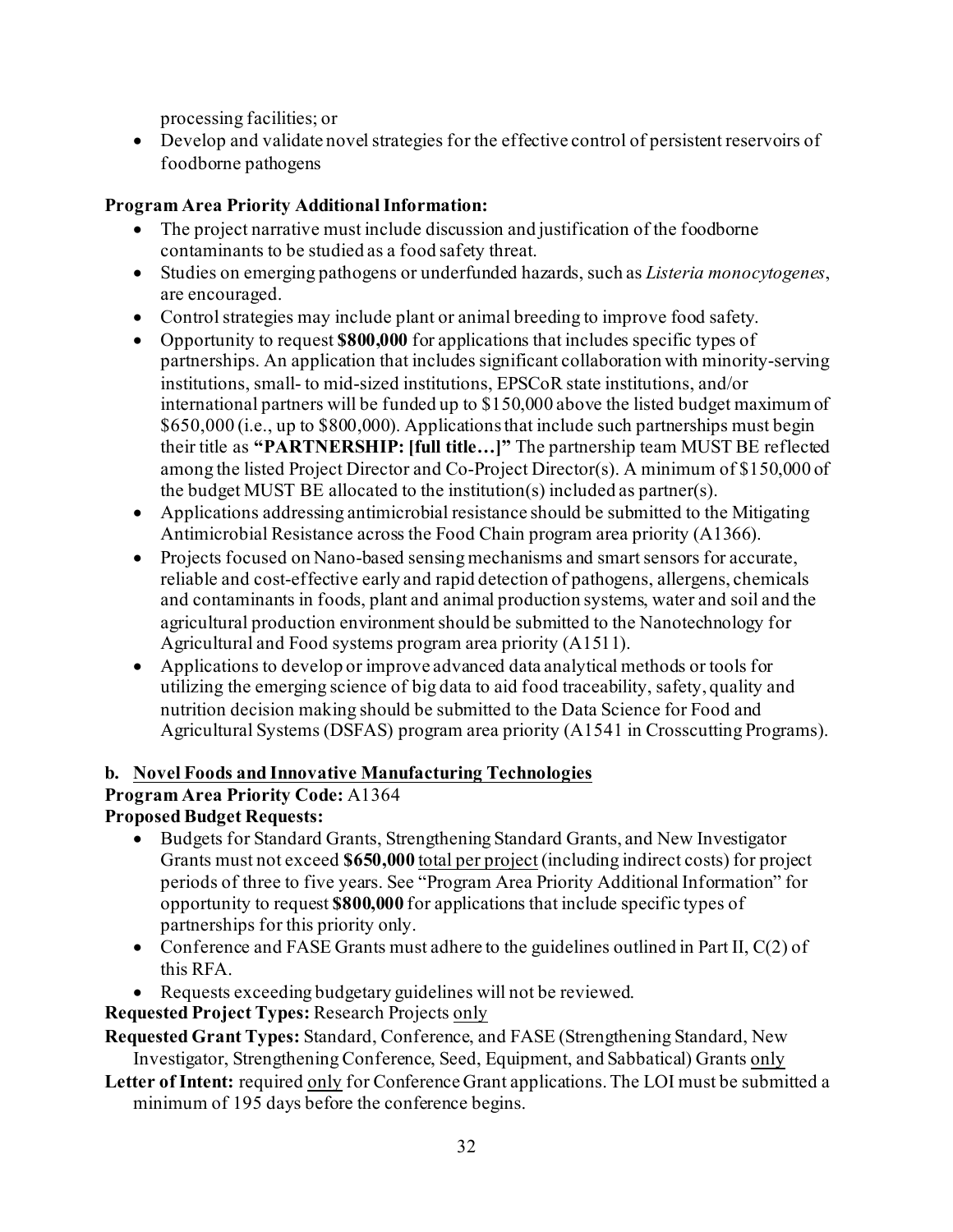processing facilities; or

- Develop and validate novel strategies for the effective control of persistent reservoirs of foodborne pathogens

**Program Area Priority Additional Information:**

- The project narrative must include discussion and justification of the foodborne contaminants to be studied as a food safety threat.
- Studies on emerging pathogens or underfunded hazards, such as *Listeria monocytogenes*, are encouraged.
- Control strategies may include plant or animal breeding to improve food safety.
- Opportunity to request **$800,000** for applications that includes specific types of partnerships. An application that includes significant collaboration with minority-serving institutions, small- to mid-sized institutions, EPSCoR state institutions, and/or international partners will be funded up to $150,000 above the listed budget maximum of $650,000 (i.e., up to $800,000). Applications that include such partnerships must begin their title as **"PARTNERSHIP: [full title…]"** The partnership team MUST BE reflected among the listed Project Director and Co-Project Director(s). A minimum of $150,000 of the budget MUST BE allocated to the institution(s) included as partner(s).
- Applications addressing antimicrobial resistance should be submitted to the Mitigating Antimicrobial Resistance across the Food Chain program area priority (A1366).
- Projects focused on Nano-based sensing mechanisms and smart sensors for accurate, reliable and cost-effective early and rapid detection of pathogens, allergens, chemicals and contaminants in foods, plant and animal production systems, water and soil and the agricultural production environment should be submitted to the Nanotechnology for Agricultural and Food systems program area priority (A1511).
- Applications to develop or improve advanced data analytical methods or tools for utilizing the emerging science of big data to aid food traceability, safety, quality and nutrition decision making should be submitted to the Data Science for Food and Agricultural Systems (DSFAS) program area priority (A1541 in Crosscutting Programs).

**b. Novel Foods and Innovative Manufacturing Technologies**

**Program Area Priority Code:** A1364

**Proposed Budget Requests:**

- Budgets for Standard Grants, Strengthening Standard Grants, and New Investigator Grants must not exceed **$650,000** total per project (including indirect costs) for project periods of three to five years. See "Program Area Priority Additional Information" for opportunity to request **$800,000** for applications that include specific types of partnerships for this priority only.
- Conference and FASE Grants must adhere to the guidelines outlined in Part II, C(2) of this RFA.
- Requests exceeding budgetary guidelines will not be reviewed.

**Requested Project Types:** Research Projects only

**Requested Grant Types:** Standard, Conference, and FASE (Strengthening Standard, New Investigator, Strengthening Conference, Seed, Equipment, and Sabbatical) Grants only

**Letter of Intent:** required only for Conference Grant applications. The LOI must be submitted a minimum of 195 days before the conference begins.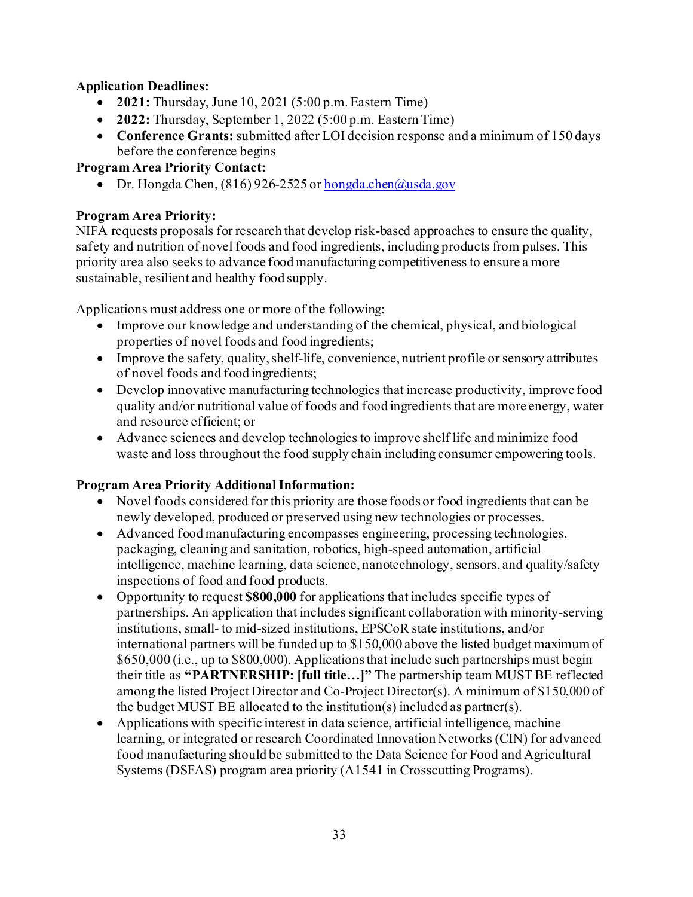**Application Deadlines:**

- **2021:** Thursday, June 10, 2021 (5:00 p.m. Eastern Time)
- **2022:** Thursday, September 1, 2022 (5:00 p.m. Eastern Time)
- **Conference Grants:** submitted after LOI decision response and a minimum of 150 days before the conference begins

**Program Area Priority Contact:**

- Dr. Hongda Chen, (816) 926-2525 or hongda.chen@usda.gov

**Program Area Priority:**

NIFA requests proposals for research that develop risk-based approaches to ensure the quality, safety and nutrition of novel foods and food ingredients, including products from pulses. This priority area also seeks to advance food manufacturing competitiveness to ensure a more sustainable, resilient and healthy food supply.

Applications must address one or more of the following:

- Improve our knowledge and understanding of the chemical, physical, and biological properties of novel foods and food ingredients;
- Improve the safety, quality, shelf-life, convenience, nutrient profile or sensory attributes of novel foods and food ingredients;
- Develop innovative manufacturing technologies that increase productivity, improve food quality and/or nutritional value of foods and food ingredients that are more energy, water and resource efficient; or
- Advance sciences and develop technologies to improve shelf life and minimize food waste and loss throughout the food supply chain including consumer empowering tools.

**Program Area Priority Additional Information:**

- Novel foods considered for this priority are those foods or food ingredients that can be newly developed, produced or preserved using new technologies or processes.
- Advanced food manufacturing encompasses engineering, processing technologies, packaging, cleaning and sanitation, robotics, high-speed automation, artificial intelligence, machine learning, data science, nanotechnology, sensors, and quality/safety inspections of food and food products.
- Opportunity to request **$800,000** for applications that includes specific types of partnerships. An application that includes significant collaboration with minority-serving institutions, small- to mid-sized institutions, EPSCoR state institutions, and/or international partners will be funded up to $150,000 above the listed budget maximum of $650,000 (i.e., up to $800,000). Applications that include such partnerships must begin their title as **"PARTNERSHIP: [full title…]"** The partnership team MUST BE reflected among the listed Project Director and Co-Project Director(s). A minimum of $150,000 of the budget MUST BE allocated to the institution(s) included as partner(s).
- Applications with specific interest in data science, artificial intelligence, machine learning, or integrated or research Coordinated Innovation Networks (CIN) for advanced food manufacturing should be submitted to the Data Science for Food and Agricultural Systems (DSFAS) program area priority (A1541 in Crosscutting Programs).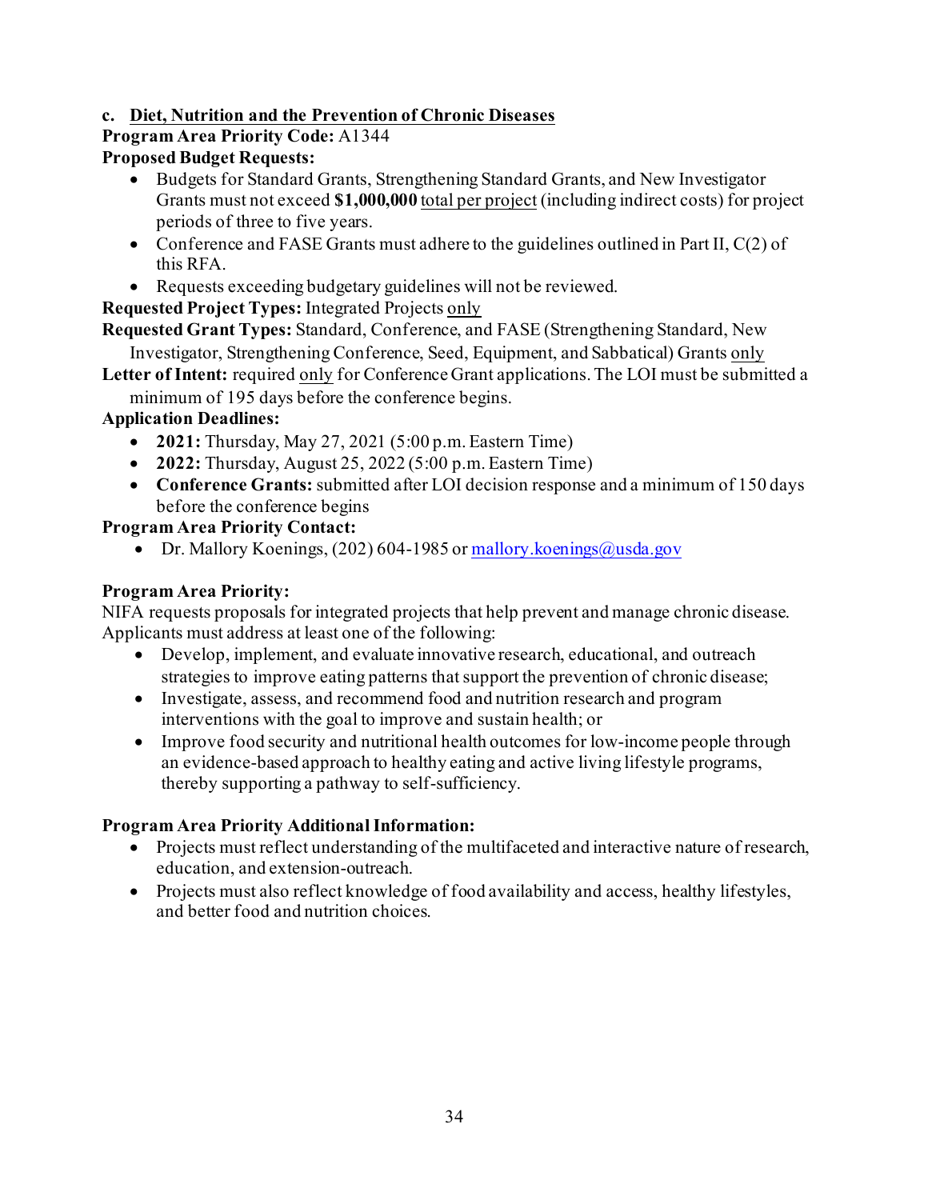### c. Diet, Nutrition and the Prevention of Chronic Diseases

**Program Area Priority Code:** A1344

**Proposed Budget Requests:**

- Budgets for Standard Grants, Strengthening Standard Grants, and New Investigator Grants must not exceed **$1,000,000** total per project (including indirect costs) for project periods of three to five years.
- Conference and FASE Grants must adhere to the guidelines outlined in Part II, C(2) of this RFA.
- Requests exceeding budgetary guidelines will not be reviewed.

**Requested Project Types:** Integrated Projects only

**Requested Grant Types:** Standard, Conference, and FASE (Strengthening Standard, New Investigator, Strengthening Conference, Seed, Equipment, and Sabbatical) Grants only

**Letter of Intent:** required only for Conference Grant applications. The LOI must be submitted a minimum of 195 days before the conference begins.

**Application Deadlines:**

- **2021:** Thursday, May 27, 2021 (5:00 p.m. Eastern Time)
- **2022:** Thursday, August 25, 2022 (5:00 p.m. Eastern Time)
- **Conference Grants:** submitted after LOI decision response and a minimum of 150 days before the conference begins

**Program Area Priority Contact:**

- Dr. Mallory Koenings, (202) 604-1985 or mallory.koenings@usda.gov

**Program Area Priority:**

NIFA requests proposals for integrated projects that help prevent and manage chronic disease. Applicants must address at least one of the following:

- Develop, implement, and evaluate innovative research, educational, and outreach strategies to improve eating patterns that support the prevention of chronic disease;
- Investigate, assess, and recommend food and nutrition research and program interventions with the goal to improve and sustain health; or
- Improve food security and nutritional health outcomes for low-income people through an evidence-based approach to healthy eating and active living lifestyle programs, thereby supporting a pathway to self-sufficiency.

**Program Area Priority Additional Information:**

- Projects must reflect understanding of the multifaceted and interactive nature of research, education, and extension-outreach.
- Projects must also reflect knowledge of food availability and access, healthy lifestyles, and better food and nutrition choices.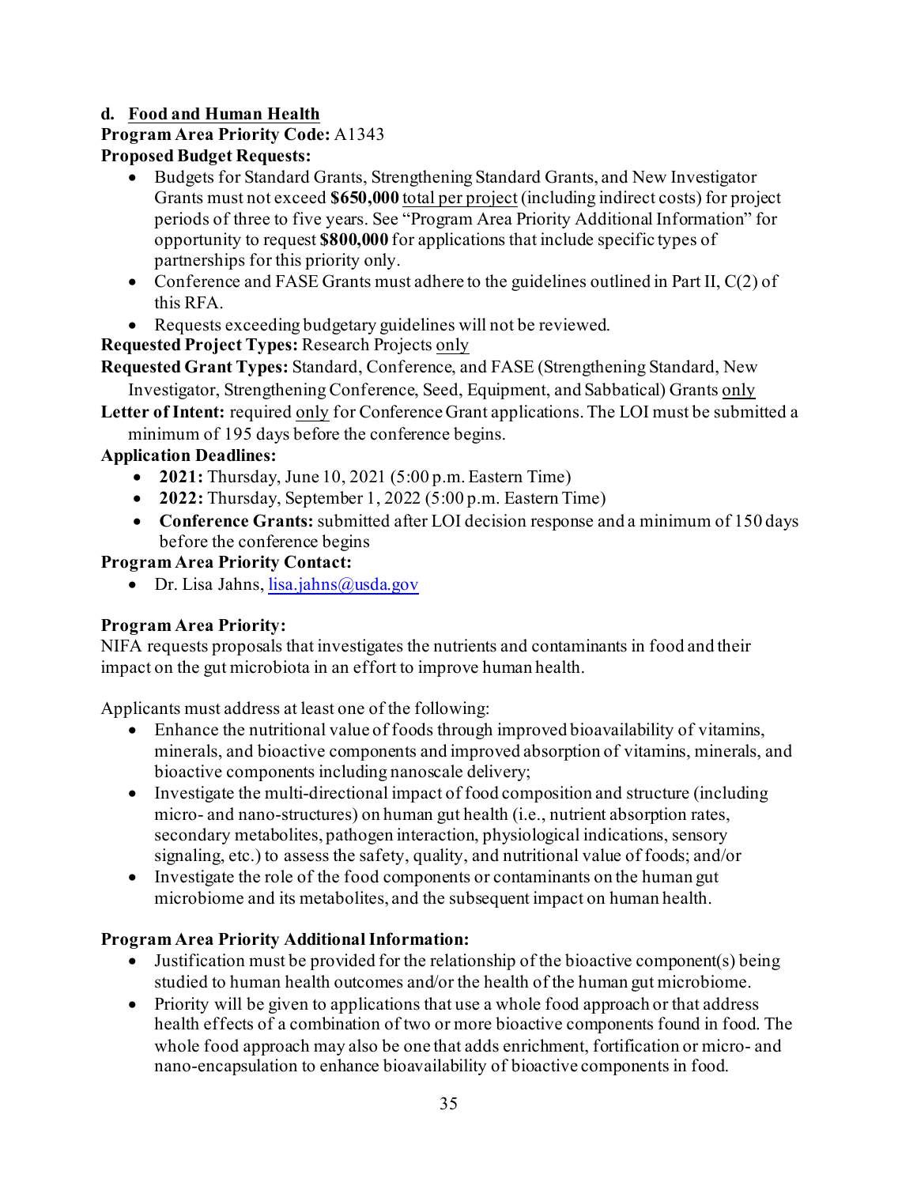**d. Food and Human Health**

**Program Area Priority Code:** A1343

**Proposed Budget Requests:**

- Budgets for Standard Grants, Strengthening Standard Grants, and New Investigator Grants must not exceed **$650,000** total per project (including indirect costs) for project periods of three to five years. See "Program Area Priority Additional Information" for opportunity to request **$800,000** for applications that include specific types of partnerships for this priority only.
- Conference and FASE Grants must adhere to the guidelines outlined in Part II, C(2) of this RFA.
- Requests exceeding budgetary guidelines will not be reviewed.

**Requested Project Types:** Research Projects only

**Requested Grant Types:** Standard, Conference, and FASE (Strengthening Standard, New Investigator, Strengthening Conference, Seed, Equipment, and Sabbatical) Grants only

**Letter of Intent:** required only for Conference Grant applications. The LOI must be submitted a minimum of 195 days before the conference begins.

**Application Deadlines:**

- **2021:** Thursday, June 10, 2021 (5:00 p.m. Eastern Time)
- **2022:** Thursday, September 1, 2022 (5:00 p.m. Eastern Time)
- **Conference Grants:** submitted after LOI decision response and a minimum of 150 days before the conference begins

**Program Area Priority Contact:**

- Dr. Lisa Jahns, lisa.jahns@usda.gov

**Program Area Priority:**

NIFA requests proposals that investigates the nutrients and contaminants in food and their impact on the gut microbiota in an effort to improve human health.

Applicants must address at least one of the following:

- Enhance the nutritional value of foods through improved bioavailability of vitamins, minerals, and bioactive components and improved absorption of vitamins, minerals, and bioactive components including nanoscale delivery;
- Investigate the multi-directional impact of food composition and structure (including micro- and nano-structures) on human gut health (i.e., nutrient absorption rates, secondary metabolites, pathogen interaction, physiological indications, sensory signaling, etc.) to assess the safety, quality, and nutritional value of foods; and/or
- Investigate the role of the food components or contaminants on the human gut microbiome and its metabolites, and the subsequent impact on human health.

**Program Area Priority Additional Information:**

- Justification must be provided for the relationship of the bioactive component(s) being studied to human health outcomes and/or the health of the human gut microbiome.
- Priority will be given to applications that use a whole food approach or that address health effects of a combination of two or more bioactive components found in food. The whole food approach may also be one that adds enrichment, fortification or micro- and nano-encapsulation to enhance bioavailability of bioactive components in food.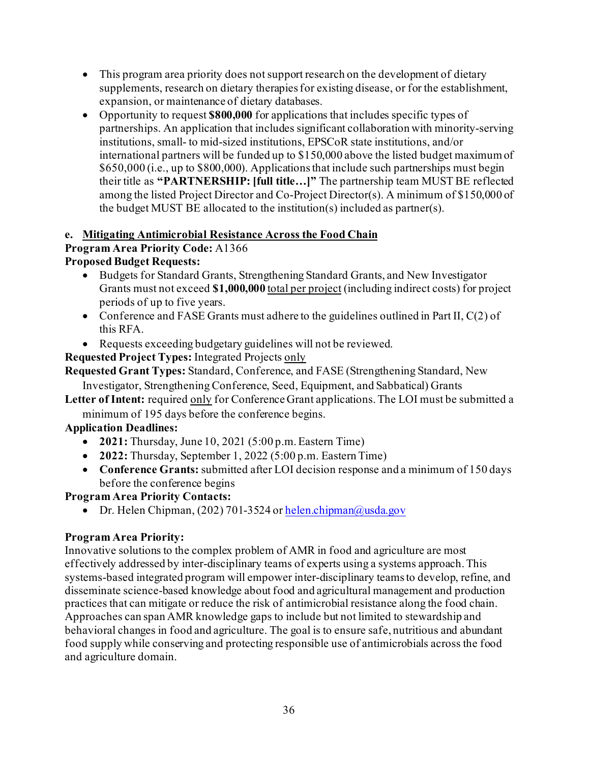- This program area priority does not support research on the development of dietary supplements, research on dietary therapies for existing disease, or for the establishment, expansion, or maintenance of dietary databases.
- Opportunity to request **$800,000** for applications that includes specific types of partnerships. An application that includes significant collaboration with minority-serving institutions, small- to mid-sized institutions, EPSCoR state institutions, and/or international partners will be funded up to $150,000 above the listed budget maximum of $650,000 (i.e., up to $800,000). Applications that include such partnerships must begin their title as **"PARTNERSHIP: [full title…]"** The partnership team MUST BE reflected among the listed Project Director and Co-Project Director(s). A minimum of $150,000 of the budget MUST BE allocated to the institution(s) included as partner(s).

### e. Mitigating Antimicrobial Resistance Across the Food Chain

**Program Area Priority Code:** A1366

**Proposed Budget Requests:**

- Budgets for Standard Grants, Strengthening Standard Grants, and New Investigator Grants must not exceed **$1,000,000** total per project (including indirect costs) for project periods of up to five years.
- Conference and FASE Grants must adhere to the guidelines outlined in Part II, C(2) of this RFA.
- Requests exceeding budgetary guidelines will not be reviewed.

**Requested Project Types:** Integrated Projects only

**Requested Grant Types:** Standard, Conference, and FASE (Strengthening Standard, New Investigator, Strengthening Conference, Seed, Equipment, and Sabbatical) Grants

**Letter of Intent:** required only for Conference Grant applications. The LOI must be submitted a minimum of 195 days before the conference begins.

**Application Deadlines:**

- **2021:** Thursday, June 10, 2021 (5:00 p.m. Eastern Time)
- **2022:** Thursday, September 1, 2022 (5:00 p.m. Eastern Time)
- **Conference Grants:** submitted after LOI decision response and a minimum of 150 days before the conference begins

**Program Area Priority Contacts:**

- Dr. Helen Chipman, (202) 701-3524 or helen.chipman@usda.gov

**Program Area Priority:**

Innovative solutions to the complex problem of AMR in food and agriculture are most effectively addressed by inter-disciplinary teams of experts using a systems approach. This systems-based integrated program will empower inter-disciplinary teams to develop, refine, and disseminate science-based knowledge about food and agricultural management and production practices that can mitigate or reduce the risk of antimicrobial resistance along the food chain. Approaches can span AMR knowledge gaps to include but not limited to stewardship and behavioral changes in food and agriculture. The goal is to ensure safe, nutritious and abundant food supply while conserving and protecting responsible use of antimicrobials across the food and agriculture domain.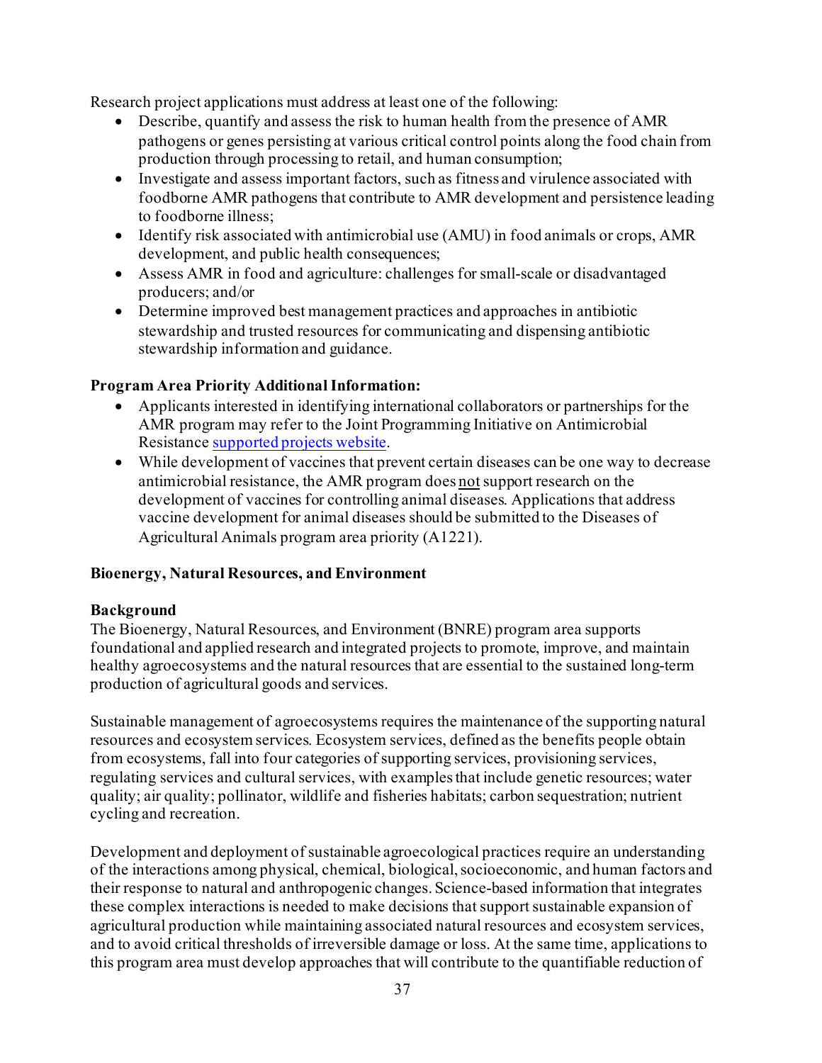Research project applications must address at least one of the following:

- Describe, quantify and assess the risk to human health from the presence of AMR pathogens or genes persisting at various critical control points along the food chain from production through processing to retail, and human consumption;
- Investigate and assess important factors, such as fitness and virulence associated with foodborne AMR pathogens that contribute to AMR development and persistence leading to foodborne illness;
- Identify risk associated with antimicrobial use (AMU) in food animals or crops, AMR development, and public health consequences;
- Assess AMR in food and agriculture: challenges for small-scale or disadvantaged producers; and/or
- Determine improved best management practices and approaches in antibiotic stewardship and trusted resources for communicating and dispensing antibiotic stewardship information and guidance.

**Program Area Priority Additional Information:**

- Applicants interested in identifying international collaborators or partnerships for the AMR program may refer to the Joint Programming Initiative on Antimicrobial Resistance supported projects website.
- While development of vaccines that prevent certain diseases can be one way to decrease antimicrobial resistance, the AMR program does not support research on the development of vaccines for controlling animal diseases. Applications that address vaccine development for animal diseases should be submitted to the Diseases of Agricultural Animals program area priority (A1221).

**Bioenergy, Natural Resources, and Environment**

**Background**

The Bioenergy, Natural Resources, and Environment (BNRE) program area supports foundational and applied research and integrated projects to promote, improve, and maintain healthy agroecosystems and the natural resources that are essential to the sustained long-term production of agricultural goods and services.

Sustainable management of agroecosystems requires the maintenance of the supporting natural resources and ecosystem services. Ecosystem services, defined as the benefits people obtain from ecosystems, fall into four categories of supporting services, provisioning services, regulating services and cultural services, with examples that include genetic resources; water quality; air quality; pollinator, wildlife and fisheries habitats; carbon sequestration; nutrient cycling and recreation.

Development and deployment of sustainable agroecological practices require an understanding of the interactions among physical, chemical, biological, socioeconomic, and human factors and their response to natural and anthropogenic changes. Science-based information that integrates these complex interactions is needed to make decisions that support sustainable expansion of agricultural production while maintaining associated natural resources and ecosystem services, and to avoid critical thresholds of irreversible damage or loss. At the same time, applications to this program area must develop approaches that will contribute to the quantifiable reduction of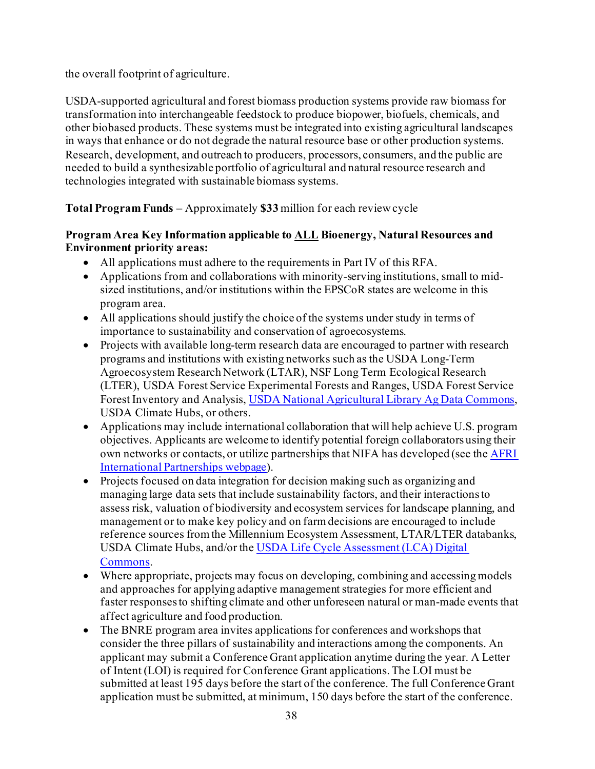the overall footprint of agriculture.

USDA-supported agricultural and forest biomass production systems provide raw biomass for transformation into interchangeable feedstock to produce biopower, biofuels, chemicals, and other biobased products. These systems must be integrated into existing agricultural landscapes in ways that enhance or do not degrade the natural resource base or other production systems. Research, development, and outreach to producers, processors, consumers, and the public are needed to build a synthesizable portfolio of agricultural and natural resource research and technologies integrated with sustainable biomass systems.

**Total Program Funds –** Approximately **$33** million for each review cycle

**Program Area Key Information applicable to ALL Bioenergy, Natural Resources and Environment priority areas:**

- All applications must adhere to the requirements in Part IV of this RFA.
- Applications from and collaborations with minority-serving institutions, small to mid-sized institutions, and/or institutions within the EPSCoR states are welcome in this program area.
- All applications should justify the choice of the systems under study in terms of importance to sustainability and conservation of agroecosystems.
- Projects with available long-term research data are encouraged to partner with research programs and institutions with existing networks such as the USDA Long-Term Agroecosystem Research Network (LTAR), NSF Long Term Ecological Research (LTER), USDA Forest Service Experimental Forests and Ranges, USDA Forest Service Forest Inventory and Analysis, USDA National Agricultural Library Ag Data Commons, USDA Climate Hubs, or others.
- Applications may include international collaboration that will help achieve U.S. program objectives. Applicants are welcome to identify potential foreign collaborators using their own networks or contacts, or utilize partnerships that NIFA has developed (see the AFRI International Partnerships webpage).
- Projects focused on data integration for decision making such as organizing and managing large data sets that include sustainability factors, and their interactions to assess risk, valuation of biodiversity and ecosystem services for landscape planning, and management or to make key policy and on farm decisions are encouraged to include reference sources from the Millennium Ecosystem Assessment, LTAR/LTER databanks, USDA Climate Hubs, and/or the USDA Life Cycle Assessment (LCA) Digital Commons.
- Where appropriate, projects may focus on developing, combining and accessing models and approaches for applying adaptive management strategies for more efficient and faster responses to shifting climate and other unforeseen natural or man-made events that affect agriculture and food production.
- The BNRE program area invites applications for conferences and workshops that consider the three pillars of sustainability and interactions among the components. An applicant may submit a Conference Grant application anytime during the year. A Letter of Intent (LOI) is required for Conference Grant applications. The LOI must be submitted at least 195 days before the start of the conference. The full Conference Grant application must be submitted, at minimum, 150 days before the start of the conference.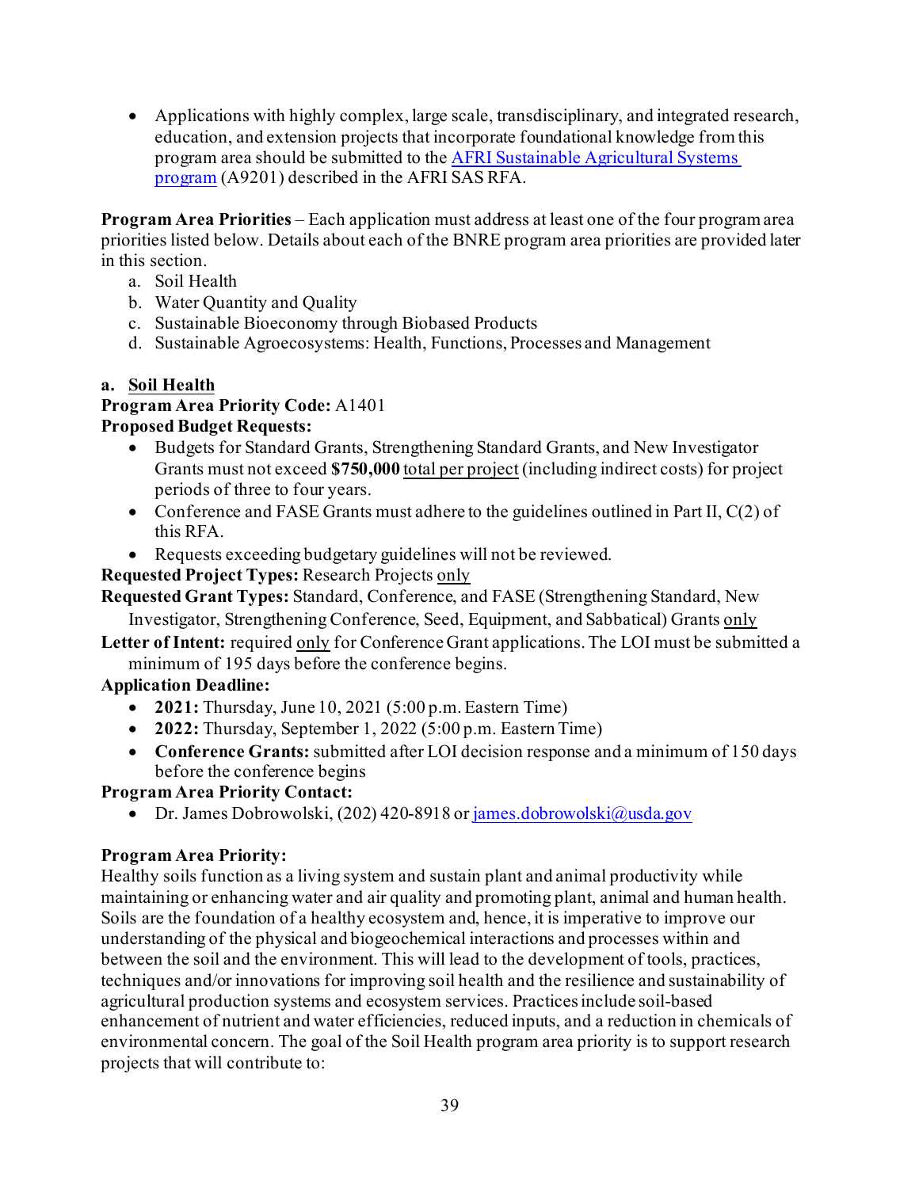- Applications with highly complex, large scale, transdisciplinary, and integrated research, education, and extension projects that incorporate foundational knowledge from this program area should be submitted to the [AFRI Sustainable Agricultural Systems program](#) (A9201) described in the AFRI SAS RFA.

**Program Area Priorities** – Each application must address at least one of the four program area priorities listed below. Details about each of the BNRE program area priorities are provided later in this section.

a. Soil Health
b. Water Quantity and Quality
c. Sustainable Bioeconomy through Biobased Products
d. Sustainable Agroecosystems: Health, Functions, Processes and Management

### a. Soil Health

**Program Area Priority Code:** A1401

**Proposed Budget Requests:**

- Budgets for Standard Grants, Strengthening Standard Grants, and New Investigator Grants must not exceed **$750,000** total per project (including indirect costs) for project periods of three to four years.
- Conference and FASE Grants must adhere to the guidelines outlined in Part II, C(2) of this RFA.
- Requests exceeding budgetary guidelines will not be reviewed.

**Requested Project Types:** Research Projects only

**Requested Grant Types:** Standard, Conference, and FASE (Strengthening Standard, New Investigator, Strengthening Conference, Seed, Equipment, and Sabbatical) Grants only

**Letter of Intent:** required only for Conference Grant applications. The LOI must be submitted a minimum of 195 days before the conference begins.

**Application Deadline:**

- **2021:** Thursday, June 10, 2021 (5:00 p.m. Eastern Time)
- **2022:** Thursday, September 1, 2022 (5:00 p.m. Eastern Time)
- **Conference Grants:** submitted after LOI decision response and a minimum of 150 days before the conference begins

**Program Area Priority Contact:**

- Dr. James Dobrowolski, (202) 420-8918 or [james.dobrowolski@usda.gov](mailto:james.dobrowolski@usda.gov)

**Program Area Priority:**

Healthy soils function as a living system and sustain plant and animal productivity while maintaining or enhancing water and air quality and promoting plant, animal and human health. Soils are the foundation of a healthy ecosystem and, hence, it is imperative to improve our understanding of the physical and biogeochemical interactions and processes within and between the soil and the environment. This will lead to the development of tools, practices, techniques and/or innovations for improving soil health and the resilience and sustainability of agricultural production systems and ecosystem services. Practices include soil-based enhancement of nutrient and water efficiencies, reduced inputs, and a reduction in chemicals of environmental concern. The goal of the Soil Health program area priority is to support research projects that will contribute to: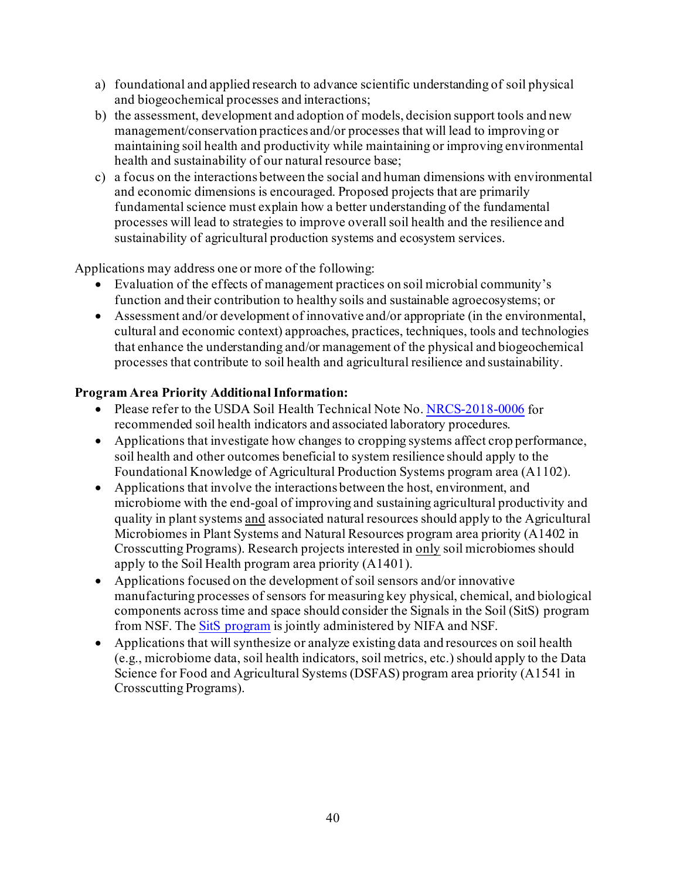a) foundational and applied research to advance scientific understanding of soil physical and biogeochemical processes and interactions;
b) the assessment, development and adoption of models, decision support tools and new management/conservation practices and/or processes that will lead to improving or maintaining soil health and productivity while maintaining or improving environmental health and sustainability of our natural resource base;
c) a focus on the interactions between the social and human dimensions with environmental and economic dimensions is encouraged. Proposed projects that are primarily fundamental science must explain how a better understanding of the fundamental processes will lead to strategies to improve overall soil health and the resilience and sustainability of agricultural production systems and ecosystem services.

Applications may address one or more of the following:

- Evaluation of the effects of management practices on soil microbial community's function and their contribution to healthy soils and sustainable agroecosystems; or
- Assessment and/or development of innovative and/or appropriate (in the environmental, cultural and economic context) approaches, practices, techniques, tools and technologies that enhance the understanding and/or management of the physical and biogeochemical processes that contribute to soil health and agricultural resilience and sustainability.

**Program Area Priority Additional Information:**

- Please refer to the USDA Soil Health Technical Note No. NRCS-2018-0006 for recommended soil health indicators and associated laboratory procedures.
- Applications that investigate how changes to cropping systems affect crop performance, soil health and other outcomes beneficial to system resilience should apply to the Foundational Knowledge of Agricultural Production Systems program area (A1102).
- Applications that involve the interactions between the host, environment, and microbiome with the end-goal of improving and sustaining agricultural productivity and quality in plant systems <u>and</u> associated natural resources should apply to the Agricultural Microbiomes in Plant Systems and Natural Resources program area priority (A1402 in Crosscutting Programs). Research projects interested in <u>only</u> soil microbiomes should apply to the Soil Health program area priority (A1401).
- Applications focused on the development of soil sensors and/or innovative manufacturing processes of sensors for measuring key physical, chemical, and biological components across time and space should consider the Signals in the Soil (SitS) program from NSF. The SitS program is jointly administered by NIFA and NSF.
- Applications that will synthesize or analyze existing data and resources on soil health (e.g., microbiome data, soil health indicators, soil metrics, etc.) should apply to the Data Science for Food and Agricultural Systems (DSFAS) program area priority (A1541 in Crosscutting Programs).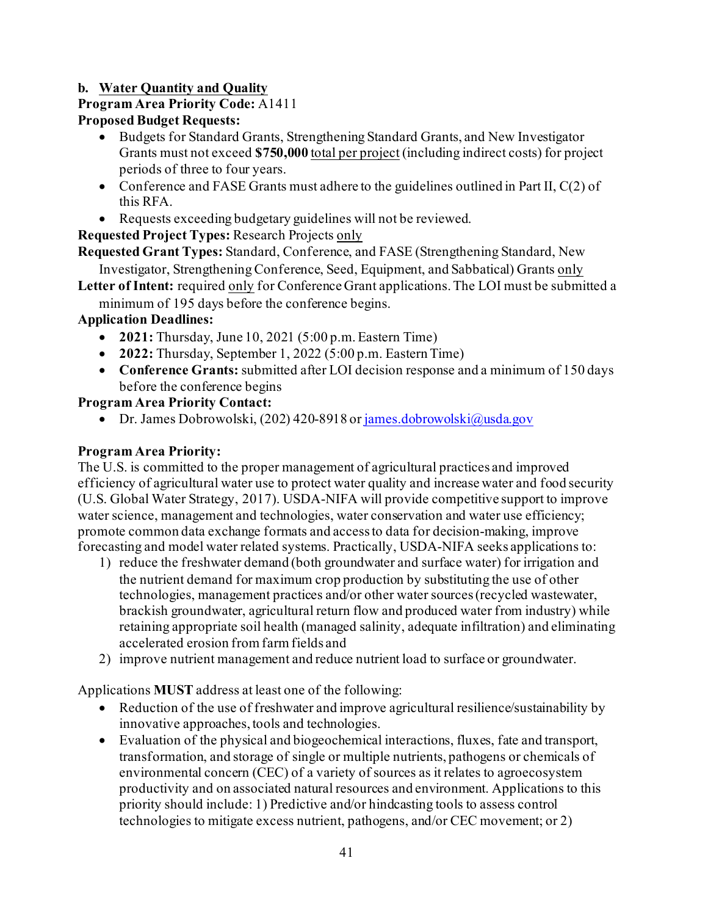**b. <u>Water Quantity and Quality</u>**

**Program Area Priority Code:** A1411

**Proposed Budget Requests:**

- Budgets for Standard Grants, Strengthening Standard Grants, and New Investigator Grants must not exceed **$750,000** <u>total per project</u> (including indirect costs) for project periods of three to four years.
- Conference and FASE Grants must adhere to the guidelines outlined in Part II, C(2) of this RFA.
- Requests exceeding budgetary guidelines will not be reviewed.

**Requested Project Types:** Research Projects <u>only</u>

**Requested Grant Types:** Standard, Conference, and FASE (Strengthening Standard, New Investigator, Strengthening Conference, Seed, Equipment, and Sabbatical) Grants <u>only</u>

**Letter of Intent:** required <u>only</u> for Conference Grant applications. The LOI must be submitted a minimum of 195 days before the conference begins.

**Application Deadlines:**

- **2021:** Thursday, June 10, 2021 (5:00 p.m. Eastern Time)
- **2022:** Thursday, September 1, 2022 (5:00 p.m. Eastern Time)
- **Conference Grants:** submitted after LOI decision response and a minimum of 150 days before the conference begins

**Program Area Priority Contact:**

- Dr. James Dobrowolski, (202) 420-8918 or [james.dobrowolski@usda.gov](mailto:james.dobrowolski@usda.gov)

**Program Area Priority:**

The U.S. is committed to the proper management of agricultural practices and improved efficiency of agricultural water use to protect water quality and increase water and food security (U.S. Global Water Strategy, 2017). USDA-NIFA will provide competitive support to improve water science, management and technologies, water conservation and water use efficiency; promote common data exchange formats and access to data for decision-making, improve forecasting and model water related systems. Practically, USDA-NIFA seeks applications to:

1) reduce the freshwater demand (both groundwater and surface water) for irrigation and the nutrient demand for maximum crop production by substituting the use of other technologies, management practices and/or other water sources (recycled wastewater, brackish groundwater, agricultural return flow and produced water from industry) while retaining appropriate soil health (managed salinity, adequate infiltration) and eliminating accelerated erosion from farm fields and
2) improve nutrient management and reduce nutrient load to surface or groundwater.

Applications **MUST** address at least one of the following:

- Reduction of the use of freshwater and improve agricultural resilience/sustainability by innovative approaches, tools and technologies.
- Evaluation of the physical and biogeochemical interactions, fluxes, fate and transport, transformation, and storage of single or multiple nutrients, pathogens or chemicals of environmental concern (CEC) of a variety of sources as it relates to agroecosystem productivity and on associated natural resources and environment. Applications to this priority should include: 1) Predictive and/or hindcasting tools to assess control technologies to mitigate excess nutrient, pathogens, and/or CEC movement; or 2)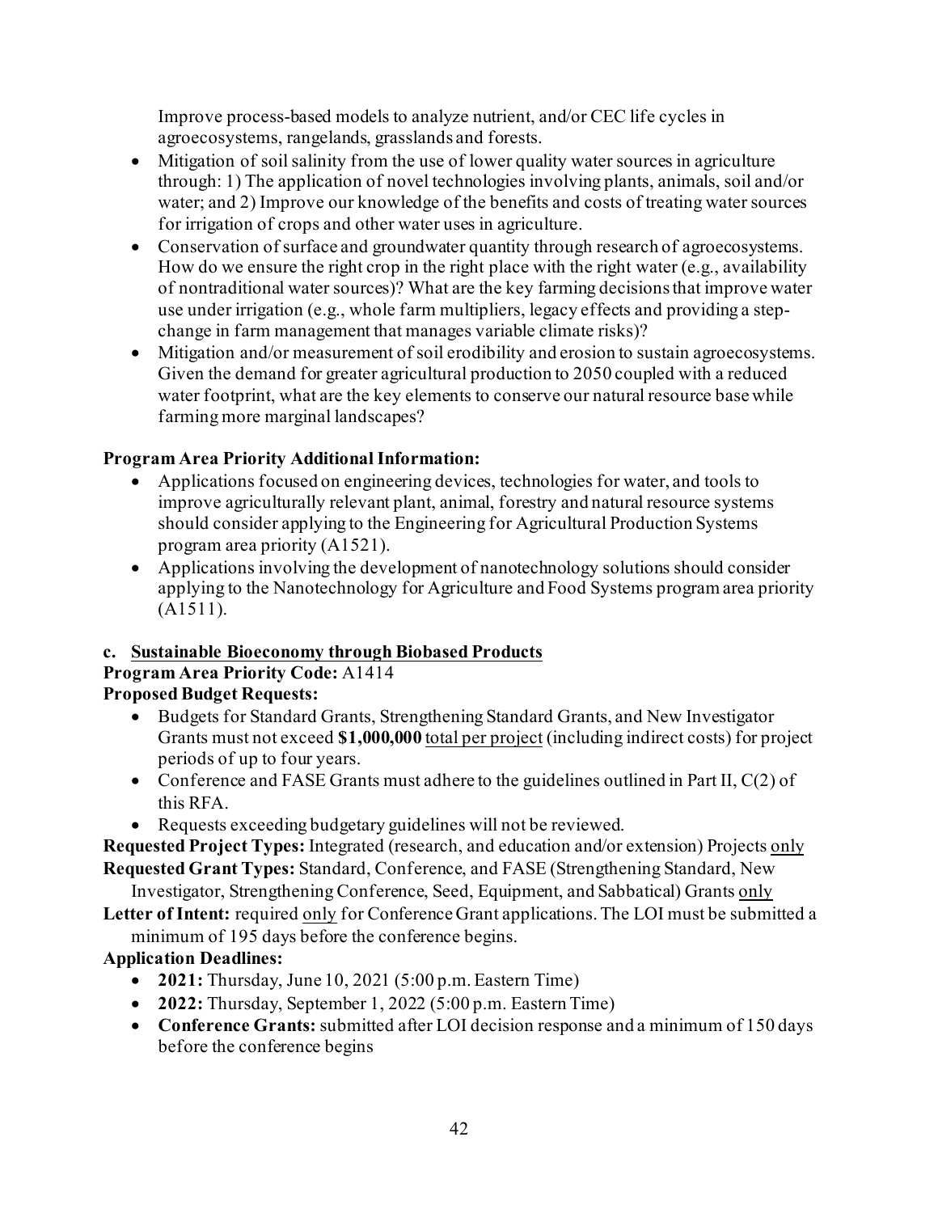Improve process-based models to analyze nutrient, and/or CEC life cycles in agroecosystems, rangelands, grasslands and forests.

- Mitigation of soil salinity from the use of lower quality water sources in agriculture through: 1) The application of novel technologies involving plants, animals, soil and/or water; and 2) Improve our knowledge of the benefits and costs of treating water sources for irrigation of crops and other water uses in agriculture.
- Conservation of surface and groundwater quantity through research of agroecosystems. How do we ensure the right crop in the right place with the right water (e.g., availability of nontraditional water sources)? What are the key farming decisions that improve water use under irrigation (e.g., whole farm multipliers, legacy effects and providing a step-change in farm management that manages variable climate risks)?
- Mitigation and/or measurement of soil erodibility and erosion to sustain agroecosystems. Given the demand for greater agricultural production to 2050 coupled with a reduced water footprint, what are the key elements to conserve our natural resource base while farming more marginal landscapes?

**Program Area Priority Additional Information:**

- Applications focused on engineering devices, technologies for water, and tools to improve agriculturally relevant plant, animal, forestry and natural resource systems should consider applying to the Engineering for Agricultural Production Systems program area priority (A1521).
- Applications involving the development of nanotechnology solutions should consider applying to the Nanotechnology for Agriculture and Food Systems program area priority (A1511).

**c. <u>Sustainable Bioeconomy through Biobased Products</u>**

**Program Area Priority Code:** A1414

**Proposed Budget Requests:**

- Budgets for Standard Grants, Strengthening Standard Grants, and New Investigator Grants must not exceed **$1,000,000** <u>total per project</u> (including indirect costs) for project periods of up to four years.
- Conference and FASE Grants must adhere to the guidelines outlined in Part II, C(2) of this RFA.
- Requests exceeding budgetary guidelines will not be reviewed.

**Requested Project Types:** Integrated (research, and education and/or extension) Projects <u>only</u>

**Requested Grant Types:** Standard, Conference, and FASE (Strengthening Standard, New Investigator, Strengthening Conference, Seed, Equipment, and Sabbatical) Grants <u>only</u>

**Letter of Intent:** required <u>only</u> for Conference Grant applications. The LOI must be submitted a minimum of 195 days before the conference begins.

**Application Deadlines:**

- **2021:** Thursday, June 10, 2021 (5:00 p.m. Eastern Time)
- **2022:** Thursday, September 1, 2022 (5:00 p.m. Eastern Time)
- **Conference Grants:** submitted after LOI decision response and a minimum of 150 days before the conference begins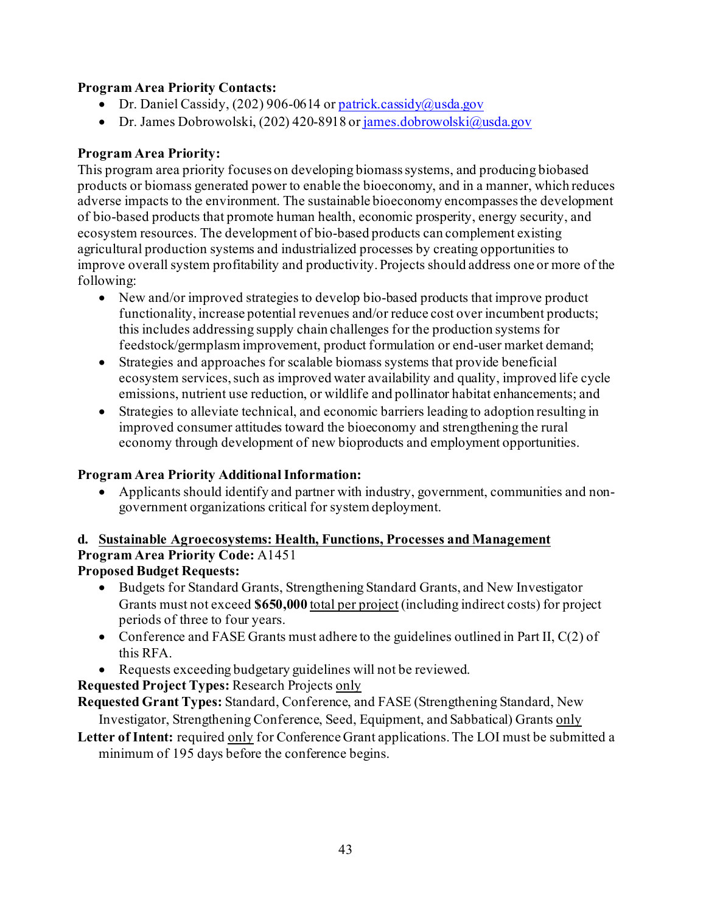**Program Area Priority Contacts:**

- Dr. Daniel Cassidy, (202) 906-0614 or patrick.cassidy@usda.gov
- Dr. James Dobrowolski, (202) 420-8918 or james.dobrowolski@usda.gov

**Program Area Priority:**

This program area priority focuses on developing biomass systems, and producing biobased products or biomass generated power to enable the bioeconomy, and in a manner, which reduces adverse impacts to the environment. The sustainable bioeconomy encompasses the development of bio-based products that promote human health, economic prosperity, energy security, and ecosystem resources. The development of bio-based products can complement existing agricultural production systems and industrialized processes by creating opportunities to improve overall system profitability and productivity. Projects should address one or more of the following:

- New and/or improved strategies to develop bio-based products that improve product functionality, increase potential revenues and/or reduce cost over incumbent products; this includes addressing supply chain challenges for the production systems for feedstock/germplasm improvement, product formulation or end-user market demand;
- Strategies and approaches for scalable biomass systems that provide beneficial ecosystem services, such as improved water availability and quality, improved life cycle emissions, nutrient use reduction, or wildlife and pollinator habitat enhancements; and
- Strategies to alleviate technical, and economic barriers leading to adoption resulting in improved consumer attitudes toward the bioeconomy and strengthening the rural economy through development of new bioproducts and employment opportunities.

**Program Area Priority Additional Information:**

- Applicants should identify and partner with industry, government, communities and non-government organizations critical for system deployment.

### d. Sustainable Agroecosystems: Health, Functions, Processes and Management

**Program Area Priority Code:** A1451

**Proposed Budget Requests:**

- Budgets for Standard Grants, Strengthening Standard Grants, and New Investigator Grants must not exceed **$650,000** total per project (including indirect costs) for project periods of three to four years.
- Conference and FASE Grants must adhere to the guidelines outlined in Part II, C(2) of this RFA.
- Requests exceeding budgetary guidelines will not be reviewed.

**Requested Project Types:** Research Projects only

**Requested Grant Types:** Standard, Conference, and FASE (Strengthening Standard, New Investigator, Strengthening Conference, Seed, Equipment, and Sabbatical) Grants only

**Letter of Intent:** required only for Conference Grant applications. The LOI must be submitted a minimum of 195 days before the conference begins.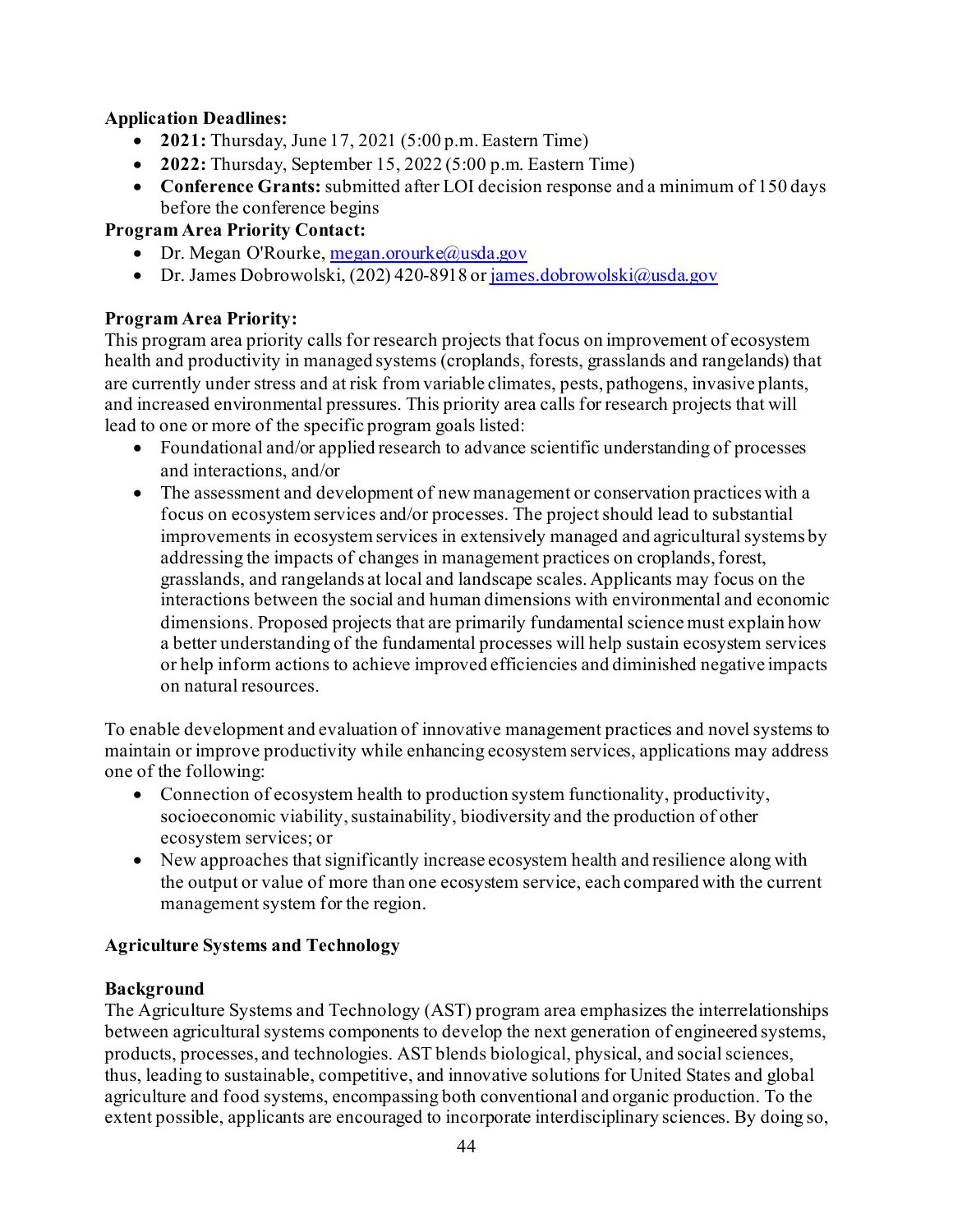**Application Deadlines:**

- **2021:** Thursday, June 17, 2021 (5:00 p.m. Eastern Time)
- **2022:** Thursday, September 15, 2022 (5:00 p.m. Eastern Time)
- **Conference Grants:** submitted after LOI decision response and a minimum of 150 days before the conference begins

**Program Area Priority Contact:**

- Dr. Megan O'Rourke, megan.orourke@usda.gov
- Dr. James Dobrowolski, (202) 420-8918 or james.dobrowolski@usda.gov

**Program Area Priority:**

This program area priority calls for research projects that focus on improvement of ecosystem health and productivity in managed systems (croplands, forests, grasslands and rangelands) that are currently under stress and at risk from variable climates, pests, pathogens, invasive plants, and increased environmental pressures. This priority area calls for research projects that will lead to one or more of the specific program goals listed:

- Foundational and/or applied research to advance scientific understanding of processes and interactions, and/or
- The assessment and development of new management or conservation practices with a focus on ecosystem services and/or processes. The project should lead to substantial improvements in ecosystem services in extensively managed and agricultural systems by addressing the impacts of changes in management practices on croplands, forest, grasslands, and rangelands at local and landscape scales. Applicants may focus on the interactions between the social and human dimensions with environmental and economic dimensions. Proposed projects that are primarily fundamental science must explain how a better understanding of the fundamental processes will help sustain ecosystem services or help inform actions to achieve improved efficiencies and diminished negative impacts on natural resources.

To enable development and evaluation of innovative management practices and novel systems to maintain or improve productivity while enhancing ecosystem services, applications may address one of the following:

- Connection of ecosystem health to production system functionality, productivity, socioeconomic viability, sustainability, biodiversity and the production of other ecosystem services; or
- New approaches that significantly increase ecosystem health and resilience along with the output or value of more than one ecosystem service, each compared with the current management system for the region.

**Agriculture Systems and Technology**

**Background**

The Agriculture Systems and Technology (AST) program area emphasizes the interrelationships between agricultural systems components to develop the next generation of engineered systems, products, processes, and technologies. AST blends biological, physical, and social sciences, thus, leading to sustainable, competitive, and innovative solutions for United States and global agriculture and food systems, encompassing both conventional and organic production. To the extent possible, applicants are encouraged to incorporate interdisciplinary sciences. By doing so,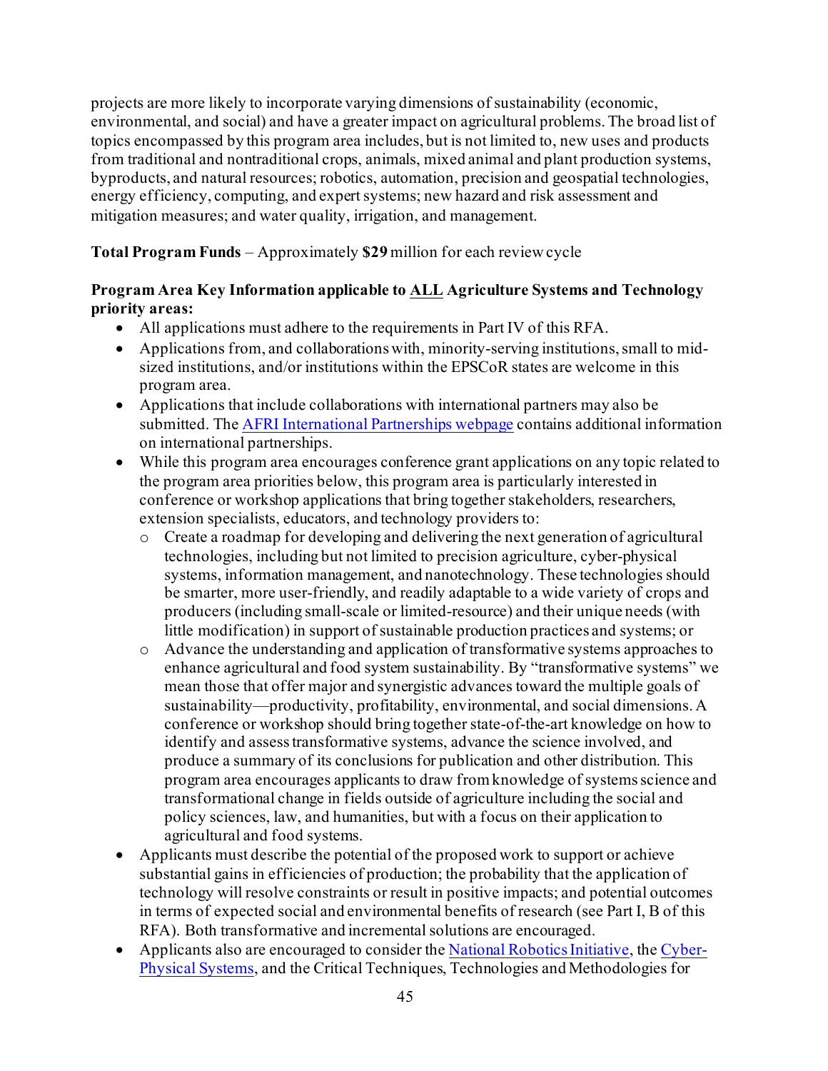projects are more likely to incorporate varying dimensions of sustainability (economic, environmental, and social) and have a greater impact on agricultural problems. The broad list of topics encompassed by this program area includes, but is not limited to, new uses and products from traditional and nontraditional crops, animals, mixed animal and plant production systems, byproducts, and natural resources; robotics, automation, precision and geospatial technologies, energy efficiency, computing, and expert systems; new hazard and risk assessment and mitigation measures; and water quality, irrigation, and management.

**Total Program Funds** – Approximately **$29** million for each review cycle

**Program Area Key Information applicable to ALL Agriculture Systems and Technology priority areas:**

- All applications must adhere to the requirements in Part IV of this RFA.
- Applications from, and collaborations with, minority-serving institutions, small to mid-sized institutions, and/or institutions within the EPSCoR states are welcome in this program area.
- Applications that include collaborations with international partners may also be submitted. The AFRI International Partnerships webpage contains additional information on international partnerships.
- While this program area encourages conference grant applications on any topic related to the program area priorities below, this program area is particularly interested in conference or workshop applications that bring together stakeholders, researchers, extension specialists, educators, and technology providers to:
  - Create a roadmap for developing and delivering the next generation of agricultural technologies, including but not limited to precision agriculture, cyber-physical systems, information management, and nanotechnology. These technologies should be smarter, more user-friendly, and readily adaptable to a wide variety of crops and producers (including small-scale or limited-resource) and their unique needs (with little modification) in support of sustainable production practices and systems; or
  - Advance the understanding and application of transformative systems approaches to enhance agricultural and food system sustainability. By "transformative systems" we mean those that offer major and synergistic advances toward the multiple goals of sustainability—productivity, profitability, environmental, and social dimensions. A conference or workshop should bring together state-of-the-art knowledge on how to identify and assess transformative systems, advance the science involved, and produce a summary of its conclusions for publication and other distribution. This program area encourages applicants to draw from knowledge of systems science and transformational change in fields outside of agriculture including the social and policy sciences, law, and humanities, but with a focus on their application to agricultural and food systems.
- Applicants must describe the potential of the proposed work to support or achieve substantial gains in efficiencies of production; the probability that the application of technology will resolve constraints or result in positive impacts; and potential outcomes in terms of expected social and environmental benefits of research (see Part I, B of this RFA). Both transformative and incremental solutions are encouraged.
- Applicants also are encouraged to consider the National Robotics Initiative, the Cyber-Physical Systems, and the Critical Techniques, Technologies and Methodologies for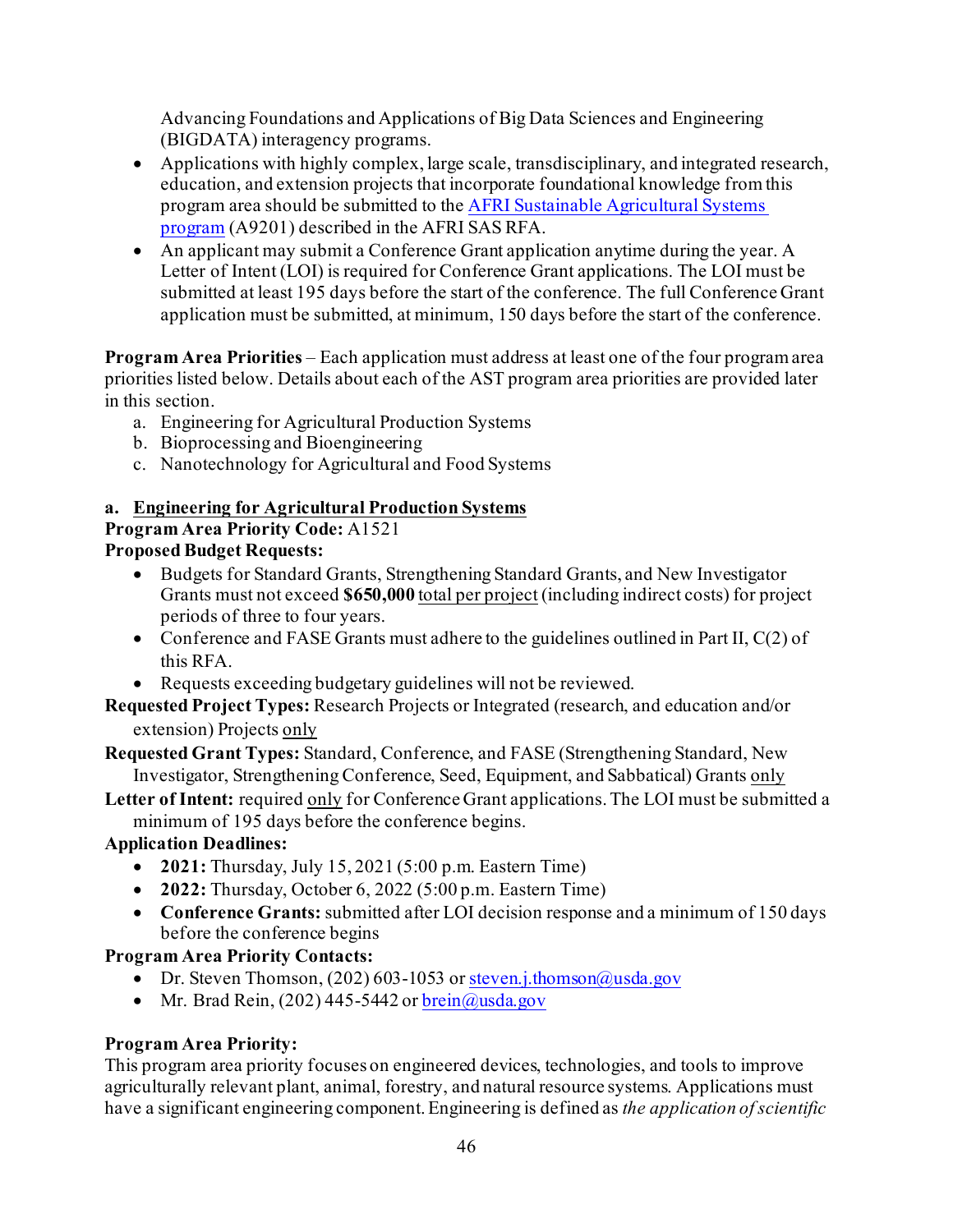Advancing Foundations and Applications of Big Data Sciences and Engineering (BIGDATA) interagency programs.

- Applications with highly complex, large scale, transdisciplinary, and integrated research, education, and extension projects that incorporate foundational knowledge from this program area should be submitted to the AFRI Sustainable Agricultural Systems program (A9201) described in the AFRI SAS RFA.
- An applicant may submit a Conference Grant application anytime during the year. A Letter of Intent (LOI) is required for Conference Grant applications. The LOI must be submitted at least 195 days before the start of the conference. The full Conference Grant application must be submitted, at minimum, 150 days before the start of the conference.

**Program Area Priorities** – Each application must address at least one of the four program area priorities listed below. Details about each of the AST program area priorities are provided later in this section.

a. Engineering for Agricultural Production Systems
b. Bioprocessing and Bioengineering
c. Nanotechnology for Agricultural and Food Systems

**a. Engineering for Agricultural Production Systems**

**Program Area Priority Code:** A1521

**Proposed Budget Requests:**

- Budgets for Standard Grants, Strengthening Standard Grants, and New Investigator Grants must not exceed **$650,000** total per project (including indirect costs) for project periods of three to four years.
- Conference and FASE Grants must adhere to the guidelines outlined in Part II, C(2) of this RFA.
- Requests exceeding budgetary guidelines will not be reviewed.

**Requested Project Types:** Research Projects or Integrated (research, and education and/or extension) Projects only

**Requested Grant Types:** Standard, Conference, and FASE (Strengthening Standard, New Investigator, Strengthening Conference, Seed, Equipment, and Sabbatical) Grants only

**Letter of Intent:** required only for Conference Grant applications. The LOI must be submitted a minimum of 195 days before the conference begins.

**Application Deadlines:**

- **2021:** Thursday, July 15, 2021 (5:00 p.m. Eastern Time)
- **2022:** Thursday, October 6, 2022 (5:00 p.m. Eastern Time)
- **Conference Grants:** submitted after LOI decision response and a minimum of 150 days before the conference begins

**Program Area Priority Contacts:**

- Dr. Steven Thomson, (202) 603-1053 or steven.j.thomson@usda.gov
- Mr. Brad Rein, (202) 445-5442 or brein@usda.gov

**Program Area Priority:**

This program area priority focuses on engineered devices, technologies, and tools to improve agriculturally relevant plant, animal, forestry, and natural resource systems. Applications must have a significant engineering component. Engineering is defined as *the application of scientific*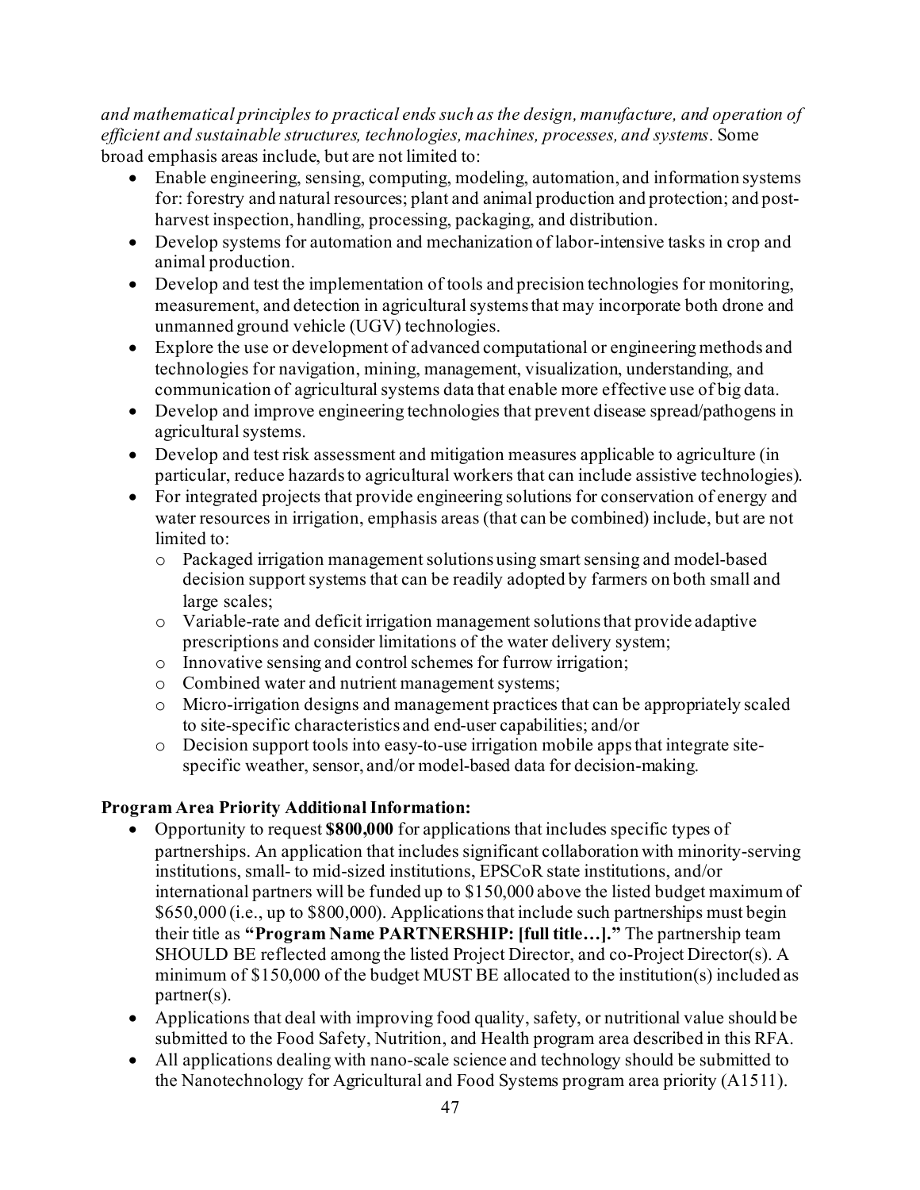*and mathematical principles to practical ends such as the design, manufacture, and operation of efficient and sustainable structures, technologies, machines, processes, and systems*. Some broad emphasis areas include, but are not limited to:

- Enable engineering, sensing, computing, modeling, automation, and information systems for: forestry and natural resources; plant and animal production and protection; and post-harvest inspection, handling, processing, packaging, and distribution.
- Develop systems for automation and mechanization of labor-intensive tasks in crop and animal production.
- Develop and test the implementation of tools and precision technologies for monitoring, measurement, and detection in agricultural systems that may incorporate both drone and unmanned ground vehicle (UGV) technologies.
- Explore the use or development of advanced computational or engineering methods and technologies for navigation, mining, management, visualization, understanding, and communication of agricultural systems data that enable more effective use of big data.
- Develop and improve engineering technologies that prevent disease spread/pathogens in agricultural systems.
- Develop and test risk assessment and mitigation measures applicable to agriculture (in particular, reduce hazards to agricultural workers that can include assistive technologies).
- For integrated projects that provide engineering solutions for conservation of energy and water resources in irrigation, emphasis areas (that can be combined) include, but are not limited to:
  - Packaged irrigation management solutions using smart sensing and model-based decision support systems that can be readily adopted by farmers on both small and large scales;
  - Variable-rate and deficit irrigation management solutions that provide adaptive prescriptions and consider limitations of the water delivery system;
  - Innovative sensing and control schemes for furrow irrigation;
  - Combined water and nutrient management systems;
  - Micro-irrigation designs and management practices that can be appropriately scaled to site-specific characteristics and end-user capabilities; and/or
  - Decision support tools into easy-to-use irrigation mobile apps that integrate site-specific weather, sensor, and/or model-based data for decision-making.

**Program Area Priority Additional Information:**

- Opportunity to request **$800,000** for applications that includes specific types of partnerships. An application that includes significant collaboration with minority-serving institutions, small- to mid-sized institutions, EPSCoR state institutions, and/or international partners will be funded up to $150,000 above the listed budget maximum of $650,000 (i.e., up to $800,000). Applications that include such partnerships must begin their title as **"Program Name PARTNERSHIP: [full title…]."** The partnership team SHOULD BE reflected among the listed Project Director, and co-Project Director(s). A minimum of $150,000 of the budget MUST BE allocated to the institution(s) included as partner(s).
- Applications that deal with improving food quality, safety, or nutritional value should be submitted to the Food Safety, Nutrition, and Health program area described in this RFA.
- All applications dealing with nano-scale science and technology should be submitted to the Nanotechnology for Agricultural and Food Systems program area priority (A1511).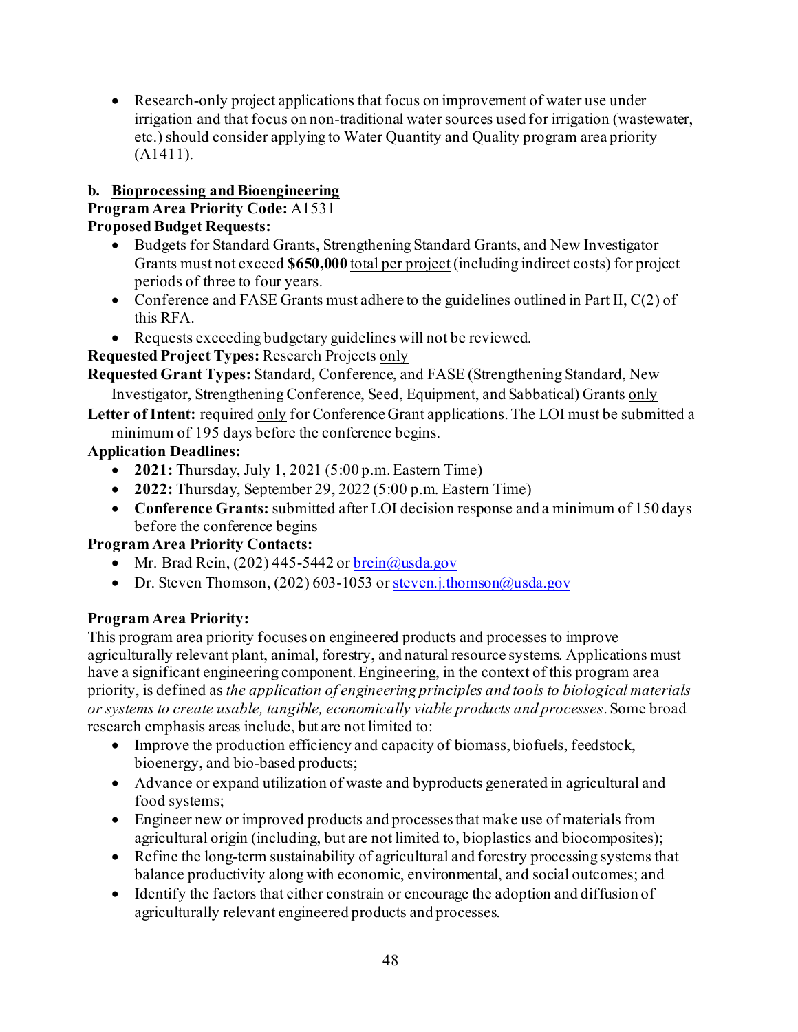- Research-only project applications that focus on improvement of water use under irrigation and that focus on non-traditional water sources used for irrigation (wastewater, etc.) should consider applying to Water Quantity and Quality program area priority (A1411).

**b. Bioprocessing and Bioengineering**

**Program Area Priority Code:** A1531

**Proposed Budget Requests:**

- Budgets for Standard Grants, Strengthening Standard Grants, and New Investigator Grants must not exceed **$650,000** total per project (including indirect costs) for project periods of three to four years.
- Conference and FASE Grants must adhere to the guidelines outlined in Part II, C(2) of this RFA.
- Requests exceeding budgetary guidelines will not be reviewed.

**Requested Project Types:** Research Projects only

**Requested Grant Types:** Standard, Conference, and FASE (Strengthening Standard, New Investigator, Strengthening Conference, Seed, Equipment, and Sabbatical) Grants only

**Letter of Intent:** required only for Conference Grant applications. The LOI must be submitted a minimum of 195 days before the conference begins.

**Application Deadlines:**

- **2021:** Thursday, July 1, 2021 (5:00 p.m. Eastern Time)
- **2022:** Thursday, September 29, 2022 (5:00 p.m. Eastern Time)
- **Conference Grants:** submitted after LOI decision response and a minimum of 150 days before the conference begins

**Program Area Priority Contacts:**

- Mr. Brad Rein, (202) 445-5442 or brein@usda.gov
- Dr. Steven Thomson, (202) 603-1053 or steven.j.thomson@usda.gov

**Program Area Priority:**

This program area priority focuses on engineered products and processes to improve agriculturally relevant plant, animal, forestry, and natural resource systems. Applications must have a significant engineering component. Engineering, in the context of this program area priority, is defined as *the application of engineering principles and tools to biological materials or systems to create usable, tangible, economically viable products and processes*. Some broad research emphasis areas include, but are not limited to:

- Improve the production efficiency and capacity of biomass, biofuels, feedstock, bioenergy, and bio-based products;
- Advance or expand utilization of waste and byproducts generated in agricultural and food systems;
- Engineer new or improved products and processes that make use of materials from agricultural origin (including, but are not limited to, bioplastics and biocomposites);
- Refine the long-term sustainability of agricultural and forestry processing systems that balance productivity along with economic, environmental, and social outcomes; and
- Identify the factors that either constrain or encourage the adoption and diffusion of agriculturally relevant engineered products and processes.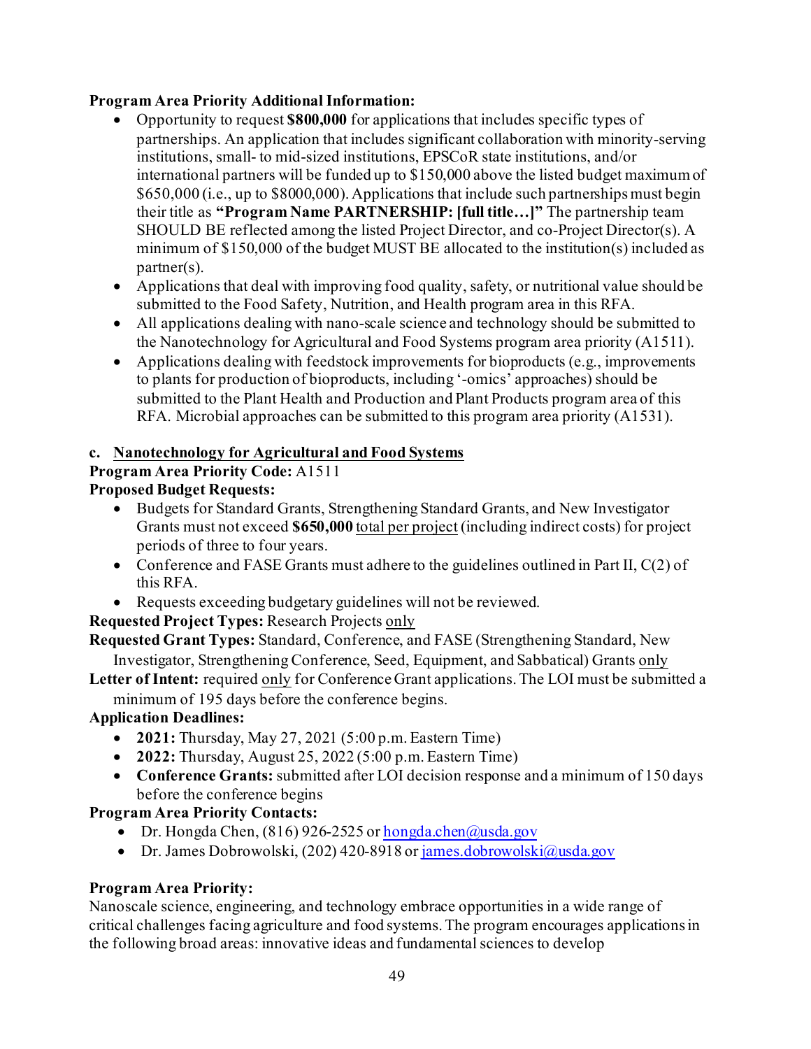**Program Area Priority Additional Information:**

- Opportunity to request **$800,000** for applications that includes specific types of partnerships. An application that includes significant collaboration with minority-serving institutions, small- to mid-sized institutions, EPSCoR state institutions, and/or international partners will be funded up to $150,000 above the listed budget maximum of $650,000 (i.e., up to $8000,000). Applications that include such partnerships must begin their title as **"Program Name PARTNERSHIP: [full title…]"** The partnership team SHOULD BE reflected among the listed Project Director, and co-Project Director(s). A minimum of $150,000 of the budget MUST BE allocated to the institution(s) included as partner(s).
- Applications that deal with improving food quality, safety, or nutritional value should be submitted to the Food Safety, Nutrition, and Health program area in this RFA.
- All applications dealing with nano-scale science and technology should be submitted to the Nanotechnology for Agricultural and Food Systems program area priority (A1511).
- Applications dealing with feedstock improvements for bioproducts (e.g., improvements to plants for production of bioproducts, including '-omics' approaches) should be submitted to the Plant Health and Production and Plant Products program area of this RFA. Microbial approaches can be submitted to this program area priority (A1531).

**c. Nanotechnology for Agricultural and Food Systems**

**Program Area Priority Code:** A1511

**Proposed Budget Requests:**

- Budgets for Standard Grants, Strengthening Standard Grants, and New Investigator Grants must not exceed **$650,000** total per project (including indirect costs) for project periods of three to four years.
- Conference and FASE Grants must adhere to the guidelines outlined in Part II, C(2) of this RFA.
- Requests exceeding budgetary guidelines will not be reviewed.

**Requested Project Types:** Research Projects only

**Requested Grant Types:** Standard, Conference, and FASE (Strengthening Standard, New Investigator, Strengthening Conference, Seed, Equipment, and Sabbatical) Grants only

**Letter of Intent:** required only for Conference Grant applications. The LOI must be submitted a minimum of 195 days before the conference begins.

**Application Deadlines:**

- **2021:** Thursday, May 27, 2021 (5:00 p.m. Eastern Time)
- **2022:** Thursday, August 25, 2022 (5:00 p.m. Eastern Time)
- **Conference Grants:** submitted after LOI decision response and a minimum of 150 days before the conference begins

**Program Area Priority Contacts:**

- Dr. Hongda Chen, (816) 926-2525 or hongda.chen@usda.gov
- Dr. James Dobrowolski, (202) 420-8918 or james.dobrowolski@usda.gov

**Program Area Priority:**

Nanoscale science, engineering, and technology embrace opportunities in a wide range of critical challenges facing agriculture and food systems. The program encourages applications in the following broad areas: innovative ideas and fundamental sciences to develop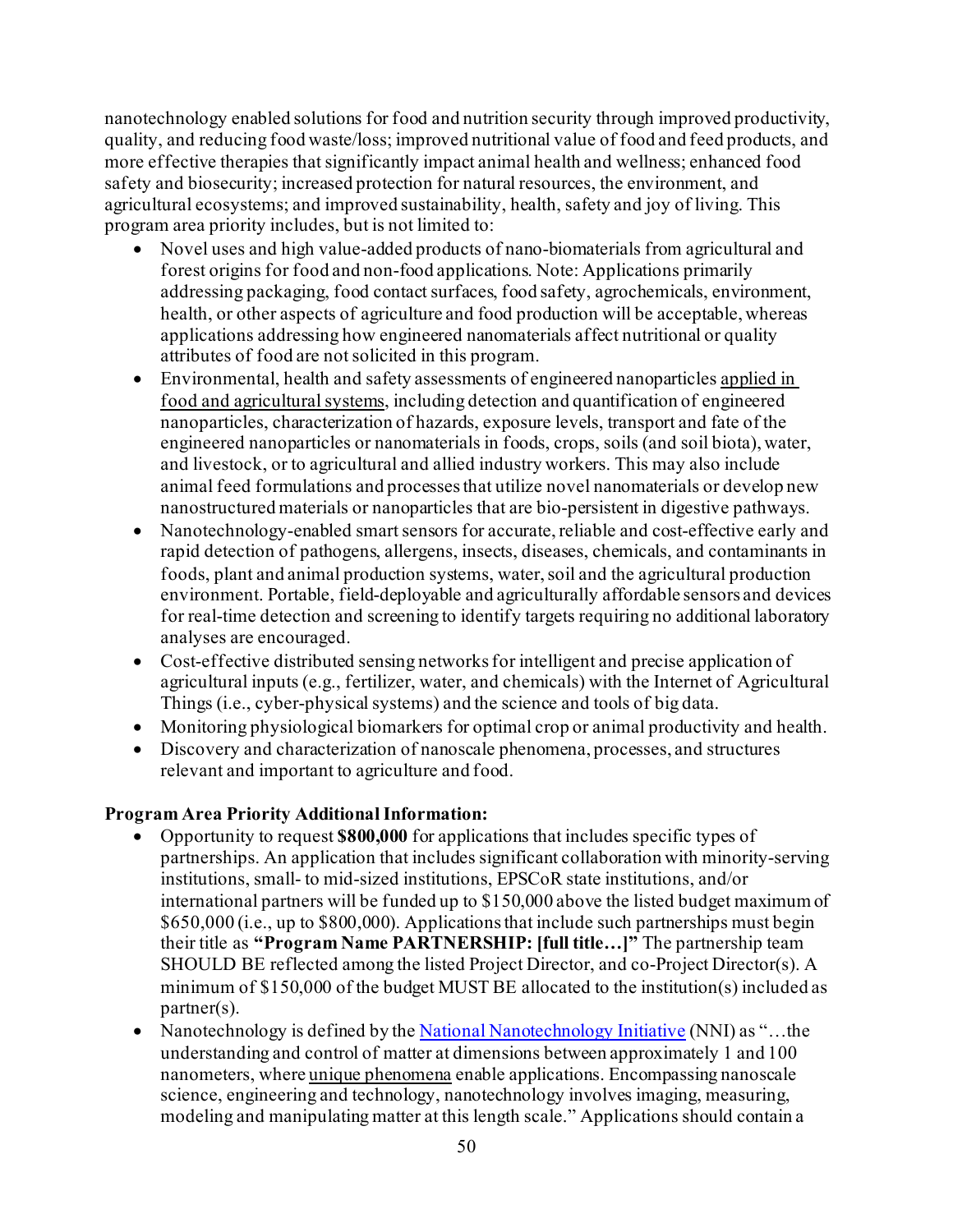nanotechnology enabled solutions for food and nutrition security through improved productivity, quality, and reducing food waste/loss; improved nutritional value of food and feed products, and more effective therapies that significantly impact animal health and wellness; enhanced food safety and biosecurity; increased protection for natural resources, the environment, and agricultural ecosystems; and improved sustainability, health, safety and joy of living. This program area priority includes, but is not limited to:

- Novel uses and high value-added products of nano-biomaterials from agricultural and forest origins for food and non-food applications. Note: Applications primarily addressing packaging, food contact surfaces, food safety, agrochemicals, environment, health, or other aspects of agriculture and food production will be acceptable, whereas applications addressing how engineered nanomaterials affect nutritional or quality attributes of food are not solicited in this program.
- Environmental, health and safety assessments of engineered nanoparticles applied in food and agricultural systems, including detection and quantification of engineered nanoparticles, characterization of hazards, exposure levels, transport and fate of the engineered nanoparticles or nanomaterials in foods, crops, soils (and soil biota), water, and livestock, or to agricultural and allied industry workers. This may also include animal feed formulations and processes that utilize novel nanomaterials or develop new nanostructured materials or nanoparticles that are bio-persistent in digestive pathways.
- Nanotechnology-enabled smart sensors for accurate, reliable and cost-effective early and rapid detection of pathogens, allergens, insects, diseases, chemicals, and contaminants in foods, plant and animal production systems, water, soil and the agricultural production environment. Portable, field-deployable and agriculturally affordable sensors and devices for real-time detection and screening to identify targets requiring no additional laboratory analyses are encouraged.
- Cost-effective distributed sensing networks for intelligent and precise application of agricultural inputs (e.g., fertilizer, water, and chemicals) with the Internet of Agricultural Things (i.e., cyber-physical systems) and the science and tools of big data.
- Monitoring physiological biomarkers for optimal crop or animal productivity and health.
- Discovery and characterization of nanoscale phenomena, processes, and structures relevant and important to agriculture and food.

**Program Area Priority Additional Information:**

- Opportunity to request **$800,000** for applications that includes specific types of partnerships. An application that includes significant collaboration with minority-serving institutions, small- to mid-sized institutions, EPSCoR state institutions, and/or international partners will be funded up to $150,000 above the listed budget maximum of $650,000 (i.e., up to $800,000). Applications that include such partnerships must begin their title as **"Program Name PARTNERSHIP: [full title…]"** The partnership team SHOULD BE reflected among the listed Project Director, and co-Project Director(s). A minimum of $150,000 of the budget MUST BE allocated to the institution(s) included as partner(s).
- Nanotechnology is defined by the National Nanotechnology Initiative (NNI) as "…the understanding and control of matter at dimensions between approximately 1 and 100 nanometers, where unique phenomena enable applications. Encompassing nanoscale science, engineering and technology, nanotechnology involves imaging, measuring, modeling and manipulating matter at this length scale." Applications should contain a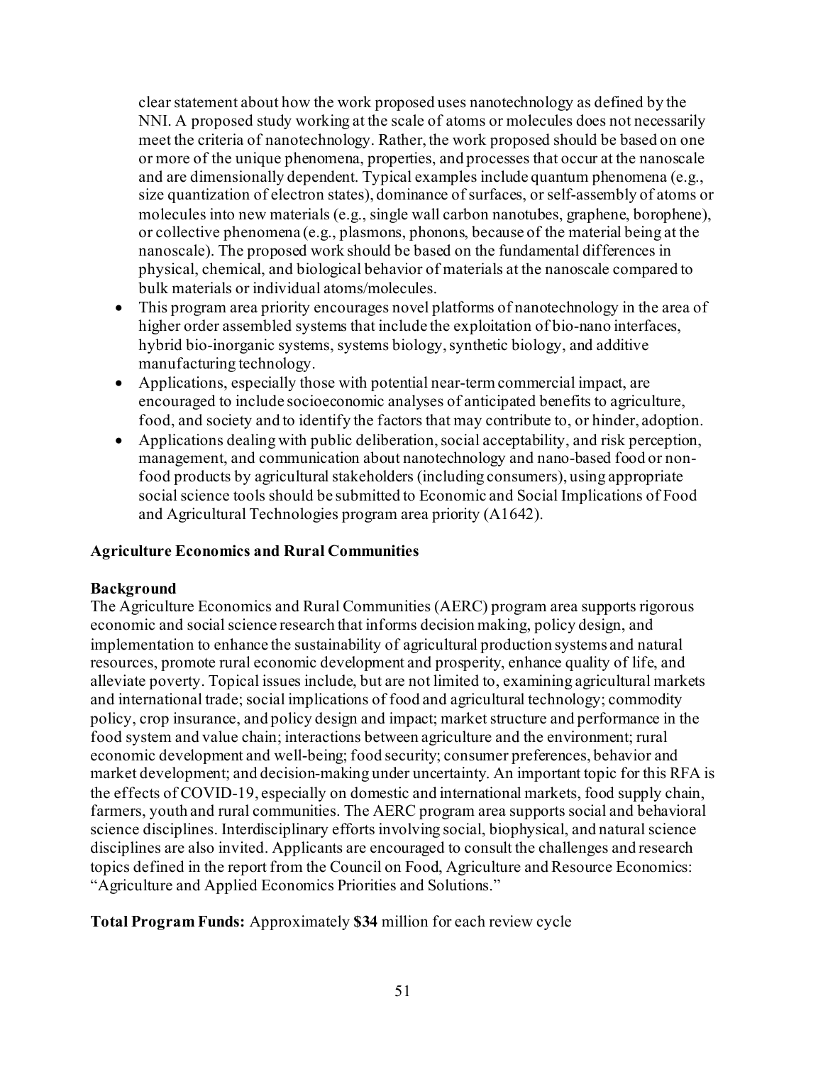clear statement about how the work proposed uses nanotechnology as defined by the NNI. A proposed study working at the scale of atoms or molecules does not necessarily meet the criteria of nanotechnology. Rather, the work proposed should be based on one or more of the unique phenomena, properties, and processes that occur at the nanoscale and are dimensionally dependent. Typical examples include quantum phenomena (e.g., size quantization of electron states), dominance of surfaces, or self-assembly of atoms or molecules into new materials (e.g., single wall carbon nanotubes, graphene, borophene), or collective phenomena (e.g., plasmons, phonons, because of the material being at the nanoscale). The proposed work should be based on the fundamental differences in physical, chemical, and biological behavior of materials at the nanoscale compared to bulk materials or individual atoms/molecules.

- This program area priority encourages novel platforms of nanotechnology in the area of higher order assembled systems that include the exploitation of bio-nano interfaces, hybrid bio-inorganic systems, systems biology, synthetic biology, and additive manufacturing technology.
- Applications, especially those with potential near-term commercial impact, are encouraged to include socioeconomic analyses of anticipated benefits to agriculture, food, and society and to identify the factors that may contribute to, or hinder, adoption.
- Applications dealing with public deliberation, social acceptability, and risk perception, management, and communication about nanotechnology and nano-based food or non-food products by agricultural stakeholders (including consumers), using appropriate social science tools should be submitted to Economic and Social Implications of Food and Agricultural Technologies program area priority (A1642).

**Agriculture Economics and Rural Communities**

**Background**

The Agriculture Economics and Rural Communities (AERC) program area supports rigorous economic and social science research that informs decision making, policy design, and implementation to enhance the sustainability of agricultural production systems and natural resources, promote rural economic development and prosperity, enhance quality of life, and alleviate poverty. Topical issues include, but are not limited to, examining agricultural markets and international trade; social implications of food and agricultural technology; commodity policy, crop insurance, and policy design and impact; market structure and performance in the food system and value chain; interactions between agriculture and the environment; rural economic development and well-being; food security; consumer preferences, behavior and market development; and decision-making under uncertainty. An important topic for this RFA is the effects of COVID-19, especially on domestic and international markets, food supply chain, farmers, youth and rural communities. The AERC program area supports social and behavioral science disciplines. Interdisciplinary efforts involving social, biophysical, and natural science disciplines are also invited. Applicants are encouraged to consult the challenges and research topics defined in the report from the Council on Food, Agriculture and Resource Economics: "Agriculture and Applied Economics Priorities and Solutions."

**Total Program Funds:** Approximately **$34** million for each review cycle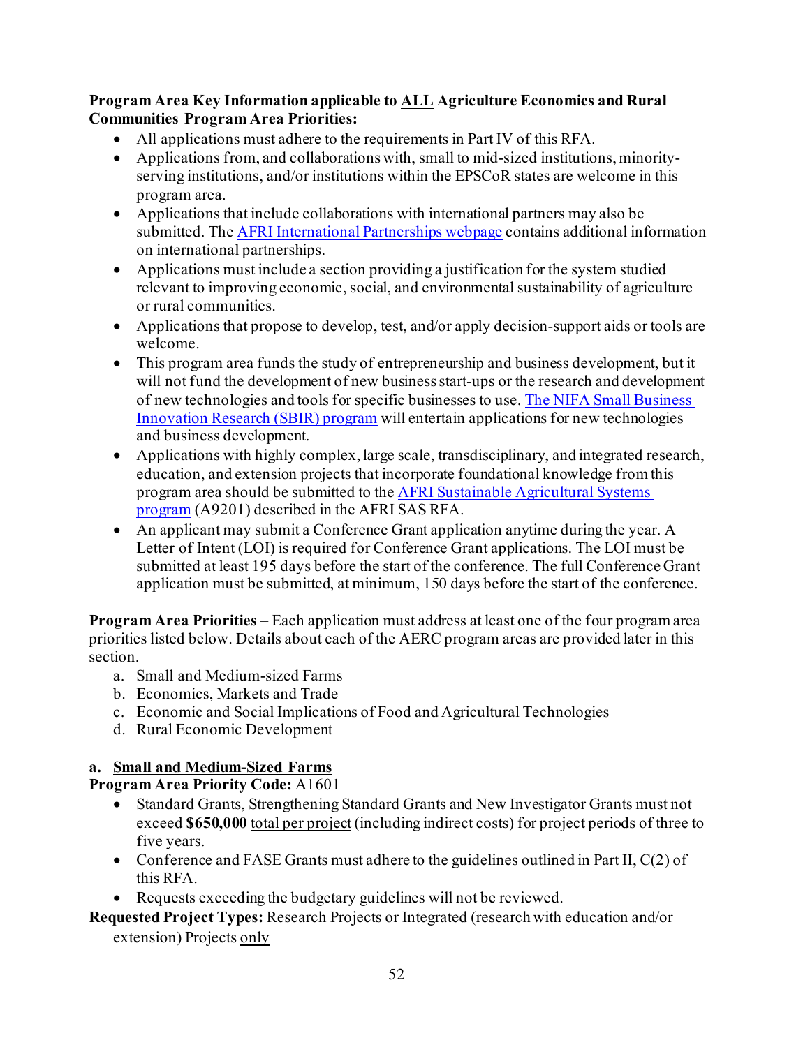**Program Area Key Information applicable to ALL Agriculture Economics and Rural Communities Program Area Priorities:**

- All applications must adhere to the requirements in Part IV of this RFA.
- Applications from, and collaborations with, small to mid-sized institutions, minority-serving institutions, and/or institutions within the EPSCoR states are welcome in this program area.
- Applications that include collaborations with international partners may also be submitted. The [AFRI International Partnerships webpage]() contains additional information on international partnerships.
- Applications must include a section providing a justification for the system studied relevant to improving economic, social, and environmental sustainability of agriculture or rural communities.
- Applications that propose to develop, test, and/or apply decision-support aids or tools are welcome.
- This program area funds the study of entrepreneurship and business development, but it will not fund the development of new business start-ups or the research and development of new technologies and tools for specific businesses to use. [The NIFA Small Business Innovation Research (SBIR) program]() will entertain applications for new technologies and business development.
- Applications with highly complex, large scale, transdisciplinary, and integrated research, education, and extension projects that incorporate foundational knowledge from this program area should be submitted to the [AFRI Sustainable Agricultural Systems program]() (A9201) described in the AFRI SAS RFA.
- An applicant may submit a Conference Grant application anytime during the year. A Letter of Intent (LOI) is required for Conference Grant applications. The LOI must be submitted at least 195 days before the start of the conference. The full Conference Grant application must be submitted, at minimum, 150 days before the start of the conference.

**Program Area Priorities** – Each application must address at least one of the four program area priorities listed below. Details about each of the AERC program areas are provided later in this section.

a. Small and Medium-sized Farms
b. Economics, Markets and Trade
c. Economic and Social Implications of Food and Agricultural Technologies
d. Rural Economic Development

**a. Small and Medium-Sized Farms**

**Program Area Priority Code:** A1601

- Standard Grants, Strengthening Standard Grants and New Investigator Grants must not exceed **$650,000** total per project (including indirect costs) for project periods of three to five years.
- Conference and FASE Grants must adhere to the guidelines outlined in Part II, C(2) of this RFA.
- Requests exceeding the budgetary guidelines will not be reviewed.

**Requested Project Types:** Research Projects or Integrated (research with education and/or extension) Projects only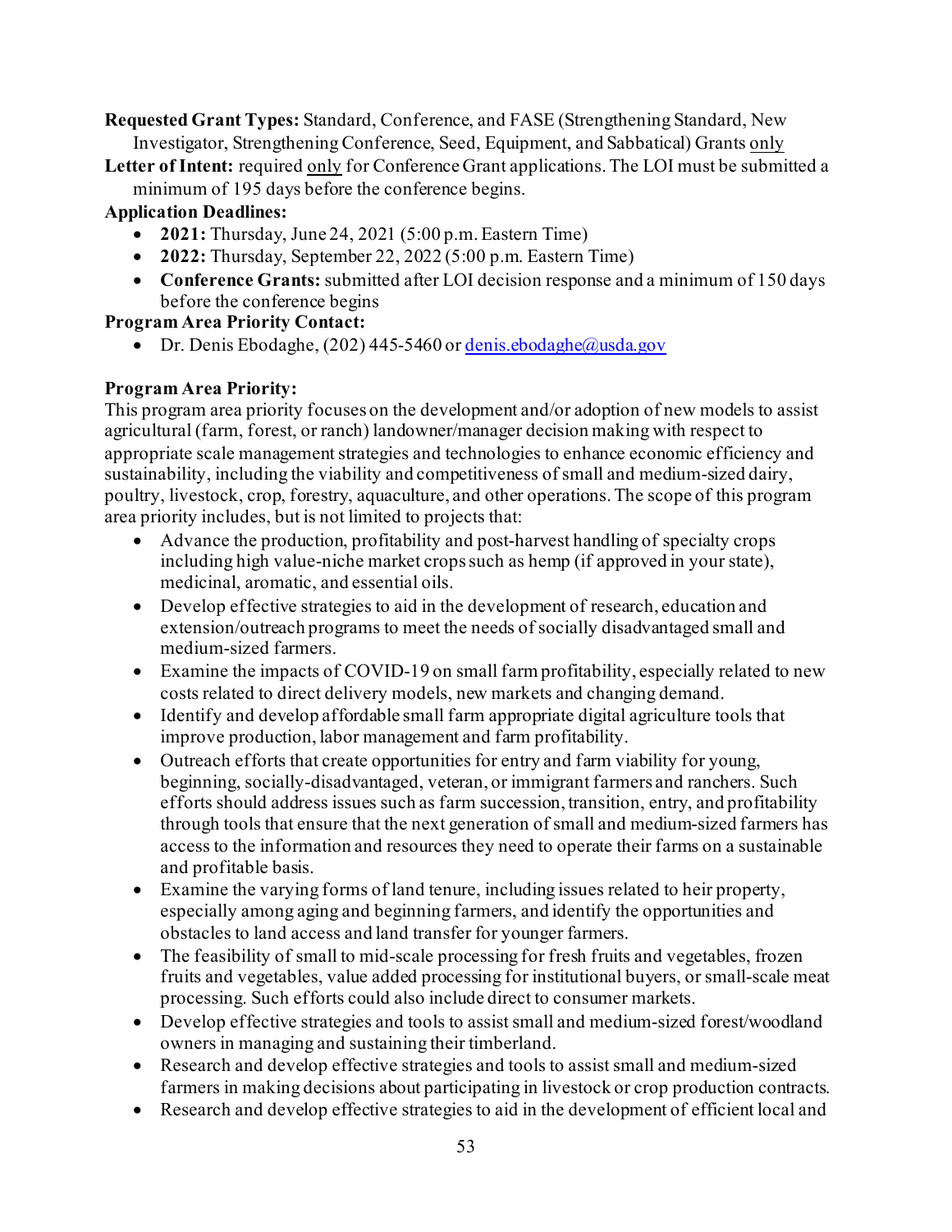**Requested Grant Types:** Standard, Conference, and FASE (Strengthening Standard, New Investigator, Strengthening Conference, Seed, Equipment, and Sabbatical) Grants only

**Letter of Intent:** required only for Conference Grant applications. The LOI must be submitted a minimum of 195 days before the conference begins.

**Application Deadlines:**

- **2021:** Thursday, June 24, 2021 (5:00 p.m. Eastern Time)
- **2022:** Thursday, September 22, 2022 (5:00 p.m. Eastern Time)
- **Conference Grants:** submitted after LOI decision response and a minimum of 150 days before the conference begins

**Program Area Priority Contact:**

- Dr. Denis Ebodaghe, (202) 445-5460 or denis.ebodaghe@usda.gov

**Program Area Priority:**

This program area priority focuses on the development and/or adoption of new models to assist agricultural (farm, forest, or ranch) landowner/manager decision making with respect to appropriate scale management strategies and technologies to enhance economic efficiency and sustainability, including the viability and competitiveness of small and medium-sized dairy, poultry, livestock, crop, forestry, aquaculture, and other operations. The scope of this program area priority includes, but is not limited to projects that:

- Advance the production, profitability and post-harvest handling of specialty crops including high value-niche market crops such as hemp (if approved in your state), medicinal, aromatic, and essential oils.
- Develop effective strategies to aid in the development of research, education and extension/outreach programs to meet the needs of socially disadvantaged small and medium-sized farmers.
- Examine the impacts of COVID-19 on small farm profitability, especially related to new costs related to direct delivery models, new markets and changing demand.
- Identify and develop affordable small farm appropriate digital agriculture tools that improve production, labor management and farm profitability.
- Outreach efforts that create opportunities for entry and farm viability for young, beginning, socially-disadvantaged, veteran, or immigrant farmers and ranchers. Such efforts should address issues such as farm succession, transition, entry, and profitability through tools that ensure that the next generation of small and medium-sized farmers has access to the information and resources they need to operate their farms on a sustainable and profitable basis.
- Examine the varying forms of land tenure, including issues related to heir property, especially among aging and beginning farmers, and identify the opportunities and obstacles to land access and land transfer for younger farmers.
- The feasibility of small to mid-scale processing for fresh fruits and vegetables, frozen fruits and vegetables, value added processing for institutional buyers, or small-scale meat processing. Such efforts could also include direct to consumer markets.
- Develop effective strategies and tools to assist small and medium-sized forest/woodland owners in managing and sustaining their timberland.
- Research and develop effective strategies and tools to assist small and medium-sized farmers in making decisions about participating in livestock or crop production contracts.
- Research and develop effective strategies to aid in the development of efficient local and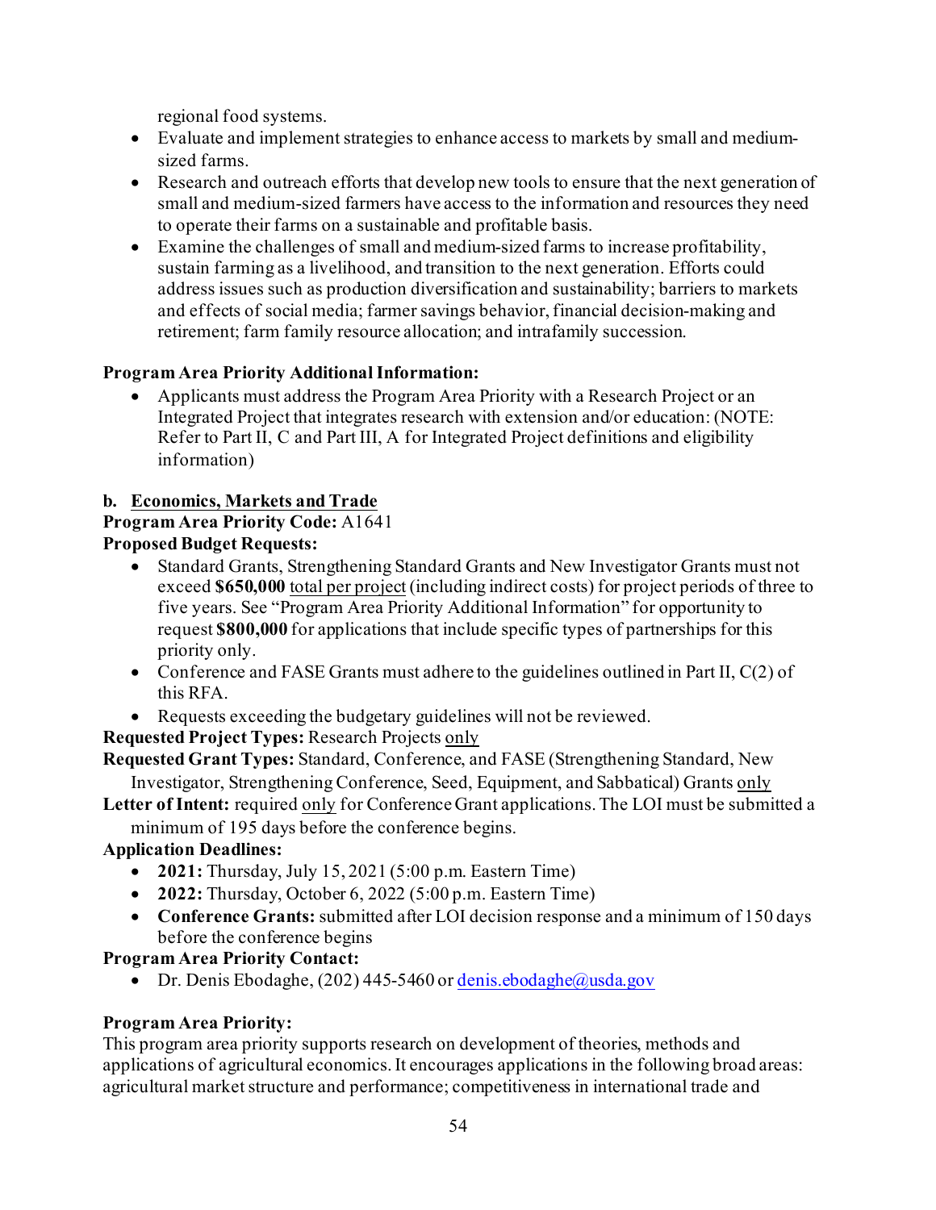regional food systems.

- Evaluate and implement strategies to enhance access to markets by small and medium-sized farms.
- Research and outreach efforts that develop new tools to ensure that the next generation of small and medium-sized farmers have access to the information and resources they need to operate their farms on a sustainable and profitable basis.
- Examine the challenges of small and medium-sized farms to increase profitability, sustain farming as a livelihood, and transition to the next generation. Efforts could address issues such as production diversification and sustainability; barriers to markets and effects of social media; farmer savings behavior, financial decision-making and retirement; farm family resource allocation; and intrafamily succession.

**Program Area Priority Additional Information:**

- Applicants must address the Program Area Priority with a Research Project or an Integrated Project that integrates research with extension and/or education: (NOTE: Refer to Part II, C and Part III, A for Integrated Project definitions and eligibility information)

**b. Economics, Markets and Trade**

**Program Area Priority Code:** A1641

**Proposed Budget Requests:**

- Standard Grants, Strengthening Standard Grants and New Investigator Grants must not exceed **$650,000** total per project (including indirect costs) for project periods of three to five years. See "Program Area Priority Additional Information" for opportunity to request **$800,000** for applications that include specific types of partnerships for this priority only.
- Conference and FASE Grants must adhere to the guidelines outlined in Part II, C(2) of this RFA.
- Requests exceeding the budgetary guidelines will not be reviewed.

**Requested Project Types:** Research Projects only

**Requested Grant Types:** Standard, Conference, and FASE (Strengthening Standard, New Investigator, Strengthening Conference, Seed, Equipment, and Sabbatical) Grants only

**Letter of Intent:** required only for Conference Grant applications. The LOI must be submitted a minimum of 195 days before the conference begins.

**Application Deadlines:**

- **2021:** Thursday, July 15, 2021 (5:00 p.m. Eastern Time)
- **2022:** Thursday, October 6, 2022 (5:00 p.m. Eastern Time)
- **Conference Grants:** submitted after LOI decision response and a minimum of 150 days before the conference begins

**Program Area Priority Contact:**

- Dr. Denis Ebodaghe, (202) 445-5460 or denis.ebodaghe@usda.gov

**Program Area Priority:**

This program area priority supports research on development of theories, methods and applications of agricultural economics. It encourages applications in the following broad areas: agricultural market structure and performance; competitiveness in international trade and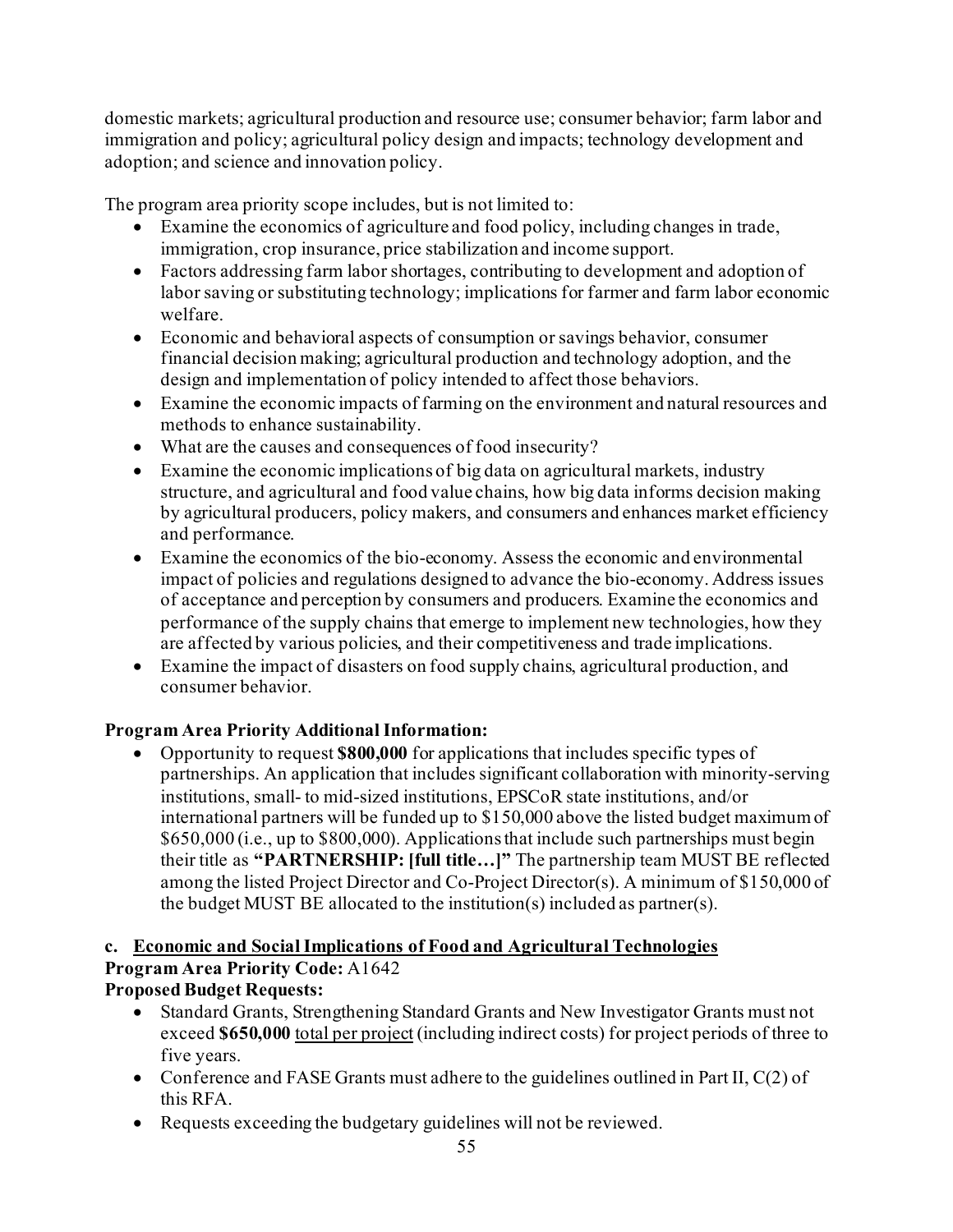domestic markets; agricultural production and resource use; consumer behavior; farm labor and immigration and policy; agricultural policy design and impacts; technology development and adoption; and science and innovation policy.

The program area priority scope includes, but is not limited to:

- Examine the economics of agriculture and food policy, including changes in trade, immigration, crop insurance, price stabilization and income support.
- Factors addressing farm labor shortages, contributing to development and adoption of labor saving or substituting technology; implications for farmer and farm labor economic welfare.
- Economic and behavioral aspects of consumption or savings behavior, consumer financial decision making; agricultural production and technology adoption, and the design and implementation of policy intended to affect those behaviors.
- Examine the economic impacts of farming on the environment and natural resources and methods to enhance sustainability.
- What are the causes and consequences of food insecurity?
- Examine the economic implications of big data on agricultural markets, industry structure, and agricultural and food value chains, how big data informs decision making by agricultural producers, policy makers, and consumers and enhances market efficiency and performance.
- Examine the economics of the bio-economy. Assess the economic and environmental impact of policies and regulations designed to advance the bio-economy. Address issues of acceptance and perception by consumers and producers. Examine the economics and performance of the supply chains that emerge to implement new technologies, how they are affected by various policies, and their competitiveness and trade implications.
- Examine the impact of disasters on food supply chains, agricultural production, and consumer behavior.

**Program Area Priority Additional Information:**

- Opportunity to request **$800,000** for applications that includes specific types of partnerships. An application that includes significant collaboration with minority-serving institutions, small- to mid-sized institutions, EPSCoR state institutions, and/or international partners will be funded up to $150,000 above the listed budget maximum of $650,000 (i.e., up to $800,000). Applications that include such partnerships must begin their title as **"PARTNERSHIP: [full title…]"** The partnership team MUST BE reflected among the listed Project Director and Co-Project Director(s). A minimum of $150,000 of the budget MUST BE allocated to the institution(s) included as partner(s).

**c. Economic and Social Implications of Food and Agricultural Technologies**

**Program Area Priority Code:** A1642

**Proposed Budget Requests:**

- Standard Grants, Strengthening Standard Grants and New Investigator Grants must not exceed **$650,000** total per project (including indirect costs) for project periods of three to five years.
- Conference and FASE Grants must adhere to the guidelines outlined in Part II, C(2) of this RFA.
- Requests exceeding the budgetary guidelines will not be reviewed.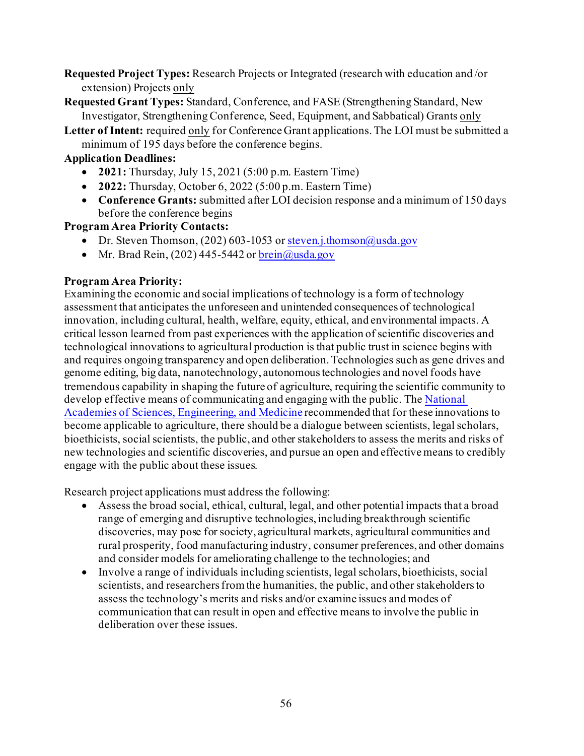**Requested Project Types:** Research Projects or Integrated (research with education and /or extension) Projects only

**Requested Grant Types:** Standard, Conference, and FASE (Strengthening Standard, New Investigator, Strengthening Conference, Seed, Equipment, and Sabbatical) Grants only

**Letter of Intent:** required only for Conference Grant applications. The LOI must be submitted a minimum of 195 days before the conference begins.

**Application Deadlines:**

- **2021:** Thursday, July 15, 2021 (5:00 p.m. Eastern Time)
- **2022:** Thursday, October 6, 2022 (5:00 p.m. Eastern Time)
- **Conference Grants:** submitted after LOI decision response and a minimum of 150 days before the conference begins

**Program Area Priority Contacts:**

- Dr. Steven Thomson, (202) 603-1053 or [steven.j.thomson@usda.gov](mailto:steven.j.thomson@usda.gov)
- Mr. Brad Rein, (202) 445-5442 or [brein@usda.gov](mailto:brein@usda.gov)

**Program Area Priority:**

Examining the economic and social implications of technology is a form of technology assessment that anticipates the unforeseen and unintended consequences of technological innovation, including cultural, health, welfare, equity, ethical, and environmental impacts. A critical lesson learned from past experiences with the application of scientific discoveries and technological innovations to agricultural production is that public trust in science begins with and requires ongoing transparency and open deliberation. Technologies such as gene drives and genome editing, big data, nanotechnology, autonomous technologies and novel foods have tremendous capability in shaping the future of agriculture, requiring the scientific community to develop effective means of communicating and engaging with the public. The National Academies of Sciences, Engineering, and Medicine recommended that for these innovations to become applicable to agriculture, there should be a dialogue between scientists, legal scholars, bioethicists, social scientists, the public, and other stakeholders to assess the merits and risks of new technologies and scientific discoveries, and pursue an open and effective means to credibly engage with the public about these issues.

Research project applications must address the following:

- Assess the broad social, ethical, cultural, legal, and other potential impacts that a broad range of emerging and disruptive technologies, including breakthrough scientific discoveries, may pose for society, agricultural markets, agricultural communities and rural prosperity, food manufacturing industry, consumer preferences, and other domains and consider models for ameliorating challenge to the technologies; and
- Involve a range of individuals including scientists, legal scholars, bioethicists, social scientists, and researchers from the humanities, the public, and other stakeholders to assess the technology's merits and risks and/or examine issues and modes of communication that can result in open and effective means to involve the public in deliberation over these issues.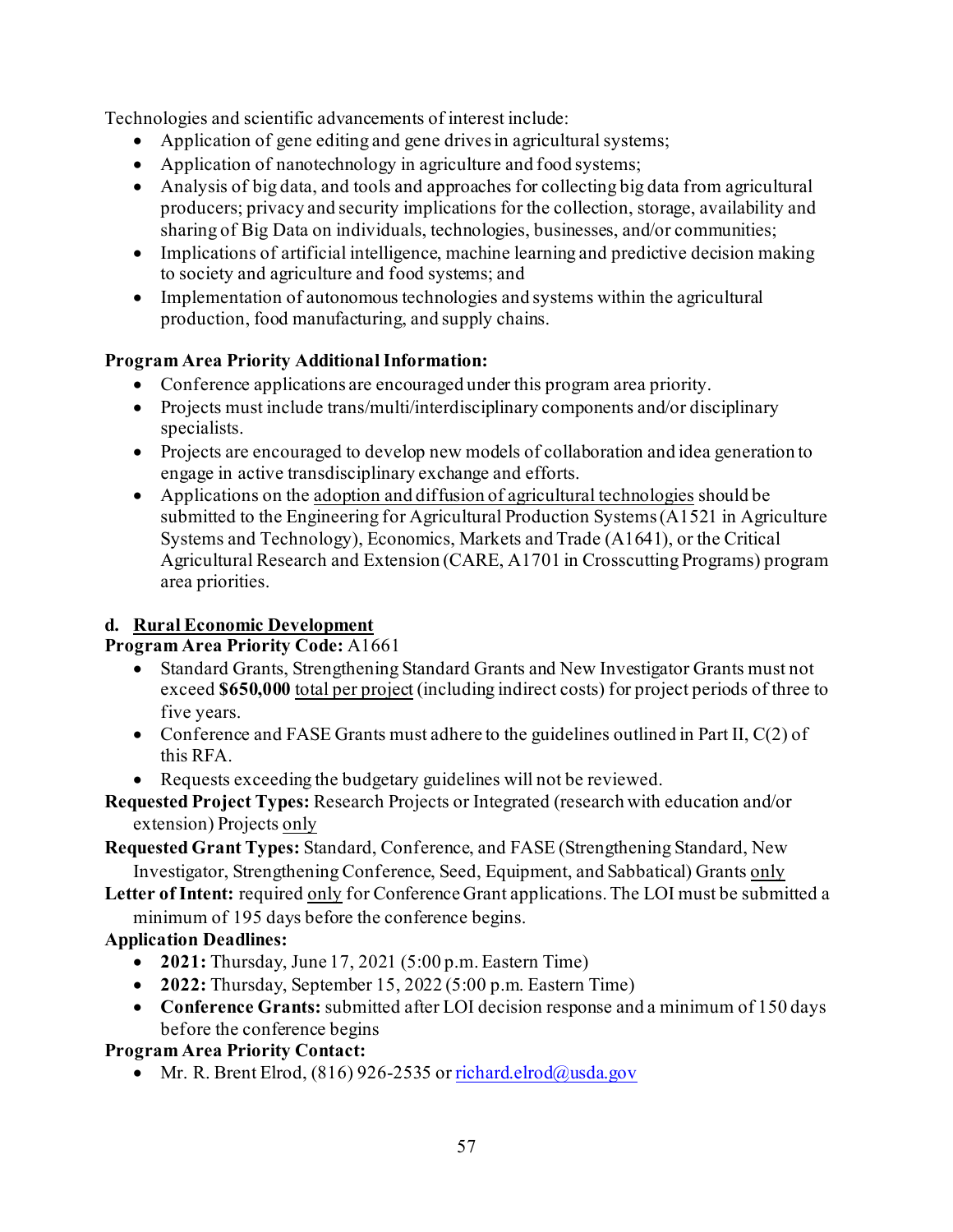Technologies and scientific advancements of interest include:

- Application of gene editing and gene drives in agricultural systems;
- Application of nanotechnology in agriculture and food systems;
- Analysis of big data, and tools and approaches for collecting big data from agricultural producers; privacy and security implications for the collection, storage, availability and sharing of Big Data on individuals, technologies, businesses, and/or communities;
- Implications of artificial intelligence, machine learning and predictive decision making to society and agriculture and food systems; and
- Implementation of autonomous technologies and systems within the agricultural production, food manufacturing, and supply chains.

**Program Area Priority Additional Information:**

- Conference applications are encouraged under this program area priority.
- Projects must include trans/multi/interdisciplinary components and/or disciplinary specialists.
- Projects are encouraged to develop new models of collaboration and idea generation to engage in active transdisciplinary exchange and efforts.
- Applications on the adoption and diffusion of agricultural technologies should be submitted to the Engineering for Agricultural Production Systems (A1521 in Agriculture Systems and Technology), Economics, Markets and Trade (A1641), or the Critical Agricultural Research and Extension (CARE, A1701 in Crosscutting Programs) program area priorities.

**d. Rural Economic Development**

**Program Area Priority Code:** A1661

- Standard Grants, Strengthening Standard Grants and New Investigator Grants must not exceed **$650,000** total per project (including indirect costs) for project periods of three to five years.
- Conference and FASE Grants must adhere to the guidelines outlined in Part II, C(2) of this RFA.
- Requests exceeding the budgetary guidelines will not be reviewed.

**Requested Project Types:** Research Projects or Integrated (research with education and/or extension) Projects only

**Requested Grant Types:** Standard, Conference, and FASE (Strengthening Standard, New Investigator, Strengthening Conference, Seed, Equipment, and Sabbatical) Grants only

**Letter of Intent:** required only for Conference Grant applications. The LOI must be submitted a minimum of 195 days before the conference begins.

**Application Deadlines:**

- **2021:** Thursday, June 17, 2021 (5:00 p.m. Eastern Time)
- **2022:** Thursday, September 15, 2022 (5:00 p.m. Eastern Time)
- **Conference Grants:** submitted after LOI decision response and a minimum of 150 days before the conference begins

**Program Area Priority Contact:**

- Mr. R. Brent Elrod, (816) 926-2535 or richard.elrod@usda.gov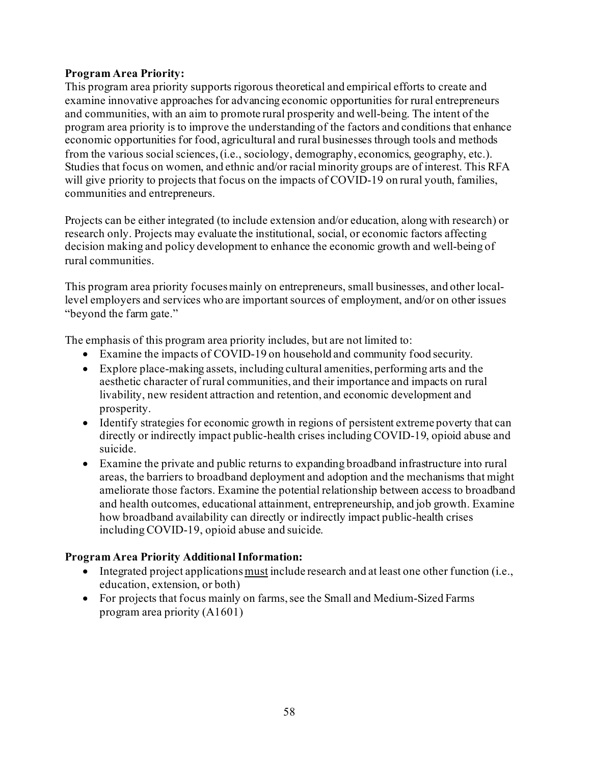**Program Area Priority:**
This program area priority supports rigorous theoretical and empirical efforts to create and examine innovative approaches for advancing economic opportunities for rural entrepreneurs and communities, with an aim to promote rural prosperity and well-being. The intent of the program area priority is to improve the understanding of the factors and conditions that enhance economic opportunities for food, agricultural and rural businesses through tools and methods from the various social sciences, (i.e., sociology, demography, economics, geography, etc.). Studies that focus on women, and ethnic and/or racial minority groups are of interest. This RFA will give priority to projects that focus on the impacts of COVID-19 on rural youth, families, communities and entrepreneurs.

Projects can be either integrated (to include extension and/or education, along with research) or research only. Projects may evaluate the institutional, social, or economic factors affecting decision making and policy development to enhance the economic growth and well-being of rural communities.

This program area priority focuses mainly on entrepreneurs, small businesses, and other local-level employers and services who are important sources of employment, and/or on other issues "beyond the farm gate."

The emphasis of this program area priority includes, but are not limited to:

- Examine the impacts of COVID-19 on household and community food security.
- Explore place-making assets, including cultural amenities, performing arts and the aesthetic character of rural communities, and their importance and impacts on rural livability, new resident attraction and retention, and economic development and prosperity.
- Identify strategies for economic growth in regions of persistent extreme poverty that can directly or indirectly impact public-health crises including COVID-19, opioid abuse and suicide.
- Examine the private and public returns to expanding broadband infrastructure into rural areas, the barriers to broadband deployment and adoption and the mechanisms that might ameliorate those factors. Examine the potential relationship between access to broadband and health outcomes, educational attainment, entrepreneurship, and job growth. Examine how broadband availability can directly or indirectly impact public-health crises including COVID-19, opioid abuse and suicide.

**Program Area Priority Additional Information:**

- Integrated project applications must include research and at least one other function (i.e., education, extension, or both)
- For projects that focus mainly on farms, see the Small and Medium-Sized Farms program area priority (A1601)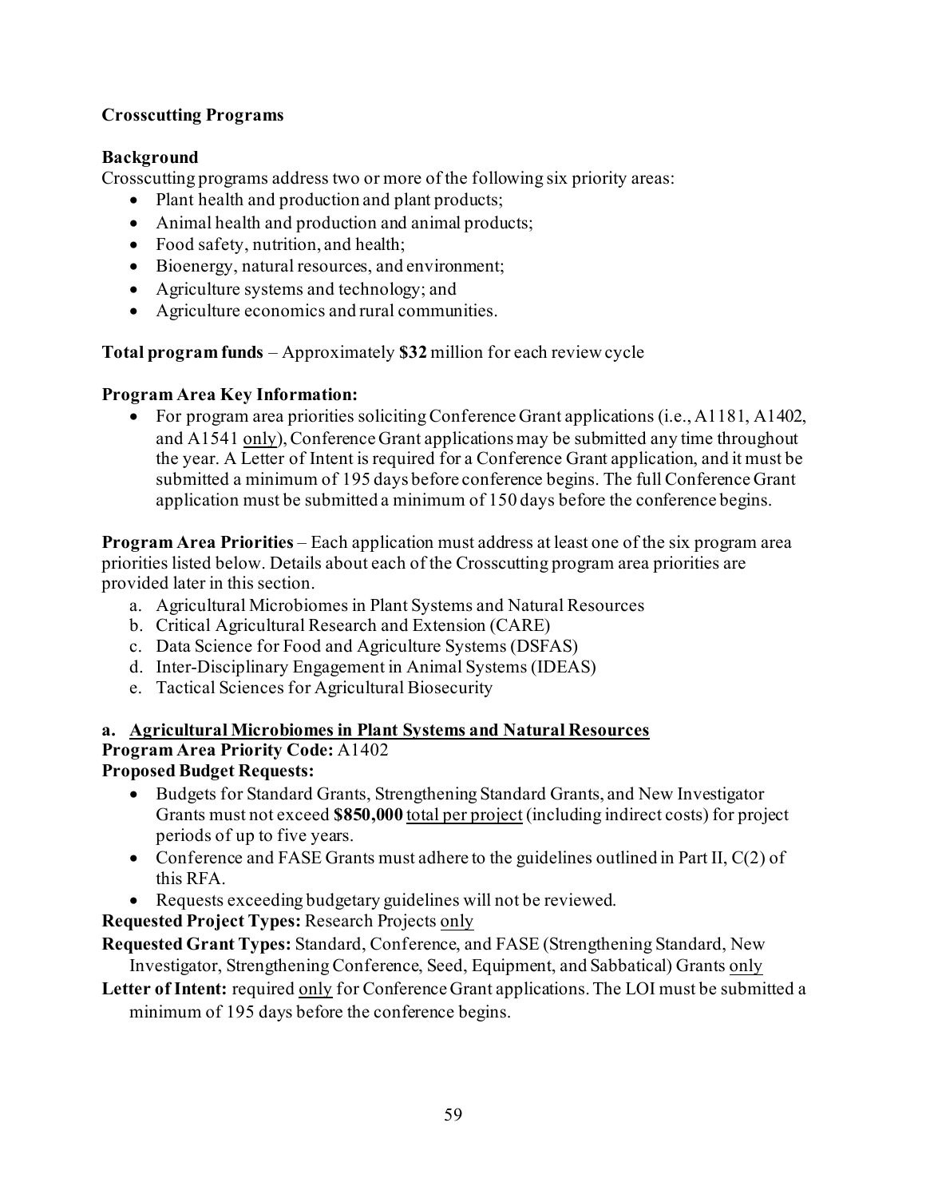**Crosscutting Programs**

**Background**

Crosscutting programs address two or more of the following six priority areas:

- Plant health and production and plant products;
- Animal health and production and animal products;
- Food safety, nutrition, and health;
- Bioenergy, natural resources, and environment;
- Agriculture systems and technology; and
- Agriculture economics and rural communities.

**Total program funds** – Approximately **$32** million for each review cycle

**Program Area Key Information:**

- For program area priorities soliciting Conference Grant applications (i.e., A1181, A1402, and A1541 only), Conference Grant applications may be submitted any time throughout the year. A Letter of Intent is required for a Conference Grant application, and it must be submitted a minimum of 195 days before conference begins. The full Conference Grant application must be submitted a minimum of 150 days before the conference begins.

**Program Area Priorities** – Each application must address at least one of the six program area priorities listed below. Details about each of the Crosscutting program area priorities are provided later in this section.

a. Agricultural Microbiomes in Plant Systems and Natural Resources
b. Critical Agricultural Research and Extension (CARE)
c. Data Science for Food and Agriculture Systems (DSFAS)
d. Inter-Disciplinary Engagement in Animal Systems (IDEAS)
e. Tactical Sciences for Agricultural Biosecurity

**a. Agricultural Microbiomes in Plant Systems and Natural Resources**

**Program Area Priority Code:** A1402

**Proposed Budget Requests:**

- Budgets for Standard Grants, Strengthening Standard Grants, and New Investigator Grants must not exceed **$850,000** total per project (including indirect costs) for project periods of up to five years.
- Conference and FASE Grants must adhere to the guidelines outlined in Part II, C(2) of this RFA.
- Requests exceeding budgetary guidelines will not be reviewed.

**Requested Project Types:** Research Projects only

**Requested Grant Types:** Standard, Conference, and FASE (Strengthening Standard, New Investigator, Strengthening Conference, Seed, Equipment, and Sabbatical) Grants only

**Letter of Intent:** required only for Conference Grant applications. The LOI must be submitted a minimum of 195 days before the conference begins.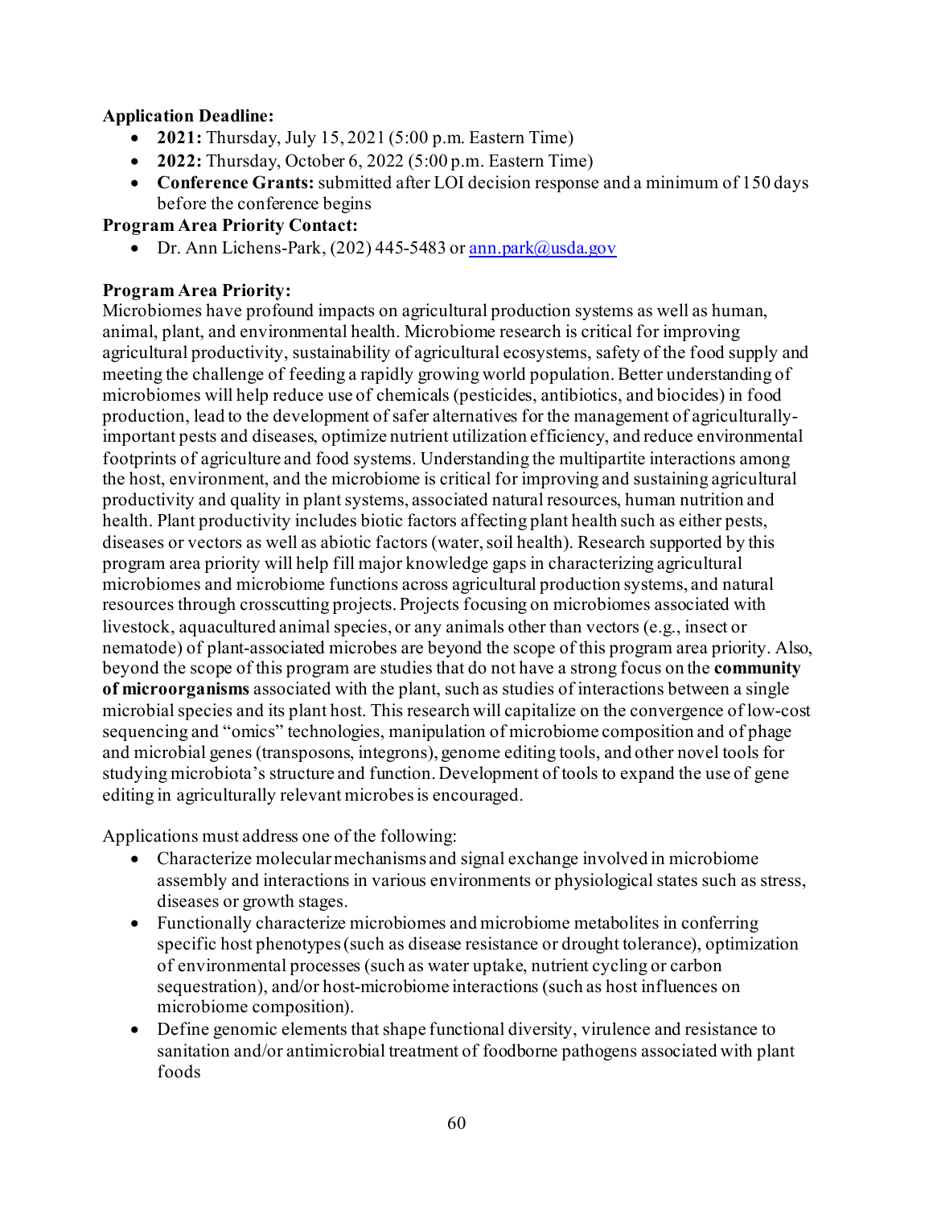**Application Deadline:**

- **2021:** Thursday, July 15, 2021 (5:00 p.m. Eastern Time)
- **2022:** Thursday, October 6, 2022 (5:00 p.m. Eastern Time)
- **Conference Grants:** submitted after LOI decision response and a minimum of 150 days before the conference begins

**Program Area Priority Contact:**

- Dr. Ann Lichens-Park, (202) 445-5483 or ann.park@usda.gov

**Program Area Priority:**

Microbiomes have profound impacts on agricultural production systems as well as human, animal, plant, and environmental health. Microbiome research is critical for improving agricultural productivity, sustainability of agricultural ecosystems, safety of the food supply and meeting the challenge of feeding a rapidly growing world population. Better understanding of microbiomes will help reduce use of chemicals (pesticides, antibiotics, and biocides) in food production, lead to the development of safer alternatives for the management of agriculturally-important pests and diseases, optimize nutrient utilization efficiency, and reduce environmental footprints of agriculture and food systems. Understanding the multipartite interactions among the host, environment, and the microbiome is critical for improving and sustaining agricultural productivity and quality in plant systems, associated natural resources, human nutrition and health. Plant productivity includes biotic factors affecting plant health such as either pests, diseases or vectors as well as abiotic factors (water, soil health). Research supported by this program area priority will help fill major knowledge gaps in characterizing agricultural microbiomes and microbiome functions across agricultural production systems, and natural resources through crosscutting projects. Projects focusing on microbiomes associated with livestock, aquacultured animal species, or any animals other than vectors (e.g., insect or nematode) of plant-associated microbes are beyond the scope of this program area priority. Also, beyond the scope of this program are studies that do not have a strong focus on the **community of microorganisms** associated with the plant, such as studies of interactions between a single microbial species and its plant host. This research will capitalize on the convergence of low-cost sequencing and "omics" technologies, manipulation of microbiome composition and of phage and microbial genes (transposons, integrons), genome editing tools, and other novel tools for studying microbiota's structure and function. Development of tools to expand the use of gene editing in agriculturally relevant microbes is encouraged.

Applications must address one of the following:

- Characterize molecular mechanisms and signal exchange involved in microbiome assembly and interactions in various environments or physiological states such as stress, diseases or growth stages.
- Functionally characterize microbiomes and microbiome metabolites in conferring specific host phenotypes (such as disease resistance or drought tolerance), optimization of environmental processes (such as water uptake, nutrient cycling or carbon sequestration), and/or host-microbiome interactions (such as host influences on microbiome composition).
- Define genomic elements that shape functional diversity, virulence and resistance to sanitation and/or antimicrobial treatment of foodborne pathogens associated with plant foods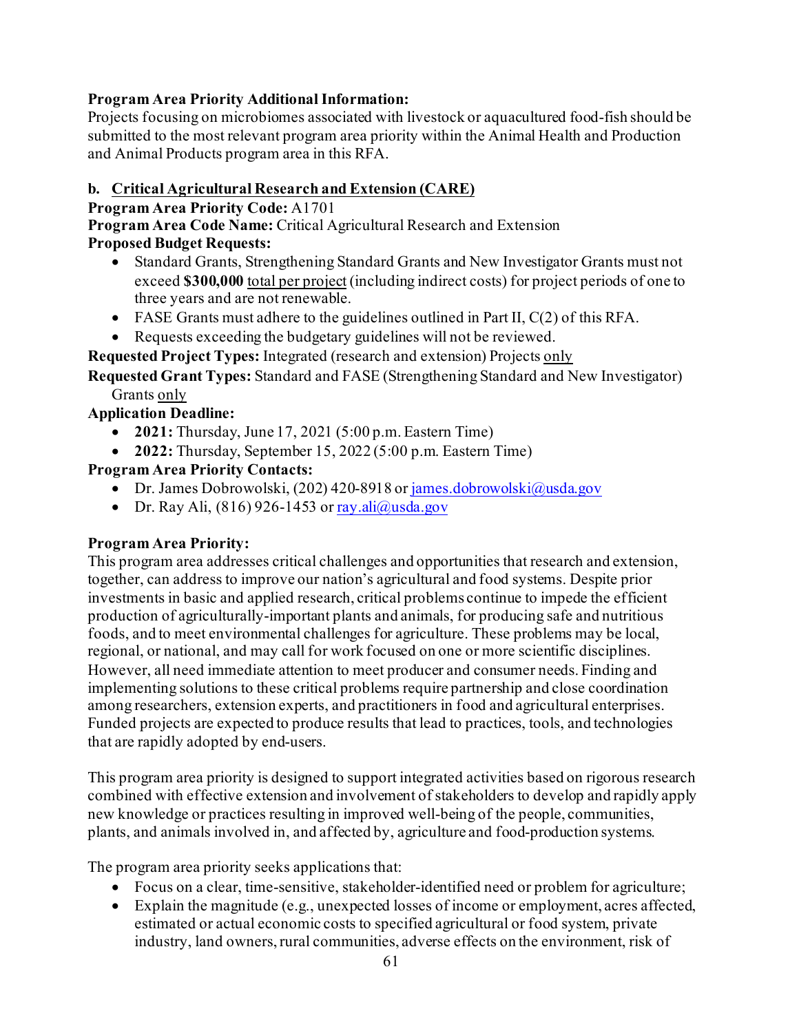**Program Area Priority Additional Information:**
Projects focusing on microbiomes associated with livestock or aquacultured food-fish should be submitted to the most relevant program area priority within the Animal Health and Production and Animal Products program area in this RFA.

**b. Critical Agricultural Research and Extension (CARE)**

**Program Area Priority Code:** A1701
**Program Area Code Name:** Critical Agricultural Research and Extension
**Proposed Budget Requests:**

- Standard Grants, Strengthening Standard Grants and New Investigator Grants must not exceed **$300,000** total per project (including indirect costs) for project periods of one to three years and are not renewable.
- FASE Grants must adhere to the guidelines outlined in Part II, C(2) of this RFA.
- Requests exceeding the budgetary guidelines will not be reviewed.

**Requested Project Types:** Integrated (research and extension) Projects only
**Requested Grant Types:** Standard and FASE (Strengthening Standard and New Investigator) Grants only
**Application Deadline:**

- **2021:** Thursday, June 17, 2021 (5:00 p.m. Eastern Time)
- **2022:** Thursday, September 15, 2022 (5:00 p.m. Eastern Time)

**Program Area Priority Contacts:**

- Dr. James Dobrowolski, (202) 420-8918 or james.dobrowolski@usda.gov
- Dr. Ray Ali, (816) 926-1453 or ray.ali@usda.gov

**Program Area Priority:**
This program area addresses critical challenges and opportunities that research and extension, together, can address to improve our nation's agricultural and food systems. Despite prior investments in basic and applied research, critical problems continue to impede the efficient production of agriculturally-important plants and animals, for producing safe and nutritious foods, and to meet environmental challenges for agriculture. These problems may be local, regional, or national, and may call for work focused on one or more scientific disciplines. However, all need immediate attention to meet producer and consumer needs. Finding and implementing solutions to these critical problems require partnership and close coordination among researchers, extension experts, and practitioners in food and agricultural enterprises. Funded projects are expected to produce results that lead to practices, tools, and technologies that are rapidly adopted by end-users.

This program area priority is designed to support integrated activities based on rigorous research combined with effective extension and involvement of stakeholders to develop and rapidly apply new knowledge or practices resulting in improved well-being of the people, communities, plants, and animals involved in, and affected by, agriculture and food-production systems.

The program area priority seeks applications that:

- Focus on a clear, time-sensitive, stakeholder-identified need or problem for agriculture;
- Explain the magnitude (e.g., unexpected losses of income or employment, acres affected, estimated or actual economic costs to specified agricultural or food system, private industry, land owners, rural communities, adverse effects on the environment, risk of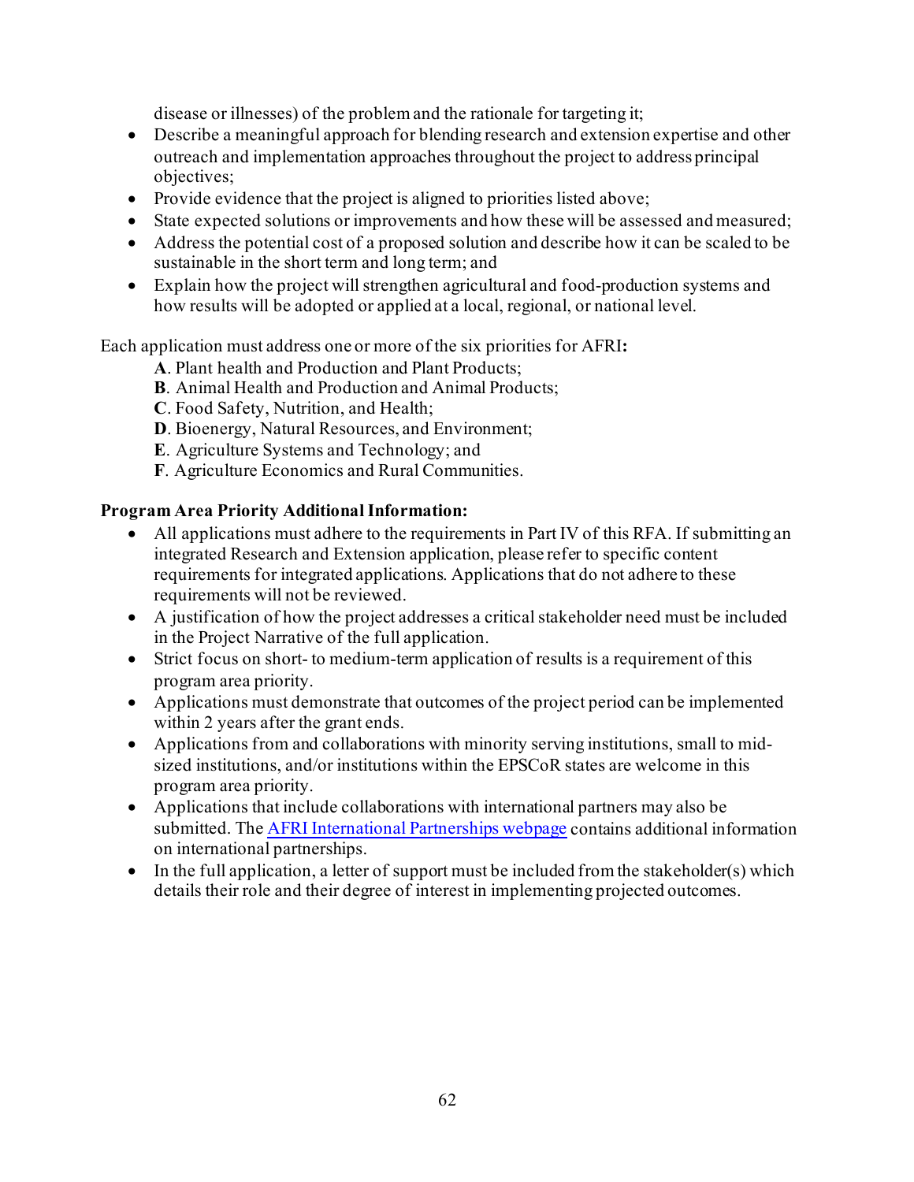disease or illnesses) of the problem and the rationale for targeting it;

- Describe a meaningful approach for blending research and extension expertise and other outreach and implementation approaches throughout the project to address principal objectives;
- Provide evidence that the project is aligned to priorities listed above;
- State expected solutions or improvements and how these will be assessed and measured;
- Address the potential cost of a proposed solution and describe how it can be scaled to be sustainable in the short term and long term; and
- Explain how the project will strengthen agricultural and food-production systems and how results will be adopted or applied at a local, regional, or national level.

Each application must address one or more of the six priorities for AFRI**:**

**A**. Plant health and Production and Plant Products;
**B**. Animal Health and Production and Animal Products;
**C**. Food Safety, Nutrition, and Health;
**D**. Bioenergy, Natural Resources, and Environment;
**E**. Agriculture Systems and Technology; and
**F**. Agriculture Economics and Rural Communities.

**Program Area Priority Additional Information:**

- All applications must adhere to the requirements in Part IV of this RFA. If submitting an integrated Research and Extension application, please refer to specific content requirements for integrated applications. Applications that do not adhere to these requirements will not be reviewed.
- A justification of how the project addresses a critical stakeholder need must be included in the Project Narrative of the full application.
- Strict focus on short- to medium-term application of results is a requirement of this program area priority.
- Applications must demonstrate that outcomes of the project period can be implemented within 2 years after the grant ends.
- Applications from and collaborations with minority serving institutions, small to mid-sized institutions, and/or institutions within the EPSCoR states are welcome in this program area priority.
- Applications that include collaborations with international partners may also be submitted. The AFRI International Partnerships webpage contains additional information on international partnerships.
- In the full application, a letter of support must be included from the stakeholder(s) which details their role and their degree of interest in implementing projected outcomes.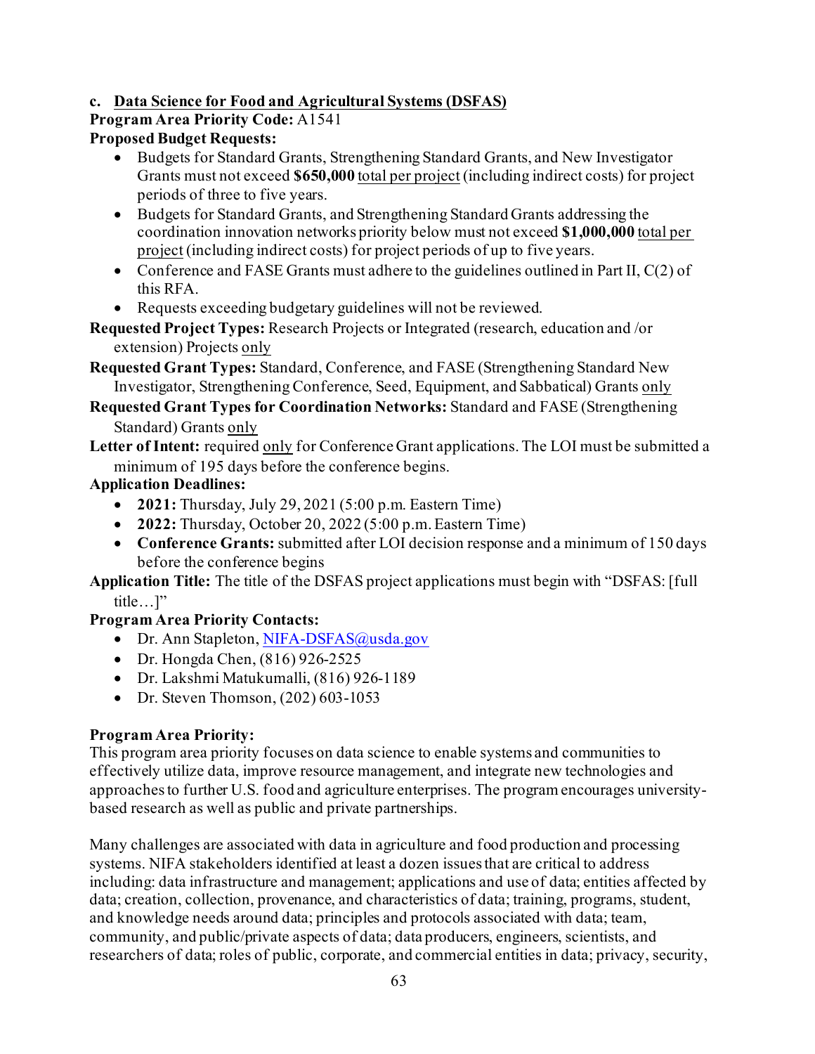### c. Data Science for Food and Agricultural Systems (DSFAS)

**Program Area Priority Code:** A1541

**Proposed Budget Requests:**

- Budgets for Standard Grants, Strengthening Standard Grants, and New Investigator Grants must not exceed **$650,000** total per project (including indirect costs) for project periods of three to five years.
- Budgets for Standard Grants, and Strengthening Standard Grants addressing the coordination innovation networks priority below must not exceed **$1,000,000** total per project (including indirect costs) for project periods of up to five years.
- Conference and FASE Grants must adhere to the guidelines outlined in Part II, C(2) of this RFA.
- Requests exceeding budgetary guidelines will not be reviewed.

**Requested Project Types:** Research Projects or Integrated (research, education and /or extension) Projects only

**Requested Grant Types:** Standard, Conference, and FASE (Strengthening Standard New Investigator, Strengthening Conference, Seed, Equipment, and Sabbatical) Grants only

**Requested Grant Types for Coordination Networks:** Standard and FASE (Strengthening Standard) Grants only

**Letter of Intent:** required only for Conference Grant applications. The LOI must be submitted a minimum of 195 days before the conference begins.

**Application Deadlines:**

- **2021:** Thursday, July 29, 2021 (5:00 p.m. Eastern Time)
- **2022:** Thursday, October 20, 2022 (5:00 p.m. Eastern Time)
- **Conference Grants:** submitted after LOI decision response and a minimum of 150 days before the conference begins

**Application Title:** The title of the DSFAS project applications must begin with "DSFAS: [full title…]"

**Program Area Priority Contacts:**

- Dr. Ann Stapleton, NIFA-DSFAS@usda.gov
- Dr. Hongda Chen, (816) 926-2525
- Dr. Lakshmi Matukumalli, (816) 926-1189
- Dr. Steven Thomson, (202) 603-1053

**Program Area Priority:**

This program area priority focuses on data science to enable systems and communities to effectively utilize data, improve resource management, and integrate new technologies and approaches to further U.S. food and agriculture enterprises. The program encourages university-based research as well as public and private partnerships.

Many challenges are associated with data in agriculture and food production and processing systems. NIFA stakeholders identified at least a dozen issues that are critical to address including: data infrastructure and management; applications and use of data; entities affected by data; creation, collection, provenance, and characteristics of data; training, programs, student, and knowledge needs around data; principles and protocols associated with data; team, community, and public/private aspects of data; data producers, engineers, scientists, and researchers of data; roles of public, corporate, and commercial entities in data; privacy, security,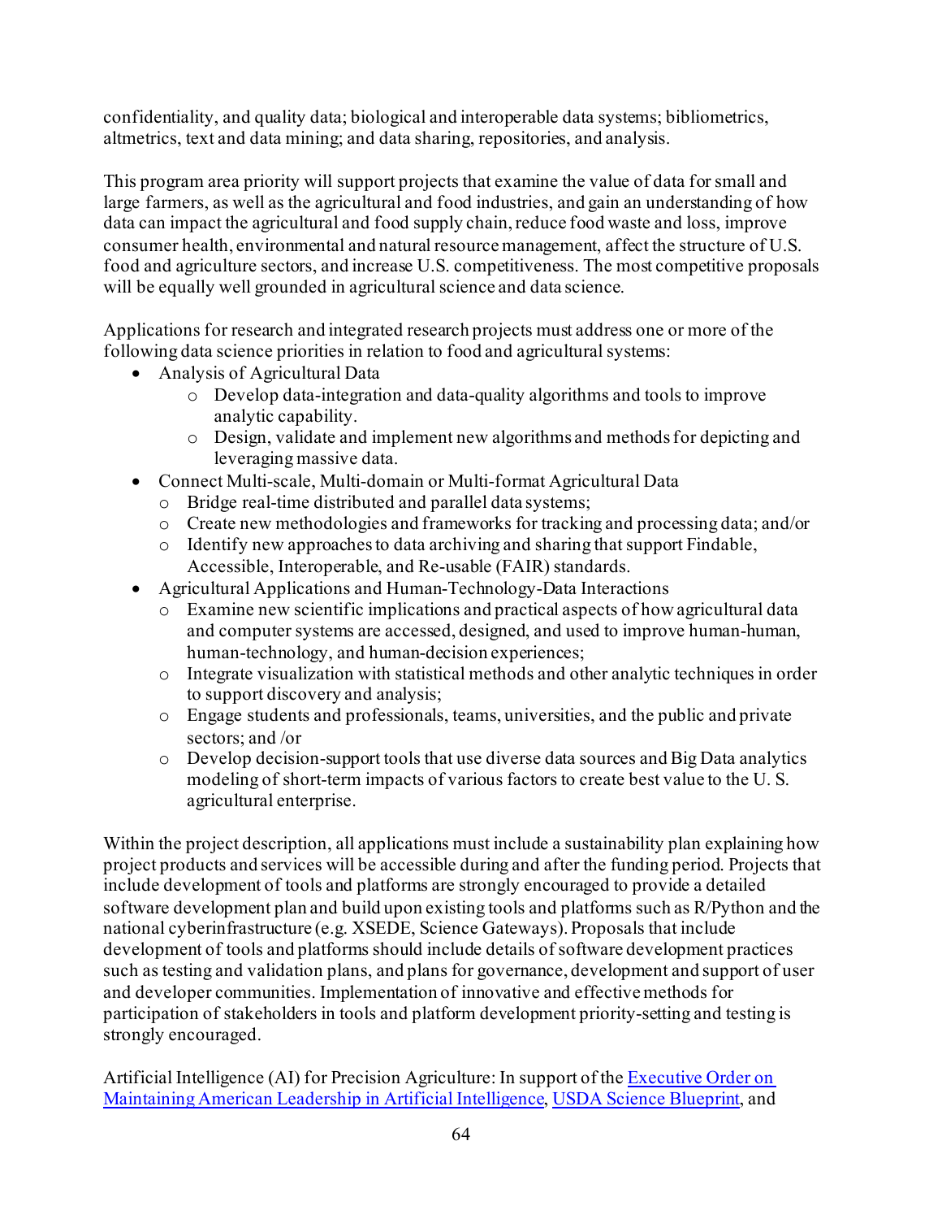confidentiality, and quality data; biological and interoperable data systems; bibliometrics, altmetrics, text and data mining; and data sharing, repositories, and analysis.

This program area priority will support projects that examine the value of data for small and large farmers, as well as the agricultural and food industries, and gain an understanding of how data can impact the agricultural and food supply chain, reduce food waste and loss, improve consumer health, environmental and natural resource management, affect the structure of U.S. food and agriculture sectors, and increase U.S. competitiveness. The most competitive proposals will be equally well grounded in agricultural science and data science.

Applications for research and integrated research projects must address one or more of the following data science priorities in relation to food and agricultural systems:

- Analysis of Agricultural Data
  - Develop data-integration and data-quality algorithms and tools to improve analytic capability.
  - Design, validate and implement new algorithms and methods for depicting and leveraging massive data.
- Connect Multi-scale, Multi-domain or Multi-format Agricultural Data
  - Bridge real-time distributed and parallel data systems;
  - Create new methodologies and frameworks for tracking and processing data; and/or
  - Identify new approaches to data archiving and sharing that support Findable, Accessible, Interoperable, and Re-usable (FAIR) standards.
- Agricultural Applications and Human-Technology-Data Interactions
  - Examine new scientific implications and practical aspects of how agricultural data and computer systems are accessed, designed, and used to improve human-human, human-technology, and human-decision experiences;
  - Integrate visualization with statistical methods and other analytic techniques in order to support discovery and analysis;
  - Engage students and professionals, teams, universities, and the public and private sectors; and /or
  - Develop decision-support tools that use diverse data sources and Big Data analytics modeling of short-term impacts of various factors to create best value to the U. S. agricultural enterprise.

Within the project description, all applications must include a sustainability plan explaining how project products and services will be accessible during and after the funding period. Projects that include development of tools and platforms are strongly encouraged to provide a detailed software development plan and build upon existing tools and platforms such as R/Python and the national cyberinfrastructure (e.g. XSEDE, Science Gateways). Proposals that include development of tools and platforms should include details of software development practices such as testing and validation plans, and plans for governance, development and support of user and developer communities. Implementation of innovative and effective methods for participation of stakeholders in tools and platform development priority-setting and testing is strongly encouraged.

Artificial Intelligence (AI) for Precision Agriculture: In support of the Executive Order on Maintaining American Leadership in Artificial Intelligence, USDA Science Blueprint, and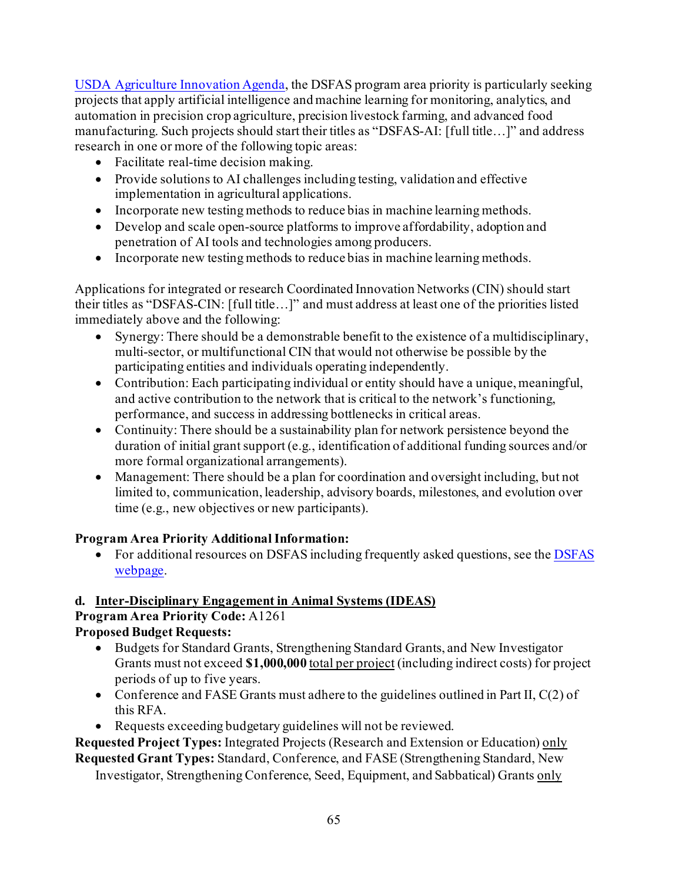[USDA Agriculture Innovation Agenda](), the DSFAS program area priority is particularly seeking projects that apply artificial intelligence and machine learning for monitoring, analytics, and automation in precision crop agriculture, precision livestock farming, and advanced food manufacturing. Such projects should start their titles as "DSFAS-AI: [full title…]" and address research in one or more of the following topic areas:

- Facilitate real-time decision making.
- Provide solutions to AI challenges including testing, validation and effective implementation in agricultural applications.
- Incorporate new testing methods to reduce bias in machine learning methods.
- Develop and scale open-source platforms to improve affordability, adoption and penetration of AI tools and technologies among producers.
- Incorporate new testing methods to reduce bias in machine learning methods.

Applications for integrated or research Coordinated Innovation Networks (CIN) should start their titles as "DSFAS-CIN: [full title…]" and must address at least one of the priorities listed immediately above and the following:

- Synergy: There should be a demonstrable benefit to the existence of a multidisciplinary, multi-sector, or multifunctional CIN that would not otherwise be possible by the participating entities and individuals operating independently.
- Contribution: Each participating individual or entity should have a unique, meaningful, and active contribution to the network that is critical to the network's functioning, performance, and success in addressing bottlenecks in critical areas.
- Continuity: There should be a sustainability plan for network persistence beyond the duration of initial grant support (e.g., identification of additional funding sources and/or more formal organizational arrangements).
- Management: There should be a plan for coordination and oversight including, but not limited to, communication, leadership, advisory boards, milestones, and evolution over time (e.g., new objectives or new participants).

**Program Area Priority Additional Information:**

- For additional resources on DSFAS including frequently asked questions, see the [DSFAS webpage]().

**d. Inter-Disciplinary Engagement in Animal Systems (IDEAS)**

**Program Area Priority Code:** A1261

**Proposed Budget Requests:**

- Budgets for Standard Grants, Strengthening Standard Grants, and New Investigator Grants must not exceed **$1,000,000** total per project (including indirect costs) for project periods of up to five years.
- Conference and FASE Grants must adhere to the guidelines outlined in Part II, C(2) of this RFA.
- Requests exceeding budgetary guidelines will not be reviewed.

**Requested Project Types:** Integrated Projects (Research and Extension or Education) only

**Requested Grant Types:** Standard, Conference, and FASE (Strengthening Standard, New Investigator, Strengthening Conference, Seed, Equipment, and Sabbatical) Grants only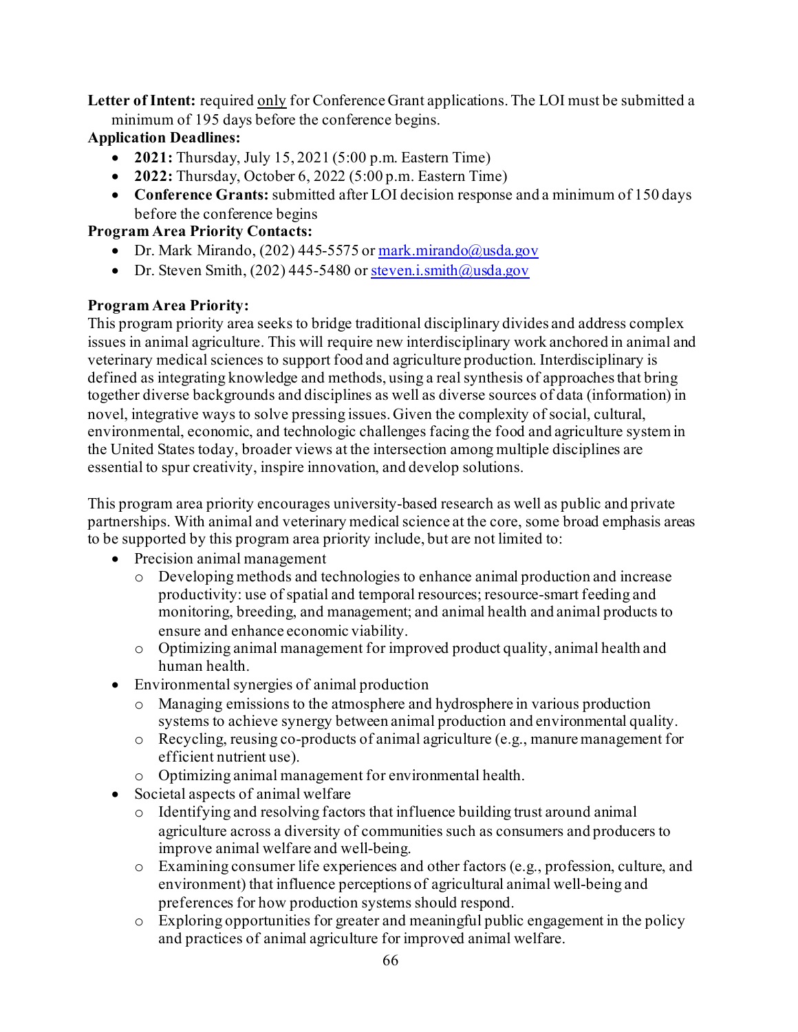**Letter of Intent:** required only for Conference Grant applications. The LOI must be submitted a minimum of 195 days before the conference begins.

**Application Deadlines:**

- **2021:** Thursday, July 15, 2021 (5:00 p.m. Eastern Time)
- **2022:** Thursday, October 6, 2022 (5:00 p.m. Eastern Time)
- **Conference Grants:** submitted after LOI decision response and a minimum of 150 days before the conference begins

**Program Area Priority Contacts:**

- Dr. Mark Mirando, (202) 445-5575 or mark.mirando@usda.gov
- Dr. Steven Smith, (202) 445-5480 or steven.i.smith@usda.gov

**Program Area Priority:**

This program priority area seeks to bridge traditional disciplinary divides and address complex issues in animal agriculture. This will require new interdisciplinary work anchored in animal and veterinary medical sciences to support food and agriculture production. Interdisciplinary is defined as integrating knowledge and methods, using a real synthesis of approaches that bring together diverse backgrounds and disciplines as well as diverse sources of data (information) in novel, integrative ways to solve pressing issues. Given the complexity of social, cultural, environmental, economic, and technologic challenges facing the food and agriculture system in the United States today, broader views at the intersection among multiple disciplines are essential to spur creativity, inspire innovation, and develop solutions.

This program area priority encourages university-based research as well as public and private partnerships. With animal and veterinary medical science at the core, some broad emphasis areas to be supported by this program area priority include, but are not limited to:

- Precision animal management
  - Developing methods and technologies to enhance animal production and increase productivity: use of spatial and temporal resources; resource-smart feeding and monitoring, breeding, and management; and animal health and animal products to ensure and enhance economic viability.
  - Optimizing animal management for improved product quality, animal health and human health.
- Environmental synergies of animal production
  - Managing emissions to the atmosphere and hydrosphere in various production systems to achieve synergy between animal production and environmental quality.
  - Recycling, reusing co-products of animal agriculture (e.g., manure management for efficient nutrient use).
  - Optimizing animal management for environmental health.
- Societal aspects of animal welfare
  - Identifying and resolving factors that influence building trust around animal agriculture across a diversity of communities such as consumers and producers to improve animal welfare and well-being.
  - Examining consumer life experiences and other factors (e.g., profession, culture, and environment) that influence perceptions of agricultural animal well-being and preferences for how production systems should respond.
  - Exploring opportunities for greater and meaningful public engagement in the policy and practices of animal agriculture for improved animal welfare.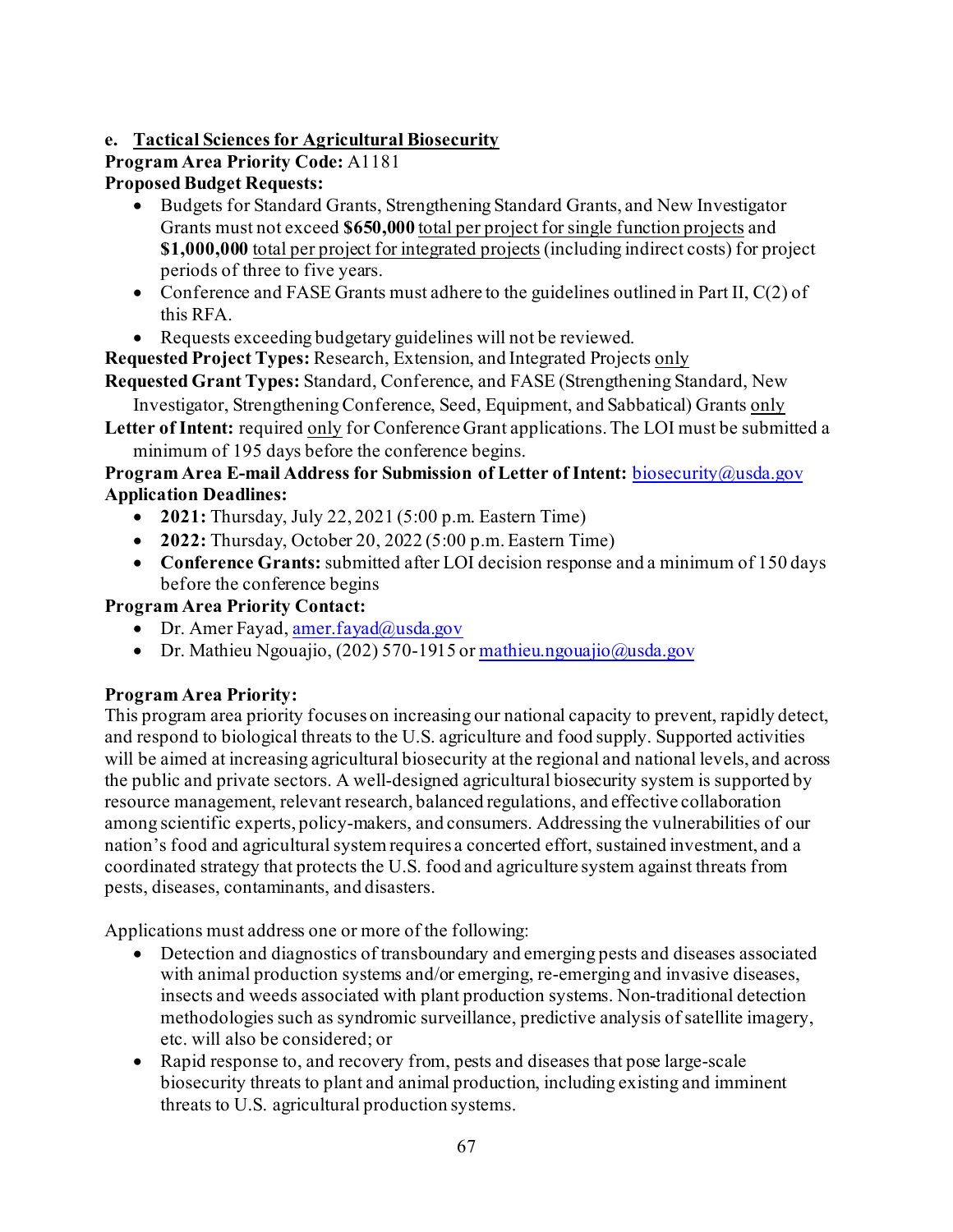**e. <u>Tactical Sciences for Agricultural Biosecurity</u>**

**Program Area Priority Code:** A1181

**Proposed Budget Requests:**

- Budgets for Standard Grants, Strengthening Standard Grants, and New Investigator Grants must not exceed **$650,000** <u>total per project for single function projects</u> and **$1,000,000** <u>total per project for integrated projects</u> (including indirect costs) for project periods of three to five years.
- Conference and FASE Grants must adhere to the guidelines outlined in Part II, C(2) of this RFA.
- Requests exceeding budgetary guidelines will not be reviewed.

**Requested Project Types:** Research, Extension, and Integrated Projects <u>only</u>

**Requested Grant Types:** Standard, Conference, and FASE (Strengthening Standard, New Investigator, Strengthening Conference, Seed, Equipment, and Sabbatical) Grants <u>only</u>

**Letter of Intent:** required <u>only</u> for Conference Grant applications. The LOI must be submitted a minimum of 195 days before the conference begins.

**Program Area E-mail Address for Submission of Letter of Intent:** biosecurity@usda.gov

**Application Deadlines:**

- **2021:** Thursday, July 22, 2021 (5:00 p.m. Eastern Time)
- **2022:** Thursday, October 20, 2022 (5:00 p.m. Eastern Time)
- **Conference Grants:** submitted after LOI decision response and a minimum of 150 days before the conference begins

**Program Area Priority Contact:**

- Dr. Amer Fayad, amer.fayad@usda.gov
- Dr. Mathieu Ngouajio, (202) 570-1915 or mathieu.ngouajio@usda.gov

**Program Area Priority:**

This program area priority focuses on increasing our national capacity to prevent, rapidly detect, and respond to biological threats to the U.S. agriculture and food supply. Supported activities will be aimed at increasing agricultural biosecurity at the regional and national levels, and across the public and private sectors. A well-designed agricultural biosecurity system is supported by resource management, relevant research, balanced regulations, and effective collaboration among scientific experts, policy-makers, and consumers. Addressing the vulnerabilities of our nation's food and agricultural system requires a concerted effort, sustained investment, and a coordinated strategy that protects the U.S. food and agriculture system against threats from pests, diseases, contaminants, and disasters.

Applications must address one or more of the following:

- Detection and diagnostics of transboundary and emerging pests and diseases associated with animal production systems and/or emerging, re-emerging and invasive diseases, insects and weeds associated with plant production systems. Non-traditional detection methodologies such as syndromic surveillance, predictive analysis of satellite imagery, etc. will also be considered; or
- Rapid response to, and recovery from, pests and diseases that pose large-scale biosecurity threats to plant and animal production, including existing and imminent threats to U.S. agricultural production systems.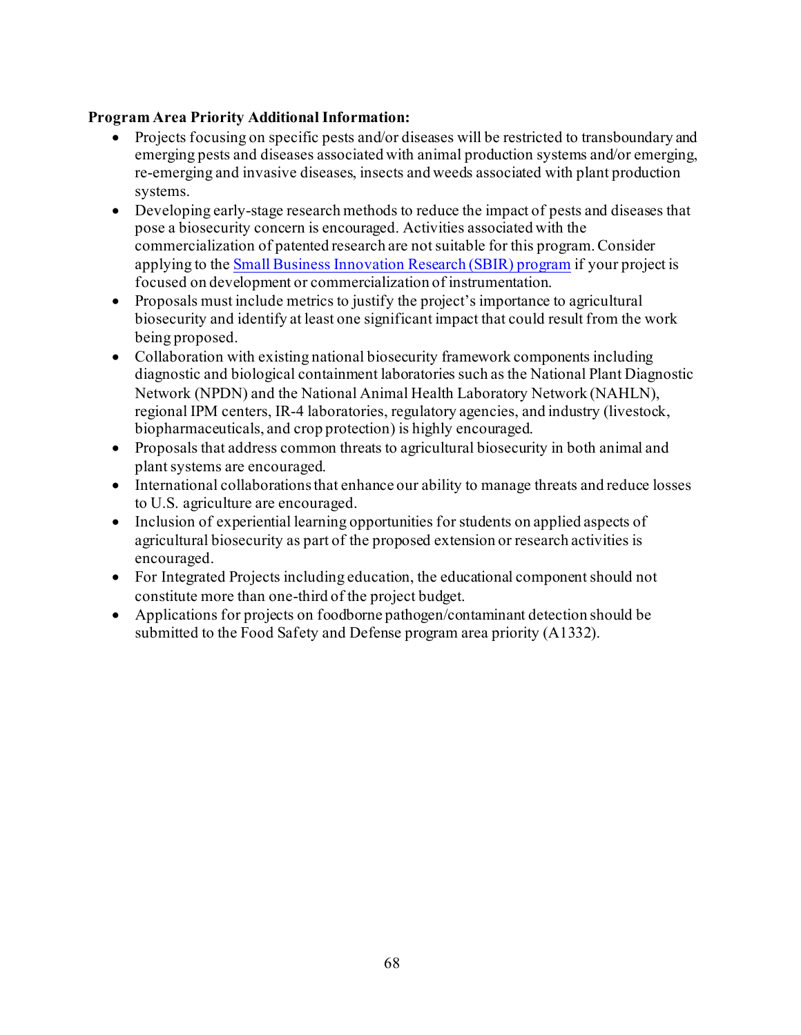**Program Area Priority Additional Information:**

- Projects focusing on specific pests and/or diseases will be restricted to transboundary and emerging pests and diseases associated with animal production systems and/or emerging, re-emerging and invasive diseases, insects and weeds associated with plant production systems.
- Developing early-stage research methods to reduce the impact of pests and diseases that pose a biosecurity concern is encouraged. Activities associated with the commercialization of patented research are not suitable for this program. Consider applying to the [Small Business Innovation Research (SBIR) program]() if your project is focused on development or commercialization of instrumentation.
- Proposals must include metrics to justify the project's importance to agricultural biosecurity and identify at least one significant impact that could result from the work being proposed.
- Collaboration with existing national biosecurity framework components including diagnostic and biological containment laboratories such as the National Plant Diagnostic Network (NPDN) and the National Animal Health Laboratory Network (NAHLN), regional IPM centers, IR-4 laboratories, regulatory agencies, and industry (livestock, biopharmaceuticals, and crop protection) is highly encouraged.
- Proposals that address common threats to agricultural biosecurity in both animal and plant systems are encouraged.
- International collaborations that enhance our ability to manage threats and reduce losses to U.S. agriculture are encouraged.
- Inclusion of experiential learning opportunities for students on applied aspects of agricultural biosecurity as part of the proposed extension or research activities is encouraged.
- For Integrated Projects including education, the educational component should not constitute more than one-third of the project budget.
- Applications for projects on foodborne pathogen/contaminant detection should be submitted to the Food Safety and Defense program area priority (A1332).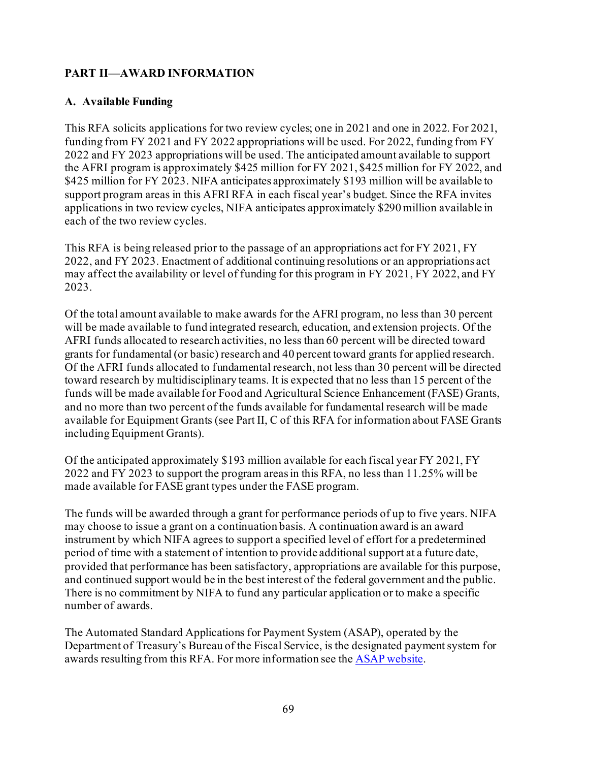## PART II—AWARD INFORMATION

### A. Available Funding

This RFA solicits applications for two review cycles; one in 2021 and one in 2022. For 2021, funding from FY 2021 and FY 2022 appropriations will be used. For 2022, funding from FY 2022 and FY 2023 appropriations will be used. The anticipated amount available to support the AFRI program is approximately $425 million for FY 2021, $425 million for FY 2022, and $425 million for FY 2023. NIFA anticipates approximately $193 million will be available to support program areas in this AFRI RFA in each fiscal year's budget. Since the RFA invites applications in two review cycles, NIFA anticipates approximately $290 million available in each of the two review cycles.

This RFA is being released prior to the passage of an appropriations act for FY 2021, FY 2022, and FY 2023. Enactment of additional continuing resolutions or an appropriations act may affect the availability or level of funding for this program in FY 2021, FY 2022, and FY 2023.

Of the total amount available to make awards for the AFRI program, no less than 30 percent will be made available to fund integrated research, education, and extension projects. Of the AFRI funds allocated to research activities, no less than 60 percent will be directed toward grants for fundamental (or basic) research and 40 percent toward grants for applied research. Of the AFRI funds allocated to fundamental research, not less than 30 percent will be directed toward research by multidisciplinary teams. It is expected that no less than 15 percent of the funds will be made available for Food and Agricultural Science Enhancement (FASE) Grants, and no more than two percent of the funds available for fundamental research will be made available for Equipment Grants (see Part II, C of this RFA for information about FASE Grants including Equipment Grants).

Of the anticipated approximately $193 million available for each fiscal year FY 2021, FY 2022 and FY 2023 to support the program areas in this RFA, no less than 11.25% will be made available for FASE grant types under the FASE program.

The funds will be awarded through a grant for performance periods of up to five years. NIFA may choose to issue a grant on a continuation basis. A continuation award is an award instrument by which NIFA agrees to support a specified level of effort for a predetermined period of time with a statement of intention to provide additional support at a future date, provided that performance has been satisfactory, appropriations are available for this purpose, and continued support would be in the best interest of the federal government and the public. There is no commitment by NIFA to fund any particular application or to make a specific number of awards.

The Automated Standard Applications for Payment System (ASAP), operated by the Department of Treasury's Bureau of the Fiscal Service, is the designated payment system for awards resulting from this RFA. For more information see the ASAP website.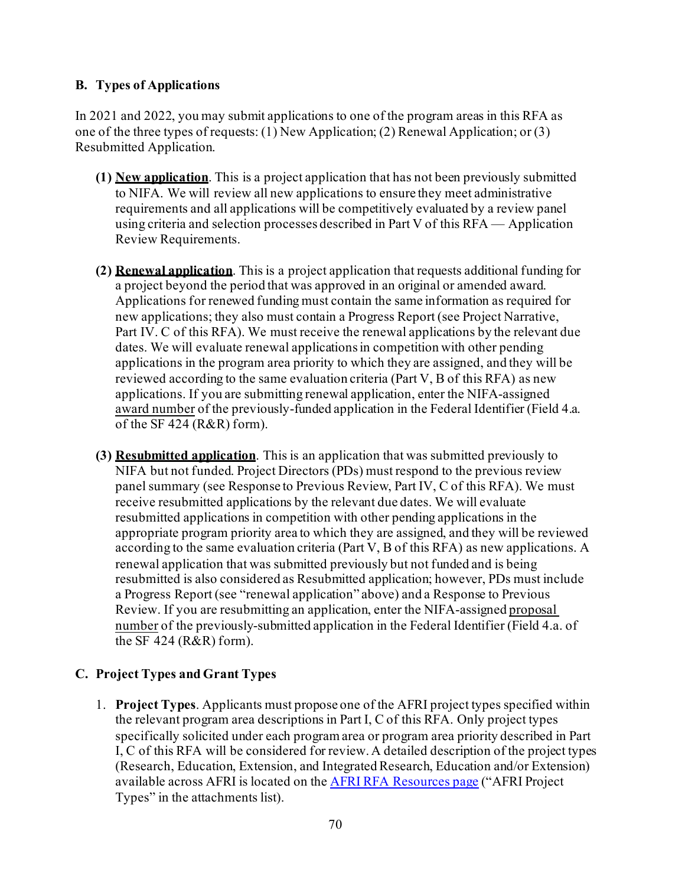### B. Types of Applications

In 2021 and 2022, you may submit applications to one of the program areas in this RFA as one of the three types of requests: (1) New Application; (2) Renewal Application; or (3) Resubmitted Application.

**(1) New application**. This is a project application that has not been previously submitted to NIFA. We will review all new applications to ensure they meet administrative requirements and all applications will be competitively evaluated by a review panel using criteria and selection processes described in Part V of this RFA — Application Review Requirements.

**(2) Renewal application**. This is a project application that requests additional funding for a project beyond the period that was approved in an original or amended award. Applications for renewed funding must contain the same information as required for new applications; they also must contain a Progress Report (see Project Narrative, Part IV. C of this RFA). We must receive the renewal applications by the relevant due dates. We will evaluate renewal applications in competition with other pending applications in the program area priority to which they are assigned, and they will be reviewed according to the same evaluation criteria (Part V, B of this RFA) as new applications. If you are submitting renewal application, enter the NIFA-assigned award number of the previously-funded application in the Federal Identifier (Field 4.a. of the SF 424 (R&R) form).

**(3) Resubmitted application**. This is an application that was submitted previously to NIFA but not funded. Project Directors (PDs) must respond to the previous review panel summary (see Response to Previous Review, Part IV, C of this RFA). We must receive resubmitted applications by the relevant due dates. We will evaluate resubmitted applications in competition with other pending applications in the appropriate program priority area to which they are assigned, and they will be reviewed according to the same evaluation criteria (Part V, B of this RFA) as new applications. A renewal application that was submitted previously but not funded and is being resubmitted is also considered as Resubmitted application; however, PDs must include a Progress Report (see "renewal application" above) and a Response to Previous Review. If you are resubmitting an application, enter the NIFA-assigned proposal number of the previously-submitted application in the Federal Identifier (Field 4.a. of the SF 424 (R&R) form).

### C. Project Types and Grant Types

1. **Project Types**. Applicants must propose one of the AFRI project types specified within the relevant program area descriptions in Part I, C of this RFA. Only project types specifically solicited under each program area or program area priority described in Part I, C of this RFA will be considered for review. A detailed description of the project types (Research, Education, Extension, and Integrated Research, Education and/or Extension) available across AFRI is located on the AFRI RFA Resources page ("AFRI Project Types" in the attachments list).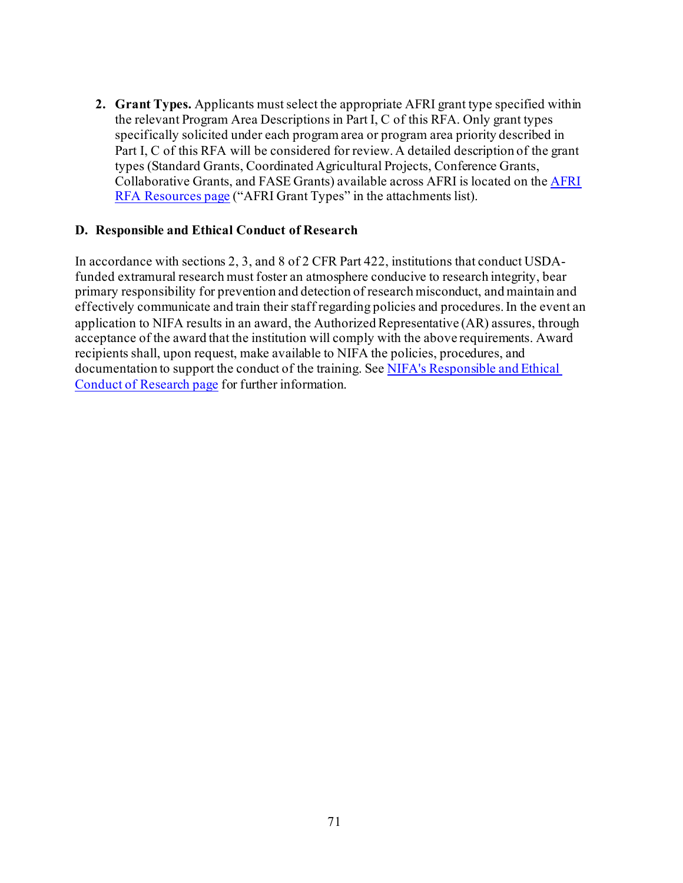2. **Grant Types.** Applicants must select the appropriate AFRI grant type specified within the relevant Program Area Descriptions in Part I, C of this RFA. Only grant types specifically solicited under each program area or program area priority described in Part I, C of this RFA will be considered for review. A detailed description of the grant types (Standard Grants, Coordinated Agricultural Projects, Conference Grants, Collaborative Grants, and FASE Grants) available across AFRI is located on the AFRI RFA Resources page ("AFRI Grant Types" in the attachments list).

### D. Responsible and Ethical Conduct of Research

In accordance with sections 2, 3, and 8 of 2 CFR Part 422, institutions that conduct USDA-funded extramural research must foster an atmosphere conducive to research integrity, bear primary responsibility for prevention and detection of research misconduct, and maintain and effectively communicate and train their staff regarding policies and procedures. In the event an application to NIFA results in an award, the Authorized Representative (AR) assures, through acceptance of the award that the institution will comply with the above requirements. Award recipients shall, upon request, make available to NIFA the policies, procedures, and documentation to support the conduct of the training. See NIFA's Responsible and Ethical Conduct of Research page for further information.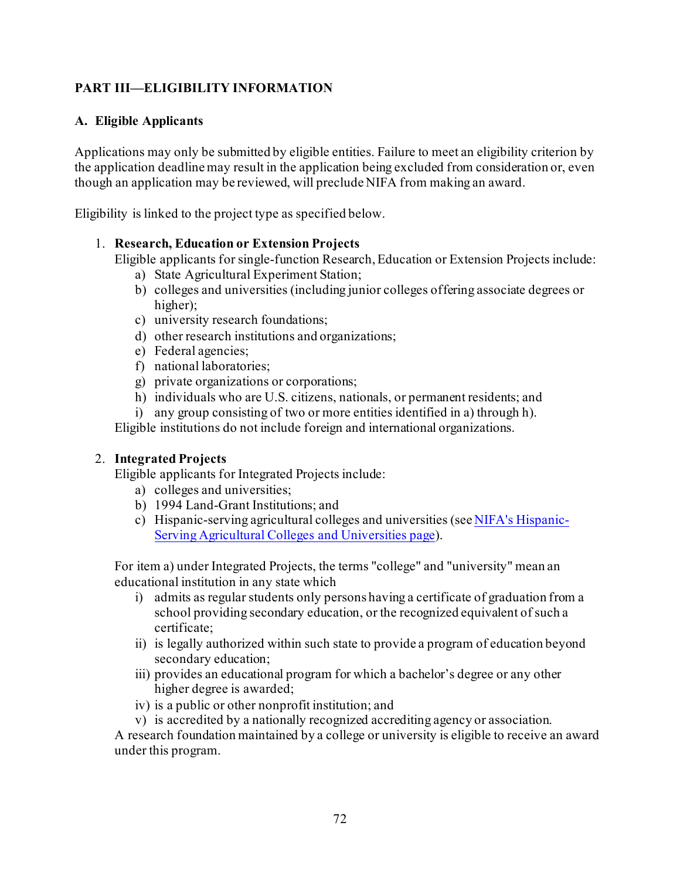## PART III—ELIGIBILITY INFORMATION

### A. Eligible Applicants

Applications may only be submitted by eligible entities. Failure to meet an eligibility criterion by the application deadline may result in the application being excluded from consideration or, even though an application may be reviewed, will preclude NIFA from making an award.

Eligibility is linked to the project type as specified below.

1. **Research, Education or Extension Projects**
   Eligible applicants for single-function Research, Education or Extension Projects include:
   a) State Agricultural Experiment Station;
   b) colleges and universities (including junior colleges offering associate degrees or higher);
   c) university research foundations;
   d) other research institutions and organizations;
   e) Federal agencies;
   f) national laboratories;
   g) private organizations or corporations;
   h) individuals who are U.S. citizens, nationals, or permanent residents; and
   i) any group consisting of two or more entities identified in a) through h).

   Eligible institutions do not include foreign and international organizations.

2. **Integrated Projects**
   Eligible applicants for Integrated Projects include:
   a) colleges and universities;
   b) 1994 Land-Grant Institutions; and
   c) Hispanic-serving agricultural colleges and universities (see [NIFA's Hispanic-Serving Agricultural Colleges and Universities page](#)).

   For item a) under Integrated Projects, the terms "college" and "university" mean an educational institution in any state which
   i) admits as regular students only persons having a certificate of graduation from a school providing secondary education, or the recognized equivalent of such a certificate;
   ii) is legally authorized within such state to provide a program of education beyond secondary education;
   iii) provides an educational program for which a bachelor's degree or any other higher degree is awarded;
   iv) is a public or other nonprofit institution; and
   v) is accredited by a nationally recognized accrediting agency or association.

   A research foundation maintained by a college or university is eligible to receive an award under this program.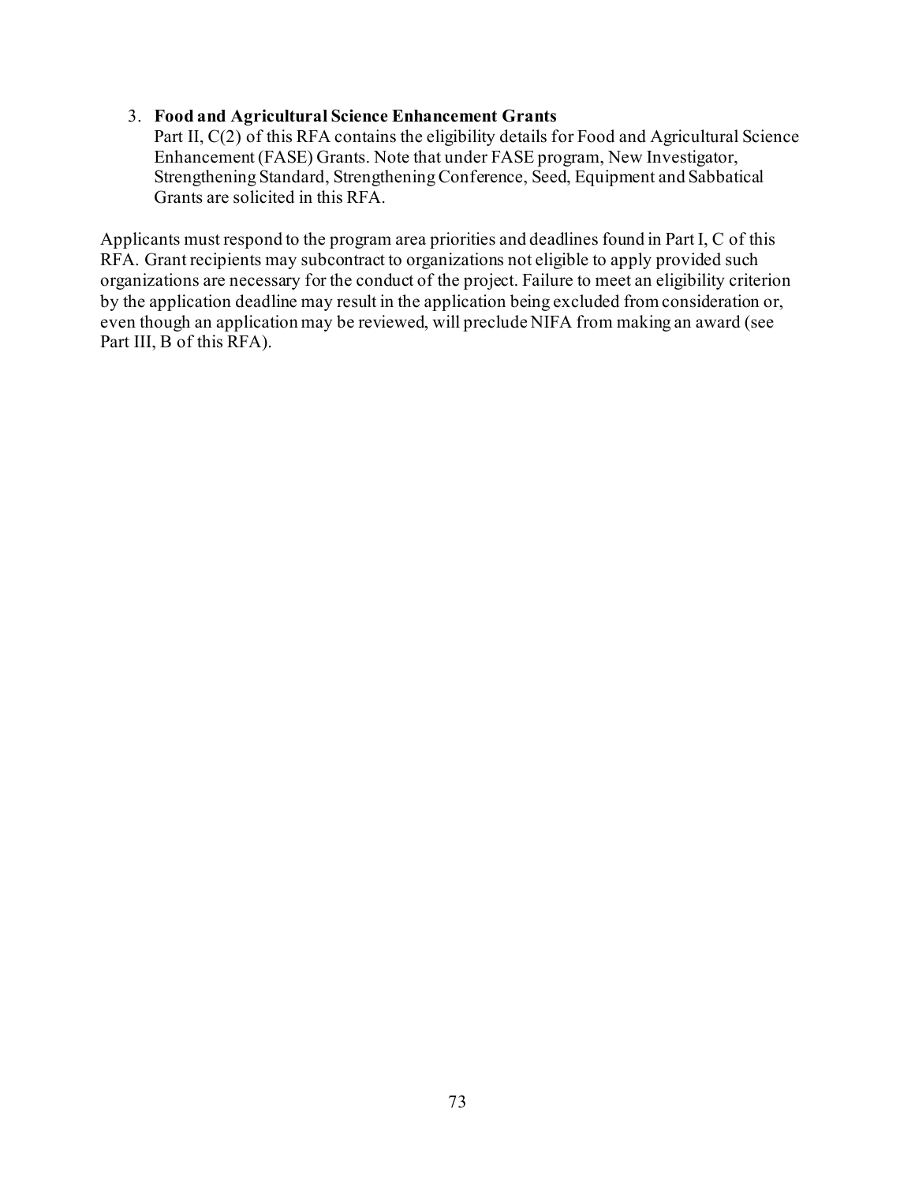3. **Food and Agricultural Science Enhancement Grants**
   Part II, C(2) of this RFA contains the eligibility details for Food and Agricultural Science Enhancement (FASE) Grants. Note that under FASE program, New Investigator, Strengthening Standard, Strengthening Conference, Seed, Equipment and Sabbatical Grants are solicited in this RFA.

Applicants must respond to the program area priorities and deadlines found in Part I, C of this RFA. Grant recipients may subcontract to organizations not eligible to apply provided such organizations are necessary for the conduct of the project. Failure to meet an eligibility criterion by the application deadline may result in the application being excluded from consideration or, even though an application may be reviewed, will preclude NIFA from making an award (see Part III, B of this RFA).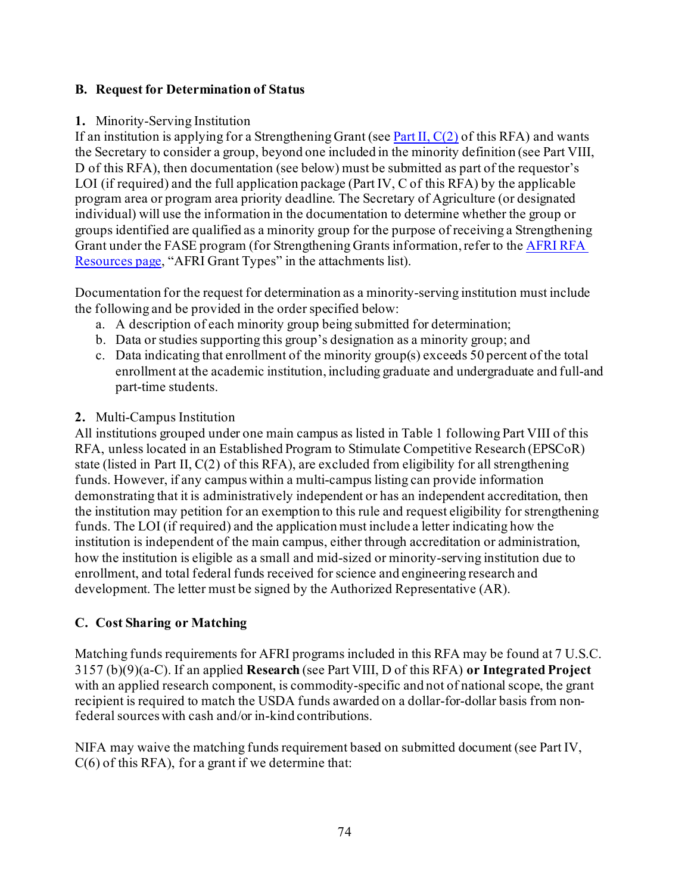### B. Request for Determination of Status

**1.** Minority-Serving Institution

If an institution is applying for a Strengthening Grant (see Part II, C(2) of this RFA) and wants the Secretary to consider a group, beyond one included in the minority definition (see Part VIII, D of this RFA), then documentation (see below) must be submitted as part of the requestor's LOI (if required) and the full application package (Part IV, C of this RFA) by the applicable program area or program area priority deadline. The Secretary of Agriculture (or designated individual) will use the information in the documentation to determine whether the group or groups identified are qualified as a minority group for the purpose of receiving a Strengthening Grant under the FASE program (for Strengthening Grants information, refer to the AFRI RFA Resources page, "AFRI Grant Types" in the attachments list).

Documentation for the request for determination as a minority-serving institution must include the following and be provided in the order specified below:

a. A description of each minority group being submitted for determination;
b. Data or studies supporting this group's designation as a minority group; and
c. Data indicating that enrollment of the minority group(s) exceeds 50 percent of the total enrollment at the academic institution, including graduate and undergraduate and full-and part-time students.

**2.** Multi-Campus Institution

All institutions grouped under one main campus as listed in Table 1 following Part VIII of this RFA, unless located in an Established Program to Stimulate Competitive Research (EPSCoR) state (listed in Part II, C(2) of this RFA), are excluded from eligibility for all strengthening funds. However, if any campus within a multi-campus listing can provide information demonstrating that it is administratively independent or has an independent accreditation, then the institution may petition for an exemption to this rule and request eligibility for strengthening funds. The LOI (if required) and the application must include a letter indicating how the institution is independent of the main campus, either through accreditation or administration, how the institution is eligible as a small and mid-sized or minority-serving institution due to enrollment, and total federal funds received for science and engineering research and development. The letter must be signed by the Authorized Representative (AR).

### C. Cost Sharing or Matching

Matching funds requirements for AFRI programs included in this RFA may be found at 7 U.S.C. 3157 (b)(9)(a-C). If an applied **Research** (see Part VIII, D of this RFA) **or Integrated Project** with an applied research component, is commodity-specific and not of national scope, the grant recipient is required to match the USDA funds awarded on a dollar-for-dollar basis from non-federal sources with cash and/or in-kind contributions.

NIFA may waive the matching funds requirement based on submitted document (see Part IV, C(6) of this RFA), for a grant if we determine that: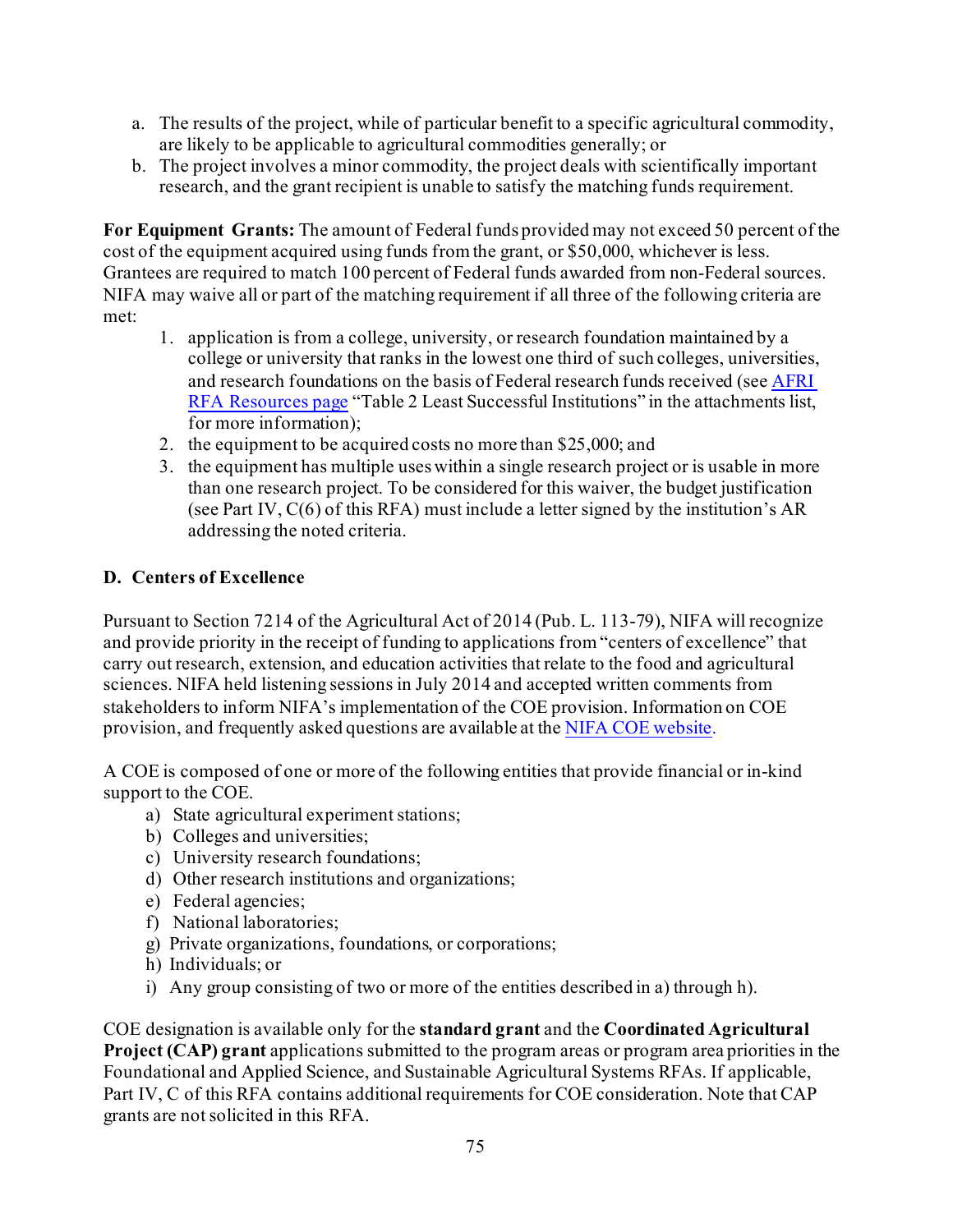a. The results of the project, while of particular benefit to a specific agricultural commodity, are likely to be applicable to agricultural commodities generally; or
b. The project involves a minor commodity, the project deals with scientifically important research, and the grant recipient is unable to satisfy the matching funds requirement.

**For Equipment Grants:** The amount of Federal funds provided may not exceed 50 percent of the cost of the equipment acquired using funds from the grant, or $50,000, whichever is less. Grantees are required to match 100 percent of Federal funds awarded from non-Federal sources. NIFA may waive all or part of the matching requirement if all three of the following criteria are met:

1. application is from a college, university, or research foundation maintained by a college or university that ranks in the lowest one third of such colleges, universities, and research foundations on the basis of Federal research funds received (see AFRI RFA Resources page "Table 2 Least Successful Institutions" in the attachments list, for more information);
2. the equipment to be acquired costs no more than $25,000; and
3. the equipment has multiple uses within a single research project or is usable in more than one research project. To be considered for this waiver, the budget justification (see Part IV, C(6) of this RFA) must include a letter signed by the institution's AR addressing the noted criteria.

### D. Centers of Excellence

Pursuant to Section 7214 of the Agricultural Act of 2014 (Pub. L. 113-79), NIFA will recognize and provide priority in the receipt of funding to applications from "centers of excellence" that carry out research, extension, and education activities that relate to the food and agricultural sciences. NIFA held listening sessions in July 2014 and accepted written comments from stakeholders to inform NIFA's implementation of the COE provision. Information on COE provision, and frequently asked questions are available at the NIFA COE website.

A COE is composed of one or more of the following entities that provide financial or in-kind support to the COE.

a) State agricultural experiment stations;
b) Colleges and universities;
c) University research foundations;
d) Other research institutions and organizations;
e) Federal agencies;
f) National laboratories;
g) Private organizations, foundations, or corporations;
h) Individuals; or
i) Any group consisting of two or more of the entities described in a) through h).

COE designation is available only for the **standard grant** and the **Coordinated Agricultural Project (CAP) grant** applications submitted to the program areas or program area priorities in the Foundational and Applied Science, and Sustainable Agricultural Systems RFAs. If applicable, Part IV, C of this RFA contains additional requirements for COE consideration. Note that CAP grants are not solicited in this RFA.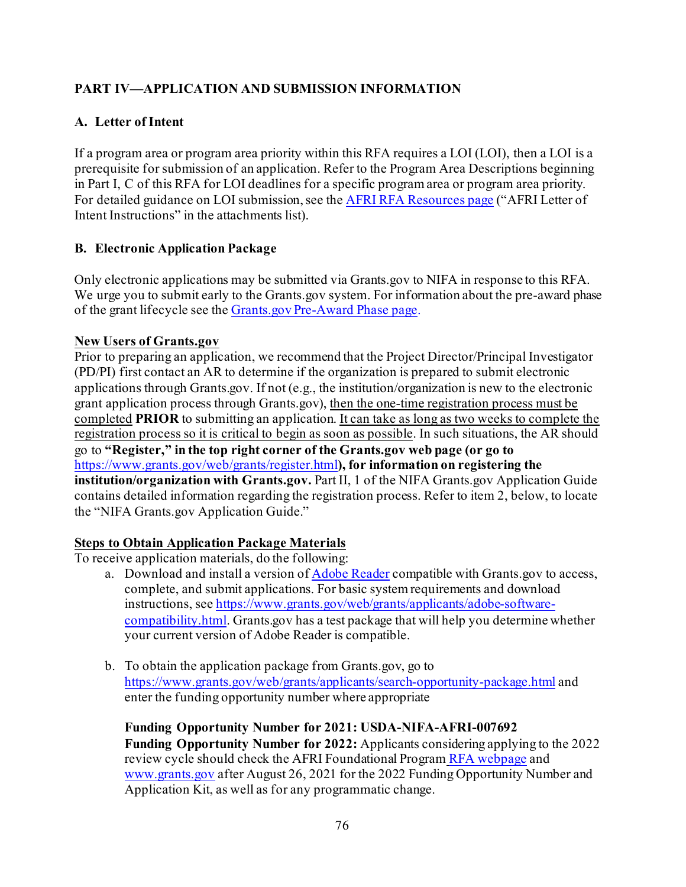## PART IV—APPLICATION AND SUBMISSION INFORMATION

### A. Letter of Intent

If a program area or program area priority within this RFA requires a LOI (LOI), then a LOI is a prerequisite for submission of an application. Refer to the Program Area Descriptions beginning in Part I, C of this RFA for LOI deadlines for a specific program area or program area priority. For detailed guidance on LOI submission, see the AFRI RFA Resources page ("AFRI Letter of Intent Instructions" in the attachments list).

### B. Electronic Application Package

Only electronic applications may be submitted via Grants.gov to NIFA in response to this RFA. We urge you to submit early to the Grants.gov system. For information about the pre-award phase of the grant lifecycle see the Grants.gov Pre-Award Phase page.

**New Users of Grants.gov**

Prior to preparing an application, we recommend that the Project Director/Principal Investigator (PD/PI) first contact an AR to determine if the organization is prepared to submit electronic applications through Grants.gov. If not (e.g., the institution/organization is new to the electronic grant application process through Grants.gov), then the one-time registration process must be completed **PRIOR** to submitting an application. It can take as long as two weeks to complete the registration process so it is critical to begin as soon as possible. In such situations, the AR should go to **"Register," in the top right corner of the Grants.gov web page (or go to https://www.grants.gov/web/grants/register.html), for information on registering the institution/organization with Grants.gov.** Part II, 1 of the NIFA Grants.gov Application Guide contains detailed information regarding the registration process. Refer to item 2, below, to locate the "NIFA Grants.gov Application Guide."

**Steps to Obtain Application Package Materials**

To receive application materials, do the following:

a. Download and install a version of Adobe Reader compatible with Grants.gov to access, complete, and submit applications. For basic system requirements and download instructions, see https://www.grants.gov/web/grants/applicants/adobe-software-compatibility.html. Grants.gov has a test package that will help you determine whether your current version of Adobe Reader is compatible.

b. To obtain the application package from Grants.gov, go to https://www.grants.gov/web/grants/applicants/search-opportunity-package.html and enter the funding opportunity number where appropriate

   **Funding Opportunity Number for 2021: USDA-NIFA-AFRI-007692**
   **Funding Opportunity Number for 2022:** Applicants considering applying to the 2022 review cycle should check the AFRI Foundational Program RFA webpage and www.grants.gov after August 26, 2021 for the 2022 Funding Opportunity Number and Application Kit, as well as for any programmatic change.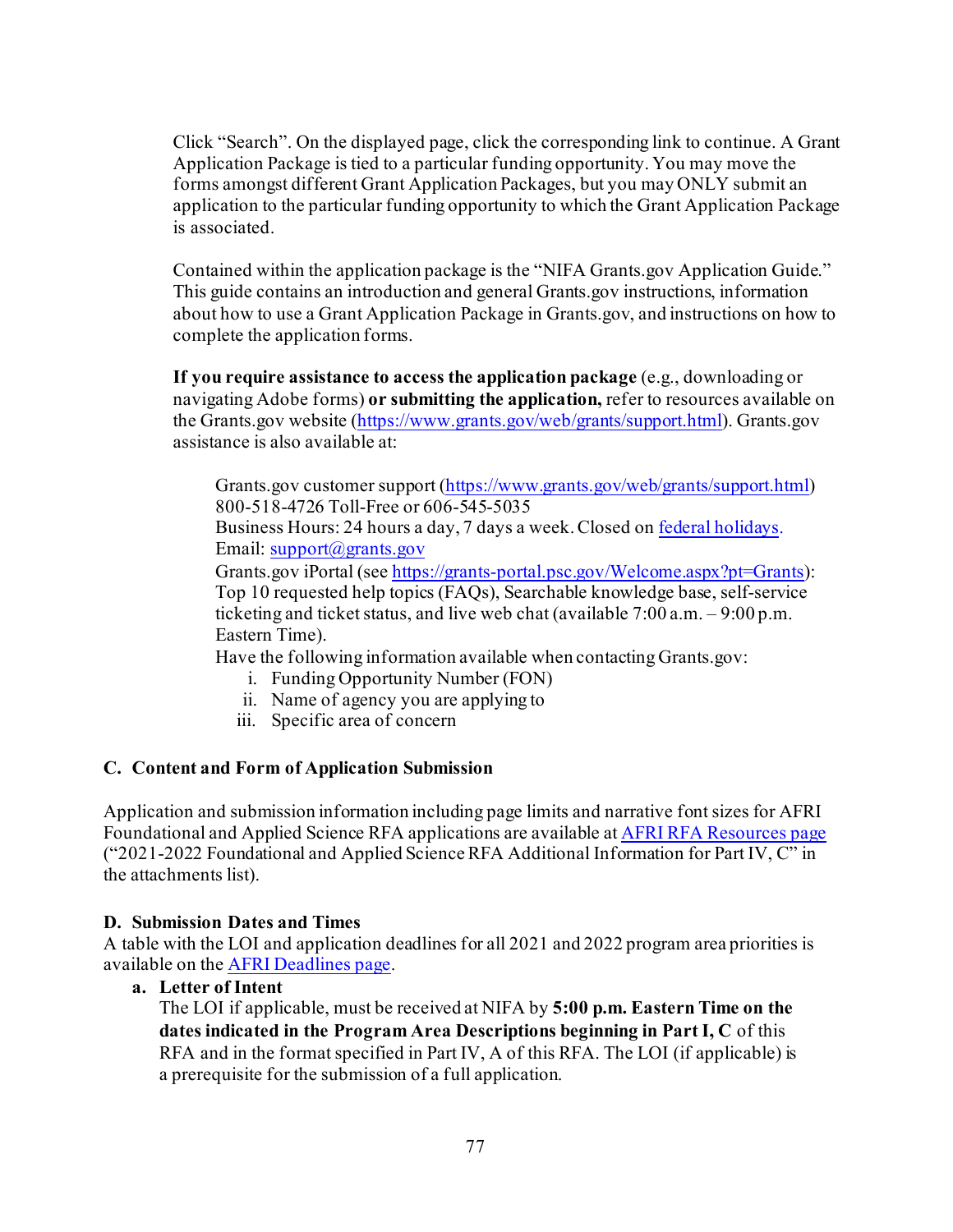Click "Search". On the displayed page, click the corresponding link to continue. A Grant Application Package is tied to a particular funding opportunity. You may move the forms amongst different Grant Application Packages, but you may ONLY submit an application to the particular funding opportunity to which the Grant Application Package is associated.

Contained within the application package is the "NIFA Grants.gov Application Guide." This guide contains an introduction and general Grants.gov instructions, information about how to use a Grant Application Package in Grants.gov, and instructions on how to complete the application forms.

**If you require assistance to access the application package** (e.g., downloading or navigating Adobe forms) **or submitting the application,** refer to resources available on the Grants.gov website (https://www.grants.gov/web/grants/support.html). Grants.gov assistance is also available at:

> Grants.gov customer support (https://www.grants.gov/web/grants/support.html)
> 800-518-4726 Toll-Free or 606-545-5035
> Business Hours: 24 hours a day, 7 days a week. Closed on federal holidays.
> Email: support@grants.gov
> Grants.gov iPortal (see https://grants-portal.psc.gov/Welcome.aspx?pt=Grants): Top 10 requested help topics (FAQs), Searchable knowledge base, self-service ticketing and ticket status, and live web chat (available 7:00 a.m. – 9:00 p.m. Eastern Time).
> Have the following information available when contacting Grants.gov:
>
> i. Funding Opportunity Number (FON)
> ii. Name of agency you are applying to
> iii. Specific area of concern

### C. Content and Form of Application Submission

Application and submission information including page limits and narrative font sizes for AFRI Foundational and Applied Science RFA applications are available at AFRI RFA Resources page ("2021-2022 Foundational and Applied Science RFA Additional Information for Part IV, C" in the attachments list).

### D. Submission Dates and Times

A table with the LOI and application deadlines for all 2021 and 2022 program area priorities is available on the AFRI Deadlines page.

**a. Letter of Intent**

The LOI if applicable, must be received at NIFA by **5:00 p.m. Eastern Time on the dates indicated in the Program Area Descriptions beginning in Part I, C** of this RFA and in the format specified in Part IV, A of this RFA. The LOI (if applicable) is a prerequisite for the submission of a full application.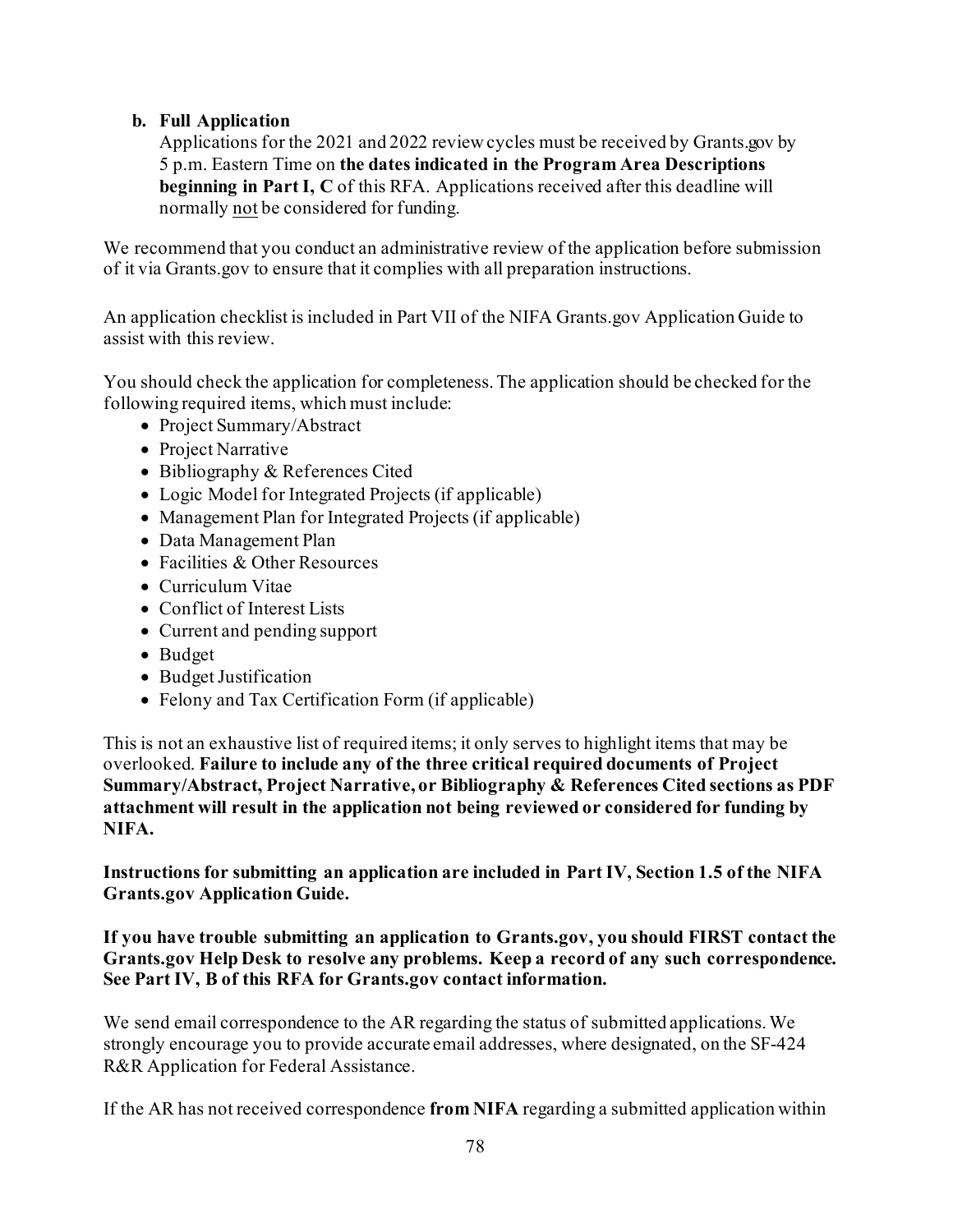**b. Full Application**

Applications for the 2021 and 2022 review cycles must be received by Grants.gov by 5 p.m. Eastern Time on **the dates indicated in the Program Area Descriptions beginning in Part I, C** of this RFA. Applications received after this deadline will normally not be considered for funding.

We recommend that you conduct an administrative review of the application before submission of it via Grants.gov to ensure that it complies with all preparation instructions.

An application checklist is included in Part VII of the NIFA Grants.gov Application Guide to assist with this review.

You should check the application for completeness. The application should be checked for the following required items, which must include:

- Project Summary/Abstract
- Project Narrative
- Bibliography & References Cited
- Logic Model for Integrated Projects (if applicable)
- Management Plan for Integrated Projects (if applicable)
- Data Management Plan
- Facilities & Other Resources
- Curriculum Vitae
- Conflict of Interest Lists
- Current and pending support
- Budget
- Budget Justification
- Felony and Tax Certification Form (if applicable)

This is not an exhaustive list of required items; it only serves to highlight items that may be overlooked. **Failure to include any of the three critical required documents of Project Summary/Abstract, Project Narrative, or Bibliography & References Cited sections as PDF attachment will result in the application not being reviewed or considered for funding by NIFA.**

**Instructions for submitting an application are included in Part IV, Section 1.5 of the NIFA Grants.gov Application Guide.**

**If you have trouble submitting an application to Grants.gov, you should FIRST contact the Grants.gov Help Desk to resolve any problems. Keep a record of any such correspondence. See Part IV, B of this RFA for Grants.gov contact information.**

We send email correspondence to the AR regarding the status of submitted applications. We strongly encourage you to provide accurate email addresses, where designated, on the SF-424 R&R Application for Federal Assistance.

If the AR has not received correspondence **from NIFA** regarding a submitted application within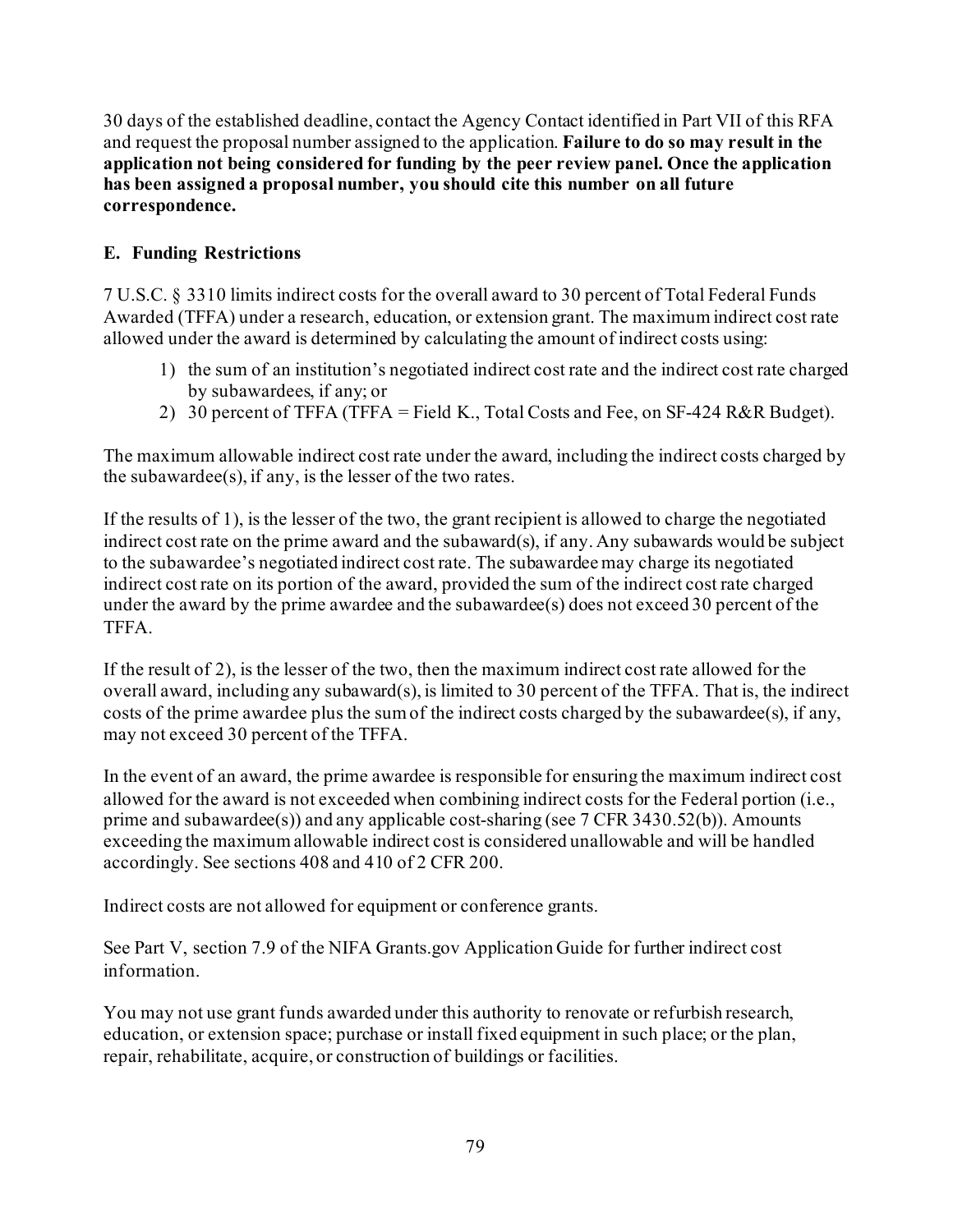30 days of the established deadline, contact the Agency Contact identified in Part VII of this RFA and request the proposal number assigned to the application. **Failure to do so may result in the application not being considered for funding by the peer review panel. Once the application has been assigned a proposal number, you should cite this number on all future correspondence.**

### E. Funding Restrictions

7 U.S.C. § 3310 limits indirect costs for the overall award to 30 percent of Total Federal Funds Awarded (TFFA) under a research, education, or extension grant. The maximum indirect cost rate allowed under the award is determined by calculating the amount of indirect costs using:

1) the sum of an institution's negotiated indirect cost rate and the indirect cost rate charged by subawardees, if any; or
2) 30 percent of TFFA (TFFA = Field K., Total Costs and Fee, on SF-424 R&R Budget).

The maximum allowable indirect cost rate under the award, including the indirect costs charged by the subawardee(s), if any, is the lesser of the two rates.

If the results of 1), is the lesser of the two, the grant recipient is allowed to charge the negotiated indirect cost rate on the prime award and the subaward(s), if any. Any subawards would be subject to the subawardee's negotiated indirect cost rate. The subawardee may charge its negotiated indirect cost rate on its portion of the award, provided the sum of the indirect cost rate charged under the award by the prime awardee and the subawardee(s) does not exceed 30 percent of the TFFA.

If the result of 2), is the lesser of the two, then the maximum indirect cost rate allowed for the overall award, including any subaward(s), is limited to 30 percent of the TFFA. That is, the indirect costs of the prime awardee plus the sum of the indirect costs charged by the subawardee(s), if any, may not exceed 30 percent of the TFFA.

In the event of an award, the prime awardee is responsible for ensuring the maximum indirect cost allowed for the award is not exceeded when combining indirect costs for the Federal portion (i.e., prime and subawardee(s)) and any applicable cost-sharing (see 7 CFR 3430.52(b)). Amounts exceeding the maximum allowable indirect cost is considered unallowable and will be handled accordingly. See sections 408 and 410 of 2 CFR 200.

Indirect costs are not allowed for equipment or conference grants.

See Part V, section 7.9 of the NIFA Grants.gov Application Guide for further indirect cost information.

You may not use grant funds awarded under this authority to renovate or refurbish research, education, or extension space; purchase or install fixed equipment in such place; or the plan, repair, rehabilitate, acquire, or construction of buildings or facilities.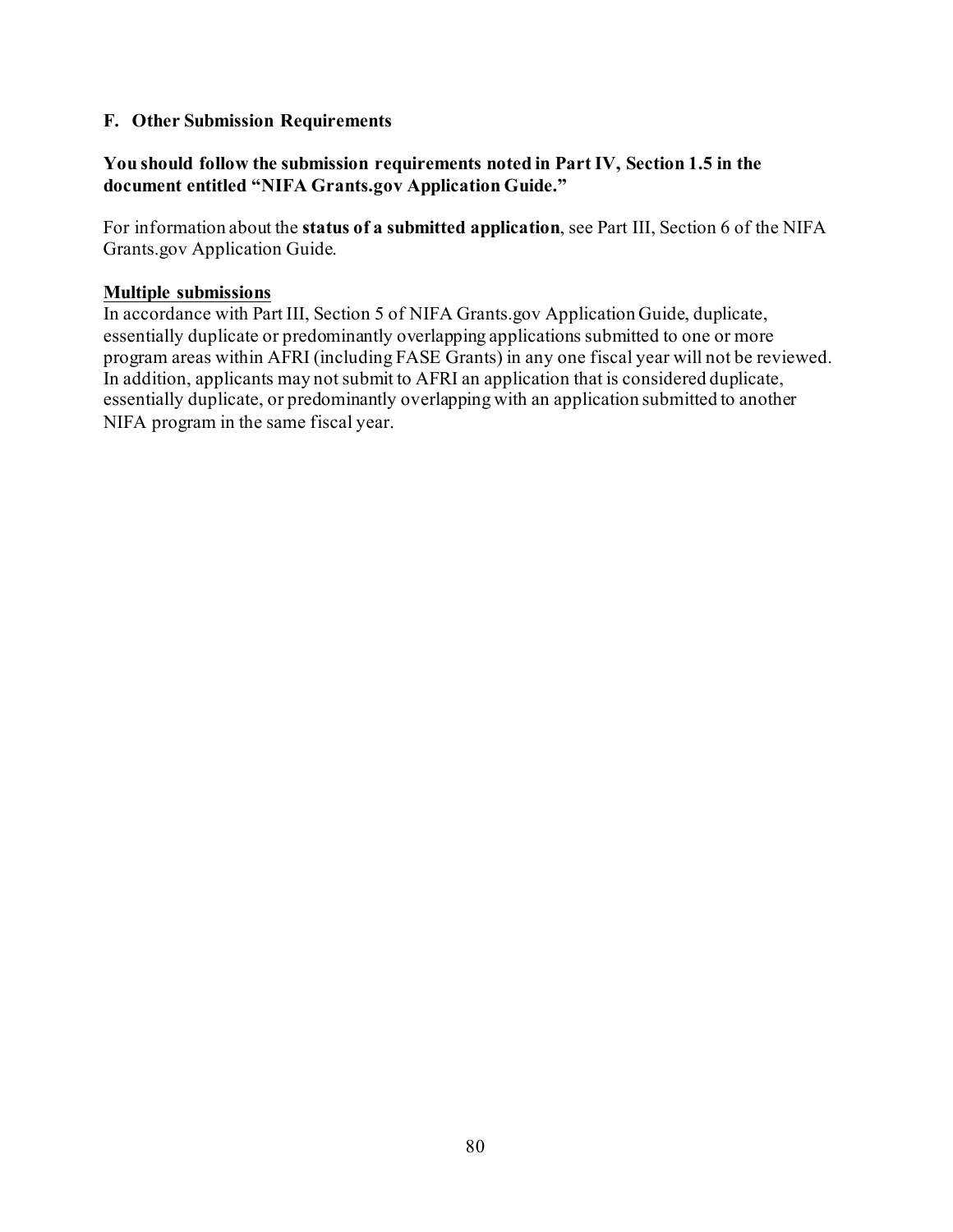### F. Other Submission Requirements

**You should follow the submission requirements noted in Part IV, Section 1.5 in the document entitled "NIFA Grants.gov Application Guide."**

For information about the **status of a submitted application**, see Part III, Section 6 of the NIFA Grants.gov Application Guide.

<u>**Multiple submissions**</u>

In accordance with Part III, Section 5 of NIFA Grants.gov Application Guide, duplicate, essentially duplicate or predominantly overlapping applications submitted to one or more program areas within AFRI (including FASE Grants) in any one fiscal year will not be reviewed. In addition, applicants may not submit to AFRI an application that is considered duplicate, essentially duplicate, or predominantly overlapping with an application submitted to another NIFA program in the same fiscal year.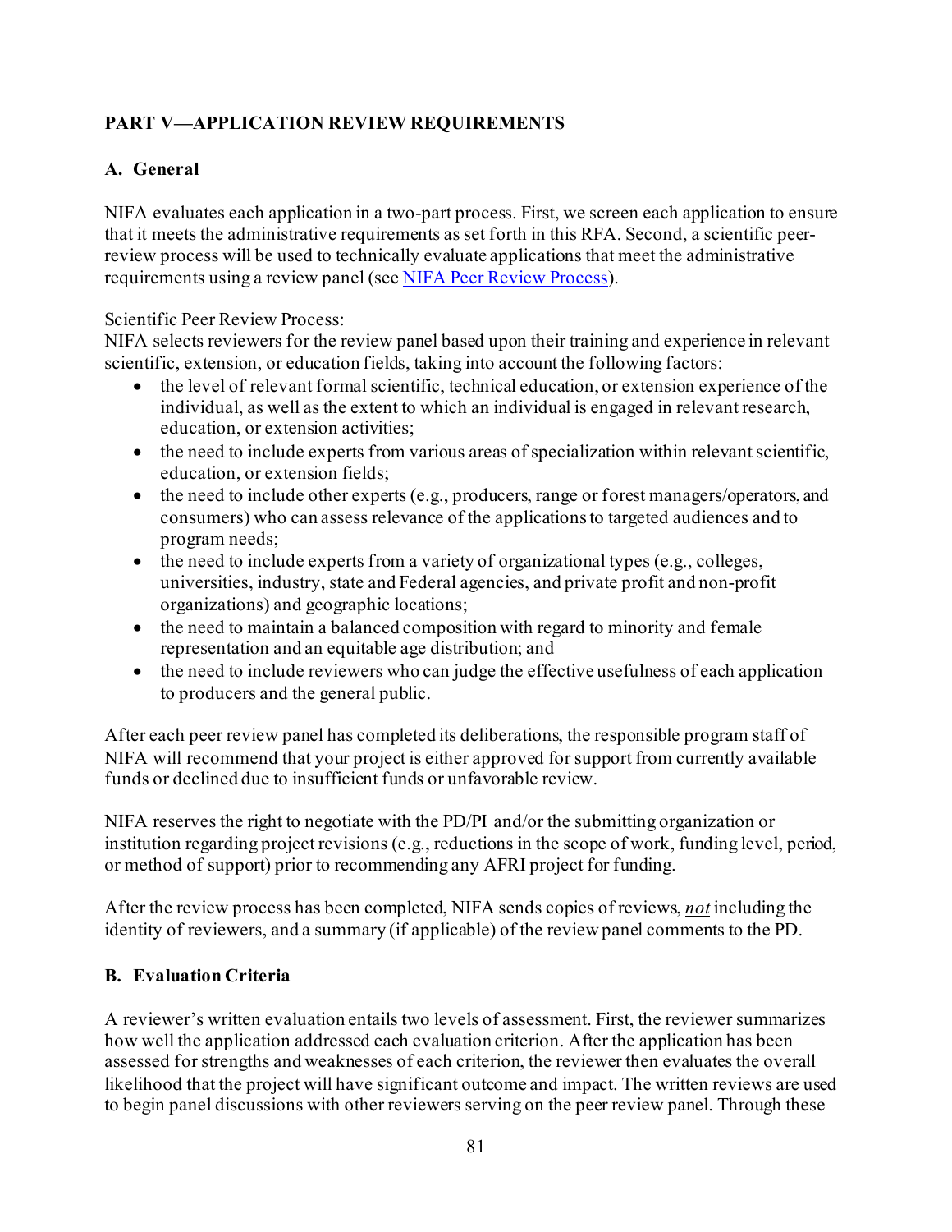## PART V—APPLICATION REVIEW REQUIREMENTS

### A. General

NIFA evaluates each application in a two-part process. First, we screen each application to ensure that it meets the administrative requirements as set forth in this RFA. Second, a scientific peer-review process will be used to technically evaluate applications that meet the administrative requirements using a review panel (see [NIFA Peer Review Process](NIFA Peer Review Process)).

Scientific Peer Review Process:
NIFA selects reviewers for the review panel based upon their training and experience in relevant scientific, extension, or education fields, taking into account the following factors:

- the level of relevant formal scientific, technical education, or extension experience of the individual, as well as the extent to which an individual is engaged in relevant research, education, or extension activities;
- the need to include experts from various areas of specialization within relevant scientific, education, or extension fields;
- the need to include other experts (e.g., producers, range or forest managers/operators, and consumers) who can assess relevance of the applications to targeted audiences and to program needs;
- the need to include experts from a variety of organizational types (e.g., colleges, universities, industry, state and Federal agencies, and private profit and non-profit organizations) and geographic locations;
- the need to maintain a balanced composition with regard to minority and female representation and an equitable age distribution; and
- the need to include reviewers who can judge the effective usefulness of each application to producers and the general public.

After each peer review panel has completed its deliberations, the responsible program staff of NIFA will recommend that your project is either approved for support from currently available funds or declined due to insufficient funds or unfavorable review.

NIFA reserves the right to negotiate with the PD/PI and/or the submitting organization or institution regarding project revisions (e.g., reductions in the scope of work, funding level, period, or method of support) prior to recommending any AFRI project for funding.

After the review process has been completed, NIFA sends copies of reviews, ***not*** including the identity of reviewers, and a summary (if applicable) of the review panel comments to the PD.

### B. Evaluation Criteria

A reviewer's written evaluation entails two levels of assessment. First, the reviewer summarizes how well the application addressed each evaluation criterion. After the application has been assessed for strengths and weaknesses of each criterion, the reviewer then evaluates the overall likelihood that the project will have significant outcome and impact. The written reviews are used to begin panel discussions with other reviewers serving on the peer review panel. Through these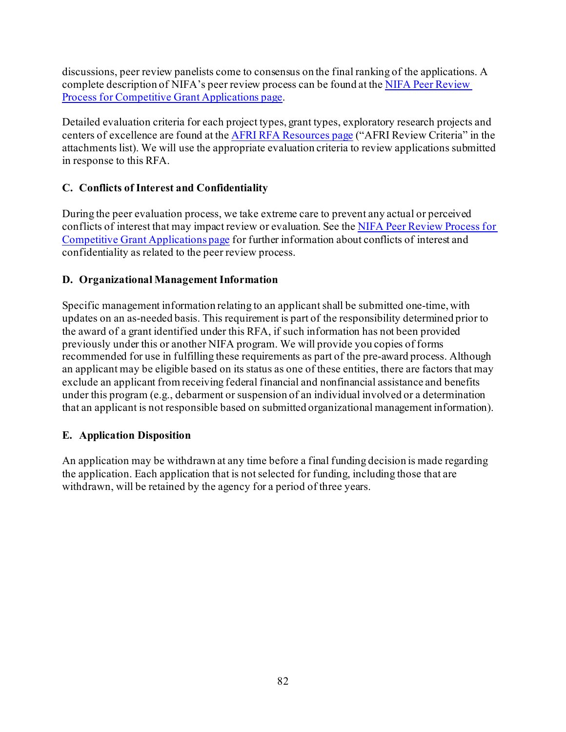discussions, peer review panelists come to consensus on the final ranking of the applications. A complete description of NIFA's peer review process can be found at the [NIFA Peer Review Process for Competitive Grant Applications page](#).

Detailed evaluation criteria for each project types, grant types, exploratory research projects and centers of excellence are found at the [AFRI RFA Resources page](#) ("AFRI Review Criteria" in the attachments list). We will use the appropriate evaluation criteria to review applications submitted in response to this RFA.

### C. Conflicts of Interest and Confidentiality

During the peer evaluation process, we take extreme care to prevent any actual or perceived conflicts of interest that may impact review or evaluation. See the [NIFA Peer Review Process for Competitive Grant Applications page](#) for further information about conflicts of interest and confidentiality as related to the peer review process.

### D. Organizational Management Information

Specific management information relating to an applicant shall be submitted one-time, with updates on an as-needed basis. This requirement is part of the responsibility determined prior to the award of a grant identified under this RFA, if such information has not been provided previously under this or another NIFA program. We will provide you copies of forms recommended for use in fulfilling these requirements as part of the pre-award process. Although an applicant may be eligible based on its status as one of these entities, there are factors that may exclude an applicant from receiving federal financial and nonfinancial assistance and benefits under this program (e.g., debarment or suspension of an individual involved or a determination that an applicant is not responsible based on submitted organizational management information).

### E. Application Disposition

An application may be withdrawn at any time before a final funding decision is made regarding the application. Each application that is not selected for funding, including those that are withdrawn, will be retained by the agency for a period of three years.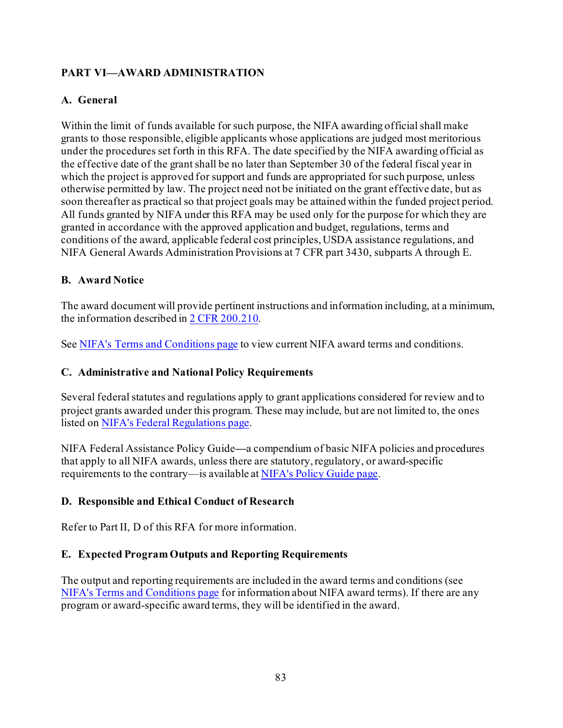## PART VI—AWARD ADMINISTRATION

### A. General

Within the limit of funds available for such purpose, the NIFA awarding official shall make grants to those responsible, eligible applicants whose applications are judged most meritorious under the procedures set forth in this RFA. The date specified by the NIFA awarding official as the effective date of the grant shall be no later than September 30 of the federal fiscal year in which the project is approved for support and funds are appropriated for such purpose, unless otherwise permitted by law. The project need not be initiated on the grant effective date, but as soon thereafter as practical so that project goals may be attained within the funded project period. All funds granted by NIFA under this RFA may be used only for the purpose for which they are granted in accordance with the approved application and budget, regulations, terms and conditions of the award, applicable federal cost principles, USDA assistance regulations, and NIFA General Awards Administration Provisions at 7 CFR part 3430, subparts A through E.

### B. Award Notice

The award document will provide pertinent instructions and information including, at a minimum, the information described in 2 CFR 200.210.

See NIFA's Terms and Conditions page to view current NIFA award terms and conditions.

### C. Administrative and National Policy Requirements

Several federal statutes and regulations apply to grant applications considered for review and to project grants awarded under this program. These may include, but are not limited to, the ones listed on NIFA's Federal Regulations page.

NIFA Federal Assistance Policy Guide—a compendium of basic NIFA policies and procedures that apply to all NIFA awards, unless there are statutory, regulatory, or award-specific requirements to the contrary—is available at NIFA's Policy Guide page.

### D. Responsible and Ethical Conduct of Research

Refer to Part II, D of this RFA for more information.

### E. Expected Program Outputs and Reporting Requirements

The output and reporting requirements are included in the award terms and conditions (see NIFA's Terms and Conditions page for information about NIFA award terms). If there are any program or award-specific award terms, they will be identified in the award.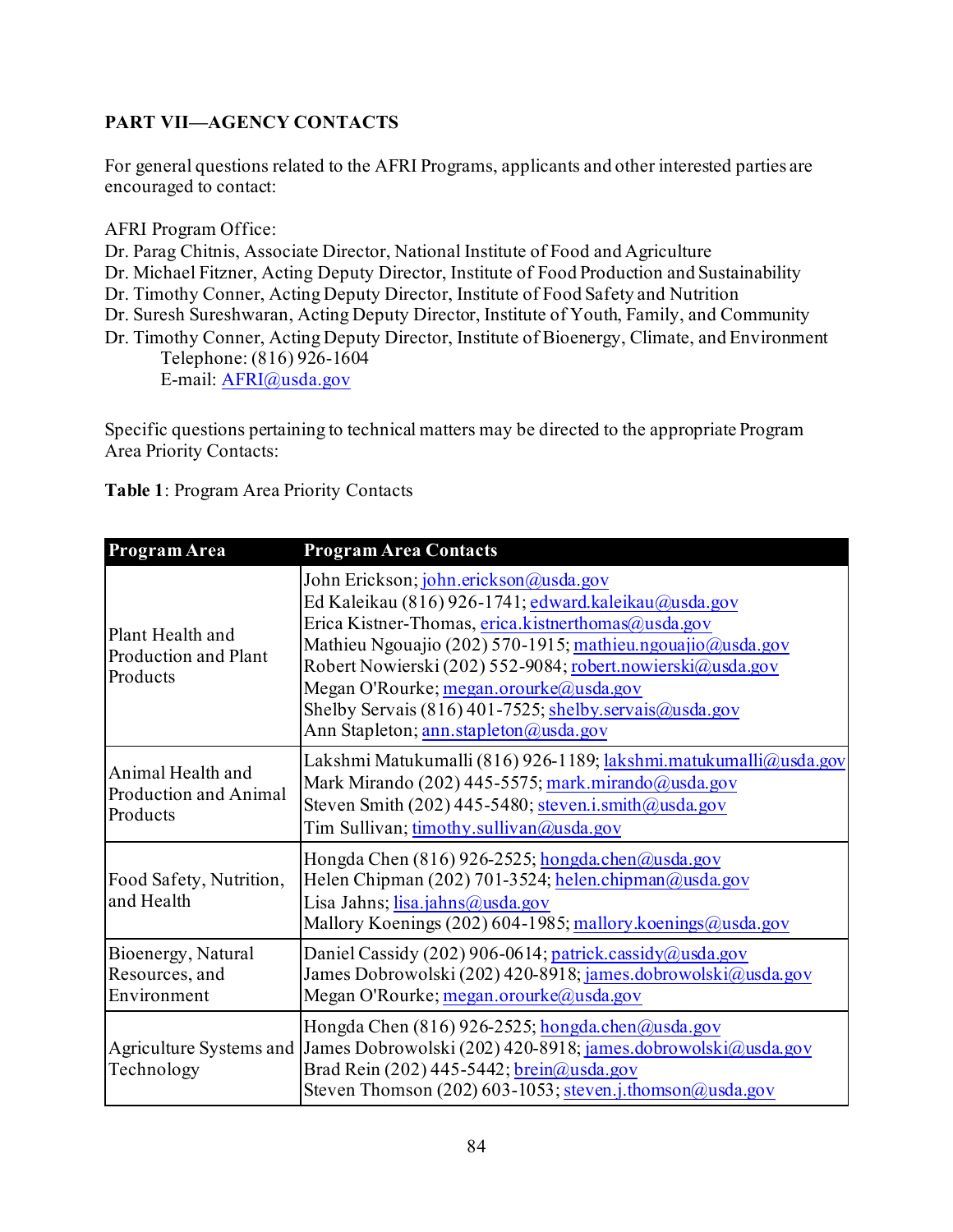## PART VII—AGENCY CONTACTS

For general questions related to the AFRI Programs, applicants and other interested parties are encouraged to contact:

AFRI Program Office:
Dr. Parag Chitnis, Associate Director, National Institute of Food and Agriculture
Dr. Michael Fitzner, Acting Deputy Director, Institute of Food Production and Sustainability
Dr. Timothy Conner, Acting Deputy Director, Institute of Food Safety and Nutrition
Dr. Suresh Sureshwaran, Acting Deputy Director, Institute of Youth, Family, and Community
Dr. Timothy Conner, Acting Deputy Director, Institute of Bioenergy, Climate, and Environment
Telephone: (816) 926-1604
E-mail: AFRI@usda.gov

Specific questions pertaining to technical matters may be directed to the appropriate Program Area Priority Contacts:

**Table 1**: Program Area Priority Contacts

| Program Area | Program Area Contacts |
|---|---|
| Plant Health and Production and Plant Products | John Erickson; john.erickson@usda.gov<br>Ed Kaleikau (816) 926-1741; edward.kaleikau@usda.gov<br>Erica Kistner-Thomas, erica.kistnerthomas@usda.gov<br>Mathieu Ngouajio (202) 570-1915; mathieu.ngouajio@usda.gov<br>Robert Nowierski (202) 552-9084; robert.nowierski@usda.gov<br>Megan O'Rourke; megan.orourke@usda.gov<br>Shelby Servais (816) 401-7525; shelby.servais@usda.gov<br>Ann Stapleton; ann.stapleton@usda.gov |
| Animal Health and Production and Animal Products | Lakshmi Matukumalli (816) 926-1189; lakshmi.matukumalli@usda.gov<br>Mark Mirando (202) 445-5575; mark.mirando@usda.gov<br>Steven Smith (202) 445-5480; steven.i.smith@usda.gov<br>Tim Sullivan; timothy.sullivan@usda.gov |
| Food Safety, Nutrition, and Health | Hongda Chen (816) 926-2525; hongda.chen@usda.gov<br>Helen Chipman (202) 701-3524; helen.chipman@usda.gov<br>Lisa Jahns; lisa.jahns@usda.gov<br>Mallory Koenings (202) 604-1985; mallory.koenings@usda.gov |
| Bioenergy, Natural Resources, and Environment | Daniel Cassidy (202) 906-0614; patrick.cassidy@usda.gov<br>James Dobrowolski (202) 420-8918; james.dobrowolski@usda.gov<br>Megan O'Rourke; megan.orourke@usda.gov |
| Agriculture Systems and Technology | Hongda Chen (816) 926-2525; hongda.chen@usda.gov<br>James Dobrowolski (202) 420-8918; james.dobrowolski@usda.gov<br>Brad Rein (202) 445-5442; brein@usda.gov<br>Steven Thomson (202) 603-1053; steven.j.thomson@usda.gov |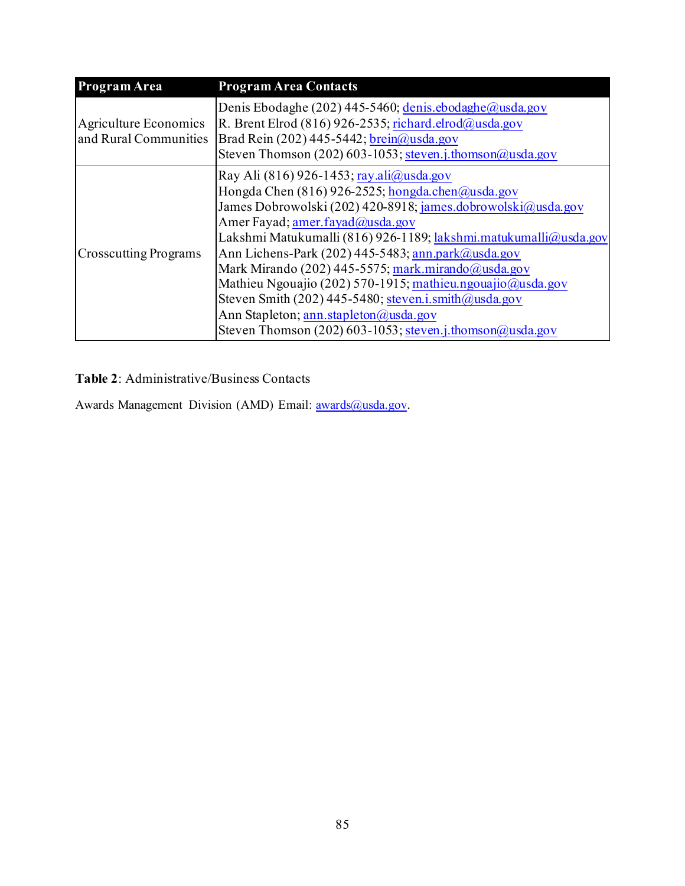| Program Area | Program Area Contacts |
|---|---|
| Agriculture Economics and Rural Communities | Denis Ebodaghe (202) 445-5460; denis.ebodaghe@usda.gov<br>R. Brent Elrod (816) 926-2535; richard.elrod@usda.gov<br>Brad Rein (202) 445-5442; brein@usda.gov<br>Steven Thomson (202) 603-1053; steven.j.thomson@usda.gov |
| Crosscutting Programs | Ray Ali (816) 926-1453; ray.ali@usda.gov<br>Hongda Chen (816) 926-2525; hongda.chen@usda.gov<br>James Dobrowolski (202) 420-8918; james.dobrowolski@usda.gov<br>Amer Fayad; amer.fayad@usda.gov<br>Lakshmi Matukumalli (816) 926-1189; lakshmi.matukumalli@usda.gov<br>Ann Lichens-Park (202) 445-5483; ann.park@usda.gov<br>Mark Mirando (202) 445-5575; mark.mirando@usda.gov<br>Mathieu Ngouajio (202) 570-1915; mathieu.ngouajio@usda.gov<br>Steven Smith (202) 445-5480; steven.i.smith@usda.gov<br>Ann Stapleton; ann.stapleton@usda.gov<br>Steven Thomson (202) 603-1053; steven.j.thomson@usda.gov |

**Table 2**: Administrative/Business Contacts

Awards Management Division (AMD) Email: awards@usda.gov.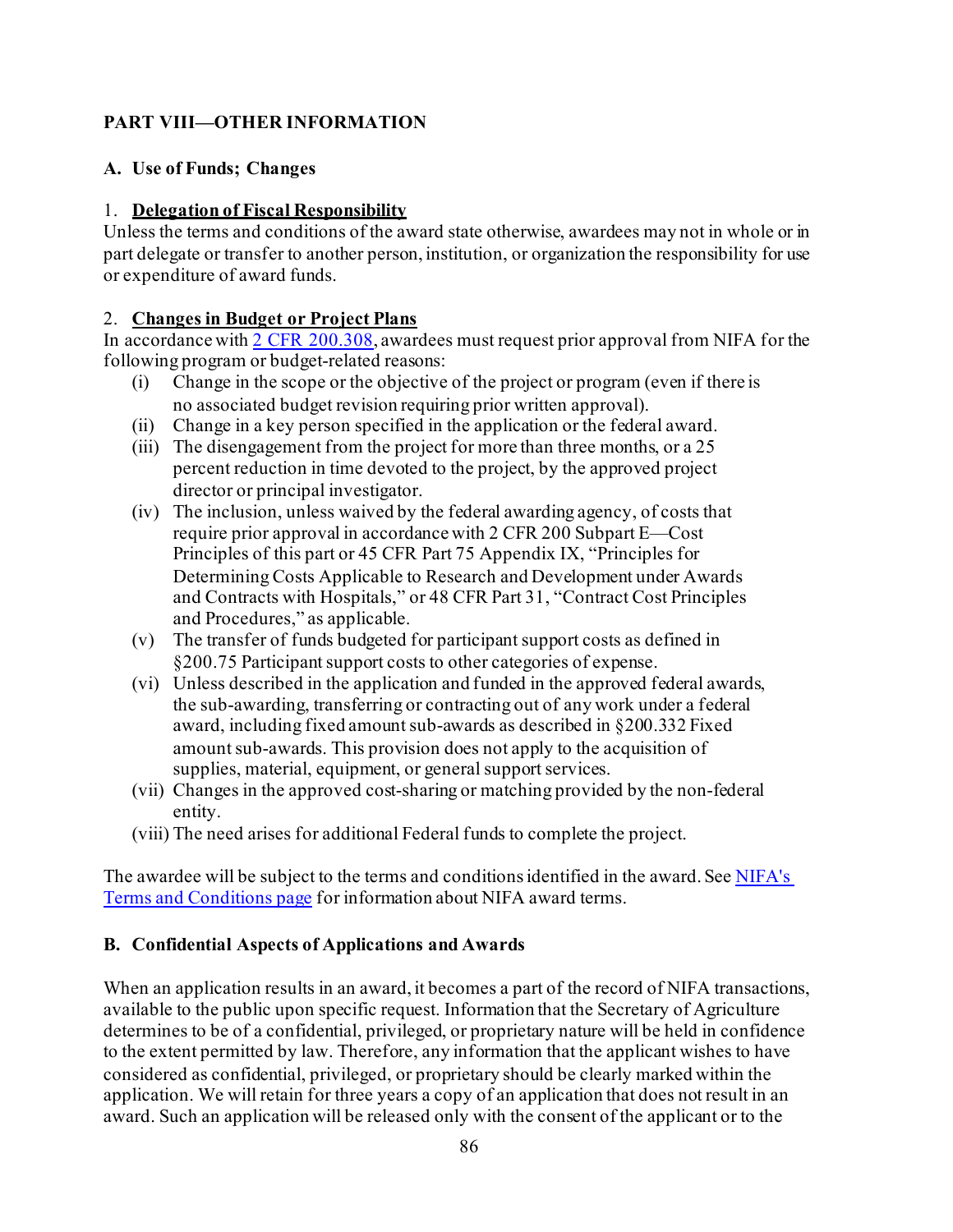## PART VIII—OTHER INFORMATION

### A. Use of Funds; Changes

1. **Delegation of Fiscal Responsibility**

Unless the terms and conditions of the award state otherwise, awardees may not in whole or in part delegate or transfer to another person, institution, or organization the responsibility for use or expenditure of award funds.

2. **Changes in Budget or Project Plans**

In accordance with [2 CFR 200.308](), awardees must request prior approval from NIFA for the following program or budget-related reasons:

(i) Change in the scope or the objective of the project or program (even if there is no associated budget revision requiring prior written approval).

(ii) Change in a key person specified in the application or the federal award.

(iii) The disengagement from the project for more than three months, or a 25 percent reduction in time devoted to the project, by the approved project director or principal investigator.

(iv) The inclusion, unless waived by the federal awarding agency, of costs that require prior approval in accordance with 2 CFR 200 Subpart E—Cost Principles of this part or 45 CFR Part 75 Appendix IX, "Principles for Determining Costs Applicable to Research and Development under Awards and Contracts with Hospitals," or 48 CFR Part 31, "Contract Cost Principles and Procedures," as applicable.

(v) The transfer of funds budgeted for participant support costs as defined in §200.75 Participant support costs to other categories of expense.

(vi) Unless described in the application and funded in the approved federal awards, the sub-awarding, transferring or contracting out of any work under a federal award, including fixed amount sub-awards as described in §200.332 Fixed amount sub-awards. This provision does not apply to the acquisition of supplies, material, equipment, or general support services.

(vii) Changes in the approved cost-sharing or matching provided by the non-federal entity.

(viii) The need arises for additional Federal funds to complete the project.

The awardee will be subject to the terms and conditions identified in the award. See [NIFA's Terms and Conditions page]() for information about NIFA award terms.

### B. Confidential Aspects of Applications and Awards

When an application results in an award, it becomes a part of the record of NIFA transactions, available to the public upon specific request. Information that the Secretary of Agriculture determines to be of a confidential, privileged, or proprietary nature will be held in confidence to the extent permitted by law. Therefore, any information that the applicant wishes to have considered as confidential, privileged, or proprietary should be clearly marked within the application. We will retain for three years a copy of an application that does not result in an award. Such an application will be released only with the consent of the applicant or to the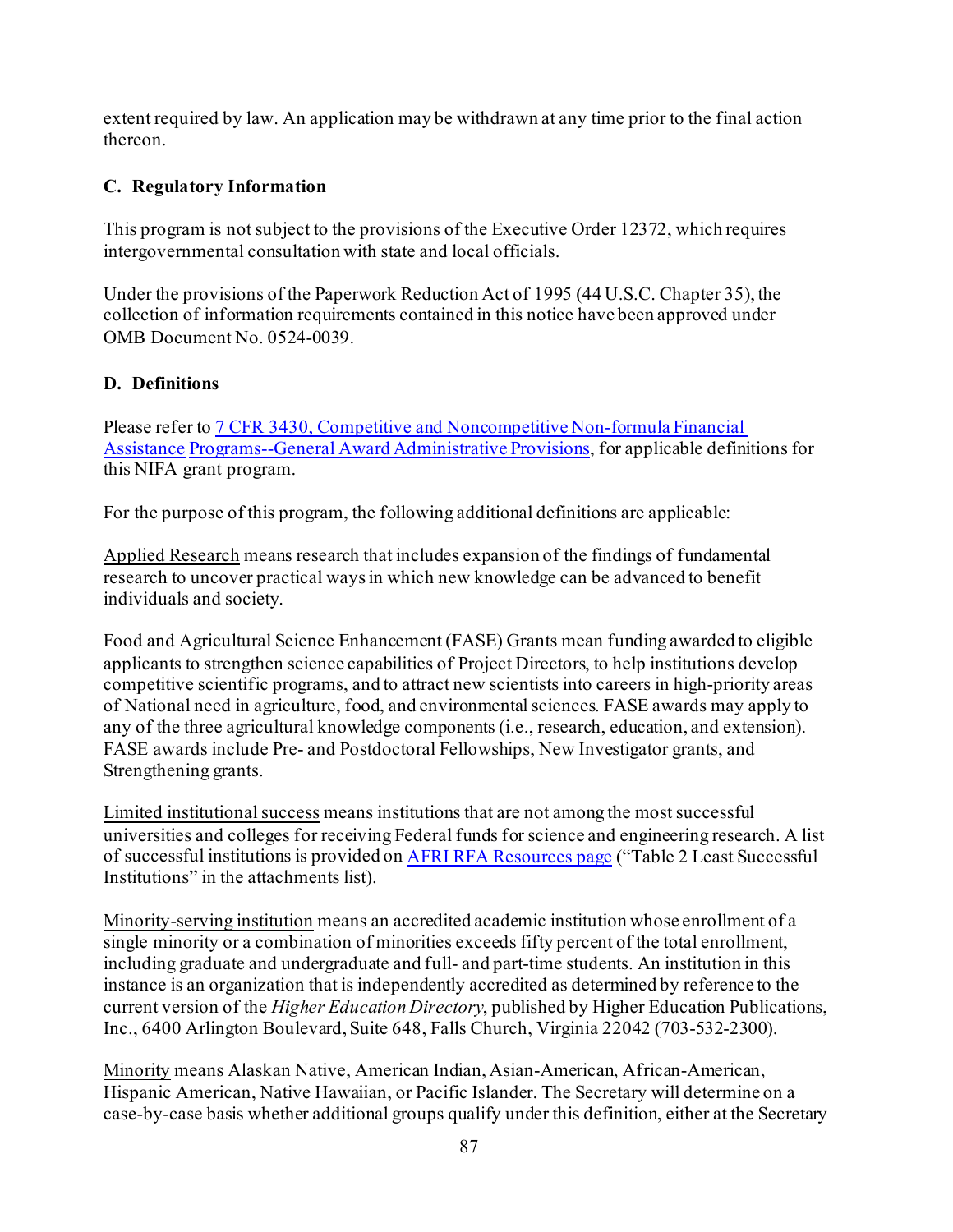extent required by law. An application may be withdrawn at any time prior to the final action thereon.

### C. Regulatory Information

This program is not subject to the provisions of the Executive Order 12372, which requires intergovernmental consultation with state and local officials.

Under the provisions of the Paperwork Reduction Act of 1995 (44 U.S.C. Chapter 35), the collection of information requirements contained in this notice have been approved under OMB Document No. 0524-0039.

### D. Definitions

Please refer to 7 CFR 3430, Competitive and Noncompetitive Non-formula Financial Assistance Programs--General Award Administrative Provisions, for applicable definitions for this NIFA grant program.

For the purpose of this program, the following additional definitions are applicable:

Applied Research means research that includes expansion of the findings of fundamental research to uncover practical ways in which new knowledge can be advanced to benefit individuals and society.

Food and Agricultural Science Enhancement (FASE) Grants mean funding awarded to eligible applicants to strengthen science capabilities of Project Directors, to help institutions develop competitive scientific programs, and to attract new scientists into careers in high-priority areas of National need in agriculture, food, and environmental sciences. FASE awards may apply to any of the three agricultural knowledge components (i.e., research, education, and extension). FASE awards include Pre- and Postdoctoral Fellowships, New Investigator grants, and Strengthening grants.

Limited institutional success means institutions that are not among the most successful universities and colleges for receiving Federal funds for science and engineering research. A list of successful institutions is provided on AFRI RFA Resources page ("Table 2 Least Successful Institutions" in the attachments list).

Minority-serving institution means an accredited academic institution whose enrollment of a single minority or a combination of minorities exceeds fifty percent of the total enrollment, including graduate and undergraduate and full- and part-time students. An institution in this instance is an organization that is independently accredited as determined by reference to the current version of the *Higher Education Directory*, published by Higher Education Publications, Inc., 6400 Arlington Boulevard, Suite 648, Falls Church, Virginia 22042 (703-532-2300).

Minority means Alaskan Native, American Indian, Asian-American, African-American, Hispanic American, Native Hawaiian, or Pacific Islander. The Secretary will determine on a case-by-case basis whether additional groups qualify under this definition, either at the Secretary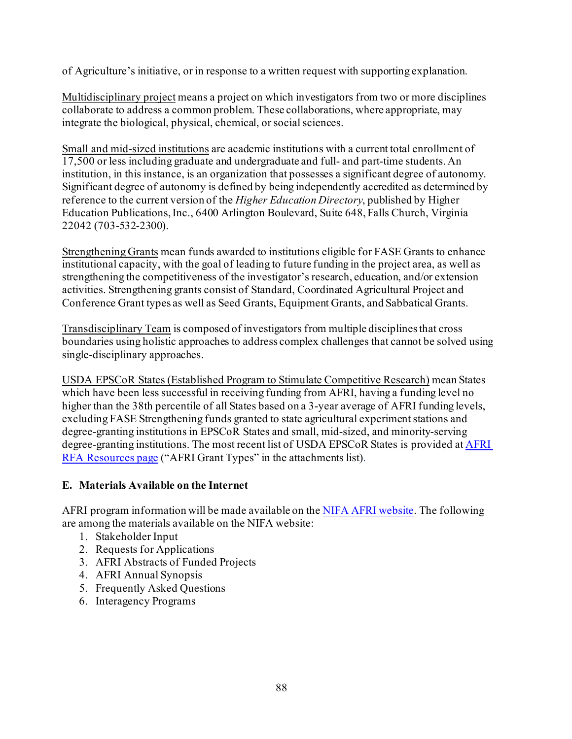of Agriculture's initiative, or in response to a written request with supporting explanation.

Multidisciplinary project means a project on which investigators from two or more disciplines collaborate to address a common problem. These collaborations, where appropriate, may integrate the biological, physical, chemical, or social sciences.

Small and mid-sized institutions are academic institutions with a current total enrollment of 17,500 or less including graduate and undergraduate and full- and part-time students. An institution, in this instance, is an organization that possesses a significant degree of autonomy. Significant degree of autonomy is defined by being independently accredited as determined by reference to the current version of the *Higher Education Directory*, published by Higher Education Publications, Inc., 6400 Arlington Boulevard, Suite 648, Falls Church, Virginia 22042 (703-532-2300).

Strengthening Grants mean funds awarded to institutions eligible for FASE Grants to enhance institutional capacity, with the goal of leading to future funding in the project area, as well as strengthening the competitiveness of the investigator's research, education, and/or extension activities. Strengthening grants consist of Standard, Coordinated Agricultural Project and Conference Grant types as well as Seed Grants, Equipment Grants, and Sabbatical Grants.

Transdisciplinary Team is composed of investigators from multiple disciplines that cross boundaries using holistic approaches to address complex challenges that cannot be solved using single-disciplinary approaches.

USDA EPSCoR States (Established Program to Stimulate Competitive Research) mean States which have been less successful in receiving funding from AFRI, having a funding level no higher than the 38th percentile of all States based on a 3-year average of AFRI funding levels, excluding FASE Strengthening funds granted to state agricultural experiment stations and degree-granting institutions in EPSCoR States and small, mid-sized, and minority-serving degree-granting institutions. The most recent list of USDA EPSCoR States is provided at AFRI RFA Resources page ("AFRI Grant Types" in the attachments list).

### E. Materials Available on the Internet

AFRI program information will be made available on the NIFA AFRI website. The following are among the materials available on the NIFA website:

1. Stakeholder Input
2. Requests for Applications
3. AFRI Abstracts of Funded Projects
4. AFRI Annual Synopsis
5. Frequently Asked Questions
6. Interagency Programs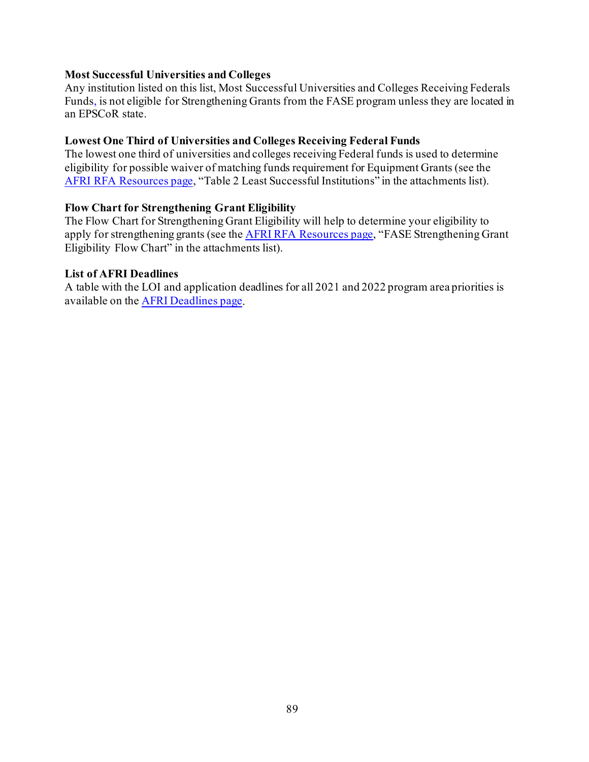**Most Successful Universities and Colleges**

Any institution listed on this list, Most Successful Universities and Colleges Receiving Federals Funds, is not eligible for Strengthening Grants from the FASE program unless they are located in an EPSCoR state.

**Lowest One Third of Universities and Colleges Receiving Federal Funds**

The lowest one third of universities and colleges receiving Federal funds is used to determine eligibility for possible waiver of matching funds requirement for Equipment Grants (see the AFRI RFA Resources page, "Table 2 Least Successful Institutions" in the attachments list).

**Flow Chart for Strengthening Grant Eligibility**

The Flow Chart for Strengthening Grant Eligibility will help to determine your eligibility to apply for strengthening grants (see the AFRI RFA Resources page, "FASE Strengthening Grant Eligibility Flow Chart" in the attachments list).

**List of AFRI Deadlines**

A table with the LOI and application deadlines for all 2021 and 2022 program area priorities is available on the AFRI Deadlines page.